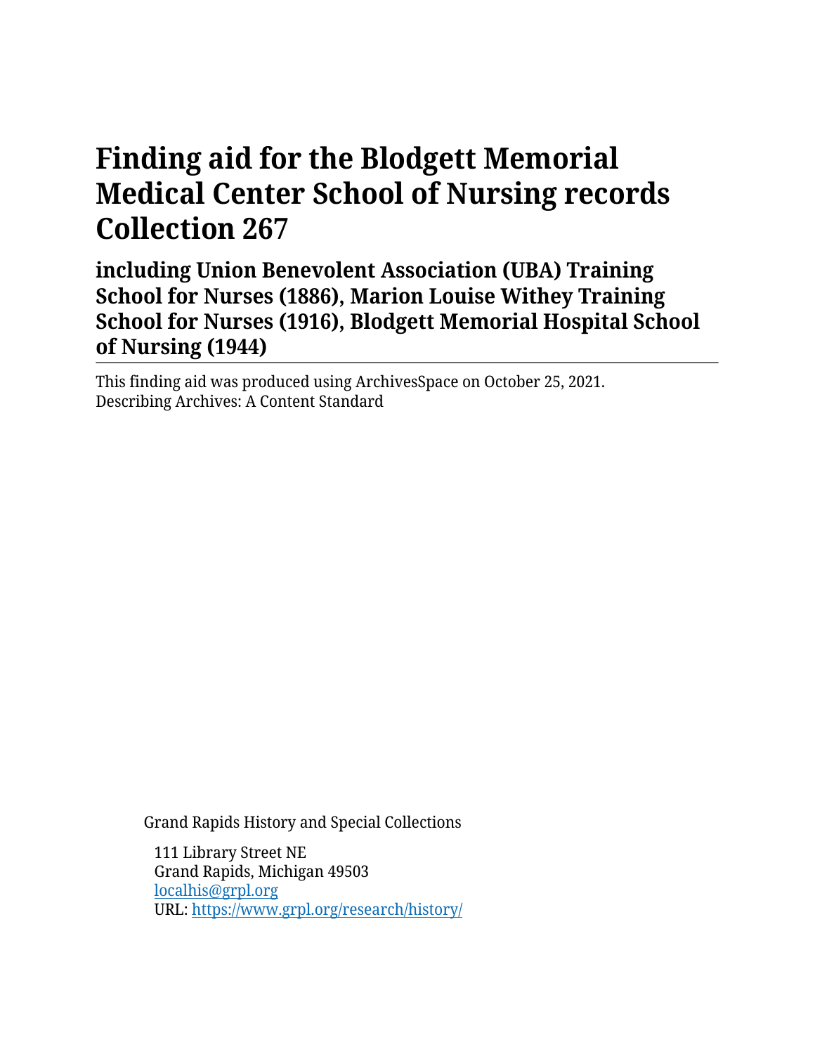# Finding aid for the Blodgett Memorial Medical Center School of Nursing records Collection 267

## including Union Benevolent Association (UBA) Training School for Nurses (1886), Marion Louise Withey Training School for Nurses (1916), Blodgett Memorial Hospital School of Nursing (1944)

This finding aid was produced using ArchivesSpace on October 25, 2021.
Describing Archives: A Content Standard

Grand Rapids History and Special Collections

111 Library Street NE
Grand Rapids, Michigan 49503
localhis@grpl.org
URL: https://www.grpl.org/research/history/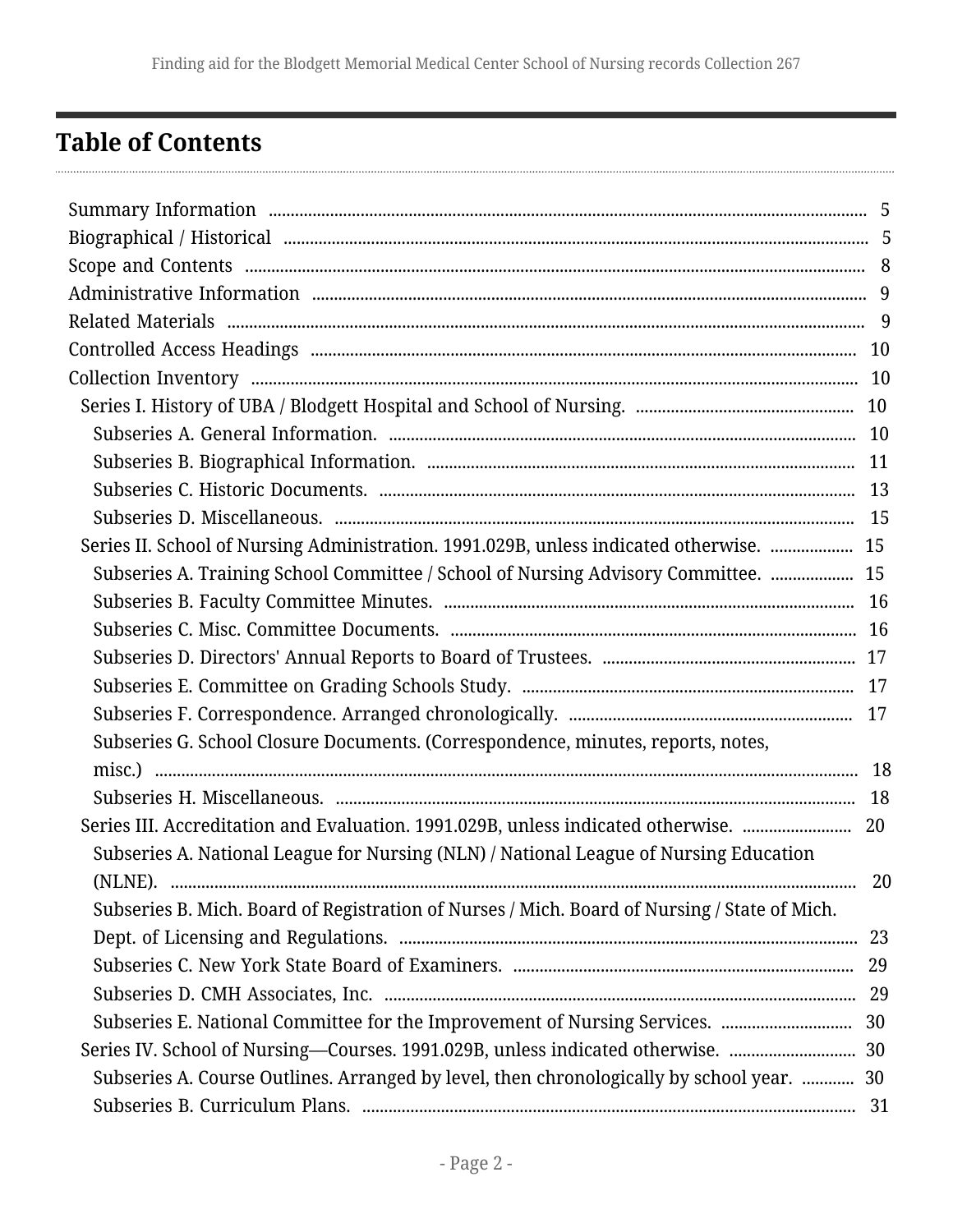## Table of Contents

- Summary Information ..... 5
- Biographical / Historical ..... 5
- Scope and Contents ..... 8
- Administrative Information ..... 9
- Related Materials ..... 9
- Controlled Access Headings ..... 10
- Collection Inventory ..... 10
  - Series I. History of UBA / Blodgett Hospital and School of Nursing. ..... 10
    - Subseries A. General Information. ..... 10
    - Subseries B. Biographical Information. ..... 11
    - Subseries C. Historic Documents. ..... 13
    - Subseries D. Miscellaneous. ..... 15
  - Series II. School of Nursing Administration. 1991.029B, unless indicated otherwise. ..... 15
    - Subseries A. Training School Committee / School of Nursing Advisory Committee. ..... 15
    - Subseries B. Faculty Committee Minutes. ..... 16
    - Subseries C. Misc. Committee Documents. ..... 16
    - Subseries D. Directors' Annual Reports to Board of Trustees. ..... 17
    - Subseries E. Committee on Grading Schools Study. ..... 17
    - Subseries F. Correspondence. Arranged chronologically. ..... 17
    - Subseries G. School Closure Documents. (Correspondence, minutes, reports, notes, misc.) ..... 18
    - Subseries H. Miscellaneous. ..... 18
  - Series III. Accreditation and Evaluation. 1991.029B, unless indicated otherwise. ..... 20
    - Subseries A. National League for Nursing (NLN) / National League of Nursing Education (NLNE). ..... 20
    - Subseries B. Mich. Board of Registration of Nurses / Mich. Board of Nursing / State of Mich. Dept. of Licensing and Regulations. ..... 23
    - Subseries C. New York State Board of Examiners. ..... 29
    - Subseries D. CMH Associates, Inc. ..... 29
    - Subseries E. National Committee for the Improvement of Nursing Services. ..... 30
  - Series IV. School of Nursing—Courses. 1991.029B, unless indicated otherwise. ..... 30
    - Subseries A. Course Outlines. Arranged by level, then chronologically by school year. ..... 30
    - Subseries B. Curriculum Plans. ..... 31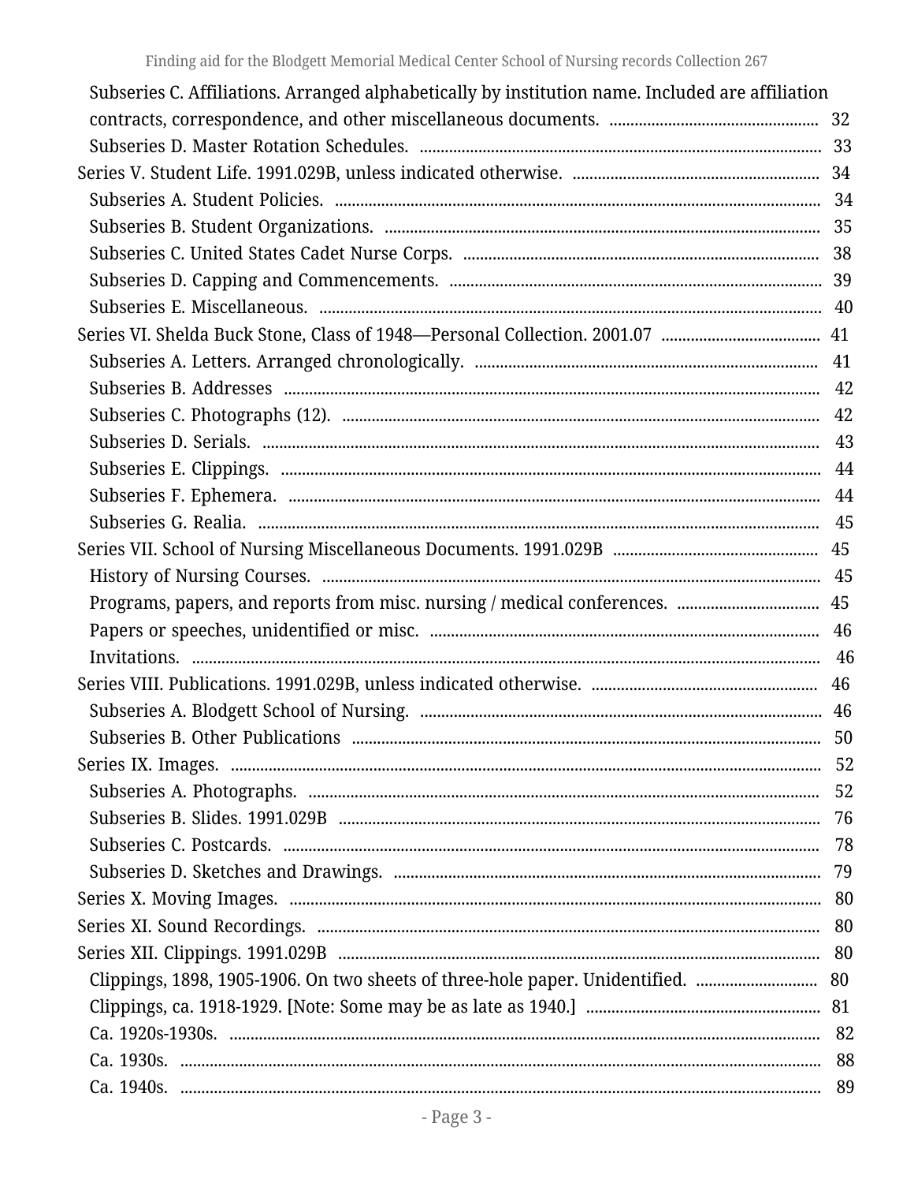- Subseries C. Affiliations. Arranged alphabetically by institution name. Included are affiliation contracts, correspondence, and other miscellaneous documents. ..... 32
- Subseries D. Master Rotation Schedules. ..... 33

Series V. Student Life. 1991.029B, unless indicated otherwise. ..... 34
- Subseries A. Student Policies. ..... 34
- Subseries B. Student Organizations. ..... 35
- Subseries C. United States Cadet Nurse Corps. ..... 38
- Subseries D. Capping and Commencements. ..... 39
- Subseries E. Miscellaneous. ..... 40

Series VI. Shelda Buck Stone, Class of 1948—Personal Collection. 2001.07 ..... 41
- Subseries A. Letters. Arranged chronologically. ..... 41
- Subseries B. Addresses ..... 42
- Subseries C. Photographs (12). ..... 42
- Subseries D. Serials. ..... 43
- Subseries E. Clippings. ..... 44
- Subseries F. Ephemera. ..... 44
- Subseries G. Realia. ..... 45

Series VII. School of Nursing Miscellaneous Documents. 1991.029B ..... 45
- History of Nursing Courses. ..... 45
- Programs, papers, and reports from misc. nursing / medical conferences. ..... 45
- Papers or speeches, unidentified or misc. ..... 46
- Invitations. ..... 46

Series VIII. Publications. 1991.029B, unless indicated otherwise. ..... 46
- Subseries A. Blodgett School of Nursing. ..... 46
- Subseries B. Other Publications ..... 50

Series IX. Images. ..... 52
- Subseries A. Photographs. ..... 52
- Subseries B. Slides. 1991.029B ..... 76
- Subseries C. Postcards. ..... 78
- Subseries D. Sketches and Drawings. ..... 79

Series X. Moving Images. ..... 80

Series XI. Sound Recordings. ..... 80

Series XII. Clippings. 1991.029B ..... 80
- Clippings, 1898, 1905-1906. On two sheets of three-hole paper. Unidentified. ..... 80
- Clippings, ca. 1918-1929. [Note: Some may be as late as 1940.] ..... 81
- Ca. 1920s-1930s. ..... 82
- Ca. 1930s. ..... 88
- Ca. 1940s. ..... 89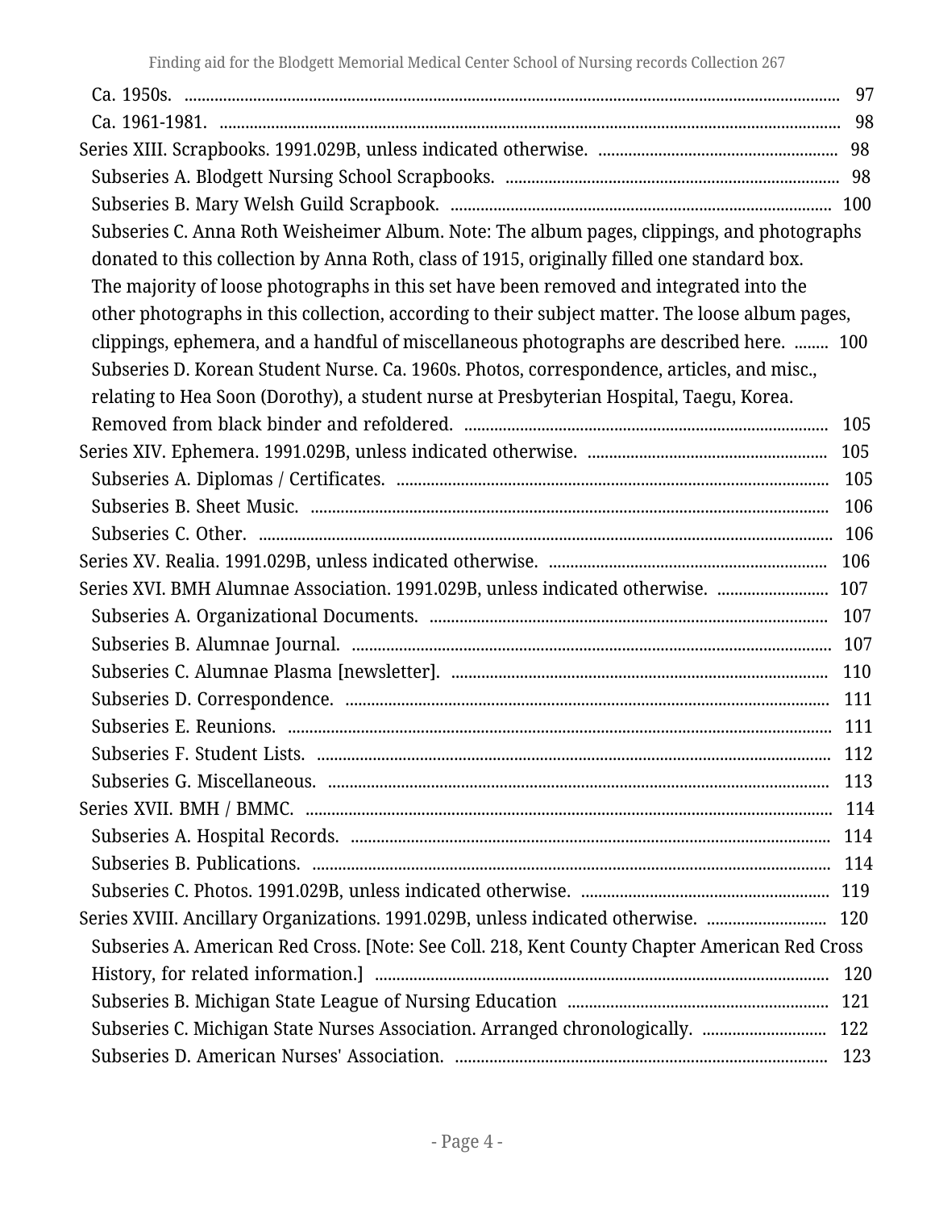- Ca. 1950s. ..... 97
- Ca. 1961-1981. ..... 98

Series XIII. Scrapbooks. 1991.029B, unless indicated otherwise. ..... 98

- Subseries A. Blodgett Nursing School Scrapbooks. ..... 98
- Subseries B. Mary Welsh Guild Scrapbook. ..... 100
- Subseries C. Anna Roth Weisheimer Album. Note: The album pages, clippings, and photographs donated to this collection by Anna Roth, class of 1915, originally filled one standard box. The majority of loose photographs in this set have been removed and integrated into the other photographs in this collection, according to their subject matter. The loose album pages, clippings, ephemera, and a handful of miscellaneous photographs are described here. ..... 100
- Subseries D. Korean Student Nurse. Ca. 1960s. Photos, correspondence, articles, and misc., relating to Hea Soon (Dorothy), a student nurse at Presbyterian Hospital, Taegu, Korea. Removed from black binder and refoldered. ..... 105

Series XIV. Ephemera. 1991.029B, unless indicated otherwise. ..... 105

- Subseries A. Diplomas / Certificates. ..... 105
- Subseries B. Sheet Music. ..... 106
- Subseries C. Other. ..... 106

Series XV. Realia. 1991.029B, unless indicated otherwise. ..... 106

Series XVI. BMH Alumnae Association. 1991.029B, unless indicated otherwise. ..... 107

- Subseries A. Organizational Documents. ..... 107
- Subseries B. Alumnae Journal. ..... 107
- Subseries C. Alumnae Plasma [newsletter]. ..... 110
- Subseries D. Correspondence. ..... 111
- Subseries E. Reunions. ..... 111
- Subseries F. Student Lists. ..... 112
- Subseries G. Miscellaneous. ..... 113

Series XVII. BMH / BMMC. ..... 114

- Subseries A. Hospital Records. ..... 114
- Subseries B. Publications. ..... 114
- Subseries C. Photos. 1991.029B, unless indicated otherwise. ..... 119

Series XVIII. Ancillary Organizations. 1991.029B, unless indicated otherwise. ..... 120

- Subseries A. American Red Cross. [Note: See Coll. 218, Kent County Chapter American Red Cross History, for related information.] ..... 120
- Subseries B. Michigan State League of Nursing Education ..... 121
- Subseries C. Michigan State Nurses Association. Arranged chronologically. ..... 122
- Subseries D. American Nurses' Association. ..... 123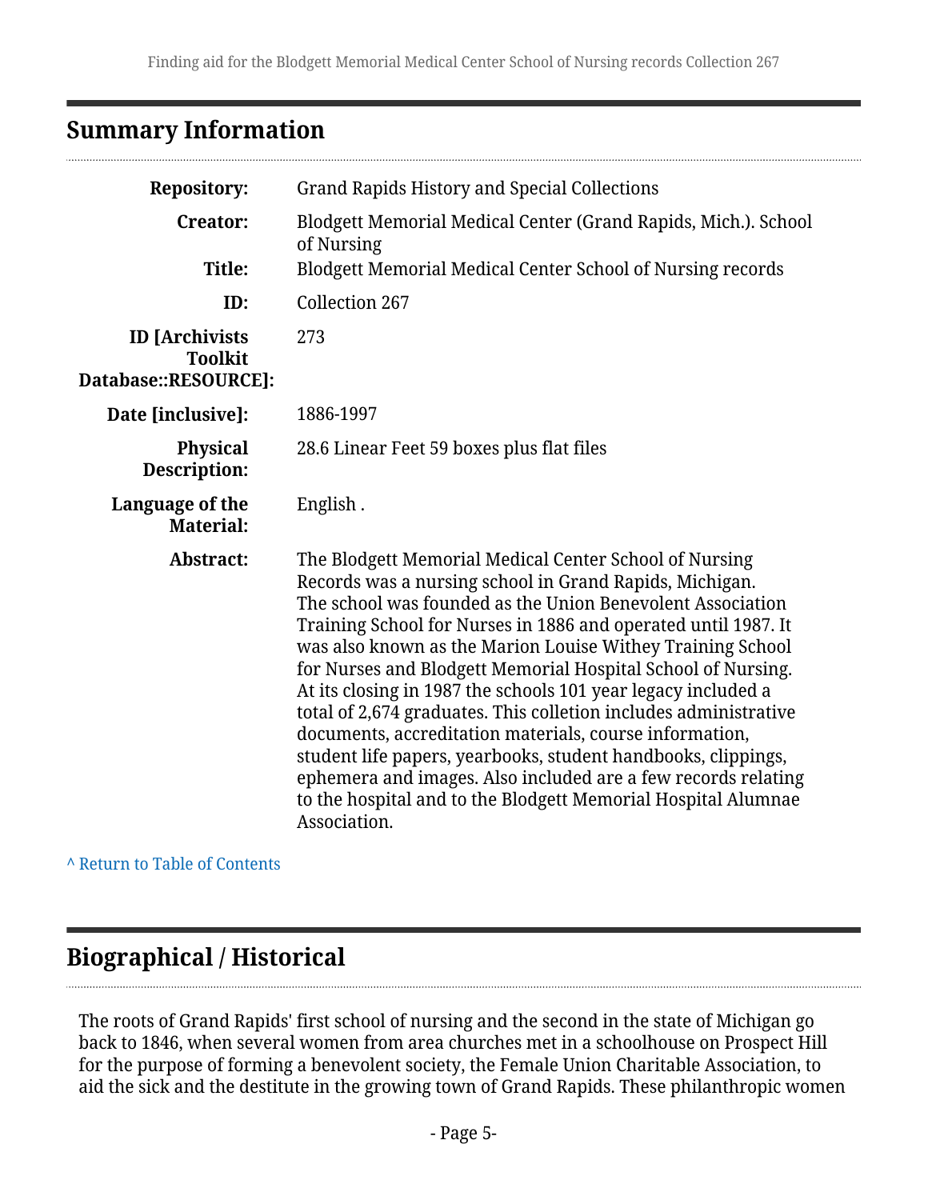## Summary Information

| | |
|---|---|
| **Repository:** | Grand Rapids History and Special Collections |
| **Creator:** | Blodgett Memorial Medical Center (Grand Rapids, Mich.). School of Nursing |
| **Title:** | Blodgett Memorial Medical Center School of Nursing records |
| **ID:** | Collection 267 |
| **ID [Archivists Toolkit Database::RESOURCE]:** | 273 |
| **Date [inclusive]:** | 1886-1997 |
| **Physical Description:** | 28.6 Linear Feet 59 boxes plus flat files |
| **Language of the Material:** | English . |
| **Abstract:** | The Blodgett Memorial Medical Center School of Nursing Records was a nursing school in Grand Rapids, Michigan. The school was founded as the Union Benevolent Association Training School for Nurses in 1886 and operated until 1987. It was also known as the Marion Louise Withey Training School for Nurses and Blodgett Memorial Hospital School of Nursing. At its closing in 1987 the schools 101 year legacy included a total of 2,674 graduates. This colletion includes administrative documents, accreditation materials, course information, student life papers, yearbooks, student handbooks, clippings, ephemera and images. Also included are a few records relating to the hospital and to the Blodgett Memorial Hospital Alumnae Association. |

^ Return to Table of Contents

## Biographical / Historical

The roots of Grand Rapids' first school of nursing and the second in the state of Michigan go back to 1846, when several women from area churches met in a schoolhouse on Prospect Hill for the purpose of forming a benevolent society, the Female Union Charitable Association, to aid the sick and the destitute in the growing town of Grand Rapids. These philanthropic women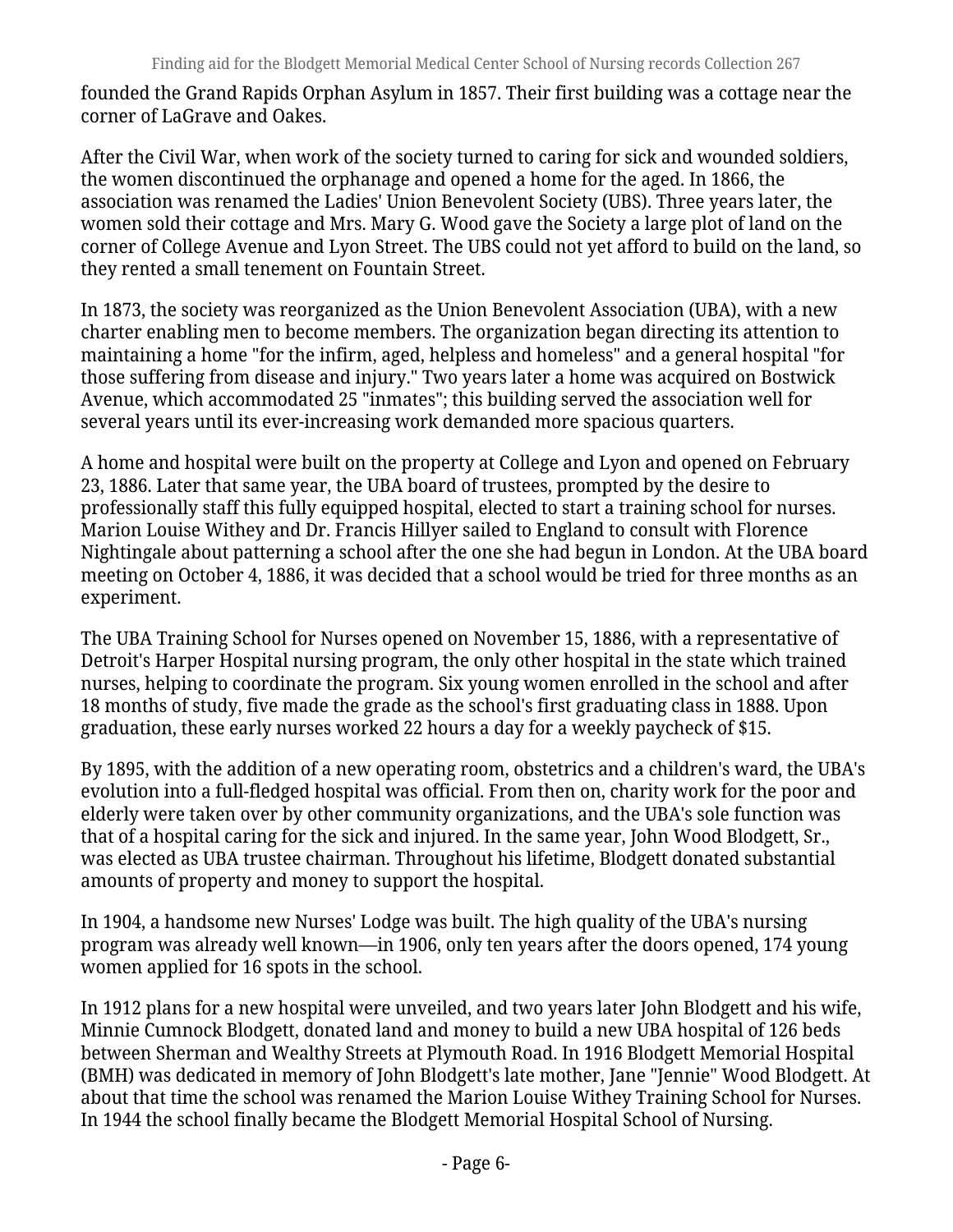founded the Grand Rapids Orphan Asylum in 1857. Their first building was a cottage near the corner of LaGrave and Oakes.

After the Civil War, when work of the society turned to caring for sick and wounded soldiers, the women discontinued the orphanage and opened a home for the aged. In 1866, the association was renamed the Ladies' Union Benevolent Society (UBS). Three years later, the women sold their cottage and Mrs. Mary G. Wood gave the Society a large plot of land on the corner of College Avenue and Lyon Street. The UBS could not yet afford to build on the land, so they rented a small tenement on Fountain Street.

In 1873, the society was reorganized as the Union Benevolent Association (UBA), with a new charter enabling men to become members. The organization began directing its attention to maintaining a home "for the infirm, aged, helpless and homeless" and a general hospital "for those suffering from disease and injury." Two years later a home was acquired on Bostwick Avenue, which accommodated 25 "inmates"; this building served the association well for several years until its ever-increasing work demanded more spacious quarters.

A home and hospital were built on the property at College and Lyon and opened on February 23, 1886. Later that same year, the UBA board of trustees, prompted by the desire to professionally staff this fully equipped hospital, elected to start a training school for nurses. Marion Louise Withey and Dr. Francis Hillyer sailed to England to consult with Florence Nightingale about patterning a school after the one she had begun in London. At the UBA board meeting on October 4, 1886, it was decided that a school would be tried for three months as an experiment.

The UBA Training School for Nurses opened on November 15, 1886, with a representative of Detroit's Harper Hospital nursing program, the only other hospital in the state which trained nurses, helping to coordinate the program. Six young women enrolled in the school and after 18 months of study, five made the grade as the school's first graduating class in 1888. Upon graduation, these early nurses worked 22 hours a day for a weekly paycheck of $15.

By 1895, with the addition of a new operating room, obstetrics and a children's ward, the UBA's evolution into a full-fledged hospital was official. From then on, charity work for the poor and elderly were taken over by other community organizations, and the UBA's sole function was that of a hospital caring for the sick and injured. In the same year, John Wood Blodgett, Sr., was elected as UBA trustee chairman. Throughout his lifetime, Blodgett donated substantial amounts of property and money to support the hospital.

In 1904, a handsome new Nurses' Lodge was built. The high quality of the UBA's nursing program was already well known—in 1906, only ten years after the doors opened, 174 young women applied for 16 spots in the school.

In 1912 plans for a new hospital were unveiled, and two years later John Blodgett and his wife, Minnie Cumnock Blodgett, donated land and money to build a new UBA hospital of 126 beds between Sherman and Wealthy Streets at Plymouth Road. In 1916 Blodgett Memorial Hospital (BMH) was dedicated in memory of John Blodgett's late mother, Jane "Jennie" Wood Blodgett. At about that time the school was renamed the Marion Louise Withey Training School for Nurses. In 1944 the school finally became the Blodgett Memorial Hospital School of Nursing.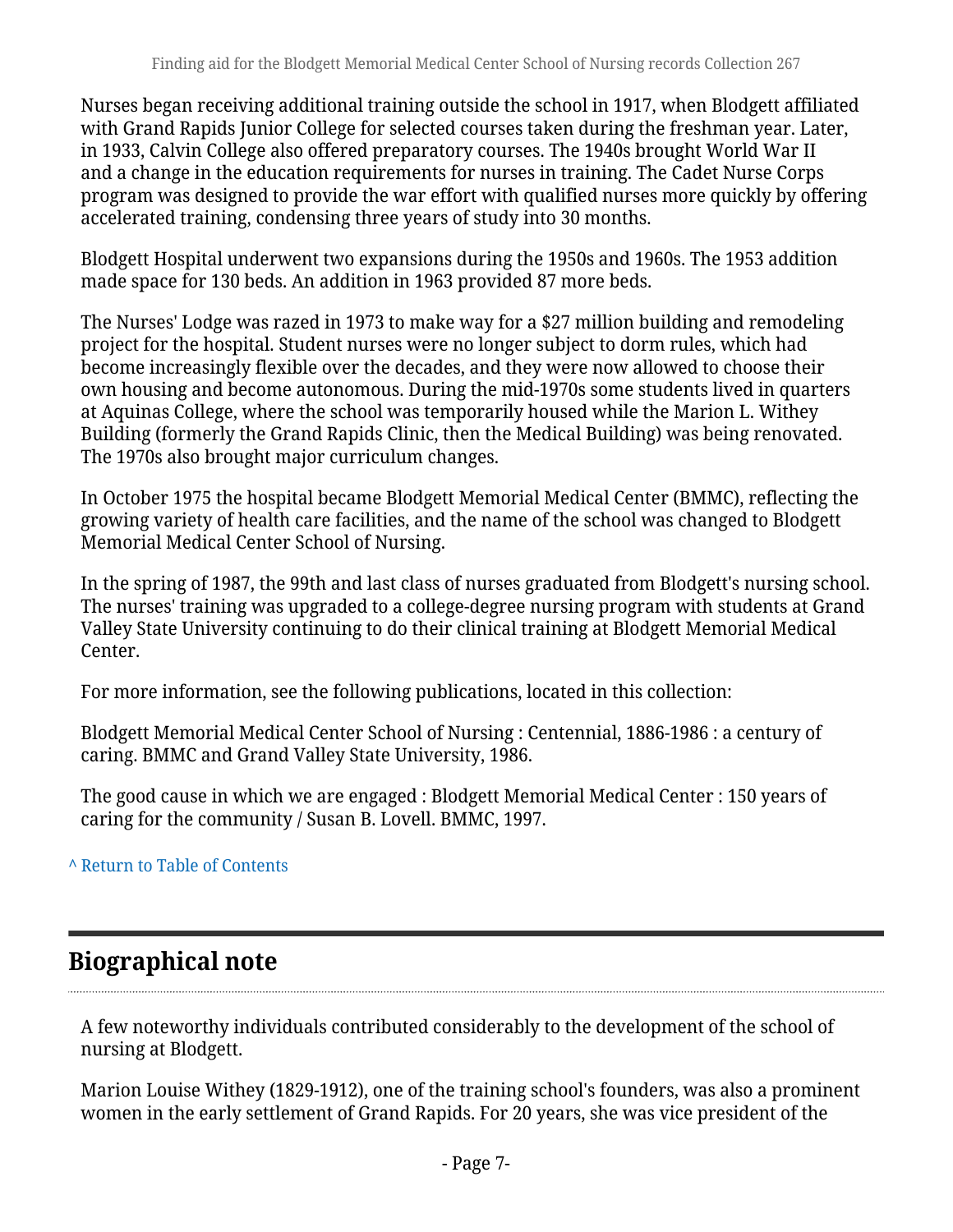Nurses began receiving additional training outside the school in 1917, when Blodgett affiliated with Grand Rapids Junior College for selected courses taken during the freshman year. Later, in 1933, Calvin College also offered preparatory courses. The 1940s brought World War II and a change in the education requirements for nurses in training. The Cadet Nurse Corps program was designed to provide the war effort with qualified nurses more quickly by offering accelerated training, condensing three years of study into 30 months.

Blodgett Hospital underwent two expansions during the 1950s and 1960s. The 1953 addition made space for 130 beds. An addition in 1963 provided 87 more beds.

The Nurses' Lodge was razed in 1973 to make way for a $27 million building and remodeling project for the hospital. Student nurses were no longer subject to dorm rules, which had become increasingly flexible over the decades, and they were now allowed to choose their own housing and become autonomous. During the mid-1970s some students lived in quarters at Aquinas College, where the school was temporarily housed while the Marion L. Withey Building (formerly the Grand Rapids Clinic, then the Medical Building) was being renovated. The 1970s also brought major curriculum changes.

In October 1975 the hospital became Blodgett Memorial Medical Center (BMMC), reflecting the growing variety of health care facilities, and the name of the school was changed to Blodgett Memorial Medical Center School of Nursing.

In the spring of 1987, the 99th and last class of nurses graduated from Blodgett's nursing school. The nurses' training was upgraded to a college-degree nursing program with students at Grand Valley State University continuing to do their clinical training at Blodgett Memorial Medical Center.

For more information, see the following publications, located in this collection:

Blodgett Memorial Medical Center School of Nursing : Centennial, 1886-1986 : a century of caring. BMMC and Grand Valley State University, 1986.

The good cause in which we are engaged : Blodgett Memorial Medical Center : 150 years of caring for the community / Susan B. Lovell. BMMC, 1997.

^ Return to Table of Contents

## Biographical note

A few noteworthy individuals contributed considerably to the development of the school of nursing at Blodgett.

Marion Louise Withey (1829-1912), one of the training school's founders, was also a prominent women in the early settlement of Grand Rapids. For 20 years, she was vice president of the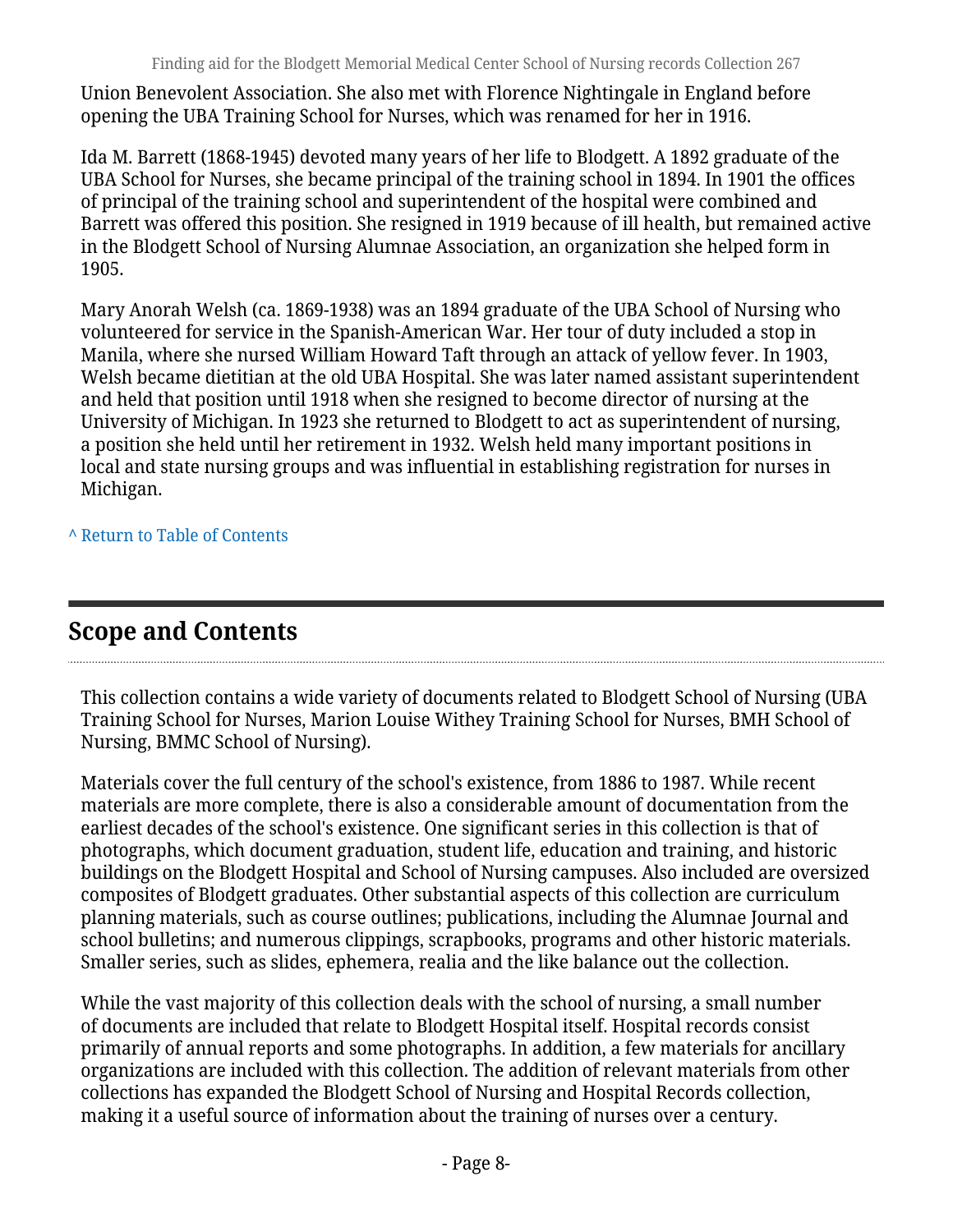Union Benevolent Association. She also met with Florence Nightingale in England before opening the UBA Training School for Nurses, which was renamed for her in 1916.

Ida M. Barrett (1868-1945) devoted many years of her life to Blodgett. A 1892 graduate of the UBA School for Nurses, she became principal of the training school in 1894. In 1901 the offices of principal of the training school and superintendent of the hospital were combined and Barrett was offered this position. She resigned in 1919 because of ill health, but remained active in the Blodgett School of Nursing Alumnae Association, an organization she helped form in 1905.

Mary Anorah Welsh (ca. 1869-1938) was an 1894 graduate of the UBA School of Nursing who volunteered for service in the Spanish-American War. Her tour of duty included a stop in Manila, where she nursed William Howard Taft through an attack of yellow fever. In 1903, Welsh became dietitian at the old UBA Hospital. She was later named assistant superintendent and held that position until 1918 when she resigned to become director of nursing at the University of Michigan. In 1923 she returned to Blodgett to act as superintendent of nursing, a position she held until her retirement in 1932. Welsh held many important positions in local and state nursing groups and was influential in establishing registration for nurses in Michigan.

^ Return to Table of Contents

## Scope and Contents

This collection contains a wide variety of documents related to Blodgett School of Nursing (UBA Training School for Nurses, Marion Louise Withey Training School for Nurses, BMH School of Nursing, BMMC School of Nursing).

Materials cover the full century of the school's existence, from 1886 to 1987. While recent materials are more complete, there is also a considerable amount of documentation from the earliest decades of the school's existence. One significant series in this collection is that of photographs, which document graduation, student life, education and training, and historic buildings on the Blodgett Hospital and School of Nursing campuses. Also included are oversized composites of Blodgett graduates. Other substantial aspects of this collection are curriculum planning materials, such as course outlines; publications, including the Alumnae Journal and school bulletins; and numerous clippings, scrapbooks, programs and other historic materials. Smaller series, such as slides, ephemera, realia and the like balance out the collection.

While the vast majority of this collection deals with the school of nursing, a small number of documents are included that relate to Blodgett Hospital itself. Hospital records consist primarily of annual reports and some photographs. In addition, a few materials for ancillary organizations are included with this collection. The addition of relevant materials from other collections has expanded the Blodgett School of Nursing and Hospital Records collection, making it a useful source of information about the training of nurses over a century.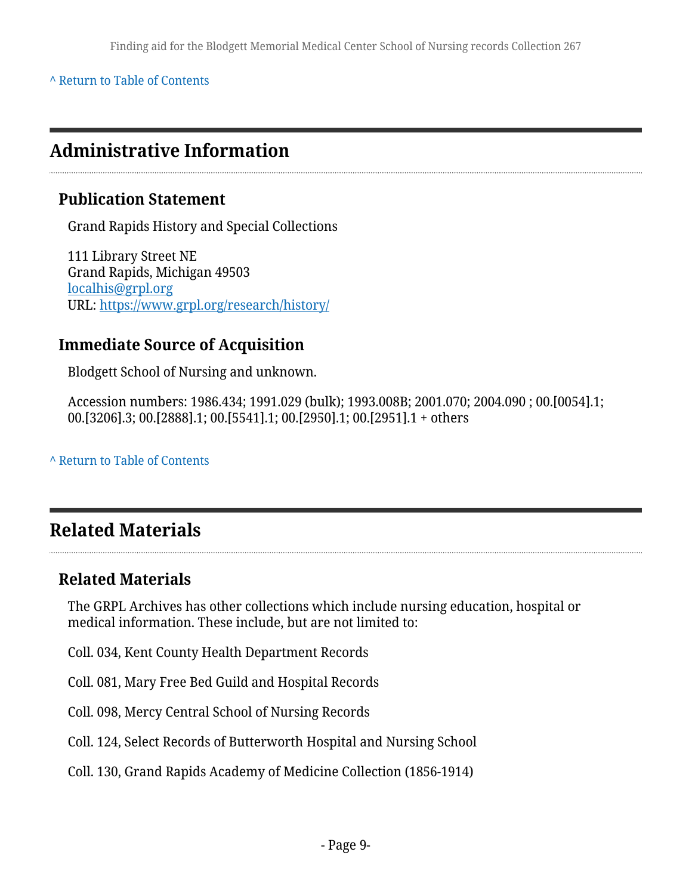^ Return to Table of Contents

## Administrative Information

### Publication Statement

Grand Rapids History and Special Collections

111 Library Street NE
Grand Rapids, Michigan 49503
localhis@grpl.org
URL: https://www.grpl.org/research/history/

### Immediate Source of Acquisition

Blodgett School of Nursing and unknown.

Accession numbers: 1986.434; 1991.029 (bulk); 1993.008B; 2001.070; 2004.090 ; 00.[0054].1; 00.[3206].3; 00.[2888].1; 00.[5541].1; 00.[2950].1; 00.[2951].1 + others

^ Return to Table of Contents

## Related Materials

### Related Materials

The GRPL Archives has other collections which include nursing education, hospital or medical information. These include, but are not limited to:

Coll. 034, Kent County Health Department Records

Coll. 081, Mary Free Bed Guild and Hospital Records

Coll. 098, Mercy Central School of Nursing Records

Coll. 124, Select Records of Butterworth Hospital and Nursing School

Coll. 130, Grand Rapids Academy of Medicine Collection (1856-1914)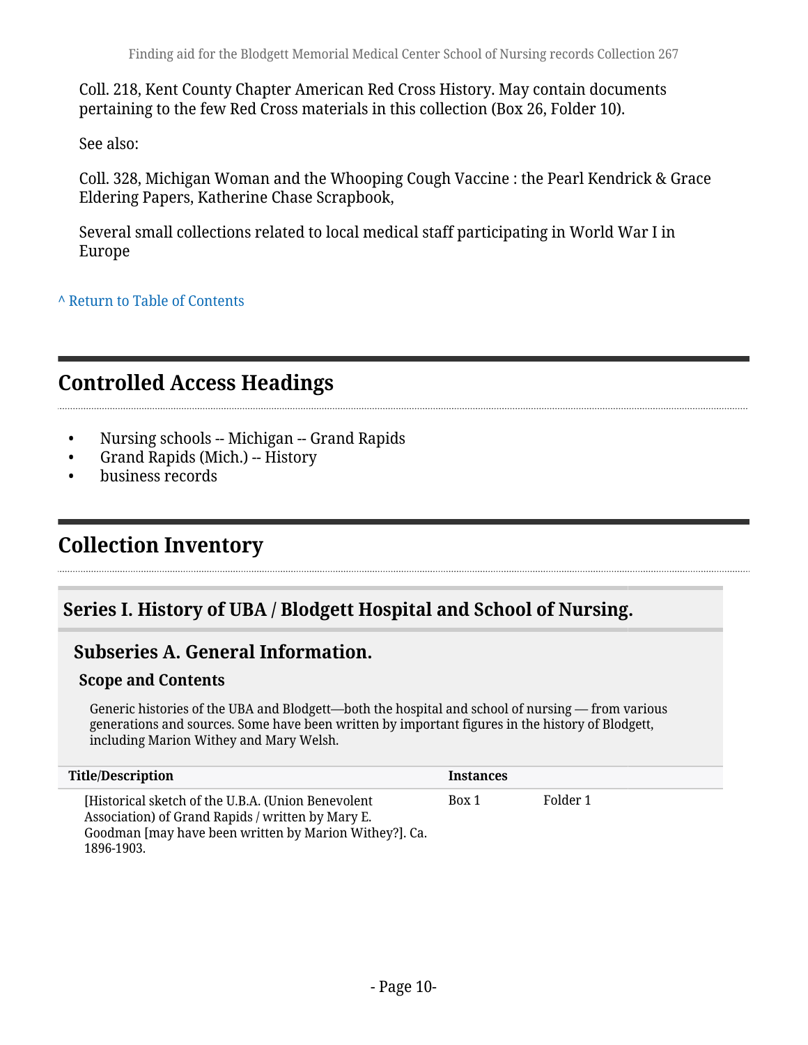Coll. 218, Kent County Chapter American Red Cross History. May contain documents pertaining to the few Red Cross materials in this collection (Box 26, Folder 10).

See also:

Coll. 328, Michigan Woman and the Whooping Cough Vaccine : the Pearl Kendrick & Grace Eldering Papers, Katherine Chase Scrapbook,

Several small collections related to local medical staff participating in World War I in Europe

^ Return to Table of Contents

## Controlled Access Headings

- Nursing schools -- Michigan -- Grand Rapids
- Grand Rapids (Mich.) -- History
- business records

## Collection Inventory

### Series I. History of UBA / Blodgett Hospital and School of Nursing.

#### Subseries A. General Information.

**Scope and Contents**

Generic histories of the UBA and Blodgett—both the hospital and school of nursing — from various generations and sources. Some have been written by important figures in the history of Blodgett, including Marion Withey and Mary Welsh.

| Title/Description | Instances | |
|---|---|---|
| [Historical sketch of the U.B.A. (Union Benevolent Association) of Grand Rapids / written by Mary E. Goodman [may have been written by Marion Withey?]. Ca. 1896-1903. | Box 1 | Folder 1 |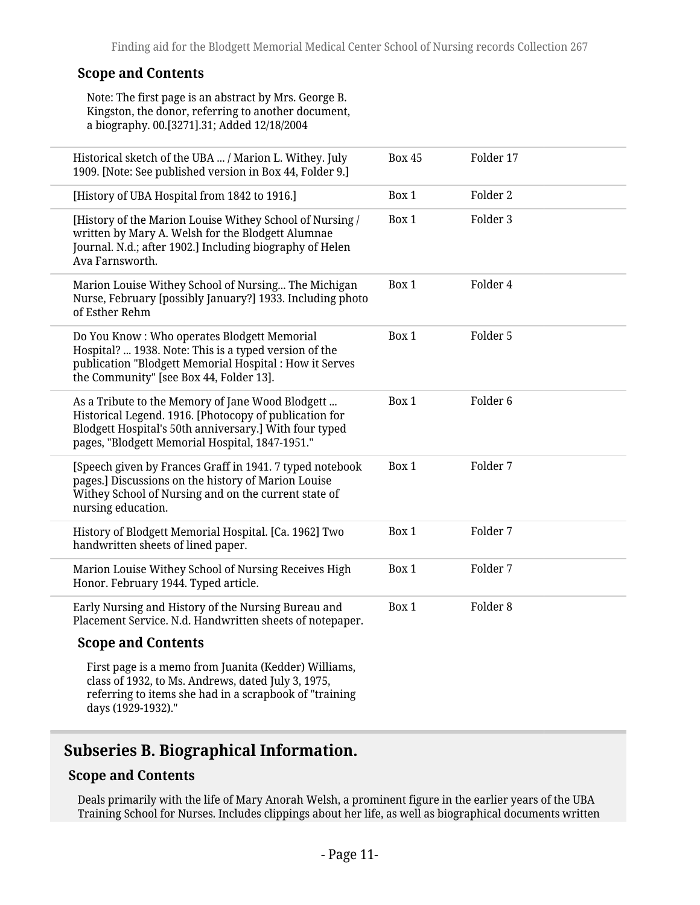### Scope and Contents

Note: The first page is an abstract by Mrs. George B. Kingston, the donor, referring to another document, a biography. 00.[3271].31; Added 12/18/2004

| | | |
|---|---|---|
| Historical sketch of the UBA ... / Marion L. Withey. July 1909. [Note: See published version in Box 44, Folder 9.] | Box 45 | Folder 17 |
| [History of UBA Hospital from 1842 to 1916.] | Box 1 | Folder 2 |
| [History of the Marion Louise Withey School of Nursing / written by Mary A. Welsh for the Blodgett Alumnae Journal. N.d.; after 1902.] Including biography of Helen Ava Farnsworth. | Box 1 | Folder 3 |
| Marion Louise Withey School of Nursing... The Michigan Nurse, February [possibly January?] 1933. Including photo of Esther Rehm | Box 1 | Folder 4 |
| Do You Know : Who operates Blodgett Memorial Hospital? ... 1938. Note: This is a typed version of the publication "Blodgett Memorial Hospital : How it Serves the Community" [see Box 44, Folder 13]. | Box 1 | Folder 5 |
| As a Tribute to the Memory of Jane Wood Blodgett ... Historical Legend. 1916. [Photocopy of publication for Blodgett Hospital's 50th anniversary.] With four typed pages, "Blodgett Memorial Hospital, 1847-1951." | Box 1 | Folder 6 |
| [Speech given by Frances Graff in 1941. 7 typed notebook pages.] Discussions on the history of Marion Louise Withey School of Nursing and on the current state of nursing education. | Box 1 | Folder 7 |
| History of Blodgett Memorial Hospital. [Ca. 1962] Two handwritten sheets of lined paper. | Box 1 | Folder 7 |
| Marion Louise Withey School of Nursing Receives High Honor. February 1944. Typed article. | Box 1 | Folder 7 |
| Early Nursing and History of the Nursing Bureau and Placement Service. N.d. Handwritten sheets of notepaper. | Box 1 | Folder 8 |

### Scope and Contents

First page is a memo from Juanita (Kedder) Williams, class of 1932, to Ms. Andrews, dated July 3, 1975, referring to items she had in a scrapbook of "training days (1929-1932)."

## Subseries B. Biographical Information.

### Scope and Contents

Deals primarily with the life of Mary Anorah Welsh, a prominent figure in the earlier years of the UBA Training School for Nurses. Includes clippings about her life, as well as biographical documents written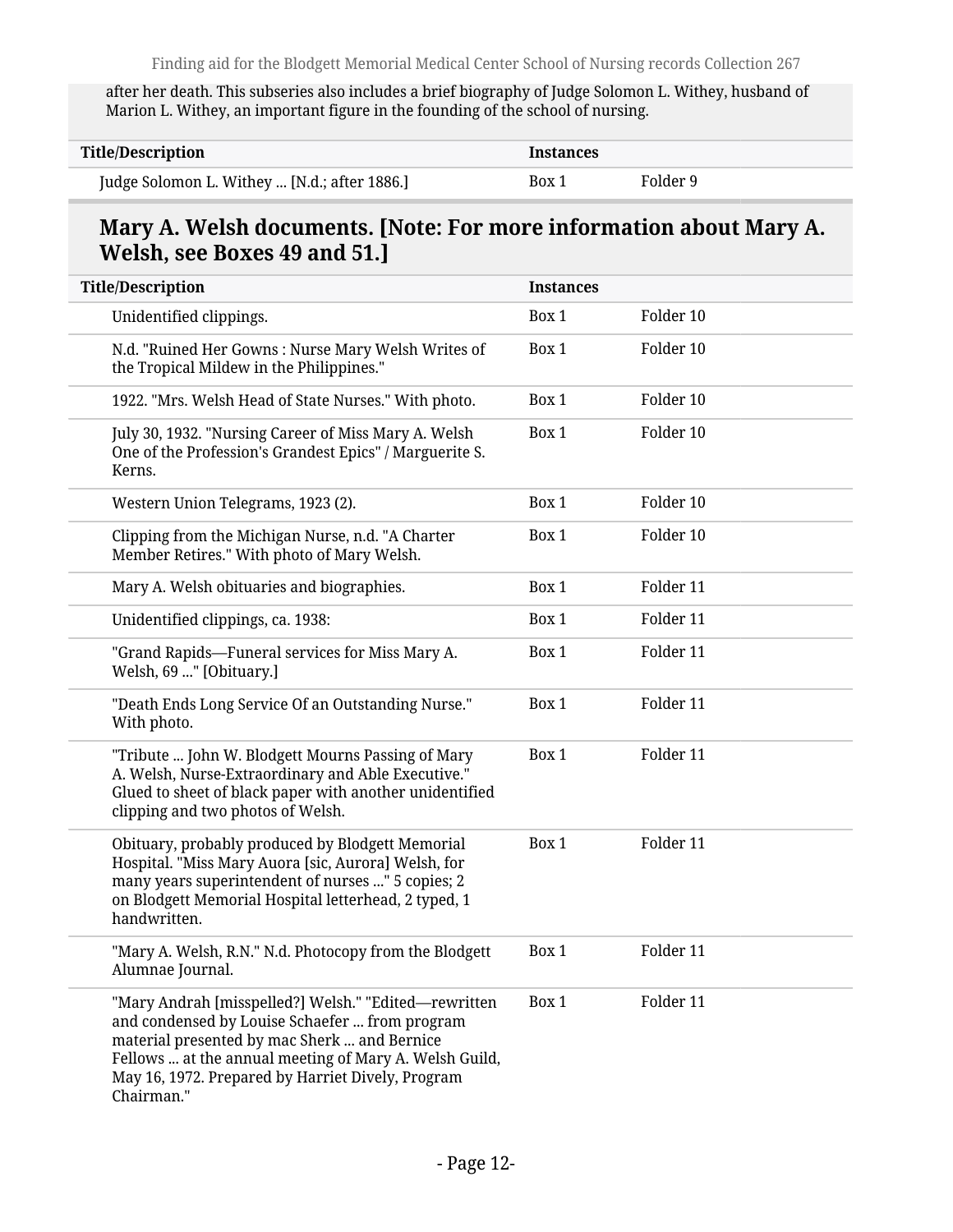after her death. This subseries also includes a brief biography of Judge Solomon L. Withey, husband of Marion L. Withey, an important figure in the founding of the school of nursing.

| Title/Description | Instances | |
|---|---|---|
| Judge Solomon L. Withey ... [N.d.; after 1886.] | Box 1 | Folder 9 |

## Mary A. Welsh documents. [Note: For more information about Mary A. Welsh, see Boxes 49 and 51.]

| Title/Description | Instances | |
|---|---|---|
| Unidentified clippings. | Box 1 | Folder 10 |
| N.d. "Ruined Her Gowns : Nurse Mary Welsh Writes of the Tropical Mildew in the Philippines." | Box 1 | Folder 10 |
| 1922. "Mrs. Welsh Head of State Nurses." With photo. | Box 1 | Folder 10 |
| July 30, 1932. "Nursing Career of Miss Mary A. Welsh One of the Profession's Grandest Epics" / Marguerite S. Kerns. | Box 1 | Folder 10 |
| Western Union Telegrams, 1923 (2). | Box 1 | Folder 10 |
| Clipping from the Michigan Nurse, n.d. "A Charter Member Retires." With photo of Mary Welsh. | Box 1 | Folder 10 |
| Mary A. Welsh obituaries and biographies. | Box 1 | Folder 11 |
| Unidentified clippings, ca. 1938: | Box 1 | Folder 11 |
| "Grand Rapids—Funeral services for Miss Mary A. Welsh, 69 ..." [Obituary.] | Box 1 | Folder 11 |
| "Death Ends Long Service Of an Outstanding Nurse." With photo. | Box 1 | Folder 11 |
| "Tribute ... John W. Blodgett Mourns Passing of Mary A. Welsh, Nurse-Extraordinary and Able Executive." Glued to sheet of black paper with another unidentified clipping and two photos of Welsh. | Box 1 | Folder 11 |
| Obituary, probably produced by Blodgett Memorial Hospital. "Miss Mary Auora [sic, Aurora] Welsh, for many years superintendent of nurses ..." 5 copies; 2 on Blodgett Memorial Hospital letterhead, 2 typed, 1 handwritten. | Box 1 | Folder 11 |
| "Mary A. Welsh, R.N." N.d. Photocopy from the Blodgett Alumnae Journal. | Box 1 | Folder 11 |
| "Mary Andrah [misspelled?] Welsh." "Edited—rewritten and condensed by Louise Schaefer ... from program material presented by mac Sherk ... and Bernice Fellows ... at the annual meeting of Mary A. Welsh Guild, May 16, 1972. Prepared by Harriet Dively, Program Chairman." | Box 1 | Folder 11 |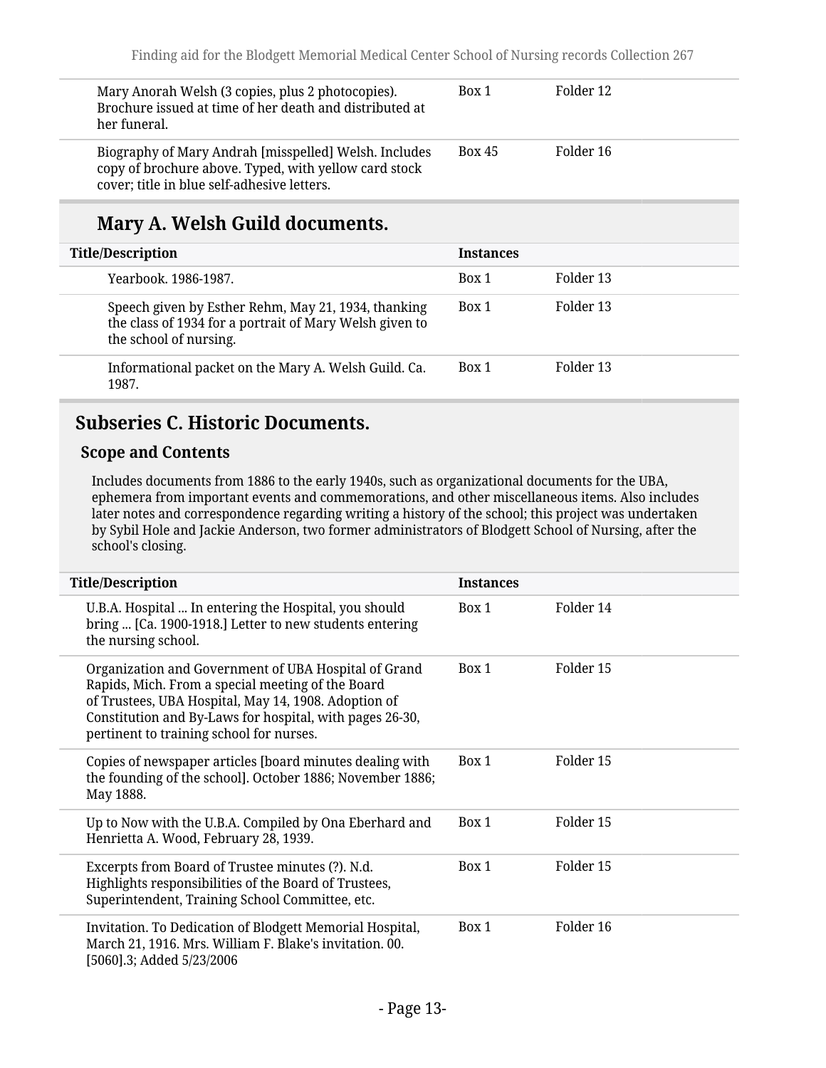| Title/Description | Instances | |
|---|---|---|
| Mary Anorah Welsh (3 copies, plus 2 photocopies). Brochure issued at time of her death and distributed at her funeral. | Box 1 | Folder 12 |
| Biography of Mary Andrah [misspelled] Welsh. Includes copy of brochure above. Typed, with yellow card stock cover; title in blue self-adhesive letters. | Box 45 | Folder 16 |

### Mary A. Welsh Guild documents.

| Title/Description | Instances | |
|---|---|---|
| Yearbook. 1986-1987. | Box 1 | Folder 13 |
| Speech given by Esther Rehm, May 21, 1934, thanking the class of 1934 for a portrait of Mary Welsh given to the school of nursing. | Box 1 | Folder 13 |
| Informational packet on the Mary A. Welsh Guild. Ca. 1987. | Box 1 | Folder 13 |

## Subseries C. Historic Documents.

### Scope and Contents

Includes documents from 1886 to the early 1940s, such as organizational documents for the UBA, ephemera from important events and commemorations, and other miscellaneous items. Also includes later notes and correspondence regarding writing a history of the school; this project was undertaken by Sybil Hole and Jackie Anderson, two former administrators of Blodgett School of Nursing, after the school's closing.

| Title/Description | Instances | |
|---|---|---|
| U.B.A. Hospital ... In entering the Hospital, you should bring ... [Ca. 1900-1918.] Letter to new students entering the nursing school. | Box 1 | Folder 14 |
| Organization and Government of UBA Hospital of Grand Rapids, Mich. From a special meeting of the Board of Trustees, UBA Hospital, May 14, 1908. Adoption of Constitution and By-Laws for hospital, with pages 26-30, pertinent to training school for nurses. | Box 1 | Folder 15 |
| Copies of newspaper articles [board minutes dealing with the founding of the school]. October 1886; November 1886; May 1888. | Box 1 | Folder 15 |
| Up to Now with the U.B.A. Compiled by Ona Eberhard and Henrietta A. Wood, February 28, 1939. | Box 1 | Folder 15 |
| Excerpts from Board of Trustee minutes (?). N.d. Highlights responsibilities of the Board of Trustees, Superintendent, Training School Committee, etc. | Box 1 | Folder 15 |
| Invitation. To Dedication of Blodgett Memorial Hospital, March 21, 1916. Mrs. William F. Blake's invitation. 00.[5060].3; Added 5/23/2006 | Box 1 | Folder 16 |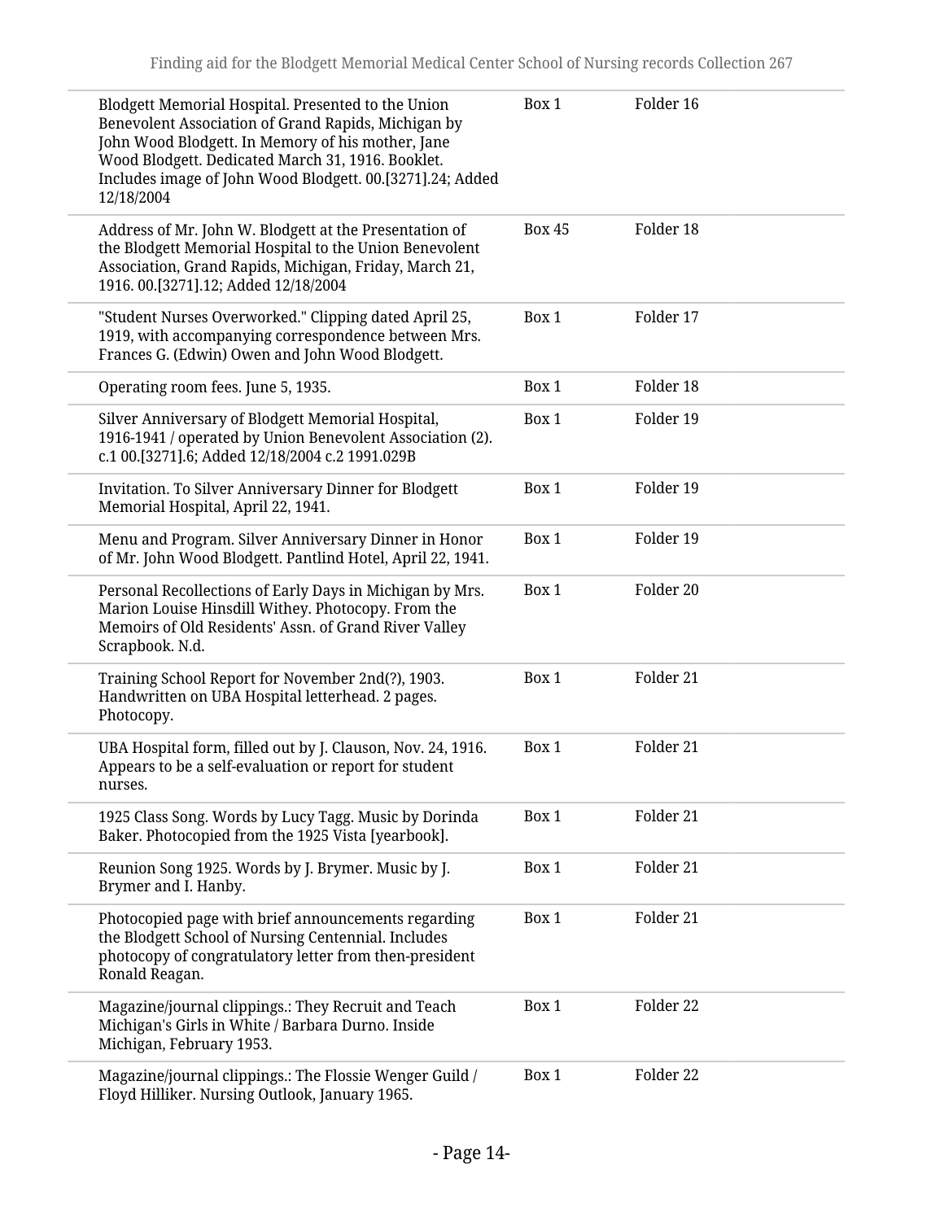| | | |
|---|---|---|
| Blodgett Memorial Hospital. Presented to the Union Benevolent Association of Grand Rapids, Michigan by John Wood Blodgett. In Memory of his mother, Jane Wood Blodgett. Dedicated March 31, 1916. Booklet. Includes image of John Wood Blodgett. 00.[3271].24; Added 12/18/2004 | Box 1 | Folder 16 |
| Address of Mr. John W. Blodgett at the Presentation of the Blodgett Memorial Hospital to the Union Benevolent Association, Grand Rapids, Michigan, Friday, March 21, 1916. 00.[3271].12; Added 12/18/2004 | Box 45 | Folder 18 |
| "Student Nurses Overworked." Clipping dated April 25, 1919, with accompanying correspondence between Mrs. Frances G. (Edwin) Owen and John Wood Blodgett. | Box 1 | Folder 17 |
| Operating room fees. June 5, 1935. | Box 1 | Folder 18 |
| Silver Anniversary of Blodgett Memorial Hospital, 1916-1941 / operated by Union Benevolent Association (2). c.1 00.[3271].6; Added 12/18/2004 c.2 1991.029B | Box 1 | Folder 19 |
| Invitation. To Silver Anniversary Dinner for Blodgett Memorial Hospital, April 22, 1941. | Box 1 | Folder 19 |
| Menu and Program. Silver Anniversary Dinner in Honor of Mr. John Wood Blodgett. Pantlind Hotel, April 22, 1941. | Box 1 | Folder 19 |
| Personal Recollections of Early Days in Michigan by Mrs. Marion Louise Hinsdill Withey. Photocopy. From the Memoirs of Old Residents' Assn. of Grand River Valley Scrapbook. N.d. | Box 1 | Folder 20 |
| Training School Report for November 2nd(?), 1903. Handwritten on UBA Hospital letterhead. 2 pages. Photocopy. | Box 1 | Folder 21 |
| UBA Hospital form, filled out by J. Clauson, Nov. 24, 1916. Appears to be a self-evaluation or report for student nurses. | Box 1 | Folder 21 |
| 1925 Class Song. Words by Lucy Tagg. Music by Dorinda Baker. Photocopied from the 1925 Vista [yearbook]. | Box 1 | Folder 21 |
| Reunion Song 1925. Words by J. Brymer. Music by J. Brymer and I. Hanby. | Box 1 | Folder 21 |
| Photocopied page with brief announcements regarding the Blodgett School of Nursing Centennial. Includes photocopy of congratulatory letter from then-president Ronald Reagan. | Box 1 | Folder 21 |
| Magazine/journal clippings.: They Recruit and Teach Michigan's Girls in White / Barbara Durno. Inside Michigan, February 1953. | Box 1 | Folder 22 |
| Magazine/journal clippings.: The Flossie Wenger Guild / Floyd Hilliker. Nursing Outlook, January 1965. | Box 1 | Folder 22 |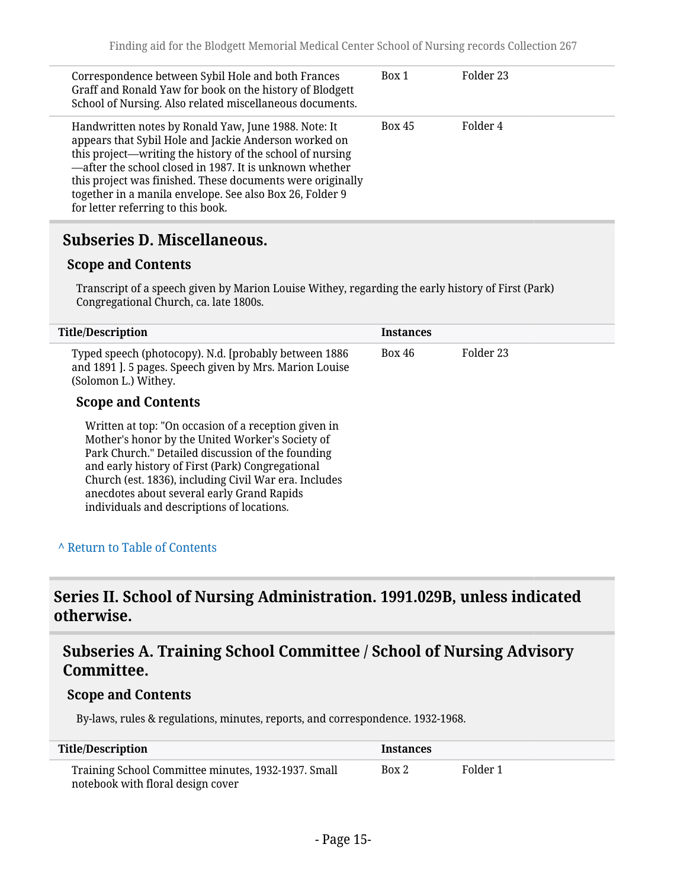| Title/Description | Instances | |
|---|---|---|
| Correspondence between Sybil Hole and both Frances Graff and Ronald Yaw for book on the history of Blodgett School of Nursing. Also related miscellaneous documents. | Box 1 | Folder 23 |
| Handwritten notes by Ronald Yaw, June 1988. Note: It appears that Sybil Hole and Jackie Anderson worked on this project—writing the history of the school of nursing—after the school closed in 1987. It is unknown whether this project was finished. These documents were originally together in a manila envelope. See also Box 26, Folder 9 for letter referring to this book. | Box 45 | Folder 4 |

### Subseries D. Miscellaneous.

#### Scope and Contents

Transcript of a speech given by Marion Louise Withey, regarding the early history of First (Park) Congregational Church, ca. late 1800s.

| Title/Description | Instances | |
|---|---|---|
| Typed speech (photocopy). N.d. [probably between 1886 and 1891 ]. 5 pages. Speech given by Mrs. Marion Louise (Solomon L.) Withey. | Box 46 | Folder 23 |

#### Scope and Contents

Written at top: "On occasion of a reception given in Mother's honor by the United Worker's Society of Park Church." Detailed discussion of the founding and early history of First (Park) Congregational Church (est. 1836), including Civil War era. Includes anecdotes about several early Grand Rapids individuals and descriptions of locations.

^ Return to Table of Contents

## Series II. School of Nursing Administration. 1991.029B, unless indicated otherwise.

### Subseries A. Training School Committee / School of Nursing Advisory Committee.

#### Scope and Contents

By-laws, rules & regulations, minutes, reports, and correspondence. 1932-1968.

| Title/Description | Instances | |
|---|---|---|
| Training School Committee minutes, 1932-1937. Small notebook with floral design cover | Box 2 | Folder 1 |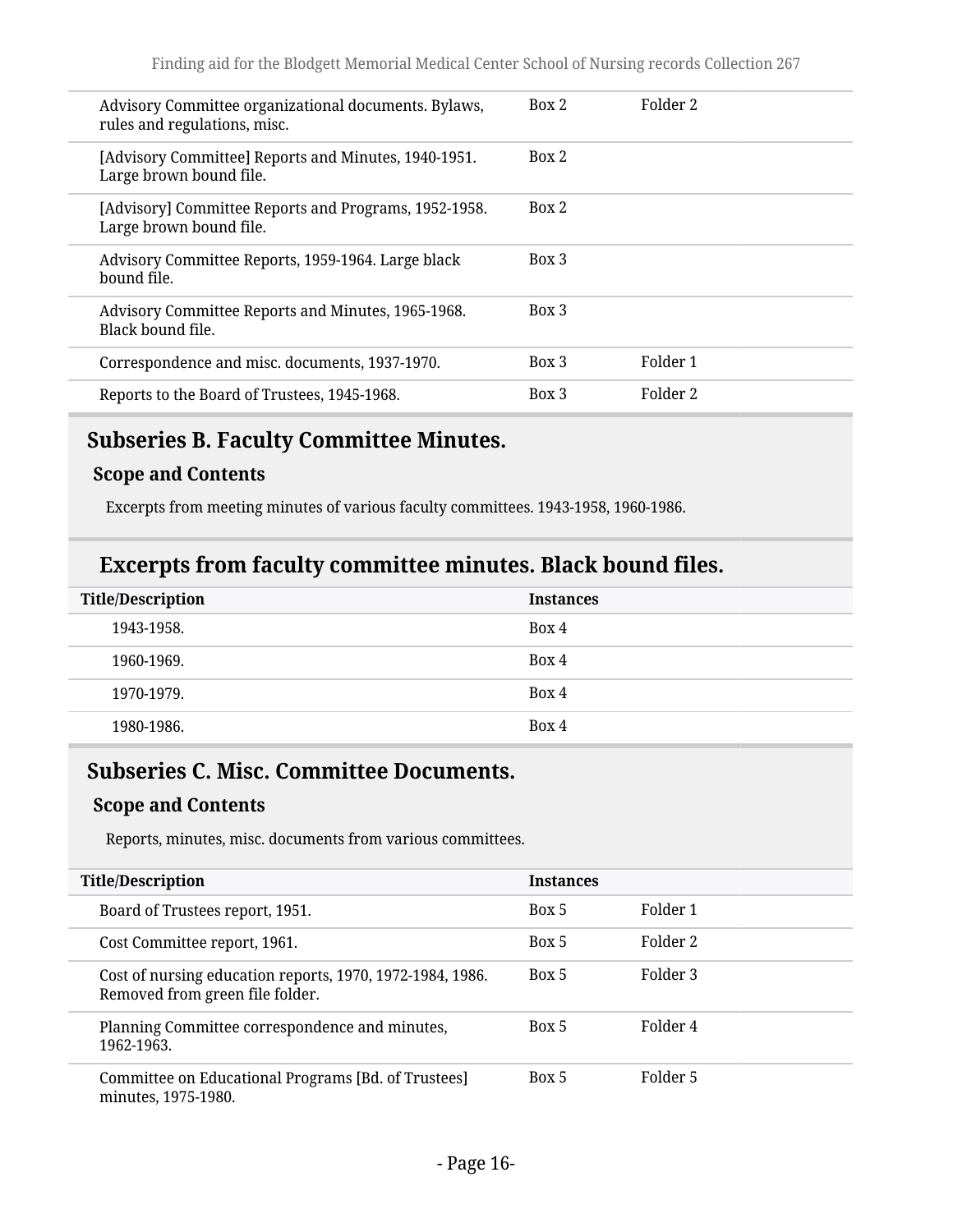| Title/Description | Instances | |
|---|---|---|
| Advisory Committee organizational documents. Bylaws, rules and regulations, misc. | Box 2 | Folder 2 |
| [Advisory Committee] Reports and Minutes, 1940-1951. Large brown bound file. | Box 2 | |
| [Advisory] Committee Reports and Programs, 1952-1958. Large brown bound file. | Box 2 | |
| Advisory Committee Reports, 1959-1964. Large black bound file. | Box 3 | |
| Advisory Committee Reports and Minutes, 1965-1968. Black bound file. | Box 3 | |
| Correspondence and misc. documents, 1937-1970. | Box 3 | Folder 1 |
| Reports to the Board of Trustees, 1945-1968. | Box 3 | Folder 2 |

## Subseries B. Faculty Committee Minutes.

### Scope and Contents

Excerpts from meeting minutes of various faculty committees. 1943-1958, 1960-1986.

## Excerpts from faculty committee minutes. Black bound files.

| Title/Description | Instances |
|---|---|
| 1943-1958. | Box 4 |
| 1960-1969. | Box 4 |
| 1970-1979. | Box 4 |
| 1980-1986. | Box 4 |

## Subseries C. Misc. Committee Documents.

### Scope and Contents

Reports, minutes, misc. documents from various committees.

| Title/Description | Instances | |
|---|---|---|
| Board of Trustees report, 1951. | Box 5 | Folder 1 |
| Cost Committee report, 1961. | Box 5 | Folder 2 |
| Cost of nursing education reports, 1970, 1972-1984, 1986. Removed from green file folder. | Box 5 | Folder 3 |
| Planning Committee correspondence and minutes, 1962-1963. | Box 5 | Folder 4 |
| Committee on Educational Programs [Bd. of Trustees] minutes, 1975-1980. | Box 5 | Folder 5 |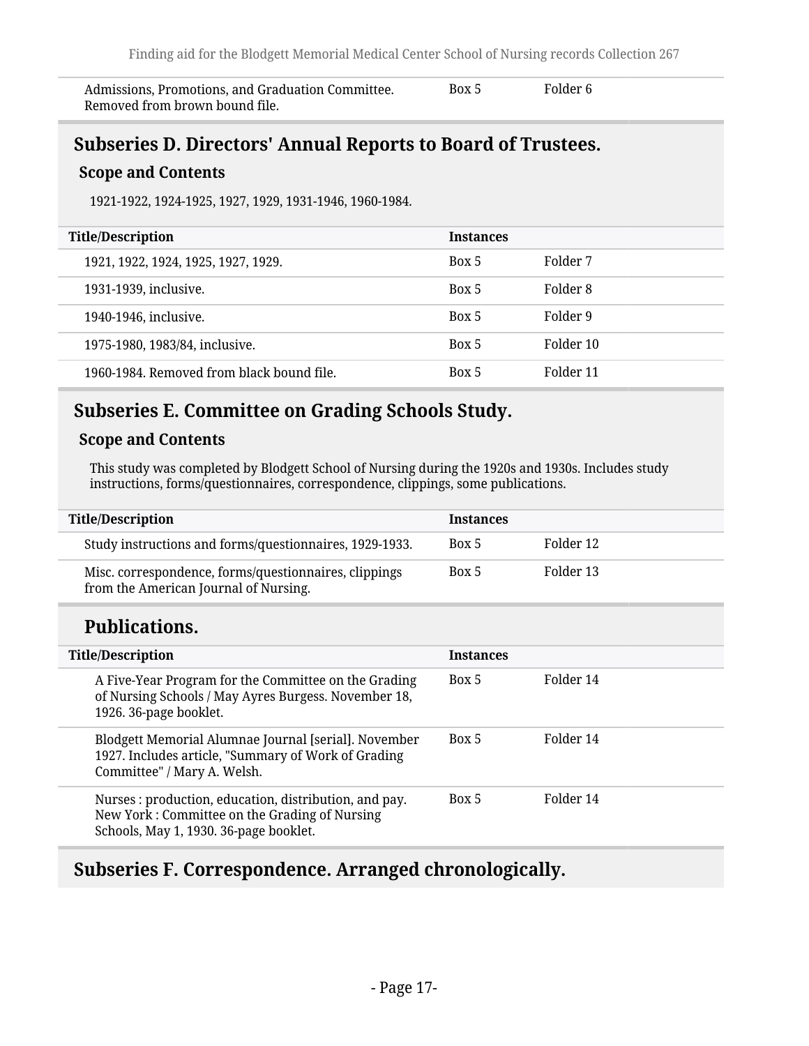| Title/Description | Instances | |
|---|---|---|
| Admissions, Promotions, and Graduation Committee. Removed from brown bound file. | Box 5 | Folder 6 |

## Subseries D. Directors' Annual Reports to Board of Trustees.

### Scope and Contents

1921-1922, 1924-1925, 1927, 1929, 1931-1946, 1960-1984.

| Title/Description | Instances | |
|---|---|---|
| 1921, 1922, 1924, 1925, 1927, 1929. | Box 5 | Folder 7 |
| 1931-1939, inclusive. | Box 5 | Folder 8 |
| 1940-1946, inclusive. | Box 5 | Folder 9 |
| 1975-1980, 1983/84, inclusive. | Box 5 | Folder 10 |
| 1960-1984. Removed from black bound file. | Box 5 | Folder 11 |

## Subseries E. Committee on Grading Schools Study.

### Scope and Contents

This study was completed by Blodgett School of Nursing during the 1920s and 1930s. Includes study instructions, forms/questionnaires, correspondence, clippings, some publications.

| Title/Description | Instances | |
|---|---|---|
| Study instructions and forms/questionnaires, 1929-1933. | Box 5 | Folder 12 |
| Misc. correspondence, forms/questionnaires, clippings from the American Journal of Nursing. | Box 5 | Folder 13 |

### Publications.

| Title/Description | Instances | |
|---|---|---|
| A Five-Year Program for the Committee on the Grading of Nursing Schools / May Ayres Burgess. November 18, 1926. 36-page booklet. | Box 5 | Folder 14 |
| Blodgett Memorial Alumnae Journal [serial]. November 1927. Includes article, "Summary of Work of Grading Committee" / Mary A. Welsh. | Box 5 | Folder 14 |
| Nurses : production, education, distribution, and pay. New York : Committee on the Grading of Nursing Schools, May 1, 1930. 36-page booklet. | Box 5 | Folder 14 |

## Subseries F. Correspondence. Arranged chronologically.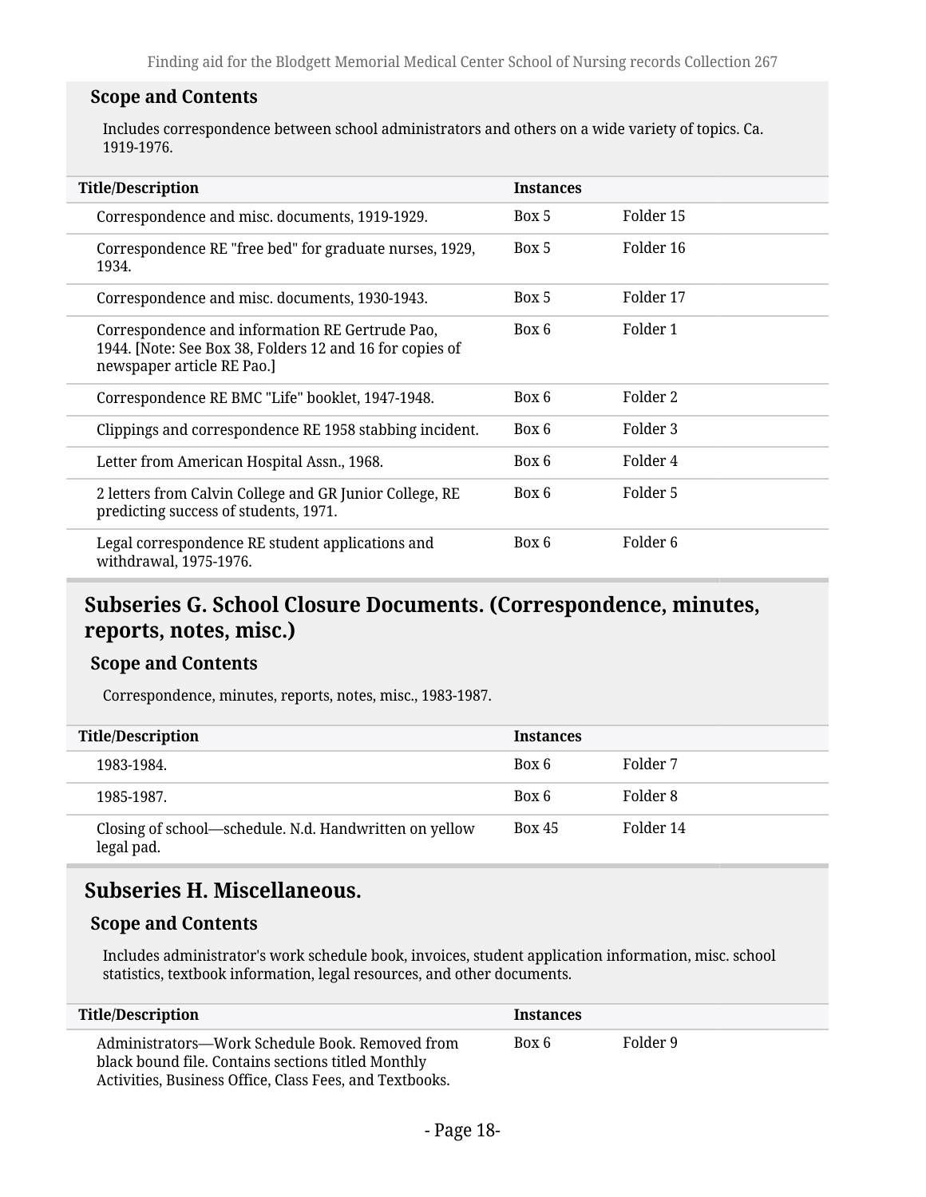### Scope and Contents

Includes correspondence between school administrators and others on a wide variety of topics. Ca. 1919-1976.

| Title/Description | Instances | |
|---|---|---|
| Correspondence and misc. documents, 1919-1929. | Box 5 | Folder 15 |
| Correspondence RE "free bed" for graduate nurses, 1929, 1934. | Box 5 | Folder 16 |
| Correspondence and misc. documents, 1930-1943. | Box 5 | Folder 17 |
| Correspondence and information RE Gertrude Pao, 1944. [Note: See Box 38, Folders 12 and 16 for copies of newspaper article RE Pao.] | Box 6 | Folder 1 |
| Correspondence RE BMC "Life" booklet, 1947-1948. | Box 6 | Folder 2 |
| Clippings and correspondence RE 1958 stabbing incident. | Box 6 | Folder 3 |
| Letter from American Hospital Assn., 1968. | Box 6 | Folder 4 |
| 2 letters from Calvin College and GR Junior College, RE predicting success of students, 1971. | Box 6 | Folder 5 |
| Legal correspondence RE student applications and withdrawal, 1975-1976. | Box 6 | Folder 6 |

## Subseries G. School Closure Documents. (Correspondence, minutes, reports, notes, misc.)

### Scope and Contents

Correspondence, minutes, reports, notes, misc., 1983-1987.

| Title/Description | Instances | |
|---|---|---|
| 1983-1984. | Box 6 | Folder 7 |
| 1985-1987. | Box 6 | Folder 8 |
| Closing of school—schedule. N.d. Handwritten on yellow legal pad. | Box 45 | Folder 14 |

## Subseries H. Miscellaneous.

### Scope and Contents

Includes administrator's work schedule book, invoices, student application information, misc. school statistics, textbook information, legal resources, and other documents.

| Title/Description | Instances | |
|---|---|---|
| Administrators—Work Schedule Book. Removed from black bound file. Contains sections titled Monthly Activities, Business Office, Class Fees, and Textbooks. | Box 6 | Folder 9 |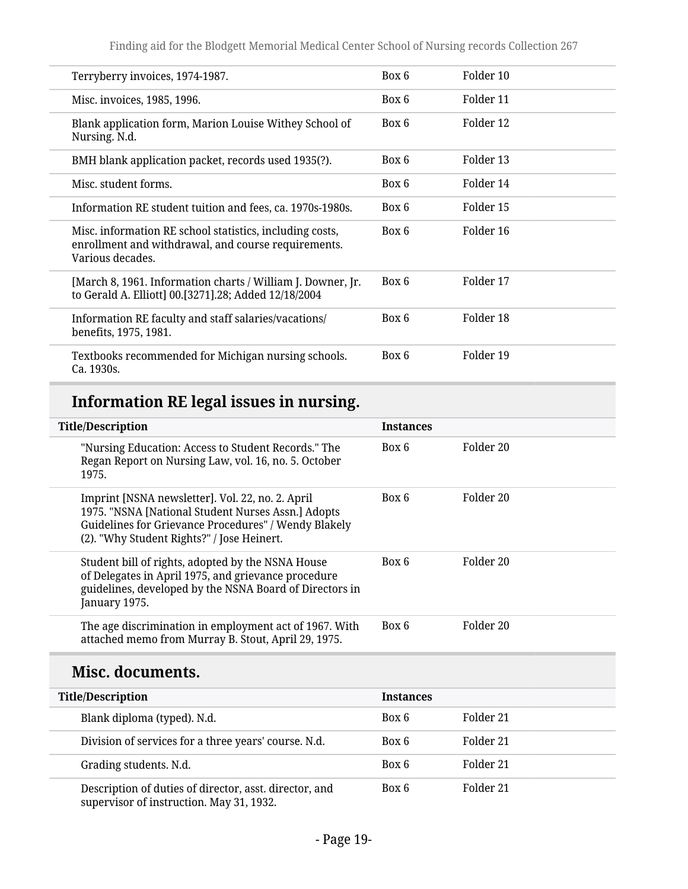| | | |
|---|---|---|
| Terryberry invoices, 1974-1987. | Box 6 | Folder 10 |
| Misc. invoices, 1985, 1996. | Box 6 | Folder 11 |
| Blank application form, Marion Louise Withey School of Nursing. N.d. | Box 6 | Folder 12 |
| BMH blank application packet, records used 1935(?). | Box 6 | Folder 13 |
| Misc. student forms. | Box 6 | Folder 14 |
| Information RE student tuition and fees, ca. 1970s-1980s. | Box 6 | Folder 15 |
| Misc. information RE school statistics, including costs, enrollment and withdrawal, and course requirements. Various decades. | Box 6 | Folder 16 |
| [March 8, 1961. Information charts / William J. Downer, Jr. to Gerald A. Elliott] 00.[3271].28; Added 12/18/2004 | Box 6 | Folder 17 |
| Information RE faculty and staff salaries/vacations/ benefits, 1975, 1981. | Box 6 | Folder 18 |
| Textbooks recommended for Michigan nursing schools. Ca. 1930s. | Box 6 | Folder 19 |

## Information RE legal issues in nursing.

| Title/Description | Instances | |
|---|---|---|
| "Nursing Education: Access to Student Records." The Regan Report on Nursing Law, vol. 16, no. 5. October 1975. | Box 6 | Folder 20 |
| Imprint [NSNA newsletter]. Vol. 22, no. 2. April 1975. "NSNA [National Student Nurses Assn.] Adopts Guidelines for Grievance Procedures" / Wendy Blakely (2). "Why Student Rights?" / Jose Heinert. | Box 6 | Folder 20 |
| Student bill of rights, adopted by the NSNA House of Delegates in April 1975, and grievance procedure guidelines, developed by the NSNA Board of Directors in January 1975. | Box 6 | Folder 20 |
| The age discrimination in employment act of 1967. With attached memo from Murray B. Stout, April 29, 1975. | Box 6 | Folder 20 |

## Misc. documents.

| Title/Description | Instances | |
|---|---|---|
| Blank diploma (typed). N.d. | Box 6 | Folder 21 |
| Division of services for a three years' course. N.d. | Box 6 | Folder 21 |
| Grading students. N.d. | Box 6 | Folder 21 |
| Description of duties of director, asst. director, and supervisor of instruction. May 31, 1932. | Box 6 | Folder 21 |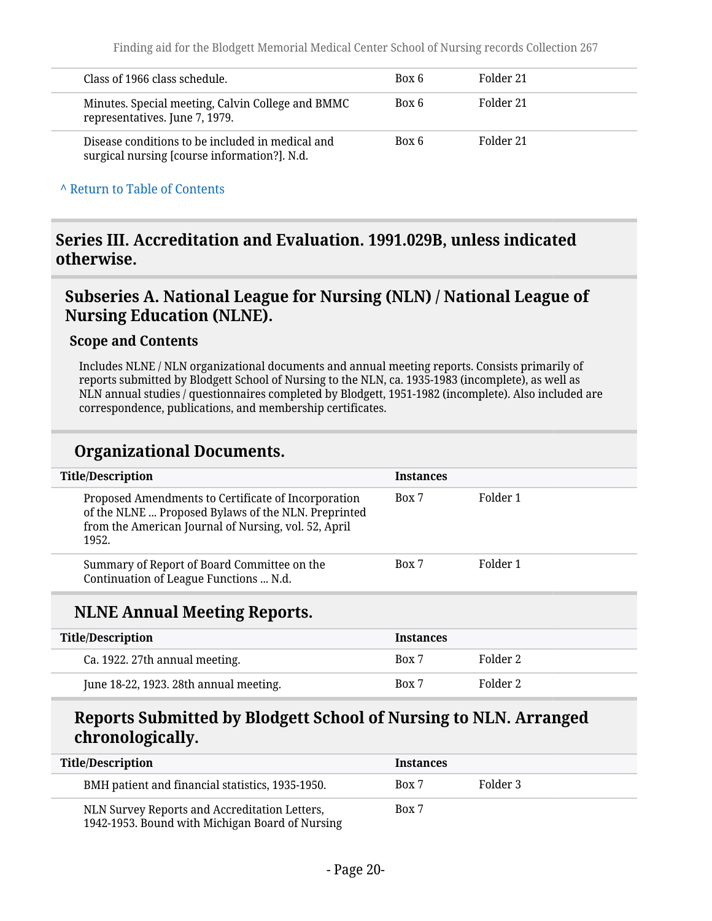| Title/Description | Instances | |
|---|---|---|
| Class of 1966 class schedule. | Box 6 | Folder 21 |
| Minutes. Special meeting, Calvin College and BMMC representatives. June 7, 1979. | Box 6 | Folder 21 |
| Disease conditions to be included in medical and surgical nursing [course information?]. N.d. | Box 6 | Folder 21 |

^ Return to Table of Contents

## Series III. Accreditation and Evaluation. 1991.029B, unless indicated otherwise.

### Subseries A. National League for Nursing (NLN) / National League of Nursing Education (NLNE).

#### Scope and Contents

Includes NLNE / NLN organizational documents and annual meeting reports. Consists primarily of reports submitted by Blodgett School of Nursing to the NLN, ca. 1935-1983 (incomplete), as well as NLN annual studies / questionnaires completed by Blodgett, 1951-1982 (incomplete). Also included are correspondence, publications, and membership certificates.

### Organizational Documents.

| Title/Description | Instances | |
|---|---|---|
| Proposed Amendments to Certificate of Incorporation of the NLNE ... Proposed Bylaws of the NLN. Preprinted from the American Journal of Nursing, vol. 52, April 1952. | Box 7 | Folder 1 |
| Summary of Report of Board Committee on the Continuation of League Functions ... N.d. | Box 7 | Folder 1 |

### NLNE Annual Meeting Reports.

| Title/Description | Instances | |
|---|---|---|
| Ca. 1922. 27th annual meeting. | Box 7 | Folder 2 |
| June 18-22, 1923. 28th annual meeting. | Box 7 | Folder 2 |

### Reports Submitted by Blodgett School of Nursing to NLN. Arranged chronologically.

| Title/Description | Instances | |
|---|---|---|
| BMH patient and financial statistics, 1935-1950. | Box 7 | Folder 3 |
| NLN Survey Reports and Accreditation Letters, 1942-1953. Bound with Michigan Board of Nursing | Box 7 | |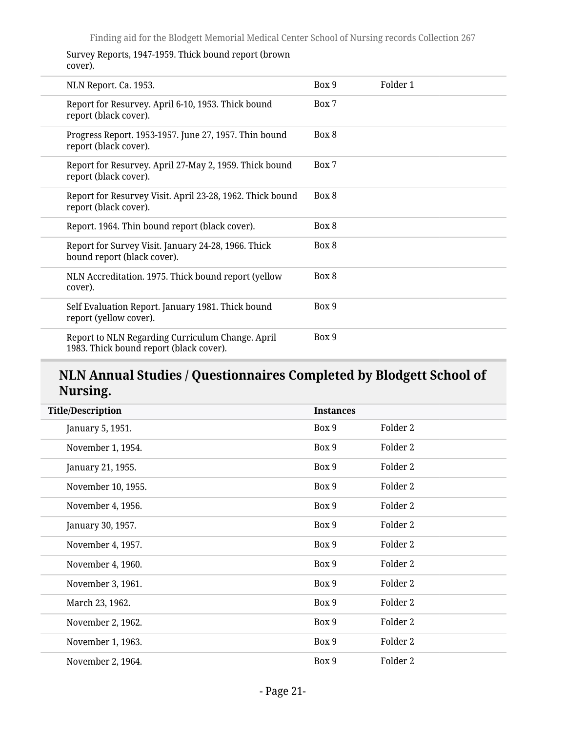| | | |
|---|---|---|
| Survey Reports, 1947-1959. Thick bound report (brown cover). | | |
| NLN Report. Ca. 1953. | Box 9 | Folder 1 |
| Report for Resurvey. April 6-10, 1953. Thick bound report (black cover). | Box 7 | |
| Progress Report. 1953-1957. June 27, 1957. Thin bound report (black cover). | Box 8 | |
| Report for Resurvey. April 27-May 2, 1959. Thick bound report (black cover). | Box 7 | |
| Report for Resurvey Visit. April 23-28, 1962. Thick bound report (black cover). | Box 8 | |
| Report. 1964. Thin bound report (black cover). | Box 8 | |
| Report for Survey Visit. January 24-28, 1966. Thick bound report (black cover). | Box 8 | |
| NLN Accreditation. 1975. Thick bound report (yellow cover). | Box 8 | |
| Self Evaluation Report. January 1981. Thick bound report (yellow cover). | Box 9 | |
| Report to NLN Regarding Curriculum Change. April 1983. Thick bound report (black cover). | Box 9 | |

## NLN Annual Studies / Questionnaires Completed by Blodgett School of Nursing.

| Title/Description | Instances | |
|---|---|---|
| January 5, 1951. | Box 9 | Folder 2 |
| November 1, 1954. | Box 9 | Folder 2 |
| January 21, 1955. | Box 9 | Folder 2 |
| November 10, 1955. | Box 9 | Folder 2 |
| November 4, 1956. | Box 9 | Folder 2 |
| January 30, 1957. | Box 9 | Folder 2 |
| November 4, 1957. | Box 9 | Folder 2 |
| November 4, 1960. | Box 9 | Folder 2 |
| November 3, 1961. | Box 9 | Folder 2 |
| March 23, 1962. | Box 9 | Folder 2 |
| November 2, 1962. | Box 9 | Folder 2 |
| November 1, 1963. | Box 9 | Folder 2 |
| November 2, 1964. | Box 9 | Folder 2 |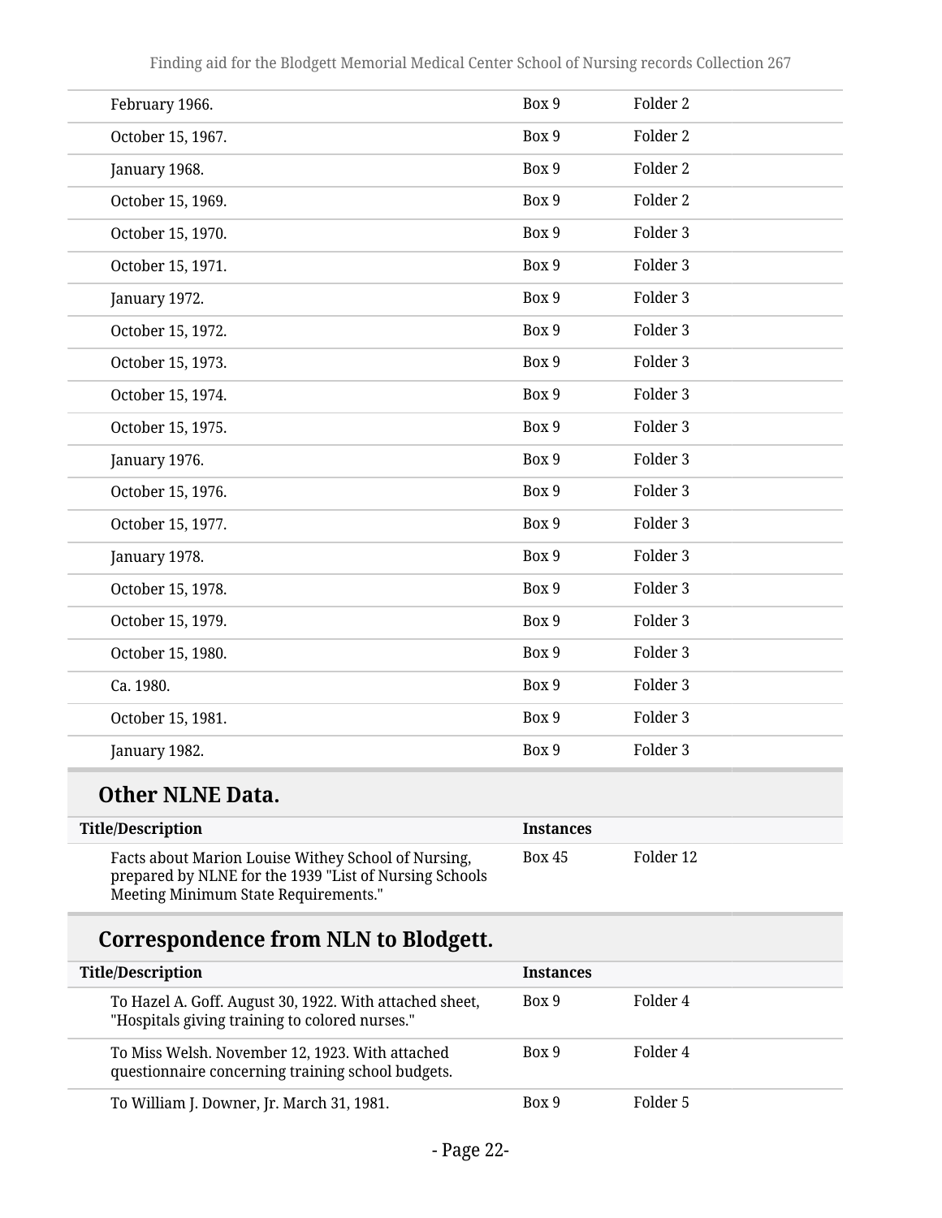| | | |
|---|---|---|
| February 1966. | Box 9 | Folder 2 |
| October 15, 1967. | Box 9 | Folder 2 |
| January 1968. | Box 9 | Folder 2 |
| October 15, 1969. | Box 9 | Folder 2 |
| October 15, 1970. | Box 9 | Folder 3 |
| October 15, 1971. | Box 9 | Folder 3 |
| January 1972. | Box 9 | Folder 3 |
| October 15, 1972. | Box 9 | Folder 3 |
| October 15, 1973. | Box 9 | Folder 3 |
| October 15, 1974. | Box 9 | Folder 3 |
| October 15, 1975. | Box 9 | Folder 3 |
| January 1976. | Box 9 | Folder 3 |
| October 15, 1976. | Box 9 | Folder 3 |
| October 15, 1977. | Box 9 | Folder 3 |
| January 1978. | Box 9 | Folder 3 |
| October 15, 1978. | Box 9 | Folder 3 |
| October 15, 1979. | Box 9 | Folder 3 |
| October 15, 1980. | Box 9 | Folder 3 |
| Ca. 1980. | Box 9 | Folder 3 |
| October 15, 1981. | Box 9 | Folder 3 |
| January 1982. | Box 9 | Folder 3 |

## Other NLNE Data.

| Title/Description | Instances | |
|---|---|---|
| Facts about Marion Louise Withey School of Nursing, prepared by NLNE for the 1939 "List of Nursing Schools Meeting Minimum State Requirements." | Box 45 | Folder 12 |

## Correspondence from NLN to Blodgett.

| Title/Description | Instances | |
|---|---|---|
| To Hazel A. Goff. August 30, 1922. With attached sheet, "Hospitals giving training to colored nurses." | Box 9 | Folder 4 |
| To Miss Welsh. November 12, 1923. With attached questionnaire concerning training school budgets. | Box 9 | Folder 4 |
| To William J. Downer, Jr. March 31, 1981. | Box 9 | Folder 5 |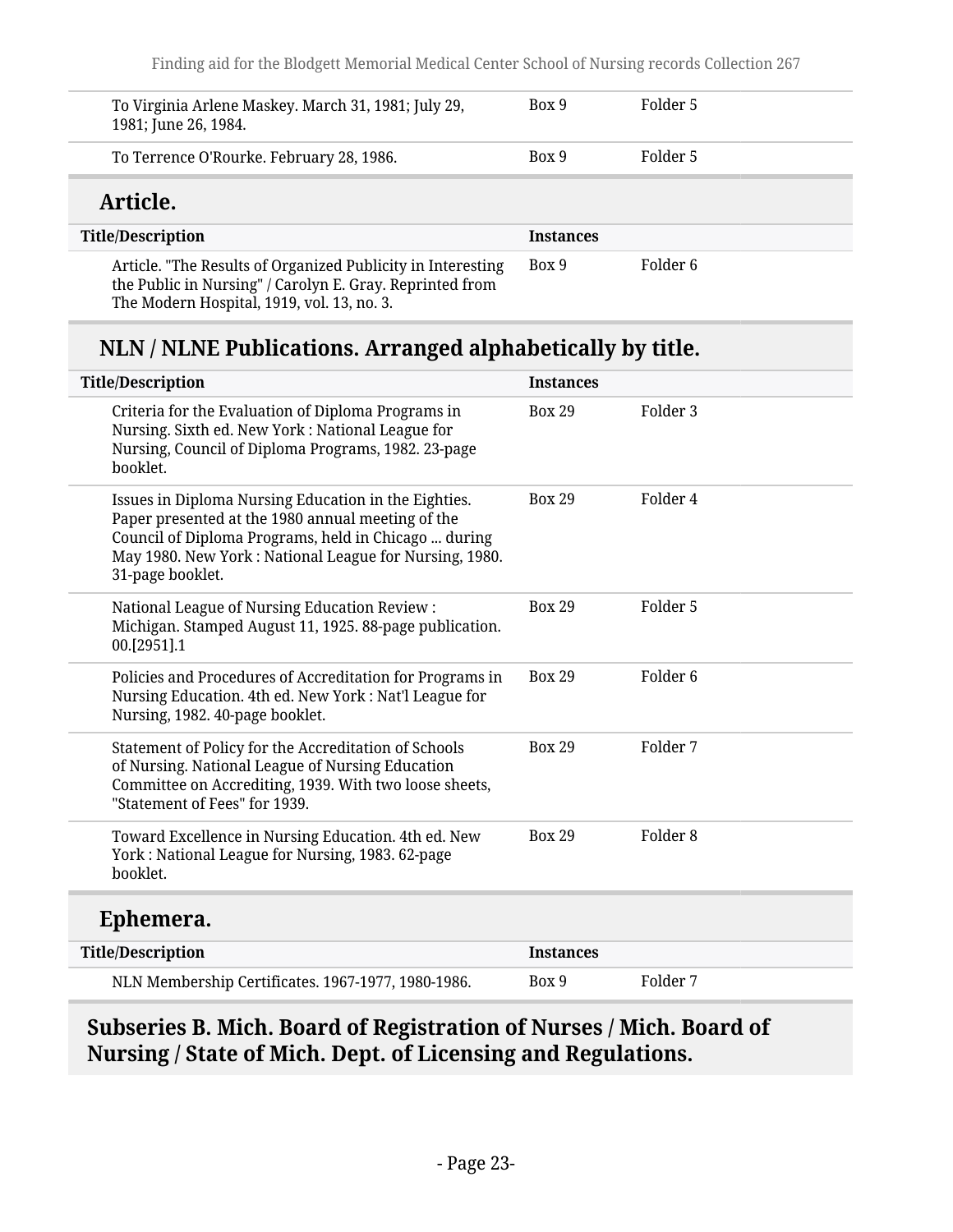| Title/Description | Instances | |
|---|---|---|
| To Virginia Arlene Maskey. March 31, 1981; July 29, 1981; June 26, 1984. | Box 9 | Folder 5 |
| To Terrence O'Rourke. February 28, 1986. | Box 9 | Folder 5 |

### Article.

| Title/Description | Instances | |
|---|---|---|
| Article. "The Results of Organized Publicity in Interesting the Public in Nursing" / Carolyn E. Gray. Reprinted from The Modern Hospital, 1919, vol. 13, no. 3. | Box 9 | Folder 6 |

### NLN / NLNE Publications. Arranged alphabetically by title.

| Title/Description | Instances | |
|---|---|---|
| Criteria for the Evaluation of Diploma Programs in Nursing. Sixth ed. New York : National League for Nursing, Council of Diploma Programs, 1982. 23-page booklet. | Box 29 | Folder 3 |
| Issues in Diploma Nursing Education in the Eighties. Paper presented at the 1980 annual meeting of the Council of Diploma Programs, held in Chicago ... during May 1980. New York : National League for Nursing, 1980. 31-page booklet. | Box 29 | Folder 4 |
| National League of Nursing Education Review : Michigan. Stamped August 11, 1925. 88-page publication. 00.[2951].1 | Box 29 | Folder 5 |
| Policies and Procedures of Accreditation for Programs in Nursing Education. 4th ed. New York : Nat'l League for Nursing, 1982. 40-page booklet. | Box 29 | Folder 6 |
| Statement of Policy for the Accreditation of Schools of Nursing. National League of Nursing Education Committee on Accrediting, 1939. With two loose sheets, "Statement of Fees" for 1939. | Box 29 | Folder 7 |
| Toward Excellence in Nursing Education. 4th ed. New York : National League for Nursing, 1983. 62-page booklet. | Box 29 | Folder 8 |

### Ephemera.

| Title/Description | Instances | |
|---|---|---|
| NLN Membership Certificates. 1967-1977, 1980-1986. | Box 9 | Folder 7 |

## Subseries B. Mich. Board of Registration of Nurses / Mich. Board of Nursing / State of Mich. Dept. of Licensing and Regulations.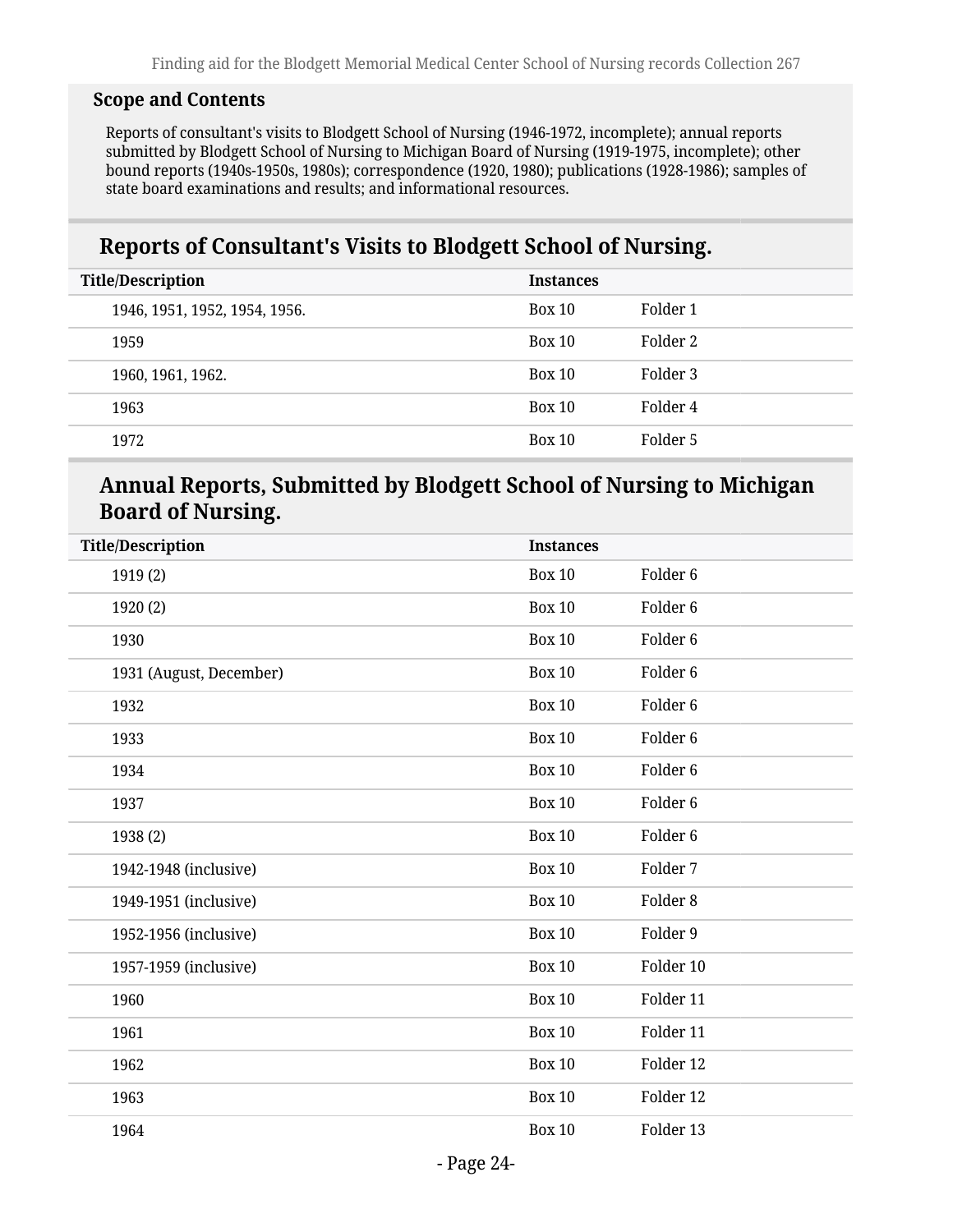### Scope and Contents

Reports of consultant's visits to Blodgett School of Nursing (1946-1972, incomplete); annual reports submitted by Blodgett School of Nursing to Michigan Board of Nursing (1919-1975, incomplete); other bound reports (1940s-1950s, 1980s); correspondence (1920, 1980); publications (1928-1986); samples of state board examinations and results; and informational resources.

## Reports of Consultant's Visits to Blodgett School of Nursing.

| Title/Description | Instances | |
|---|---|---|
| 1946, 1951, 1952, 1954, 1956. | Box 10 | Folder 1 |
| 1959 | Box 10 | Folder 2 |
| 1960, 1961, 1962. | Box 10 | Folder 3 |
| 1963 | Box 10 | Folder 4 |
| 1972 | Box 10 | Folder 5 |

## Annual Reports, Submitted by Blodgett School of Nursing to Michigan Board of Nursing.

| Title/Description | Instances | |
|---|---|---|
| 1919 (2) | Box 10 | Folder 6 |
| 1920 (2) | Box 10 | Folder 6 |
| 1930 | Box 10 | Folder 6 |
| 1931 (August, December) | Box 10 | Folder 6 |
| 1932 | Box 10 | Folder 6 |
| 1933 | Box 10 | Folder 6 |
| 1934 | Box 10 | Folder 6 |
| 1937 | Box 10 | Folder 6 |
| 1938 (2) | Box 10 | Folder 6 |
| 1942-1948 (inclusive) | Box 10 | Folder 7 |
| 1949-1951 (inclusive) | Box 10 | Folder 8 |
| 1952-1956 (inclusive) | Box 10 | Folder 9 |
| 1957-1959 (inclusive) | Box 10 | Folder 10 |
| 1960 | Box 10 | Folder 11 |
| 1961 | Box 10 | Folder 11 |
| 1962 | Box 10 | Folder 12 |
| 1963 | Box 10 | Folder 12 |
| 1964 | Box 10 | Folder 13 |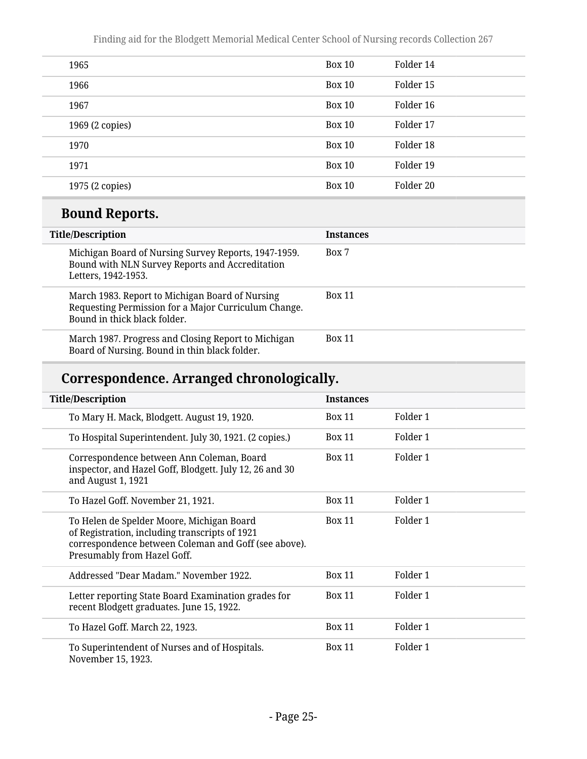| | | |
|---|---|---|
| 1965 | Box 10 | Folder 14 |
| 1966 | Box 10 | Folder 15 |
| 1967 | Box 10 | Folder 16 |
| 1969 (2 copies) | Box 10 | Folder 17 |
| 1970 | Box 10 | Folder 18 |
| 1971 | Box 10 | Folder 19 |
| 1975 (2 copies) | Box 10 | Folder 20 |

## Bound Reports.

| Title/Description | Instances | |
|---|---|---|
| Michigan Board of Nursing Survey Reports, 1947-1959. Bound with NLN Survey Reports and Accreditation Letters, 1942-1953. | Box 7 | |
| March 1983. Report to Michigan Board of Nursing Requesting Permission for a Major Curriculum Change. Bound in thick black folder. | Box 11 | |
| March 1987. Progress and Closing Report to Michigan Board of Nursing. Bound in thin black folder. | Box 11 | |

## Correspondence. Arranged chronologically.

| Title/Description | Instances | |
|---|---|---|
| To Mary H. Mack, Blodgett. August 19, 1920. | Box 11 | Folder 1 |
| To Hospital Superintendent. July 30, 1921. (2 copies.) | Box 11 | Folder 1 |
| Correspondence between Ann Coleman, Board inspector, and Hazel Goff, Blodgett. July 12, 26 and 30 and August 1, 1921 | Box 11 | Folder 1 |
| To Hazel Goff. November 21, 1921. | Box 11 | Folder 1 |
| To Helen de Spelder Moore, Michigan Board of Registration, including transcripts of 1921 correspondence between Coleman and Goff (see above). Presumably from Hazel Goff. | Box 11 | Folder 1 |
| Addressed "Dear Madam." November 1922. | Box 11 | Folder 1 |
| Letter reporting State Board Examination grades for recent Blodgett graduates. June 15, 1922. | Box 11 | Folder 1 |
| To Hazel Goff. March 22, 1923. | Box 11 | Folder 1 |
| To Superintendent of Nurses and of Hospitals. November 15, 1923. | Box 11 | Folder 1 |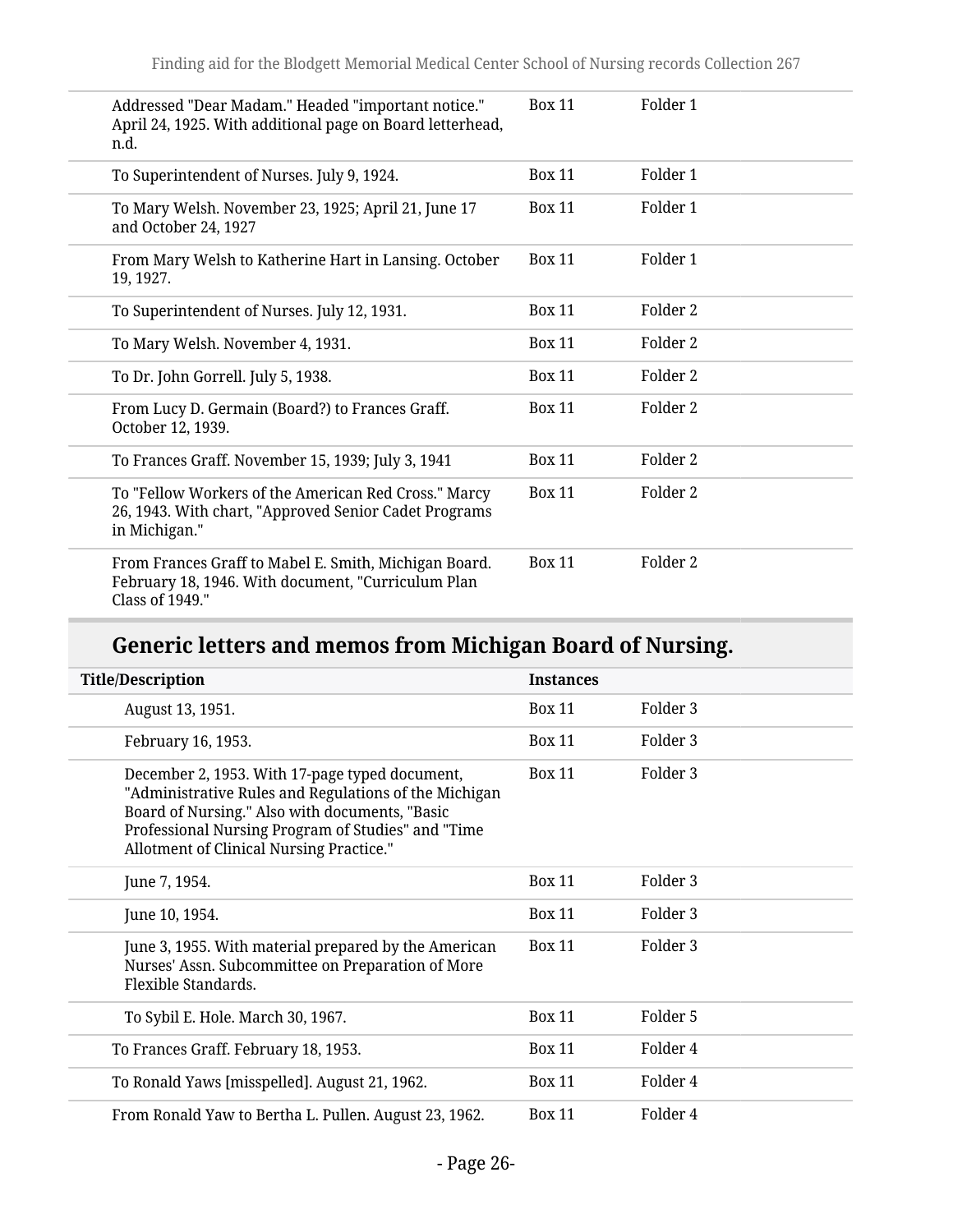| Title/Description | Instances | |
|---|---|---|
| Addressed "Dear Madam." Headed "important notice." April 24, 1925. With additional page on Board letterhead, n.d. | Box 11 | Folder 1 |
| To Superintendent of Nurses. July 9, 1924. | Box 11 | Folder 1 |
| To Mary Welsh. November 23, 1925; April 21, June 17 and October 24, 1927 | Box 11 | Folder 1 |
| From Mary Welsh to Katherine Hart in Lansing. October 19, 1927. | Box 11 | Folder 1 |
| To Superintendent of Nurses. July 12, 1931. | Box 11 | Folder 2 |
| To Mary Welsh. November 4, 1931. | Box 11 | Folder 2 |
| To Dr. John Gorrell. July 5, 1938. | Box 11 | Folder 2 |
| From Lucy D. Germain (Board?) to Frances Graff. October 12, 1939. | Box 11 | Folder 2 |
| To Frances Graff. November 15, 1939; July 3, 1941 | Box 11 | Folder 2 |
| To "Fellow Workers of the American Red Cross." Marcy 26, 1943. With chart, "Approved Senior Cadet Programs in Michigan." | Box 11 | Folder 2 |
| From Frances Graff to Mabel E. Smith, Michigan Board. February 18, 1946. With document, "Curriculum Plan Class of 1949." | Box 11 | Folder 2 |

## Generic letters and memos from Michigan Board of Nursing.

| Title/Description | Instances | |
|---|---|---|
| August 13, 1951. | Box 11 | Folder 3 |
| February 16, 1953. | Box 11 | Folder 3 |
| December 2, 1953. With 17-page typed document, "Administrative Rules and Regulations of the Michigan Board of Nursing." Also with documents, "Basic Professional Nursing Program of Studies" and "Time Allotment of Clinical Nursing Practice." | Box 11 | Folder 3 |
| June 7, 1954. | Box 11 | Folder 3 |
| June 10, 1954. | Box 11 | Folder 3 |
| June 3, 1955. With material prepared by the American Nurses' Assn. Subcommittee on Preparation of More Flexible Standards. | Box 11 | Folder 3 |
| To Sybil E. Hole. March 30, 1967. | Box 11 | Folder 5 |
| To Frances Graff. February 18, 1953. | Box 11 | Folder 4 |
| To Ronald Yaws [misspelled]. August 21, 1962. | Box 11 | Folder 4 |
| From Ronald Yaw to Bertha L. Pullen. August 23, 1962. | Box 11 | Folder 4 |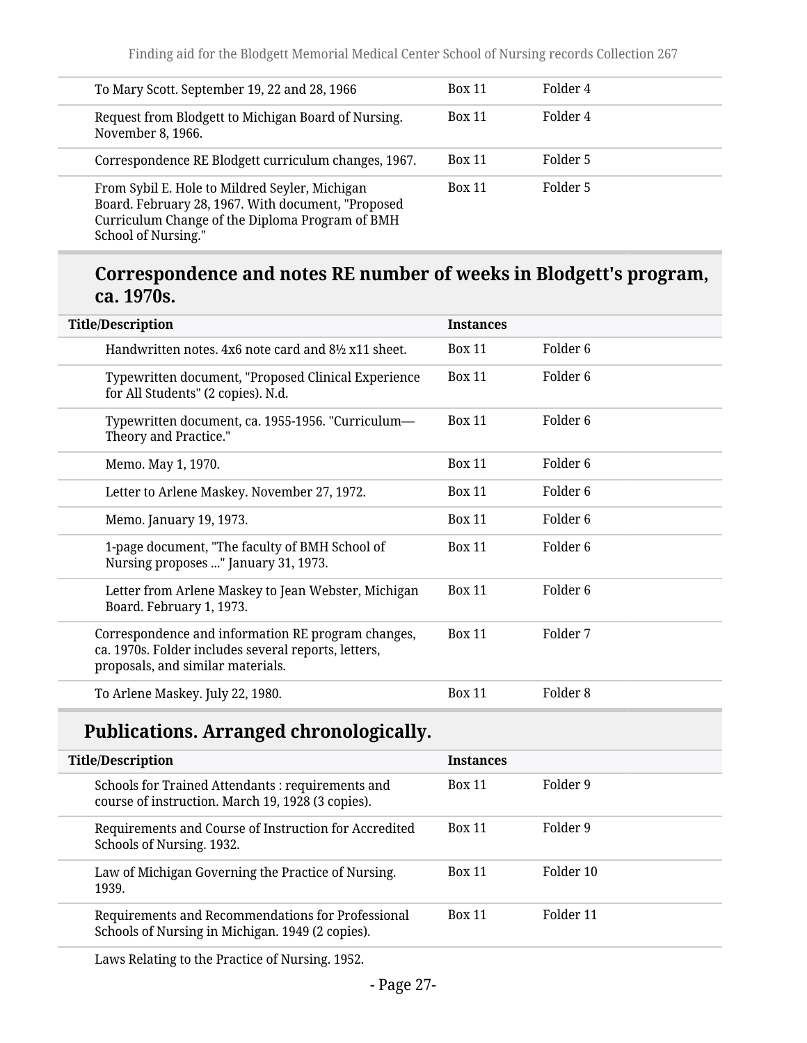| | | |
|---|---|---|
| To Mary Scott. September 19, 22 and 28, 1966 | Box 11 | Folder 4 |
| Request from Blodgett to Michigan Board of Nursing. November 8, 1966. | Box 11 | Folder 4 |
| Correspondence RE Blodgett curriculum changes, 1967. | Box 11 | Folder 5 |
| From Sybil E. Hole to Mildred Seyler, Michigan Board. February 28, 1967. With document, "Proposed Curriculum Change of the Diploma Program of BMH School of Nursing." | Box 11 | Folder 5 |

## Correspondence and notes RE number of weeks in Blodgett's program, ca. 1970s.

| Title/Description | Instances | |
|---|---|---|
| Handwritten notes. 4x6 note card and 8½ x11 sheet. | Box 11 | Folder 6 |
| Typewritten document, "Proposed Clinical Experience for All Students" (2 copies). N.d. | Box 11 | Folder 6 |
| Typewritten document, ca. 1955-1956. "Curriculum—Theory and Practice." | Box 11 | Folder 6 |
| Memo. May 1, 1970. | Box 11 | Folder 6 |
| Letter to Arlene Maskey. November 27, 1972. | Box 11 | Folder 6 |
| Memo. January 19, 1973. | Box 11 | Folder 6 |
| 1-page document, "The faculty of BMH School of Nursing proposes ..." January 31, 1973. | Box 11 | Folder 6 |
| Letter from Arlene Maskey to Jean Webster, Michigan Board. February 1, 1973. | Box 11 | Folder 6 |
| Correspondence and information RE program changes, ca. 1970s. Folder includes several reports, letters, proposals, and similar materials. | Box 11 | Folder 7 |
| To Arlene Maskey. July 22, 1980. | Box 11 | Folder 8 |

## Publications. Arranged chronologically.

| Title/Description | Instances | |
|---|---|---|
| Schools for Trained Attendants : requirements and course of instruction. March 19, 1928 (3 copies). | Box 11 | Folder 9 |
| Requirements and Course of Instruction for Accredited Schools of Nursing. 1932. | Box 11 | Folder 9 |
| Law of Michigan Governing the Practice of Nursing. 1939. | Box 11 | Folder 10 |
| Requirements and Recommendations for Professional Schools of Nursing in Michigan. 1949 (2 copies). | Box 11 | Folder 11 |
| Laws Relating to the Practice of Nursing. 1952. | | |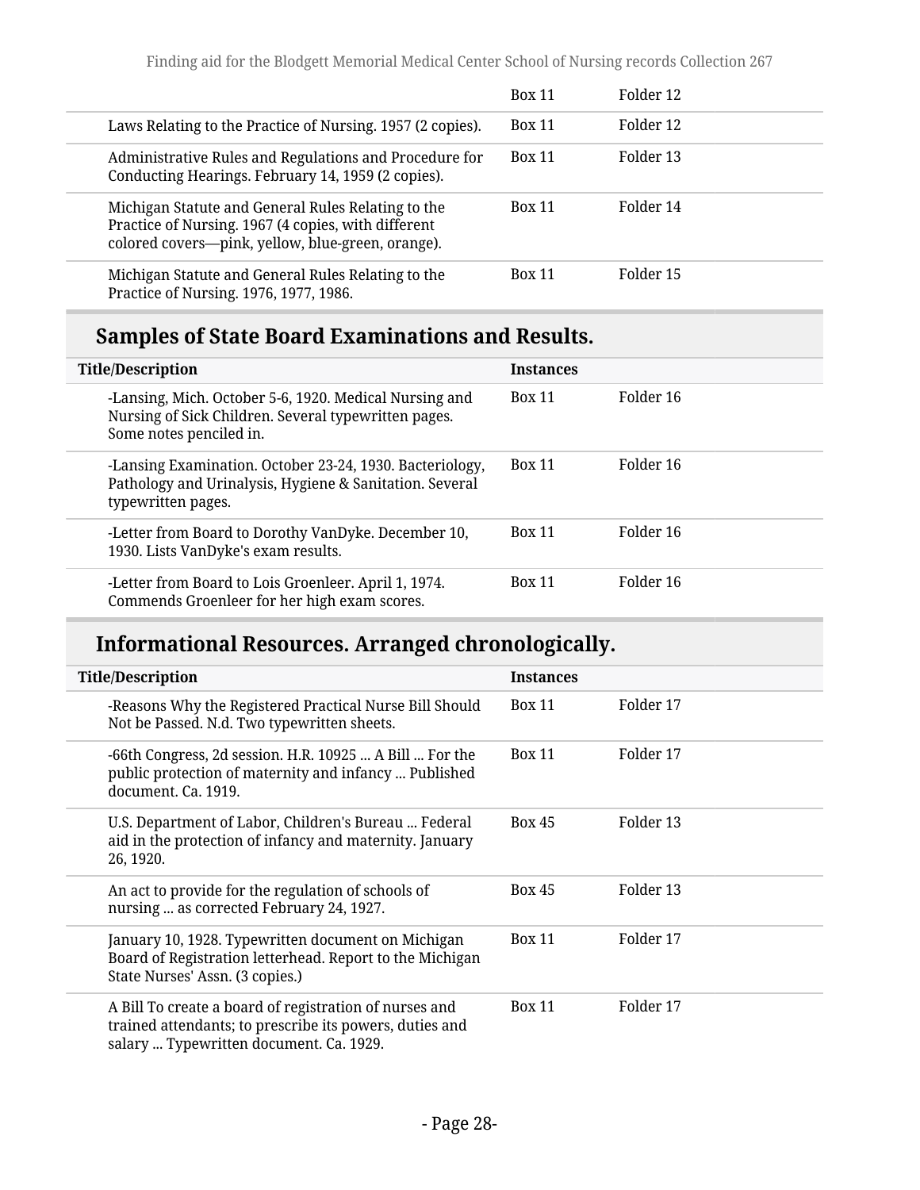| | | |
|---|---|---|
| | Box 11 | Folder 12 |
| Laws Relating to the Practice of Nursing. 1957 (2 copies). | Box 11 | Folder 12 |
| Administrative Rules and Regulations and Procedure for Conducting Hearings. February 14, 1959 (2 copies). | Box 11 | Folder 13 |
| Michigan Statute and General Rules Relating to the Practice of Nursing. 1967 (4 copies, with different colored covers—pink, yellow, blue-green, orange). | Box 11 | Folder 14 |
| Michigan Statute and General Rules Relating to the Practice of Nursing. 1976, 1977, 1986. | Box 11 | Folder 15 |

## Samples of State Board Examinations and Results.

| Title/Description | Instances | |
|---|---|---|
| -Lansing, Mich. October 5-6, 1920. Medical Nursing and Nursing of Sick Children. Several typewritten pages. Some notes penciled in. | Box 11 | Folder 16 |
| -Lansing Examination. October 23-24, 1930. Bacteriology, Pathology and Urinalysis, Hygiene & Sanitation. Several typewritten pages. | Box 11 | Folder 16 |
| -Letter from Board to Dorothy VanDyke. December 10, 1930. Lists VanDyke's exam results. | Box 11 | Folder 16 |
| -Letter from Board to Lois Groenleer. April 1, 1974. Commends Groenleer for her high exam scores. | Box 11 | Folder 16 |

## Informational Resources. Arranged chronologically.

| Title/Description | Instances | |
|---|---|---|
| -Reasons Why the Registered Practical Nurse Bill Should Not be Passed. N.d. Two typewritten sheets. | Box 11 | Folder 17 |
| -66th Congress, 2d session. H.R. 10925 ... A Bill ... For the public protection of maternity and infancy ... Published document. Ca. 1919. | Box 11 | Folder 17 |
| U.S. Department of Labor, Children's Bureau ... Federal aid in the protection of infancy and maternity. January 26, 1920. | Box 45 | Folder 13 |
| An act to provide for the regulation of schools of nursing ... as corrected February 24, 1927. | Box 45 | Folder 13 |
| January 10, 1928. Typewritten document on Michigan Board of Registration letterhead. Report to the Michigan State Nurses' Assn. (3 copies.) | Box 11 | Folder 17 |
| A Bill To create a board of registration of nurses and trained attendants; to prescribe its powers, duties and salary ... Typewritten document. Ca. 1929. | Box 11 | Folder 17 |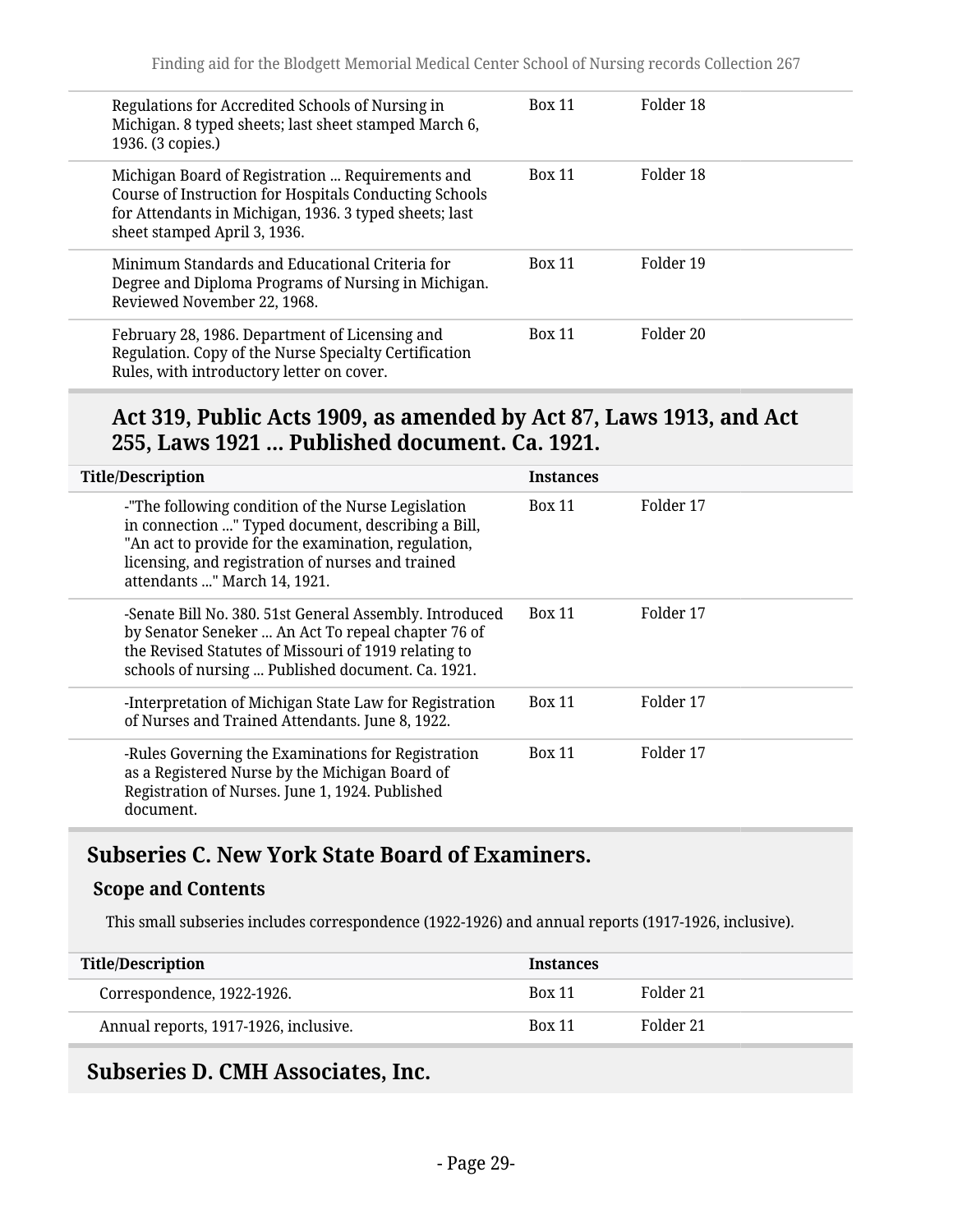| Title/Description | Instances | |
|---|---|---|
| Regulations for Accredited Schools of Nursing in Michigan. 8 typed sheets; last sheet stamped March 6, 1936. (3 copies.) | Box 11 | Folder 18 |
| Michigan Board of Registration ... Requirements and Course of Instruction for Hospitals Conducting Schools for Attendants in Michigan, 1936. 3 typed sheets; last sheet stamped April 3, 1936. | Box 11 | Folder 18 |
| Minimum Standards and Educational Criteria for Degree and Diploma Programs of Nursing in Michigan. Reviewed November 22, 1968. | Box 11 | Folder 19 |
| February 28, 1986. Department of Licensing and Regulation. Copy of the Nurse Specialty Certification Rules, with introductory letter on cover. | Box 11 | Folder 20 |

### Act 319, Public Acts 1909, as amended by Act 87, Laws 1913, and Act 255, Laws 1921 ... Published document. Ca. 1921.

| Title/Description | Instances | |
|---|---|---|
| -"The following condition of the Nurse Legislation in connection ..." Typed document, describing a Bill, "An act to provide for the examination, regulation, licensing, and registration of nurses and trained attendants ..." March 14, 1921. | Box 11 | Folder 17 |
| -Senate Bill No. 380. 51st General Assembly. Introduced by Senator Seneker ... An Act To repeal chapter 76 of the Revised Statutes of Missouri of 1919 relating to schools of nursing ... Published document. Ca. 1921. | Box 11 | Folder 17 |
| -Interpretation of Michigan State Law for Registration of Nurses and Trained Attendants. June 8, 1922. | Box 11 | Folder 17 |
| -Rules Governing the Examinations for Registration as a Registered Nurse by the Michigan Board of Registration of Nurses. June 1, 1924. Published document. | Box 11 | Folder 17 |

## Subseries C. New York State Board of Examiners.

### Scope and Contents

This small subseries includes correspondence (1922-1926) and annual reports (1917-1926, inclusive).

| Title/Description | Instances | |
|---|---|---|
| Correspondence, 1922-1926. | Box 11 | Folder 21 |
| Annual reports, 1917-1926, inclusive. | Box 11 | Folder 21 |

## Subseries D. CMH Associates, Inc.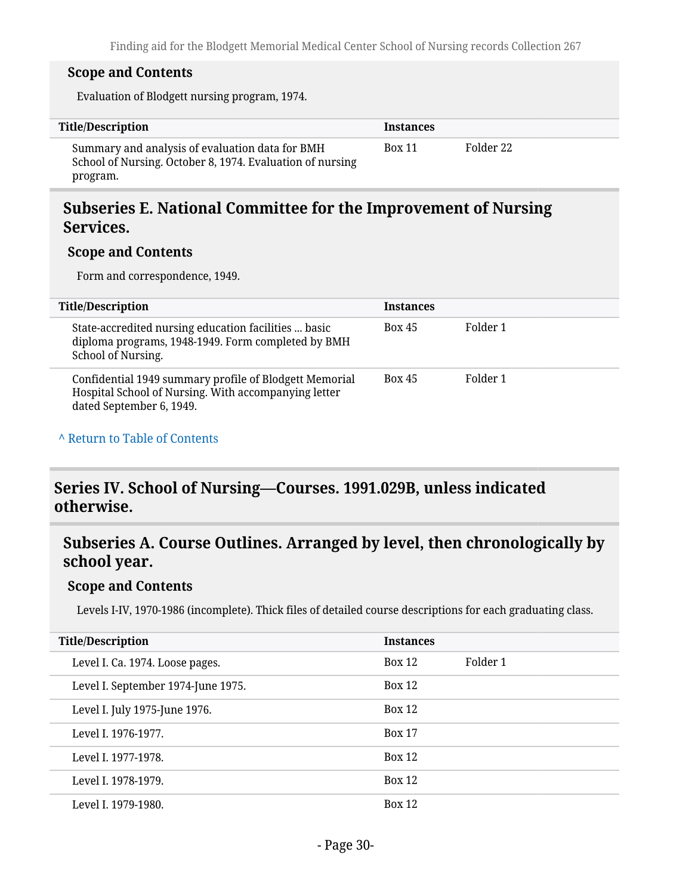#### Scope and Contents

Evaluation of Blodgett nursing program, 1974.

| Title/Description | Instances | |
|---|---|---|
| Summary and analysis of evaluation data for BMH School of Nursing. October 8, 1974. Evaluation of nursing program. | Box 11 | Folder 22 |

### Subseries E. National Committee for the Improvement of Nursing Services.

#### Scope and Contents

Form and correspondence, 1949.

| Title/Description | Instances | |
|---|---|---|
| State-accredited nursing education facilities ... basic diploma programs, 1948-1949. Form completed by BMH School of Nursing. | Box 45 | Folder 1 |
| Confidential 1949 summary profile of Blodgett Memorial Hospital School of Nursing. With accompanying letter dated September 6, 1949. | Box 45 | Folder 1 |

^ Return to Table of Contents

## Series IV. School of Nursing—Courses. 1991.029B, unless indicated otherwise.

### Subseries A. Course Outlines. Arranged by level, then chronologically by school year.

#### Scope and Contents

Levels I-IV, 1970-1986 (incomplete). Thick files of detailed course descriptions for each graduating class.

| Title/Description | Instances | |
|---|---|---|
| Level I. Ca. 1974. Loose pages. | Box 12 | Folder 1 |
| Level I. September 1974-June 1975. | Box 12 | |
| Level I. July 1975-June 1976. | Box 12 | |
| Level I. 1976-1977. | Box 17 | |
| Level I. 1977-1978. | Box 12 | |
| Level I. 1978-1979. | Box 12 | |
| Level I. 1979-1980. | Box 12 | |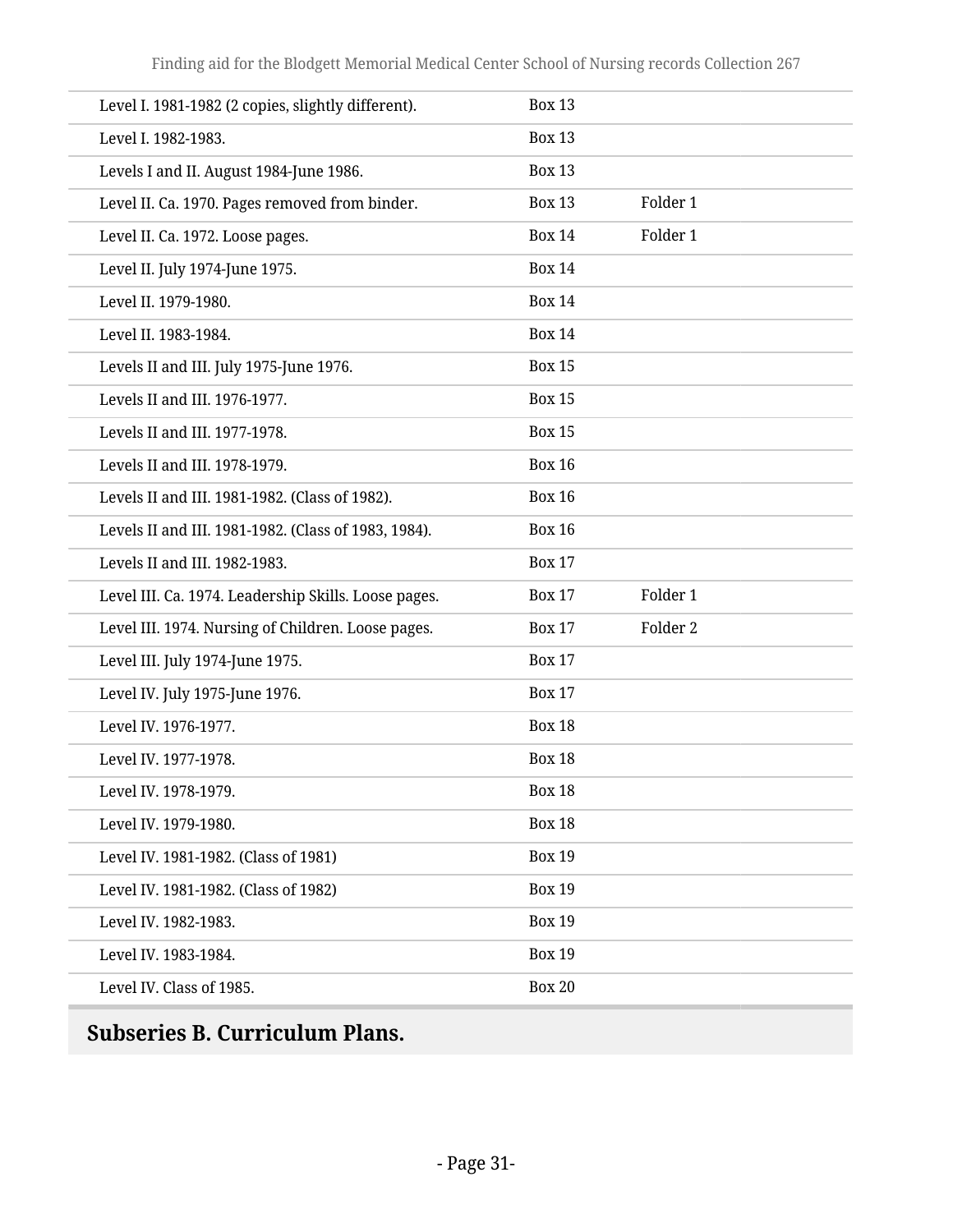| | | |
|---|---|---|
| Level I. 1981-1982 (2 copies, slightly different). | Box 13 | |
| Level I. 1982-1983. | Box 13 | |
| Levels I and II. August 1984-June 1986. | Box 13 | |
| Level II. Ca. 1970. Pages removed from binder. | Box 13 | Folder 1 |
| Level II. Ca. 1972. Loose pages. | Box 14 | Folder 1 |
| Level II. July 1974-June 1975. | Box 14 | |
| Level II. 1979-1980. | Box 14 | |
| Level II. 1983-1984. | Box 14 | |
| Levels II and III. July 1975-June 1976. | Box 15 | |
| Levels II and III. 1976-1977. | Box 15 | |
| Levels II and III. 1977-1978. | Box 15 | |
| Levels II and III. 1978-1979. | Box 16 | |
| Levels II and III. 1981-1982. (Class of 1982). | Box 16 | |
| Levels II and III. 1981-1982. (Class of 1983, 1984). | Box 16 | |
| Levels II and III. 1982-1983. | Box 17 | |
| Level III. Ca. 1974. Leadership Skills. Loose pages. | Box 17 | Folder 1 |
| Level III. 1974. Nursing of Children. Loose pages. | Box 17 | Folder 2 |
| Level III. July 1974-June 1975. | Box 17 | |
| Level IV. July 1975-June 1976. | Box 17 | |
| Level IV. 1976-1977. | Box 18 | |
| Level IV. 1977-1978. | Box 18 | |
| Level IV. 1978-1979. | Box 18 | |
| Level IV. 1979-1980. | Box 18 | |
| Level IV. 1981-1982. (Class of 1981) | Box 19 | |
| Level IV. 1981-1982. (Class of 1982) | Box 19 | |
| Level IV. 1982-1983. | Box 19 | |
| Level IV. 1983-1984. | Box 19 | |
| Level IV. Class of 1985. | Box 20 | |

## Subseries B. Curriculum Plans.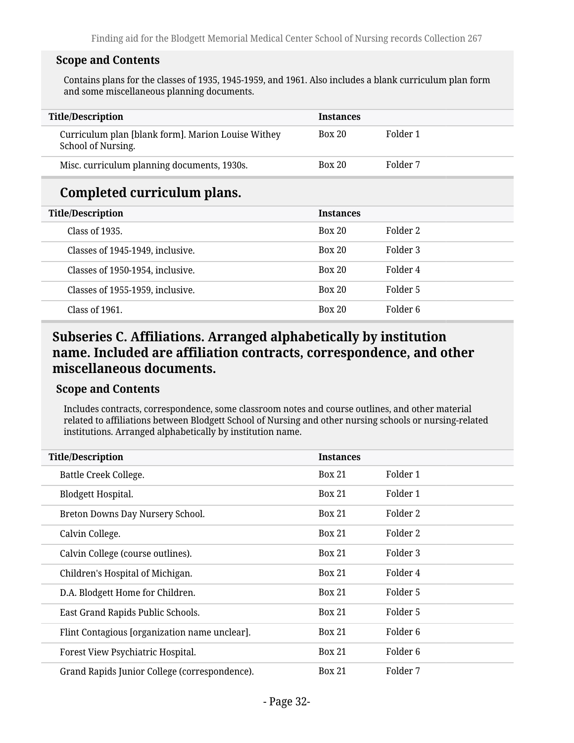### Scope and Contents

Contains plans for the classes of 1935, 1945-1959, and 1961. Also includes a blank curriculum plan form and some miscellaneous planning documents.

| Title/Description | Instances | |
|---|---|---|
| Curriculum plan [blank form]. Marion Louise Withey School of Nursing. | Box 20 | Folder 1 |
| Misc. curriculum planning documents, 1930s. | Box 20 | Folder 7 |

## Completed curriculum plans.

| Title/Description | Instances | |
|---|---|---|
| Class of 1935. | Box 20 | Folder 2 |
| Classes of 1945-1949, inclusive. | Box 20 | Folder 3 |
| Classes of 1950-1954, inclusive. | Box 20 | Folder 4 |
| Classes of 1955-1959, inclusive. | Box 20 | Folder 5 |
| Class of 1961. | Box 20 | Folder 6 |

## Subseries C. Affiliations. Arranged alphabetically by institution name. Included are affiliation contracts, correspondence, and other miscellaneous documents.

### Scope and Contents

Includes contracts, correspondence, some classroom notes and course outlines, and other material related to affiliations between Blodgett School of Nursing and other nursing schools or nursing-related institutions. Arranged alphabetically by institution name.

| Title/Description | Instances | |
|---|---|---|
| Battle Creek College. | Box 21 | Folder 1 |
| Blodgett Hospital. | Box 21 | Folder 1 |
| Breton Downs Day Nursery School. | Box 21 | Folder 2 |
| Calvin College. | Box 21 | Folder 2 |
| Calvin College (course outlines). | Box 21 | Folder 3 |
| Children's Hospital of Michigan. | Box 21 | Folder 4 |
| D.A. Blodgett Home for Children. | Box 21 | Folder 5 |
| East Grand Rapids Public Schools. | Box 21 | Folder 5 |
| Flint Contagious [organization name unclear]. | Box 21 | Folder 6 |
| Forest View Psychiatric Hospital. | Box 21 | Folder 6 |
| Grand Rapids Junior College (correspondence). | Box 21 | Folder 7 |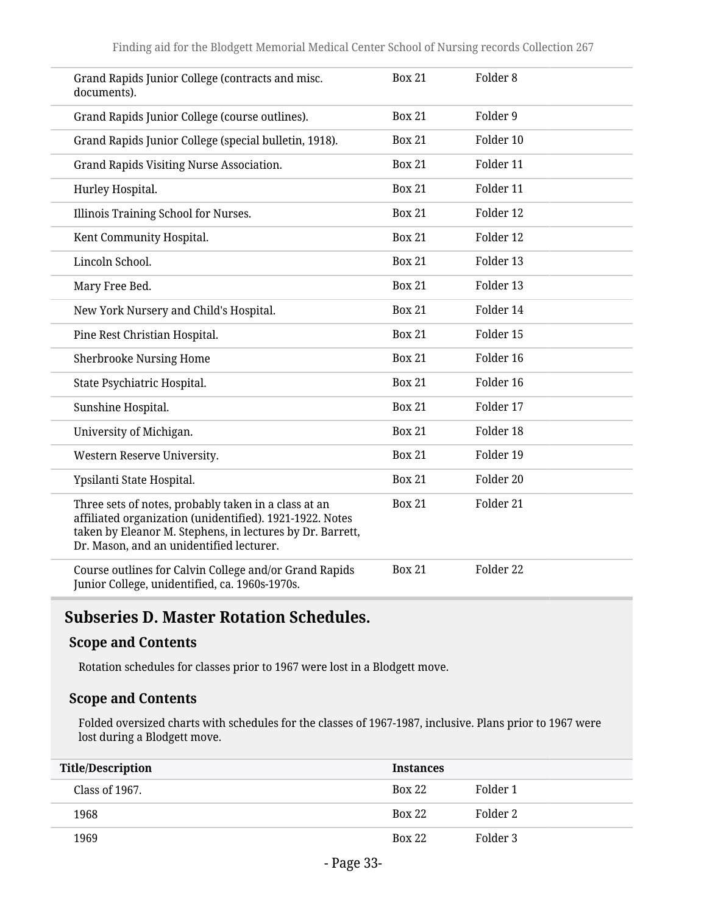| | | |
|---|---|---|
| Grand Rapids Junior College (contracts and misc. documents). | Box 21 | Folder 8 |
| Grand Rapids Junior College (course outlines). | Box 21 | Folder 9 |
| Grand Rapids Junior College (special bulletin, 1918). | Box 21 | Folder 10 |
| Grand Rapids Visiting Nurse Association. | Box 21 | Folder 11 |
| Hurley Hospital. | Box 21 | Folder 11 |
| Illinois Training School for Nurses. | Box 21 | Folder 12 |
| Kent Community Hospital. | Box 21 | Folder 12 |
| Lincoln School. | Box 21 | Folder 13 |
| Mary Free Bed. | Box 21 | Folder 13 |
| New York Nursery and Child's Hospital. | Box 21 | Folder 14 |
| Pine Rest Christian Hospital. | Box 21 | Folder 15 |
| Sherbrooke Nursing Home | Box 21 | Folder 16 |
| State Psychiatric Hospital. | Box 21 | Folder 16 |
| Sunshine Hospital. | Box 21 | Folder 17 |
| University of Michigan. | Box 21 | Folder 18 |
| Western Reserve University. | Box 21 | Folder 19 |
| Ypsilanti State Hospital. | Box 21 | Folder 20 |
| Three sets of notes, probably taken in a class at an affiliated organization (unidentified). 1921-1922. Notes taken by Eleanor M. Stephens, in lectures by Dr. Barrett, Dr. Mason, and an unidentified lecturer. | Box 21 | Folder 21 |
| Course outlines for Calvin College and/or Grand Rapids Junior College, unidentified, ca. 1960s-1970s. | Box 21 | Folder 22 |

## Subseries D. Master Rotation Schedules.

### Scope and Contents

Rotation schedules for classes prior to 1967 were lost in a Blodgett move.

### Scope and Contents

Folded oversized charts with schedules for the classes of 1967-1987, inclusive. Plans prior to 1967 were lost during a Blodgett move.

| Title/Description | Instances | |
|---|---|---|
| Class of 1967. | Box 22 | Folder 1 |
| 1968 | Box 22 | Folder 2 |
| 1969 | Box 22 | Folder 3 |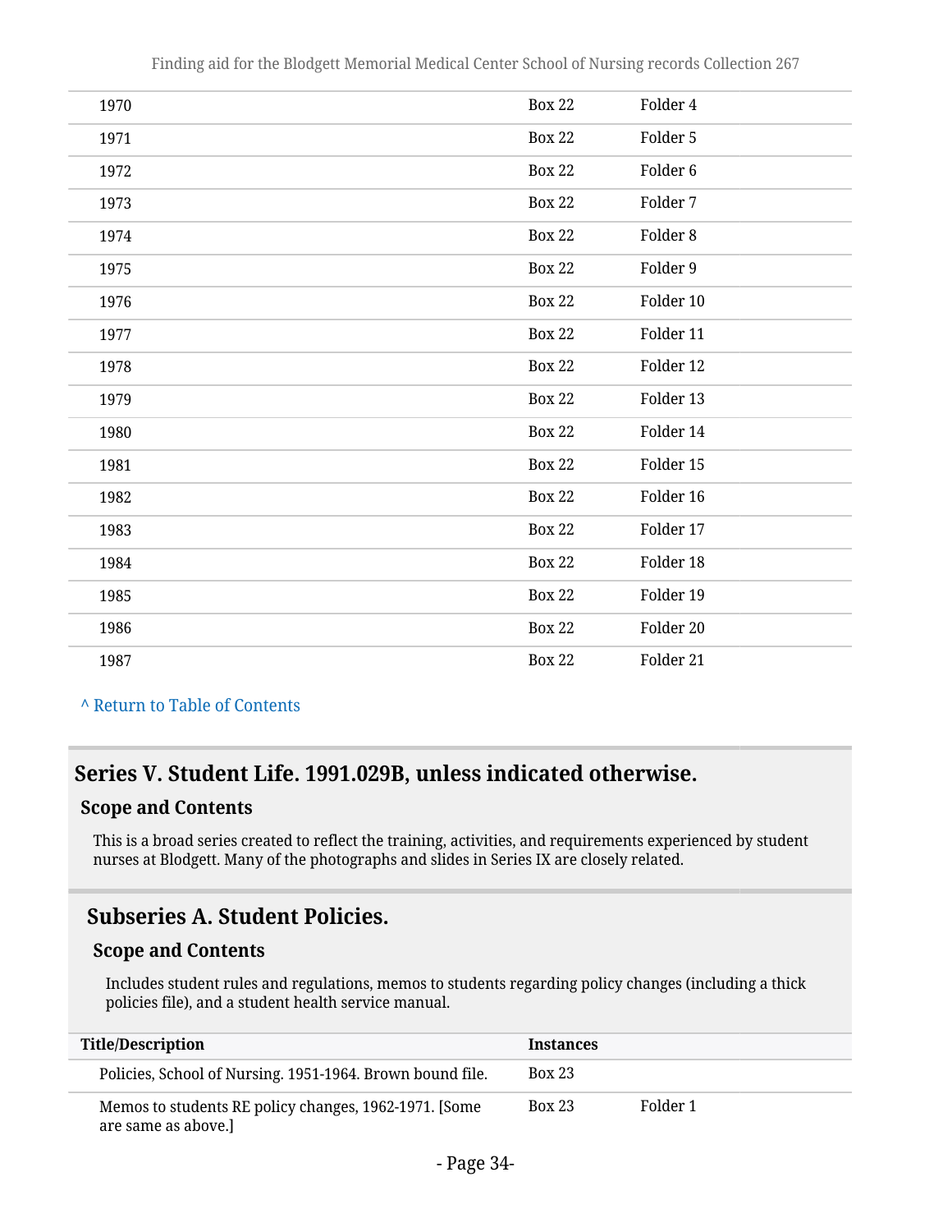| | | |
|---|---|---|
| 1970 | Box 22 | Folder 4 |
| 1971 | Box 22 | Folder 5 |
| 1972 | Box 22 | Folder 6 |
| 1973 | Box 22 | Folder 7 |
| 1974 | Box 22 | Folder 8 |
| 1975 | Box 22 | Folder 9 |
| 1976 | Box 22 | Folder 10 |
| 1977 | Box 22 | Folder 11 |
| 1978 | Box 22 | Folder 12 |
| 1979 | Box 22 | Folder 13 |
| 1980 | Box 22 | Folder 14 |
| 1981 | Box 22 | Folder 15 |
| 1982 | Box 22 | Folder 16 |
| 1983 | Box 22 | Folder 17 |
| 1984 | Box 22 | Folder 18 |
| 1985 | Box 22 | Folder 19 |
| 1986 | Box 22 | Folder 20 |
| 1987 | Box 22 | Folder 21 |

^ Return to Table of Contents

## Series V. Student Life. 1991.029B, unless indicated otherwise.

### Scope and Contents

This is a broad series created to reflect the training, activities, and requirements experienced by student nurses at Blodgett. Many of the photographs and slides in Series IX are closely related.

## Subseries A. Student Policies.

### Scope and Contents

Includes student rules and regulations, memos to students regarding policy changes (including a thick policies file), and a student health service manual.

| Title/Description | Instances | |
|---|---|---|
| Policies, School of Nursing. 1951-1964. Brown bound file. | Box 23 | |
| Memos to students RE policy changes, 1962-1971. [Some are same as above.] | Box 23 | Folder 1 |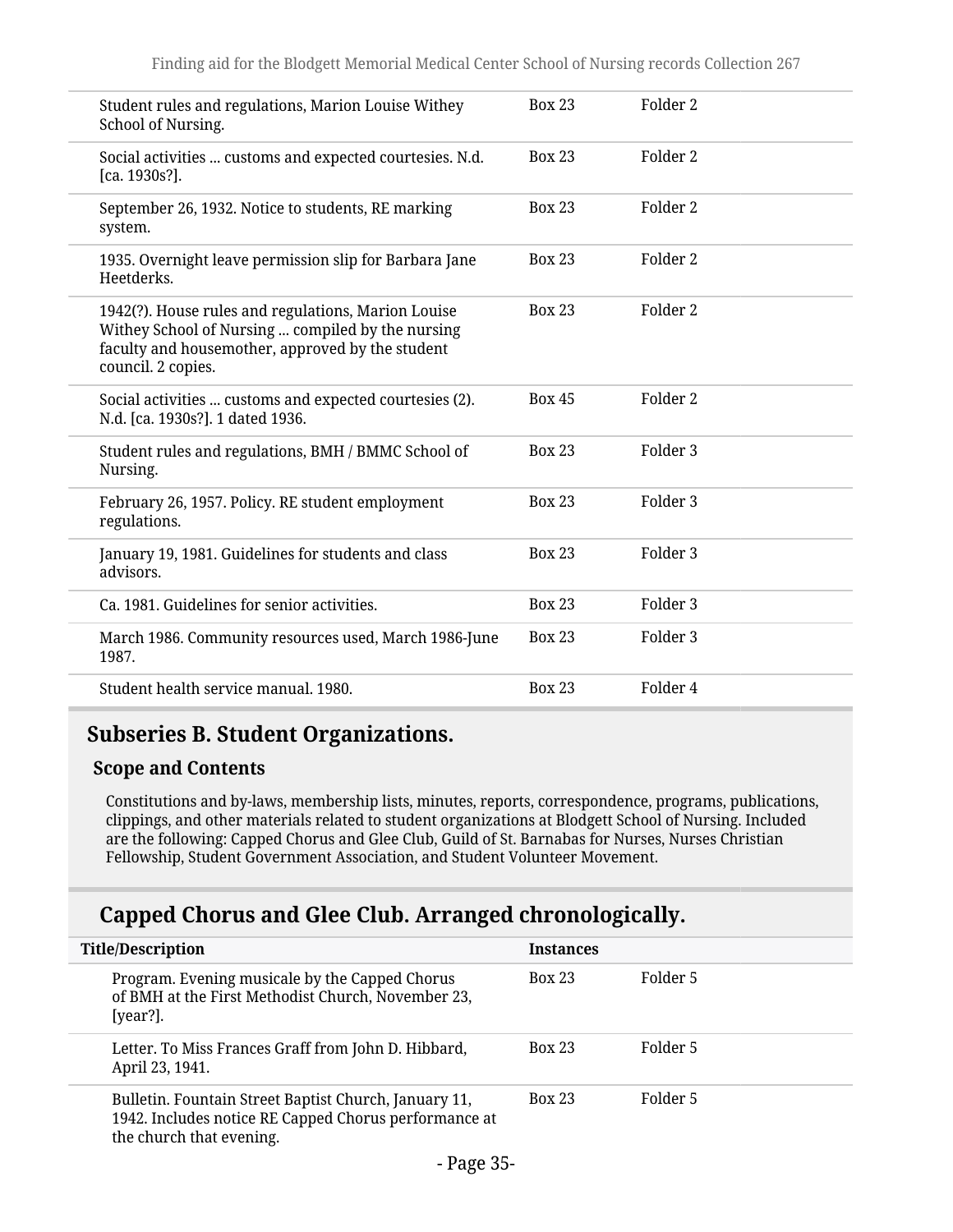| | | |
|---|---|---|
| Student rules and regulations, Marion Louise Withey School of Nursing. | Box 23 | Folder 2 |
| Social activities ... customs and expected courtesies. N.d. [ca. 1930s?]. | Box 23 | Folder 2 |
| September 26, 1932. Notice to students, RE marking system. | Box 23 | Folder 2 |
| 1935. Overnight leave permission slip for Barbara Jane Heetderks. | Box 23 | Folder 2 |
| 1942(?). House rules and regulations, Marion Louise Withey School of Nursing ... compiled by the nursing faculty and housemother, approved by the student council. 2 copies. | Box 23 | Folder 2 |
| Social activities ... customs and expected courtesies (2). N.d. [ca. 1930s?]. 1 dated 1936. | Box 45 | Folder 2 |
| Student rules and regulations, BMH / BMMC School of Nursing. | Box 23 | Folder 3 |
| February 26, 1957. Policy. RE student employment regulations. | Box 23 | Folder 3 |
| January 19, 1981. Guidelines for students and class advisors. | Box 23 | Folder 3 |
| Ca. 1981. Guidelines for senior activities. | Box 23 | Folder 3 |
| March 1986. Community resources used, March 1986-June 1987. | Box 23 | Folder 3 |
| Student health service manual. 1980. | Box 23 | Folder 4 |

## Subseries B. Student Organizations.

### Scope and Contents

Constitutions and by-laws, membership lists, minutes, reports, correspondence, programs, publications, clippings, and other materials related to student organizations at Blodgett School of Nursing. Included are the following: Capped Chorus and Glee Club, Guild of St. Barnabas for Nurses, Nurses Christian Fellowship, Student Government Association, and Student Volunteer Movement.

## Capped Chorus and Glee Club. Arranged chronologically.

| Title/Description | Instances | |
|---|---|---|
| Program. Evening musicale by the Capped Chorus of BMH at the First Methodist Church, November 23, [year?]. | Box 23 | Folder 5 |
| Letter. To Miss Frances Graff from John D. Hibbard, April 23, 1941. | Box 23 | Folder 5 |
| Bulletin. Fountain Street Baptist Church, January 11, 1942. Includes notice RE Capped Chorus performance at the church that evening. | Box 23 | Folder 5 |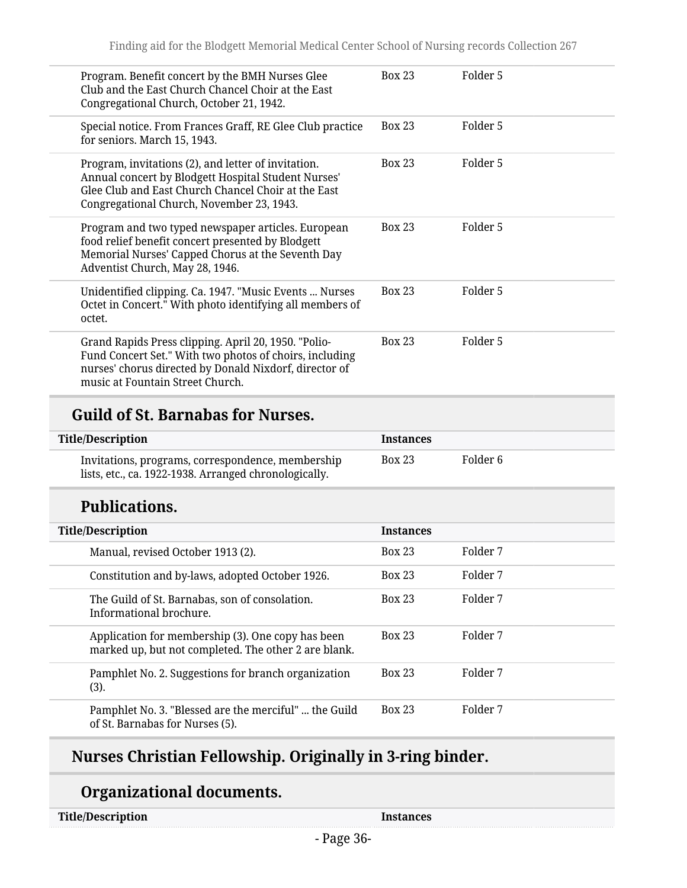| Title/Description | Instances | |
|---|---|---|
| Program. Benefit concert by the BMH Nurses Glee Club and the East Church Chancel Choir at the East Congregational Church, October 21, 1942. | Box 23 | Folder 5 |
| Special notice. From Frances Graff, RE Glee Club practice for seniors. March 15, 1943. | Box 23 | Folder 5 |
| Program, invitations (2), and letter of invitation. Annual concert by Blodgett Hospital Student Nurses' Glee Club and East Church Chancel Choir at the East Congregational Church, November 23, 1943. | Box 23 | Folder 5 |
| Program and two typed newspaper articles. European food relief benefit concert presented by Blodgett Memorial Nurses' Capped Chorus at the Seventh Day Adventist Church, May 28, 1946. | Box 23 | Folder 5 |
| Unidentified clipping. Ca. 1947. "Music Events ... Nurses Octet in Concert." With photo identifying all members of octet. | Box 23 | Folder 5 |
| Grand Rapids Press clipping. April 20, 1950. "Polio-Fund Concert Set." With two photos of choirs, including nurses' chorus directed by Donald Nixdorf, director of music at Fountain Street Church. | Box 23 | Folder 5 |

## Guild of St. Barnabas for Nurses.

| Title/Description | Instances | |
|---|---|---|
| Invitations, programs, correspondence, membership lists, etc., ca. 1922-1938. Arranged chronologically. | Box 23 | Folder 6 |

### Publications.

| Title/Description | Instances | |
|---|---|---|
| Manual, revised October 1913 (2). | Box 23 | Folder 7 |
| Constitution and by-laws, adopted October 1926. | Box 23 | Folder 7 |
| The Guild of St. Barnabas, son of consolation. Informational brochure. | Box 23 | Folder 7 |
| Application for membership (3). One copy has been marked up, but not completed. The other 2 are blank. | Box 23 | Folder 7 |
| Pamphlet No. 2. Suggestions for branch organization (3). | Box 23 | Folder 7 |
| Pamphlet No. 3. "Blessed are the merciful" ... the Guild of St. Barnabas for Nurses (5). | Box 23 | Folder 7 |

## Nurses Christian Fellowship. Originally in 3-ring binder.

### Organizational documents.

| Title/Description | Instances |
|---|---|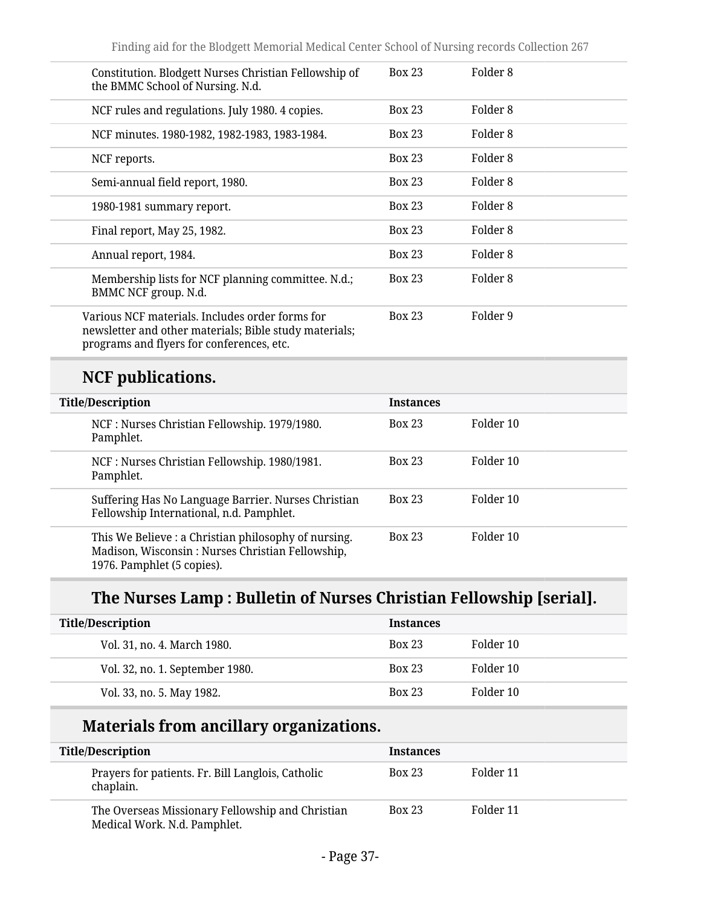| | | |
|---|---|---|
| Constitution. Blodgett Nurses Christian Fellowship of the BMMC School of Nursing. N.d. | Box 23 | Folder 8 |
| NCF rules and regulations. July 1980. 4 copies. | Box 23 | Folder 8 |
| NCF minutes. 1980-1982, 1982-1983, 1983-1984. | Box 23 | Folder 8 |
| NCF reports. | Box 23 | Folder 8 |
| Semi-annual field report, 1980. | Box 23 | Folder 8 |
| 1980-1981 summary report. | Box 23 | Folder 8 |
| Final report, May 25, 1982. | Box 23 | Folder 8 |
| Annual report, 1984. | Box 23 | Folder 8 |
| Membership lists for NCF planning committee. N.d.; BMMC NCF group. N.d. | Box 23 | Folder 8 |
| Various NCF materials. Includes order forms for newsletter and other materials; Bible study materials; programs and flyers for conferences, etc. | Box 23 | Folder 9 |

## NCF publications.

| Title/Description | Instances | |
|---|---|---|
| NCF : Nurses Christian Fellowship. 1979/1980. Pamphlet. | Box 23 | Folder 10 |
| NCF : Nurses Christian Fellowship. 1980/1981. Pamphlet. | Box 23 | Folder 10 |
| Suffering Has No Language Barrier. Nurses Christian Fellowship International, n.d. Pamphlet. | Box 23 | Folder 10 |
| This We Believe : a Christian philosophy of nursing. Madison, Wisconsin : Nurses Christian Fellowship, 1976. Pamphlet (5 copies). | Box 23 | Folder 10 |

### The Nurses Lamp : Bulletin of Nurses Christian Fellowship [serial].

| Title/Description | Instances | |
|---|---|---|
| Vol. 31, no. 4. March 1980. | Box 23 | Folder 10 |
| Vol. 32, no. 1. September 1980. | Box 23 | Folder 10 |
| Vol. 33, no. 5. May 1982. | Box 23 | Folder 10 |

## Materials from ancillary organizations.

| Title/Description | Instances | |
|---|---|---|
| Prayers for patients. Fr. Bill Langlois, Catholic chaplain. | Box 23 | Folder 11 |
| The Overseas Missionary Fellowship and Christian Medical Work. N.d. Pamphlet. | Box 23 | Folder 11 |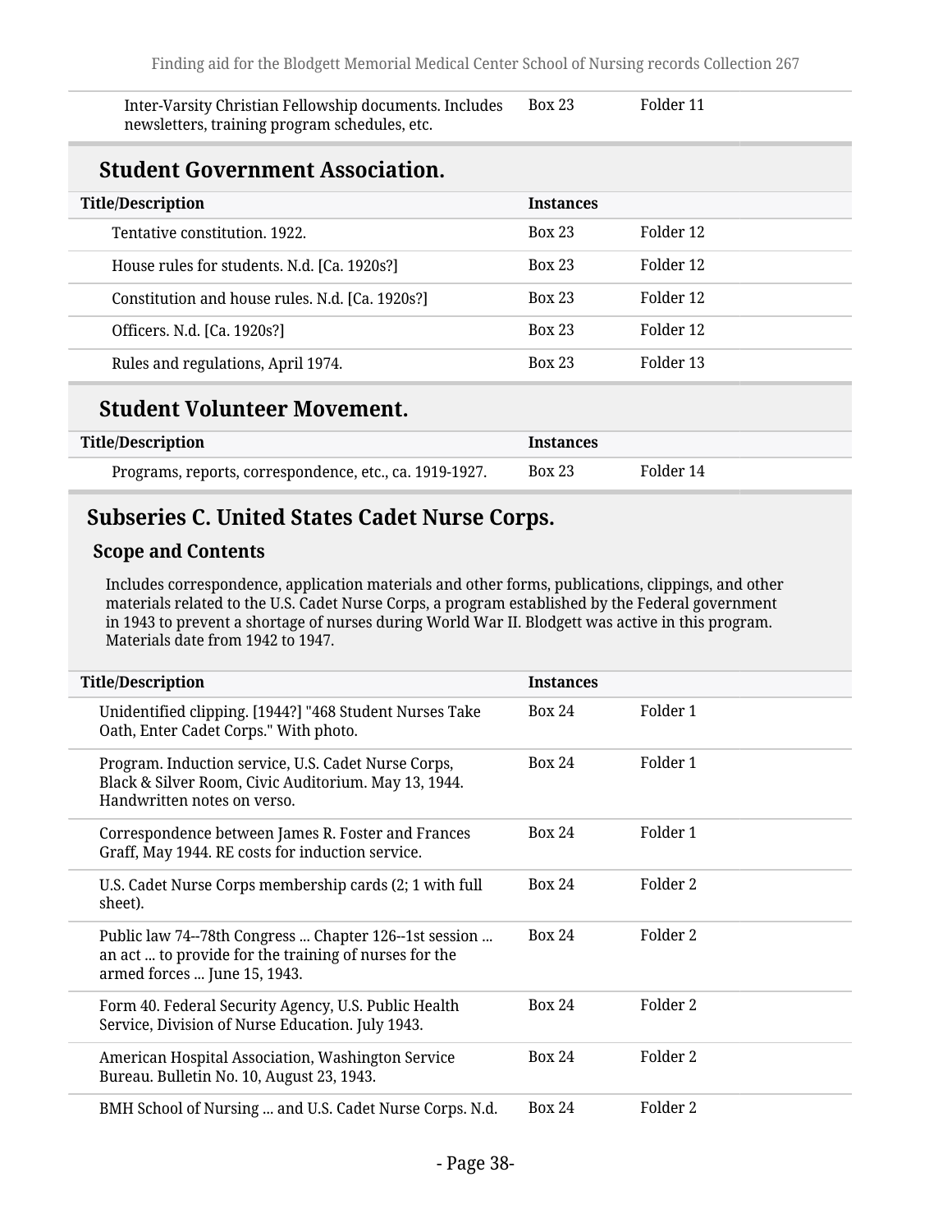| Title/Description | Instances | |
|---|---|---|
| Inter-Varsity Christian Fellowship documents. Includes newsletters, training program schedules, etc. | Box 23 | Folder 11 |

### Student Government Association.

| Title/Description | Instances | |
|---|---|---|
| Tentative constitution. 1922. | Box 23 | Folder 12 |
| House rules for students. N.d. [Ca. 1920s?] | Box 23 | Folder 12 |
| Constitution and house rules. N.d. [Ca. 1920s?] | Box 23 | Folder 12 |
| Officers. N.d. [Ca. 1920s?] | Box 23 | Folder 12 |
| Rules and regulations, April 1974. | Box 23 | Folder 13 |

### Student Volunteer Movement.

| Title/Description | Instances | |
|---|---|---|
| Programs, reports, correspondence, etc., ca. 1919-1927. | Box 23 | Folder 14 |

## Subseries C. United States Cadet Nurse Corps.

### Scope and Contents

Includes correspondence, application materials and other forms, publications, clippings, and other materials related to the U.S. Cadet Nurse Corps, a program established by the Federal government in 1943 to prevent a shortage of nurses during World War II. Blodgett was active in this program. Materials date from 1942 to 1947.

| Title/Description | Instances | |
|---|---|---|
| Unidentified clipping. [1944?] "468 Student Nurses Take Oath, Enter Cadet Corps." With photo. | Box 24 | Folder 1 |
| Program. Induction service, U.S. Cadet Nurse Corps, Black & Silver Room, Civic Auditorium. May 13, 1944. Handwritten notes on verso. | Box 24 | Folder 1 |
| Correspondence between James R. Foster and Frances Graff, May 1944. RE costs for induction service. | Box 24 | Folder 1 |
| U.S. Cadet Nurse Corps membership cards (2; 1 with full sheet). | Box 24 | Folder 2 |
| Public law 74--78th Congress ... Chapter 126--1st session ... an act ... to provide for the training of nurses for the armed forces ... June 15, 1943. | Box 24 | Folder 2 |
| Form 40. Federal Security Agency, U.S. Public Health Service, Division of Nurse Education. July 1943. | Box 24 | Folder 2 |
| American Hospital Association, Washington Service Bureau. Bulletin No. 10, August 23, 1943. | Box 24 | Folder 2 |
| BMH School of Nursing ... and U.S. Cadet Nurse Corps. N.d. | Box 24 | Folder 2 |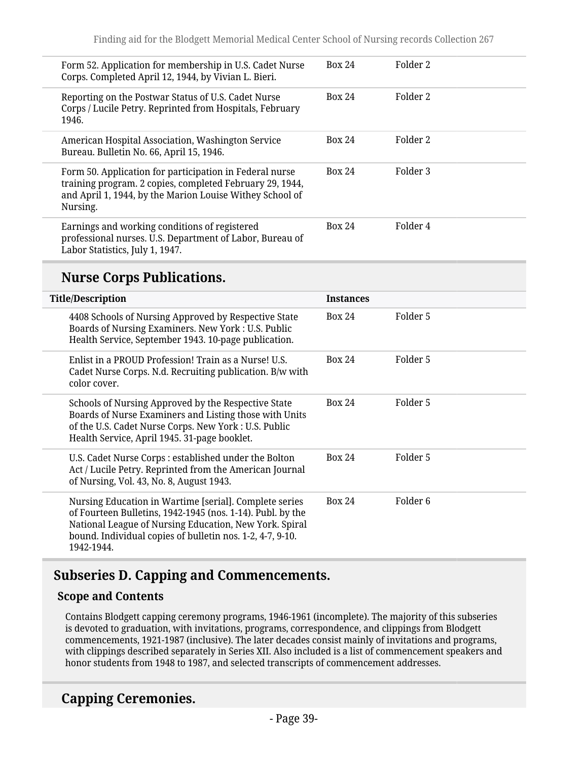| Title/Description | Instances | |
|---|---|---|
| Form 52. Application for membership in U.S. Cadet Nurse Corps. Completed April 12, 1944, by Vivian L. Bieri. | Box 24 | Folder 2 |
| Reporting on the Postwar Status of U.S. Cadet Nurse Corps / Lucile Petry. Reprinted from Hospitals, February 1946. | Box 24 | Folder 2 |
| American Hospital Association, Washington Service Bureau. Bulletin No. 66, April 15, 1946. | Box 24 | Folder 2 |
| Form 50. Application for participation in Federal nurse training program. 2 copies, completed February 29, 1944, and April 1, 1944, by the Marion Louise Withey School of Nursing. | Box 24 | Folder 3 |
| Earnings and working conditions of registered professional nurses. U.S. Department of Labor, Bureau of Labor Statistics, July 1, 1947. | Box 24 | Folder 4 |

### Nurse Corps Publications.

| Title/Description | Instances | |
|---|---|---|
| 4408 Schools of Nursing Approved by Respective State Boards of Nursing Examiners. New York : U.S. Public Health Service, September 1943. 10-page publication. | Box 24 | Folder 5 |
| Enlist in a PROUD Profession! Train as a Nurse! U.S. Cadet Nurse Corps. N.d. Recruiting publication. B/w with color cover. | Box 24 | Folder 5 |
| Schools of Nursing Approved by the Respective State Boards of Nurse Examiners and Listing those with Units of the U.S. Cadet Nurse Corps. New York : U.S. Public Health Service, April 1945. 31-page booklet. | Box 24 | Folder 5 |
| U.S. Cadet Nurse Corps : established under the Bolton Act / Lucile Petry. Reprinted from the American Journal of Nursing, Vol. 43, No. 8, August 1943. | Box 24 | Folder 5 |
| Nursing Education in Wartime [serial]. Complete series of Fourteen Bulletins, 1942-1945 (nos. 1-14). Publ. by the National League of Nursing Education, New York. Spiral bound. Individual copies of bulletin nos. 1-2, 4-7, 9-10. 1942-1944. | Box 24 | Folder 6 |

## Subseries D. Capping and Commencements.

#### Scope and Contents

Contains Blodgett capping ceremony programs, 1946-1961 (incomplete). The majority of this subseries is devoted to graduation, with invitations, programs, correspondence, and clippings from Blodgett commencements, 1921-1987 (inclusive). The later decades consist mainly of invitations and programs, with clippings described separately in Series XII. Also included is a list of commencement speakers and honor students from 1948 to 1987, and selected transcripts of commencement addresses.

### Capping Ceremonies.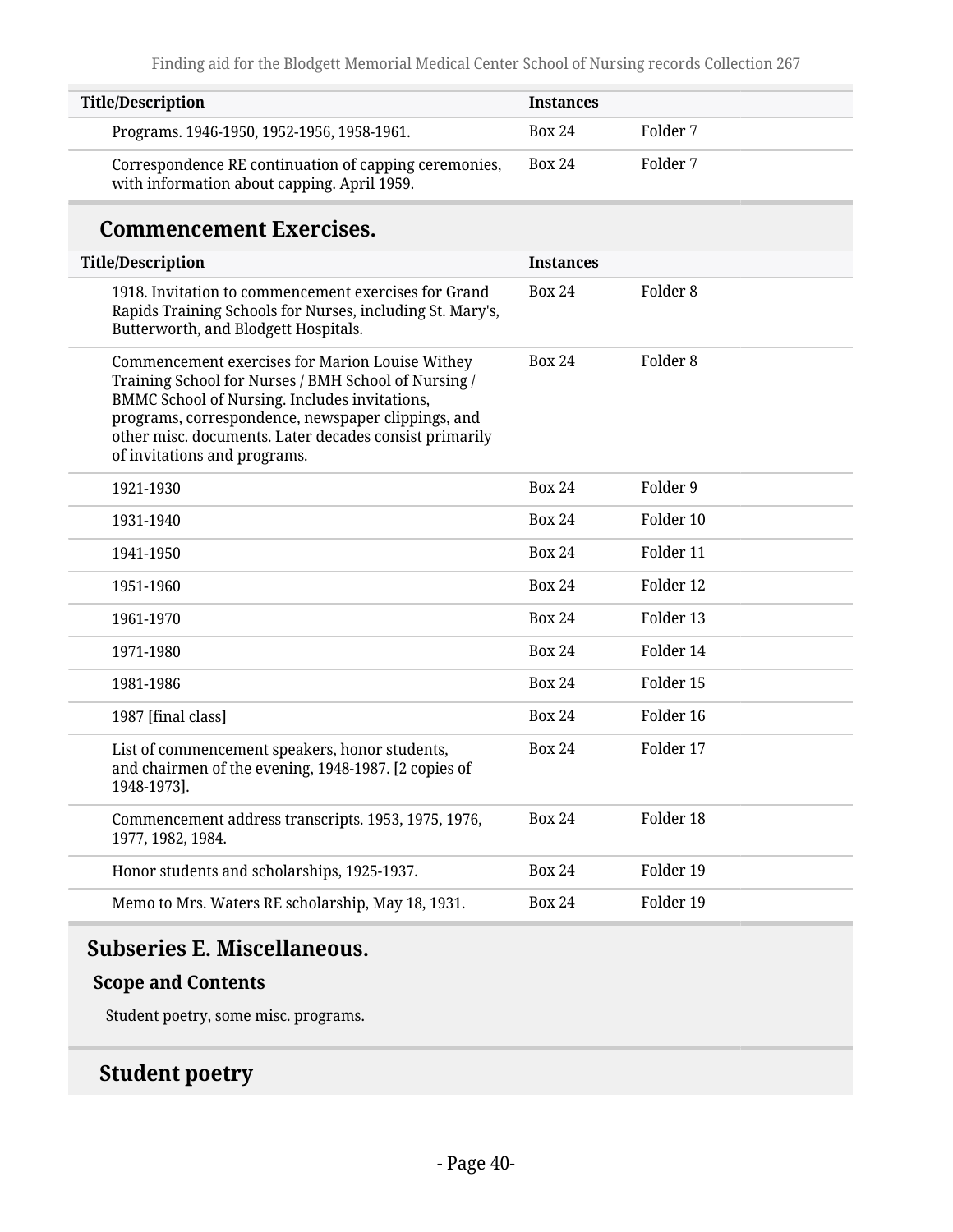| Title/Description | Instances | |
|---|---|---|
| Programs. 1946-1950, 1952-1956, 1958-1961. | Box 24 | Folder 7 |
| Correspondence RE continuation of capping ceremonies, with information about capping. April 1959. | Box 24 | Folder 7 |

### Commencement Exercises.

| Title/Description | Instances | |
|---|---|---|
| 1918. Invitation to commencement exercises for Grand Rapids Training Schools for Nurses, including St. Mary's, Butterworth, and Blodgett Hospitals. | Box 24 | Folder 8 |
| Commencement exercises for Marion Louise Withey Training School for Nurses / BMH School of Nursing / BMMC School of Nursing. Includes invitations, programs, correspondence, newspaper clippings, and other misc. documents. Later decades consist primarily of invitations and programs. | Box 24 | Folder 8 |
| 1921-1930 | Box 24 | Folder 9 |
| 1931-1940 | Box 24 | Folder 10 |
| 1941-1950 | Box 24 | Folder 11 |
| 1951-1960 | Box 24 | Folder 12 |
| 1961-1970 | Box 24 | Folder 13 |
| 1971-1980 | Box 24 | Folder 14 |
| 1981-1986 | Box 24 | Folder 15 |
| 1987 [final class] | Box 24 | Folder 16 |
| List of commencement speakers, honor students, and chairmen of the evening, 1948-1987. [2 copies of 1948-1973]. | Box 24 | Folder 17 |
| Commencement address transcripts. 1953, 1975, 1976, 1977, 1982, 1984. | Box 24 | Folder 18 |
| Honor students and scholarships, 1925-1937. | Box 24 | Folder 19 |
| Memo to Mrs. Waters RE scholarship, May 18, 1931. | Box 24 | Folder 19 |

## Subseries E. Miscellaneous.

#### Scope and Contents

Student poetry, some misc. programs.

### Student poetry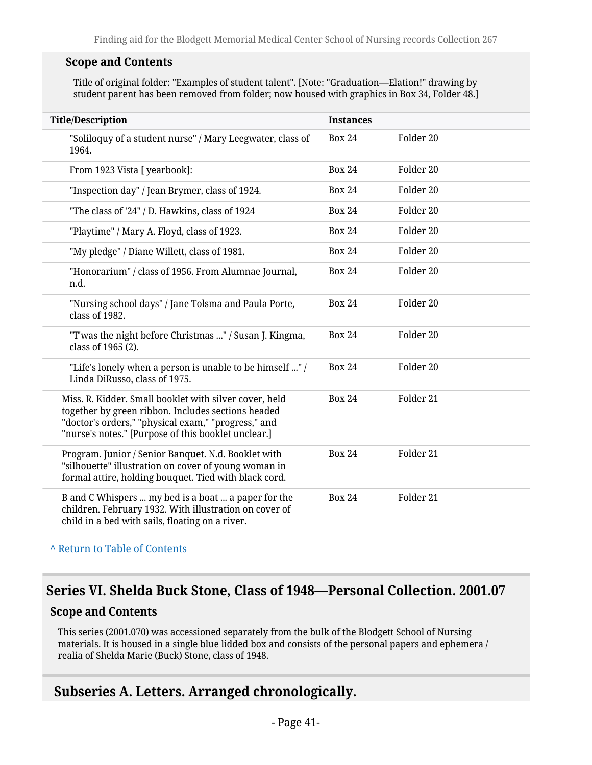### Scope and Contents

Title of original folder: "Examples of student talent". [Note: "Graduation—Elation!" drawing by student parent has been removed from folder; now housed with graphics in Box 34, Folder 48.]

| Title/Description | Instances | |
|---|---|---|
| "Soliloquy of a student nurse" / Mary Leegwater, class of 1964. | Box 24 | Folder 20 |
| From 1923 Vista [ yearbook]: | Box 24 | Folder 20 |
| "Inspection day" / Jean Brymer, class of 1924. | Box 24 | Folder 20 |
| "The class of '24" / D. Hawkins, class of 1924 | Box 24 | Folder 20 |
| "Playtime" / Mary A. Floyd, class of 1923. | Box 24 | Folder 20 |
| "My pledge" / Diane Willett, class of 1981. | Box 24 | Folder 20 |
| "Honorarium" / class of 1956. From Alumnae Journal, n.d. | Box 24 | Folder 20 |
| "Nursing school days" / Jane Tolsma and Paula Porte, class of 1982. | Box 24 | Folder 20 |
| "T'was the night before Christmas ..." / Susan J. Kingma, class of 1965 (2). | Box 24 | Folder 20 |
| "Life's lonely when a person is unable to be himself ..." / Linda DiRusso, class of 1975. | Box 24 | Folder 20 |
| Miss. R. Kidder. Small booklet with silver cover, held together by green ribbon. Includes sections headed "doctor's orders," "physical exam," "progress," and "nurse's notes." [Purpose of this booklet unclear.] | Box 24 | Folder 21 |
| Program. Junior / Senior Banquet. N.d. Booklet with "silhouette" illustration on cover of young woman in formal attire, holding bouquet. Tied with black cord. | Box 24 | Folder 21 |
| B and C Whispers ... my bed is a boat ... a paper for the children. February 1932. With illustration on cover of child in a bed with sails, floating on a river. | Box 24 | Folder 21 |

^ Return to Table of Contents

## Series VI. Shelda Buck Stone, Class of 1948—Personal Collection. 2001.07

### Scope and Contents

This series (2001.070) was accessioned separately from the bulk of the Blodgett School of Nursing materials. It is housed in a single blue lidded box and consists of the personal papers and ephemera / realia of Shelda Marie (Buck) Stone, class of 1948.

## Subseries A. Letters. Arranged chronologically.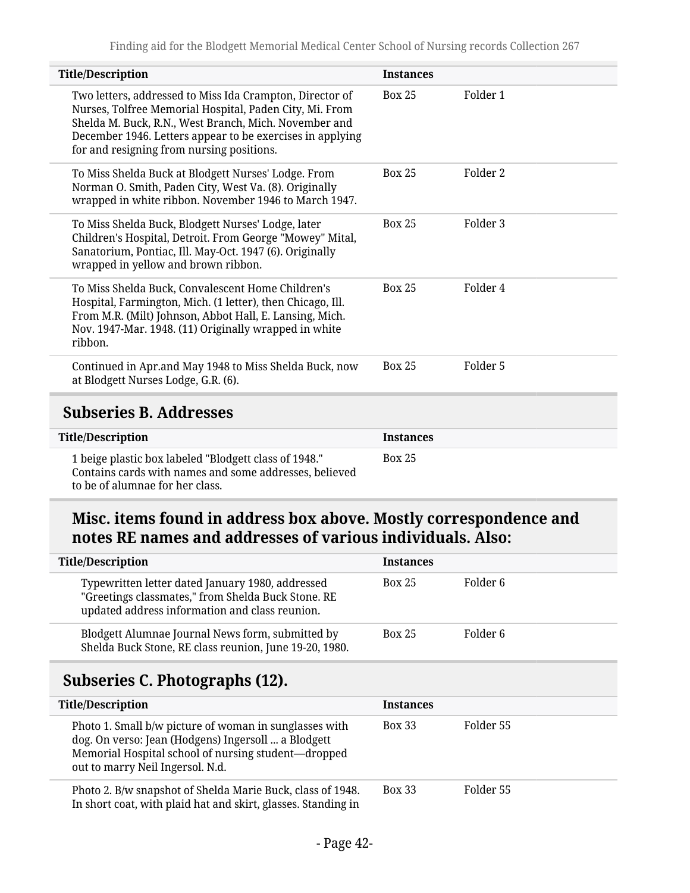| Title/Description | Instances | |
|---|---|---|
| Two letters, addressed to Miss Ida Crampton, Director of Nurses, Tolfree Memorial Hospital, Paden City, Mi. From Shelda M. Buck, R.N., West Branch, Mich. November and December 1946. Letters appear to be exercises in applying for and resigning from nursing positions. | Box 25 | Folder 1 |
| To Miss Shelda Buck at Blodgett Nurses' Lodge. From Norman O. Smith, Paden City, West Va. (8). Originally wrapped in white ribbon. November 1946 to March 1947. | Box 25 | Folder 2 |
| To Miss Shelda Buck, Blodgett Nurses' Lodge, later Children's Hospital, Detroit. From George "Mowey" Mital, Sanatorium, Pontiac, Ill. May-Oct. 1947 (6). Originally wrapped in yellow and brown ribbon. | Box 25 | Folder 3 |
| To Miss Shelda Buck, Convalescent Home Children's Hospital, Farmington, Mich. (1 letter), then Chicago, Ill. From M.R. (Milt) Johnson, Abbot Hall, E. Lansing, Mich. Nov. 1947-Mar. 1948. (11) Originally wrapped in white ribbon. | Box 25 | Folder 4 |
| Continued in Apr.and May 1948 to Miss Shelda Buck, now at Blodgett Nurses Lodge, G.R. (6). | Box 25 | Folder 5 |

## Subseries B. Addresses

| Title/Description | Instances |
|---|---|
| 1 beige plastic box labeled "Blodgett class of 1948." Contains cards with names and some addresses, believed to be of alumnae for her class. | Box 25 |

### Misc. items found in address box above. Mostly correspondence and notes RE names and addresses of various individuals. Also:

| Title/Description | Instances | |
|---|---|---|
| Typewritten letter dated January 1980, addressed "Greetings classmates," from Shelda Buck Stone. RE updated address information and class reunion. | Box 25 | Folder 6 |
| Blodgett Alumnae Journal News form, submitted by Shelda Buck Stone, RE class reunion, June 19-20, 1980. | Box 25 | Folder 6 |

## Subseries C. Photographs (12).

| Title/Description | Instances | |
|---|---|---|
| Photo 1. Small b/w picture of woman in sunglasses with dog. On verso: Jean (Hodgens) Ingersoll ... a Blodgett Memorial Hospital school of nursing student—dropped out to marry Neil Ingersol. N.d. | Box 33 | Folder 55 |
| Photo 2. B/w snapshot of Shelda Marie Buck, class of 1948. In short coat, with plaid hat and skirt, glasses. Standing in | Box 33 | Folder 55 |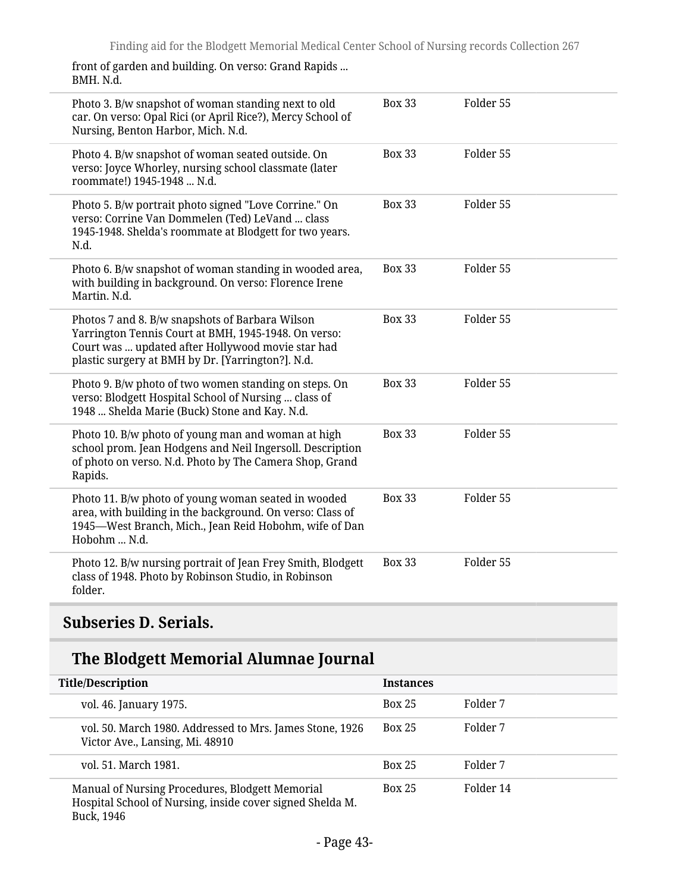| | | |
|---|---|---|
| front of garden and building. On verso: Grand Rapids ... BMH. N.d. | | |
| Photo 3. B/w snapshot of woman standing next to old car. On verso: Opal Rici (or April Rice?), Mercy School of Nursing, Benton Harbor, Mich. N.d. | Box 33 | Folder 55 |
| Photo 4. B/w snapshot of woman seated outside. On verso: Joyce Whorley, nursing school classmate (later roommate!) 1945-1948 ... N.d. | Box 33 | Folder 55 |
| Photo 5. B/w portrait photo signed "Love Corrine." On verso: Corrine Van Dommelen (Ted) LeVand ... class 1945-1948. Shelda's roommate at Blodgett for two years. N.d. | Box 33 | Folder 55 |
| Photo 6. B/w snapshot of woman standing in wooded area, with building in background. On verso: Florence Irene Martin. N.d. | Box 33 | Folder 55 |
| Photos 7 and 8. B/w snapshots of Barbara Wilson Yarrington Tennis Court at BMH, 1945-1948. On verso: Court was ... updated after Hollywood movie star had plastic surgery at BMH by Dr. [Yarrington?]. N.d. | Box 33 | Folder 55 |
| Photo 9. B/w photo of two women standing on steps. On verso: Blodgett Hospital School of Nursing ... class of 1948 ... Shelda Marie (Buck) Stone and Kay. N.d. | Box 33 | Folder 55 |
| Photo 10. B/w photo of young man and woman at high school prom. Jean Hodgens and Neil Ingersoll. Description of photo on verso. N.d. Photo by The Camera Shop, Grand Rapids. | Box 33 | Folder 55 |
| Photo 11. B/w photo of young woman seated in wooded area, with building in the background. On verso: Class of 1945—West Branch, Mich., Jean Reid Hobohm, wife of Dan Hobohm ... N.d. | Box 33 | Folder 55 |
| Photo 12. B/w nursing portrait of Jean Frey Smith, Blodgett class of 1948. Photo by Robinson Studio, in Robinson folder. | Box 33 | Folder 55 |

## Subseries D. Serials.

### The Blodgett Memorial Alumnae Journal

| Title/Description | Instances | |
|---|---|---|
| vol. 46. January 1975. | Box 25 | Folder 7 |
| vol. 50. March 1980. Addressed to Mrs. James Stone, 1926 Victor Ave., Lansing, Mi. 48910 | Box 25 | Folder 7 |
| vol. 51. March 1981. | Box 25 | Folder 7 |
| Manual of Nursing Procedures, Blodgett Memorial Hospital School of Nursing, inside cover signed Shelda M. Buck, 1946 | Box 25 | Folder 14 |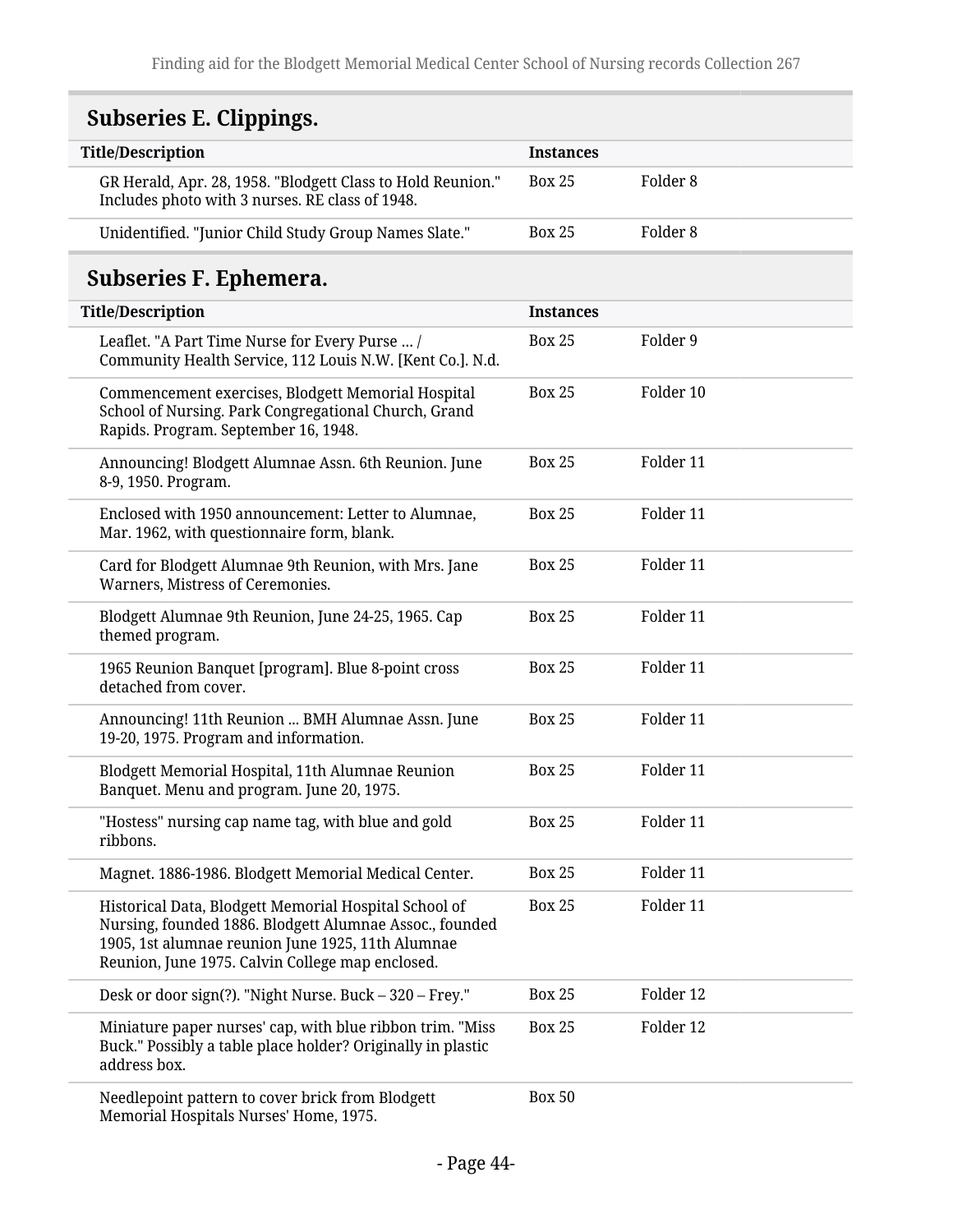## Subseries E. Clippings.

| Title/Description | Instances | |
|---|---|---|
| GR Herald, Apr. 28, 1958. "Blodgett Class to Hold Reunion." Includes photo with 3 nurses. RE class of 1948. | Box 25 | Folder 8 |
| Unidentified. "Junior Child Study Group Names Slate." | Box 25 | Folder 8 |

## Subseries F. Ephemera.

| Title/Description | Instances | |
|---|---|---|
| Leaflet. "A Part Time Nurse for Every Purse ... / Community Health Service, 112 Louis N.W. [Kent Co.]. N.d. | Box 25 | Folder 9 |
| Commencement exercises, Blodgett Memorial Hospital School of Nursing. Park Congregational Church, Grand Rapids. Program. September 16, 1948. | Box 25 | Folder 10 |
| Announcing! Blodgett Alumnae Assn. 6th Reunion. June 8-9, 1950. Program. | Box 25 | Folder 11 |
| Enclosed with 1950 announcement: Letter to Alumnae, Mar. 1962, with questionnaire form, blank. | Box 25 | Folder 11 |
| Card for Blodgett Alumnae 9th Reunion, with Mrs. Jane Warners, Mistress of Ceremonies. | Box 25 | Folder 11 |
| Blodgett Alumnae 9th Reunion, June 24-25, 1965. Cap themed program. | Box 25 | Folder 11 |
| 1965 Reunion Banquet [program]. Blue 8-point cross detached from cover. | Box 25 | Folder 11 |
| Announcing! 11th Reunion ... BMH Alumnae Assn. June 19-20, 1975. Program and information. | Box 25 | Folder 11 |
| Blodgett Memorial Hospital, 11th Alumnae Reunion Banquet. Menu and program. June 20, 1975. | Box 25 | Folder 11 |
| "Hostess" nursing cap name tag, with blue and gold ribbons. | Box 25 | Folder 11 |
| Magnet. 1886-1986. Blodgett Memorial Medical Center. | Box 25 | Folder 11 |
| Historical Data, Blodgett Memorial Hospital School of Nursing, founded 1886. Blodgett Alumnae Assoc., founded 1905, 1st alumnae reunion June 1925, 11th Alumnae Reunion, June 1975. Calvin College map enclosed. | Box 25 | Folder 11 |
| Desk or door sign(?). "Night Nurse. Buck – 320 – Frey." | Box 25 | Folder 12 |
| Miniature paper nurses' cap, with blue ribbon trim. "Miss Buck." Possibly a table place holder? Originally in plastic address box. | Box 25 | Folder 12 |
| Needlepoint pattern to cover brick from Blodgett Memorial Hospitals Nurses' Home, 1975. | Box 50 | |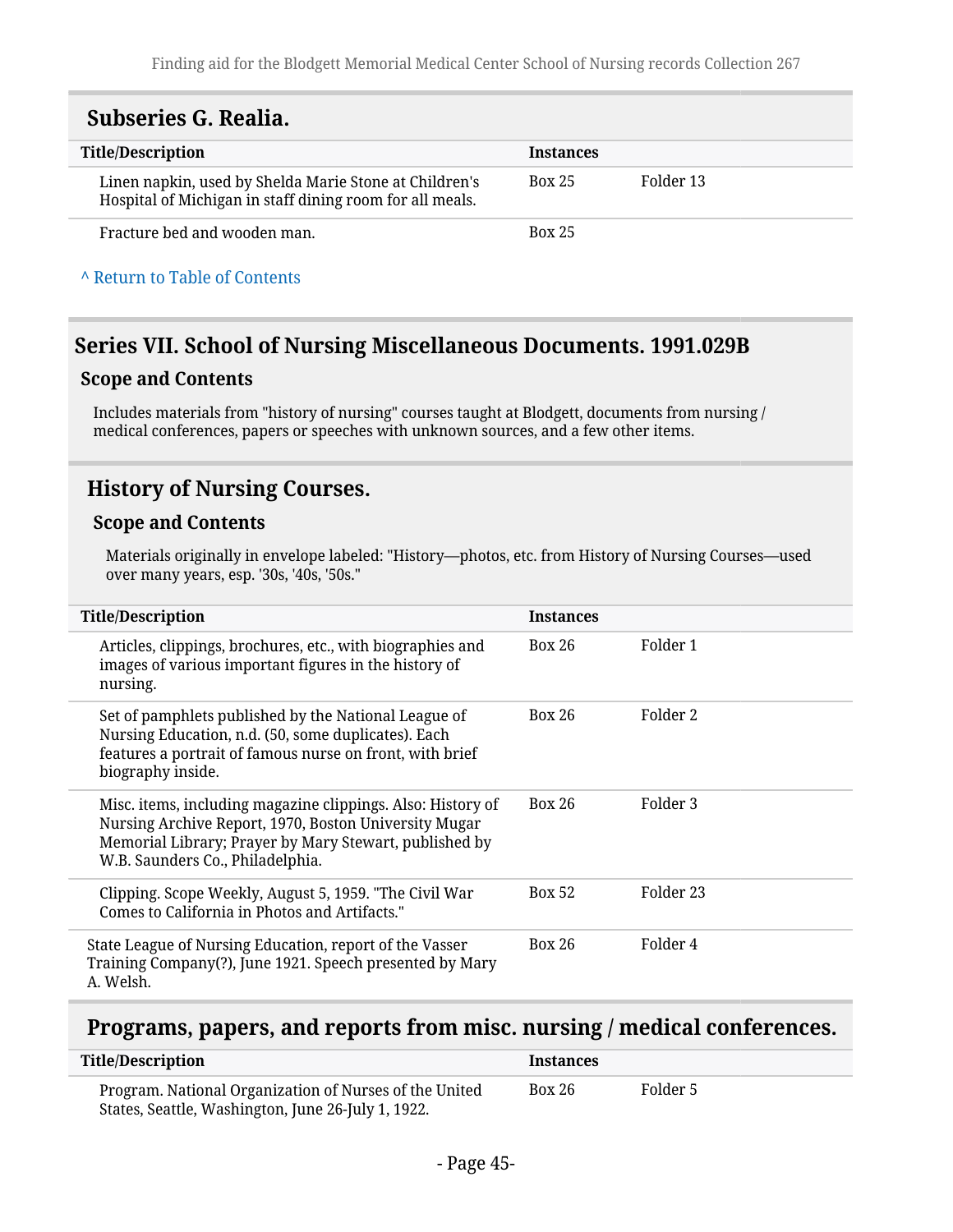## Subseries G. Realia.

| Title/Description | Instances | |
|---|---|---|
| Linen napkin, used by Shelda Marie Stone at Children's Hospital of Michigan in staff dining room for all meals. | Box 25 | Folder 13 |
| Fracture bed and wooden man. | Box 25 | |

^ Return to Table of Contents

# Series VII. School of Nursing Miscellaneous Documents. 1991.029B

### Scope and Contents

Includes materials from "history of nursing" courses taught at Blodgett, documents from nursing / medical conferences, papers or speeches with unknown sources, and a few other items.

## History of Nursing Courses.

### Scope and Contents

Materials originally in envelope labeled: "History—photos, etc. from History of Nursing Courses—used over many years, esp. '30s, '40s, '50s."

| Title/Description | Instances | |
|---|---|---|
| Articles, clippings, brochures, etc., with biographies and images of various important figures in the history of nursing. | Box 26 | Folder 1 |
| Set of pamphlets published by the National League of Nursing Education, n.d. (50, some duplicates). Each features a portrait of famous nurse on front, with brief biography inside. | Box 26 | Folder 2 |
| Misc. items, including magazine clippings. Also: History of Nursing Archive Report, 1970, Boston University Mugar Memorial Library; Prayer by Mary Stewart, published by W.B. Saunders Co., Philadelphia. | Box 26 | Folder 3 |
| Clipping. Scope Weekly, August 5, 1959. "The Civil War Comes to California in Photos and Artifacts." | Box 52 | Folder 23 |
| State League of Nursing Education, report of the Vasser Training Company(?), June 1921. Speech presented by Mary A. Welsh. | Box 26 | Folder 4 |

## Programs, papers, and reports from misc. nursing / medical conferences.

| Title/Description | Instances | |
|---|---|---|
| Program. National Organization of Nurses of the United States, Seattle, Washington, June 26-July 1, 1922. | Box 26 | Folder 5 |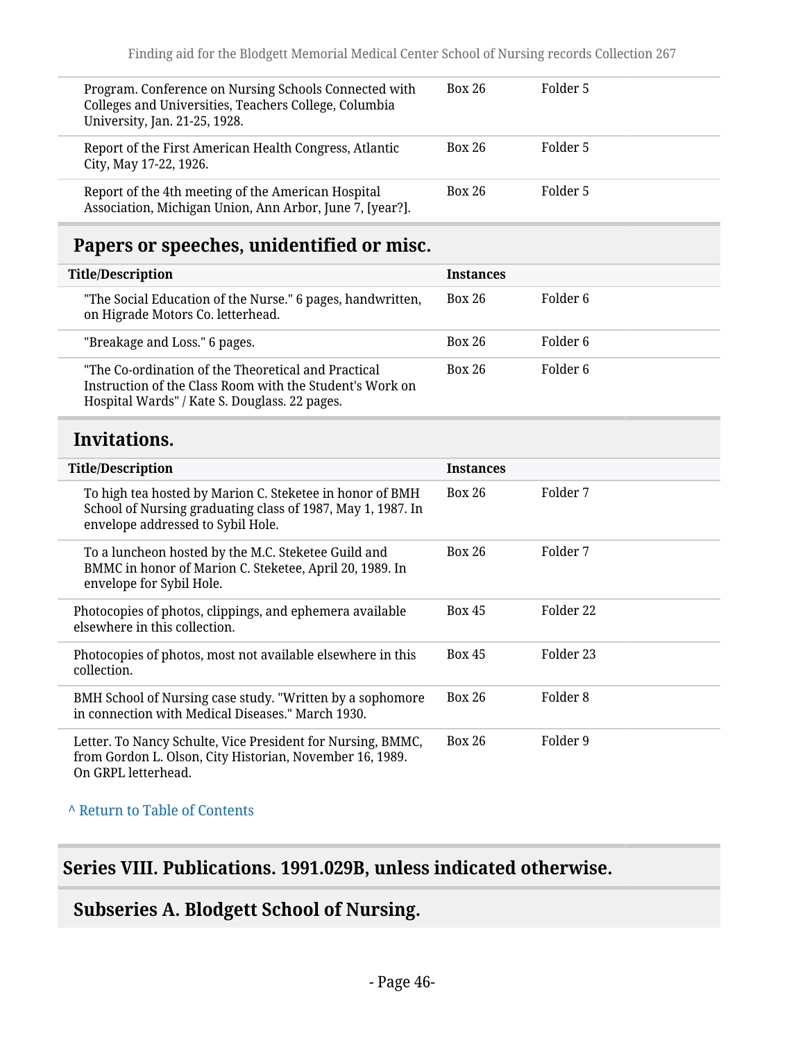| Title/Description | Instances | |
|---|---|---|
| Program. Conference on Nursing Schools Connected with Colleges and Universities, Teachers College, Columbia University, Jan. 21-25, 1928. | Box 26 | Folder 5 |
| Report of the First American Health Congress, Atlantic City, May 17-22, 1926. | Box 26 | Folder 5 |
| Report of the 4th meeting of the American Hospital Association, Michigan Union, Ann Arbor, June 7, [year?]. | Box 26 | Folder 5 |

### Papers or speeches, unidentified or misc.

| Title/Description | Instances | |
|---|---|---|
| "The Social Education of the Nurse." 6 pages, handwritten, on Higrade Motors Co. letterhead. | Box 26 | Folder 6 |
| "Breakage and Loss." 6 pages. | Box 26 | Folder 6 |
| "The Co-ordination of the Theoretical and Practical Instruction of the Class Room with the Student's Work on Hospital Wards" / Kate S. Douglass. 22 pages. | Box 26 | Folder 6 |

### Invitations.

| Title/Description | Instances | |
|---|---|---|
| To high tea hosted by Marion C. Steketee in honor of BMH School of Nursing graduating class of 1987, May 1, 1987. In envelope addressed to Sybil Hole. | Box 26 | Folder 7 |
| To a luncheon hosted by the M.C. Steketee Guild and BMMC in honor of Marion C. Steketee, April 20, 1989. In envelope for Sybil Hole. | Box 26 | Folder 7 |

| Title/Description | Instances | |
|---|---|---|
| Photocopies of photos, clippings, and ephemera available elsewhere in this collection. | Box 45 | Folder 22 |
| Photocopies of photos, most not available elsewhere in this collection. | Box 45 | Folder 23 |
| BMH School of Nursing case study. "Written by a sophomore in connection with Medical Diseases." March 1930. | Box 26 | Folder 8 |
| Letter. To Nancy Schulte, Vice President for Nursing, BMMC, from Gordon L. Olson, City Historian, November 16, 1989. On GRPL letterhead. | Box 26 | Folder 9 |

^ Return to Table of Contents

## Series VIII. Publications. 1991.029B, unless indicated otherwise.

### Subseries A. Blodgett School of Nursing.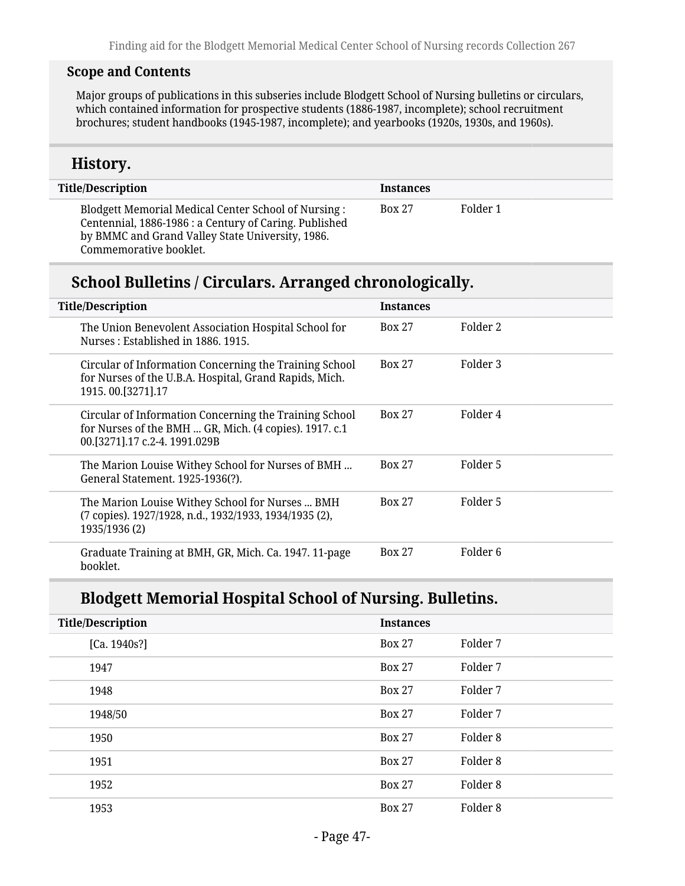### Scope and Contents

Major groups of publications in this subseries include Blodgett School of Nursing bulletins or circulars, which contained information for prospective students (1886-1987, incomplete); school recruitment brochures; student handbooks (1945-1987, incomplete); and yearbooks (1920s, 1930s, and 1960s).

## History.

| Title/Description | Instances | |
|---|---|---|
| Blodgett Memorial Medical Center School of Nursing : Centennial, 1886-1986 : a Century of Caring. Published by BMMC and Grand Valley State University, 1986. Commemorative booklet. | Box 27 | Folder 1 |

## School Bulletins / Circulars. Arranged chronologically.

| Title/Description | Instances | |
|---|---|---|
| The Union Benevolent Association Hospital School for Nurses : Established in 1886. 1915. | Box 27 | Folder 2 |
| Circular of Information Concerning the Training School for Nurses of the U.B.A. Hospital, Grand Rapids, Mich. 1915. 00.[3271].17 | Box 27 | Folder 3 |
| Circular of Information Concerning the Training School for Nurses of the BMH ... GR, Mich. (4 copies). 1917. c.1 00.[3271].17 c.2-4. 1991.029B | Box 27 | Folder 4 |
| The Marion Louise Withey School for Nurses of BMH ... General Statement. 1925-1936(?). | Box 27 | Folder 5 |
| The Marion Louise Withey School for Nurses ... BMH (7 copies). 1927/1928, n.d., 1932/1933, 1934/1935 (2), 1935/1936 (2) | Box 27 | Folder 5 |
| Graduate Training at BMH, GR, Mich. Ca. 1947. 11-page booklet. | Box 27 | Folder 6 |

### Blodgett Memorial Hospital School of Nursing. Bulletins.

| Title/Description | Instances | |
|---|---|---|
| [Ca. 1940s?] | Box 27 | Folder 7 |
| 1947 | Box 27 | Folder 7 |
| 1948 | Box 27 | Folder 7 |
| 1948/50 | Box 27 | Folder 7 |
| 1950 | Box 27 | Folder 8 |
| 1951 | Box 27 | Folder 8 |
| 1952 | Box 27 | Folder 8 |
| 1953 | Box 27 | Folder 8 |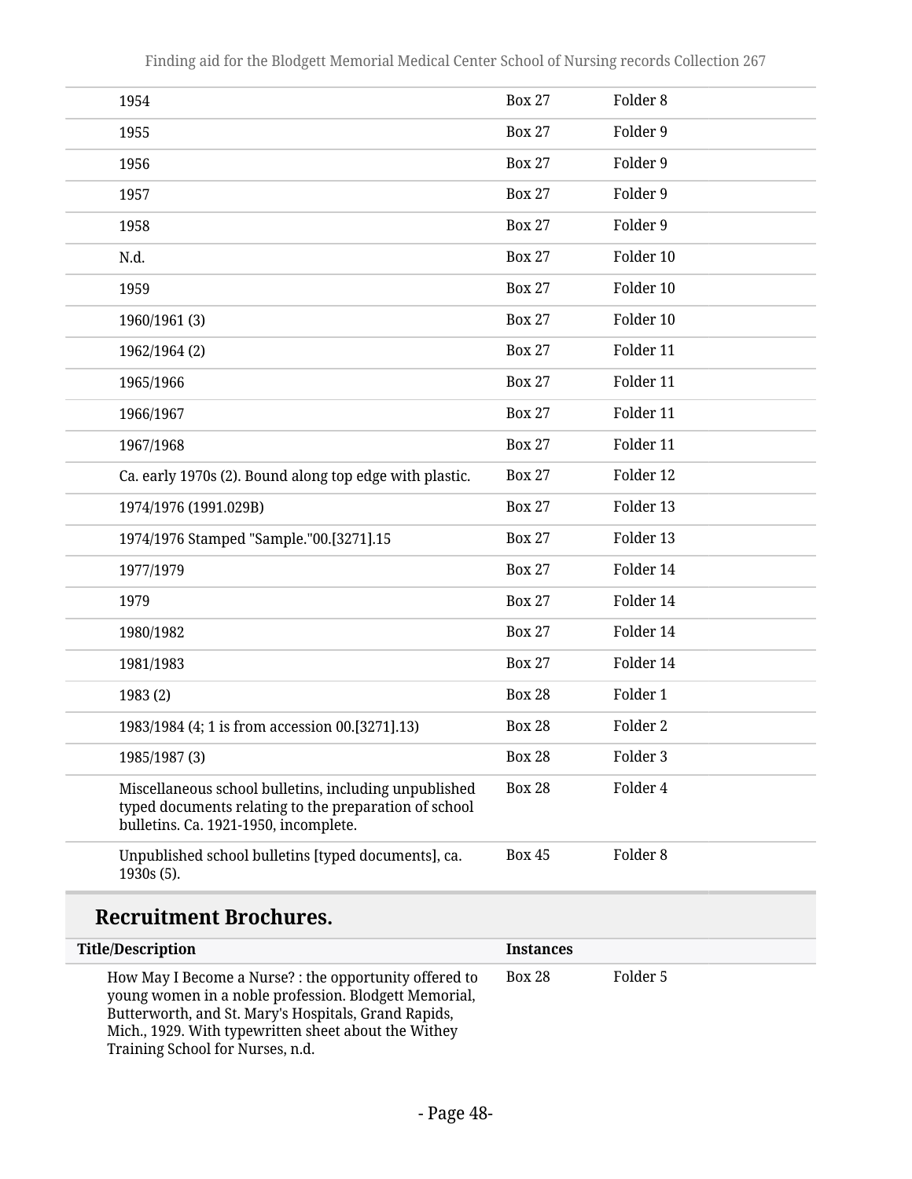| | | |
|---|---|---|
| 1954 | Box 27 | Folder 8 |
| 1955 | Box 27 | Folder 9 |
| 1956 | Box 27 | Folder 9 |
| 1957 | Box 27 | Folder 9 |
| 1958 | Box 27 | Folder 9 |
| N.d. | Box 27 | Folder 10 |
| 1959 | Box 27 | Folder 10 |
| 1960/1961 (3) | Box 27 | Folder 10 |
| 1962/1964 (2) | Box 27 | Folder 11 |
| 1965/1966 | Box 27 | Folder 11 |
| 1966/1967 | Box 27 | Folder 11 |
| 1967/1968 | Box 27 | Folder 11 |
| Ca. early 1970s (2). Bound along top edge with plastic. | Box 27 | Folder 12 |
| 1974/1976 (1991.029B) | Box 27 | Folder 13 |
| 1974/1976 Stamped "Sample."00.[3271].15 | Box 27 | Folder 13 |
| 1977/1979 | Box 27 | Folder 14 |
| 1979 | Box 27 | Folder 14 |
| 1980/1982 | Box 27 | Folder 14 |
| 1981/1983 | Box 27 | Folder 14 |
| 1983 (2) | Box 28 | Folder 1 |
| 1983/1984 (4; 1 is from accession 00.[3271].13) | Box 28 | Folder 2 |
| 1985/1987 (3) | Box 28 | Folder 3 |
| Miscellaneous school bulletins, including unpublished typed documents relating to the preparation of school bulletins. Ca. 1921-1950, incomplete. | Box 28 | Folder 4 |
| Unpublished school bulletins [typed documents], ca. 1930s (5). | Box 45 | Folder 8 |

## Recruitment Brochures.

| Title/Description | Instances | |
|---|---|---|
| How May I Become a Nurse? : the opportunity offered to young women in a noble profession. Blodgett Memorial, Butterworth, and St. Mary's Hospitals, Grand Rapids, Mich., 1929. With typewritten sheet about the Withey Training School for Nurses, n.d. | Box 28 | Folder 5 |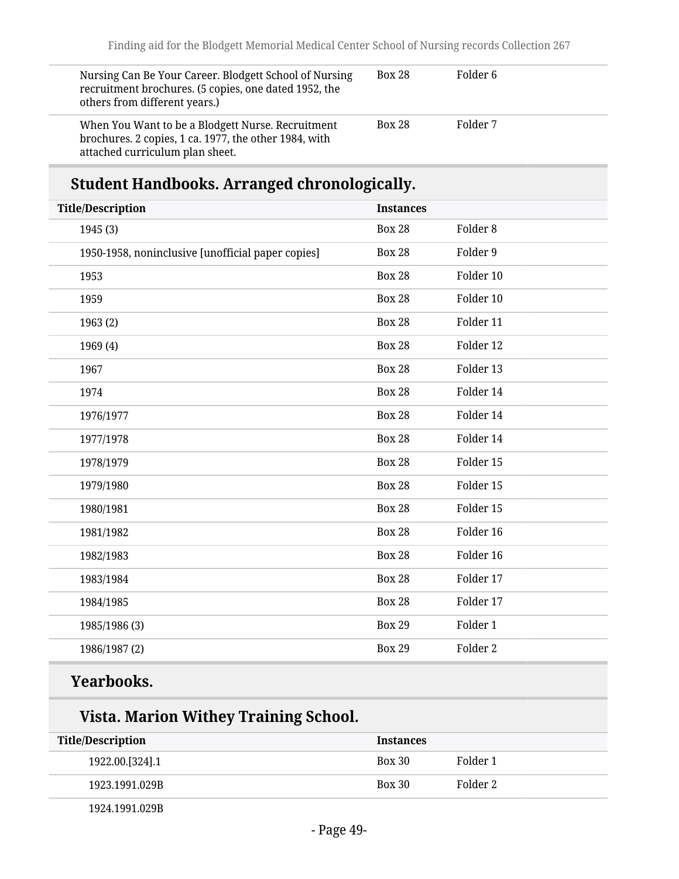| | | |
|---|---|---|
| Nursing Can Be Your Career. Blodgett School of Nursing recruitment brochures. (5 copies, one dated 1952, the others from different years.) | Box 28 | Folder 6 |
| When You Want to be a Blodgett Nurse. Recruitment brochures. 2 copies, 1 ca. 1977, the other 1984, with attached curriculum plan sheet. | Box 28 | Folder 7 |

## Student Handbooks. Arranged chronologically.

| Title/Description | Instances | |
|---|---|---|
| 1945 (3) | Box 28 | Folder 8 |
| 1950-1958, noninclusive [unofficial paper copies] | Box 28 | Folder 9 |
| 1953 | Box 28 | Folder 10 |
| 1959 | Box 28 | Folder 10 |
| 1963 (2) | Box 28 | Folder 11 |
| 1969 (4) | Box 28 | Folder 12 |
| 1967 | Box 28 | Folder 13 |
| 1974 | Box 28 | Folder 14 |
| 1976/1977 | Box 28 | Folder 14 |
| 1977/1978 | Box 28 | Folder 14 |
| 1978/1979 | Box 28 | Folder 15 |
| 1979/1980 | Box 28 | Folder 15 |
| 1980/1981 | Box 28 | Folder 15 |
| 1981/1982 | Box 28 | Folder 16 |
| 1982/1983 | Box 28 | Folder 16 |
| 1983/1984 | Box 28 | Folder 17 |
| 1984/1985 | Box 28 | Folder 17 |
| 1985/1986 (3) | Box 29 | Folder 1 |
| 1986/1987 (2) | Box 29 | Folder 2 |

## Yearbooks.

### Vista. Marion Withey Training School.

| Title/Description | Instances | |
|---|---|---|
| 1922.00.[324].1 | Box 30 | Folder 1 |
| 1923.1991.029B | Box 30 | Folder 2 |
| 1924.1991.029B | | |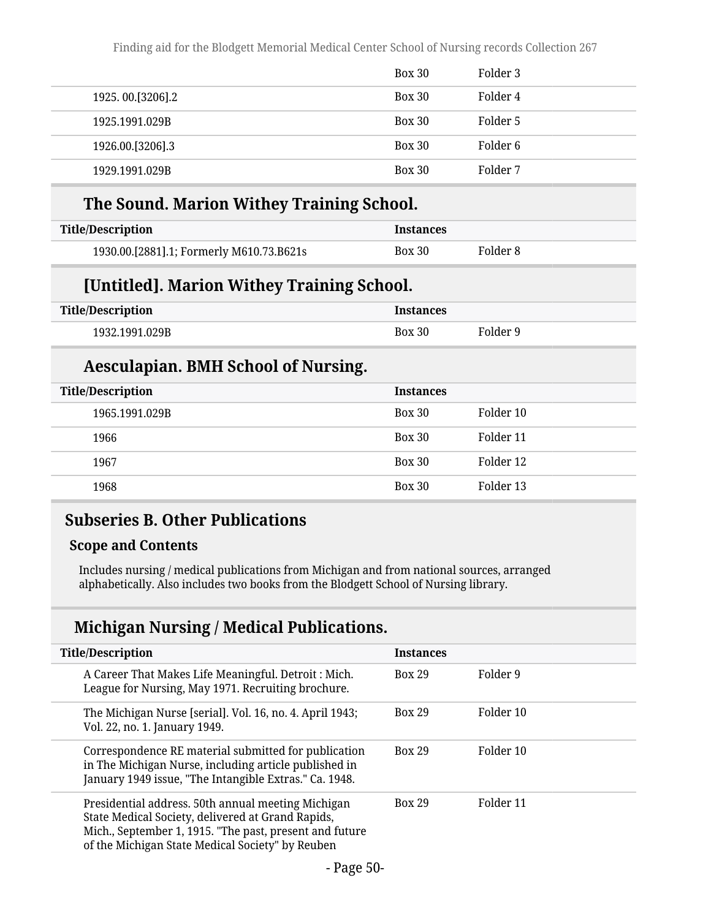| | Box 30 | Folder 3 |
|---|---|---|
| 1925. 00.[3206].2 | Box 30 | Folder 4 |
| 1925.1991.029B | Box 30 | Folder 5 |
| 1926.00.[3206].3 | Box 30 | Folder 6 |
| 1929.1991.029B | Box 30 | Folder 7 |

### The Sound. Marion Withey Training School.

| Title/Description | Instances | |
|---|---|---|
| 1930.00.[2881].1; Formerly M610.73.B621s | Box 30 | Folder 8 |

### [Untitled]. Marion Withey Training School.

| Title/Description | Instances | |
|---|---|---|
| 1932.1991.029B | Box 30 | Folder 9 |

### Aesculapian. BMH School of Nursing.

| Title/Description | Instances | |
|---|---|---|
| 1965.1991.029B | Box 30 | Folder 10 |
| 1966 | Box 30 | Folder 11 |
| 1967 | Box 30 | Folder 12 |
| 1968 | Box 30 | Folder 13 |

## Subseries B. Other Publications

### Scope and Contents

Includes nursing / medical publications from Michigan and from national sources, arranged alphabetically. Also includes two books from the Blodgett School of Nursing library.

### Michigan Nursing / Medical Publications.

| Title/Description | Instances | |
|---|---|---|
| A Career That Makes Life Meaningful. Detroit : Mich. League for Nursing, May 1971. Recruiting brochure. | Box 29 | Folder 9 |
| The Michigan Nurse [serial]. Vol. 16, no. 4. April 1943; Vol. 22, no. 1. January 1949. | Box 29 | Folder 10 |
| Correspondence RE material submitted for publication in The Michigan Nurse, including article published in January 1949 issue, "The Intangible Extras." Ca. 1948. | Box 29 | Folder 10 |
| Presidential address. 50th annual meeting Michigan State Medical Society, delivered at Grand Rapids, Mich., September 1, 1915. "The past, present and future of the Michigan State Medical Society" by Reuben | Box 29 | Folder 11 |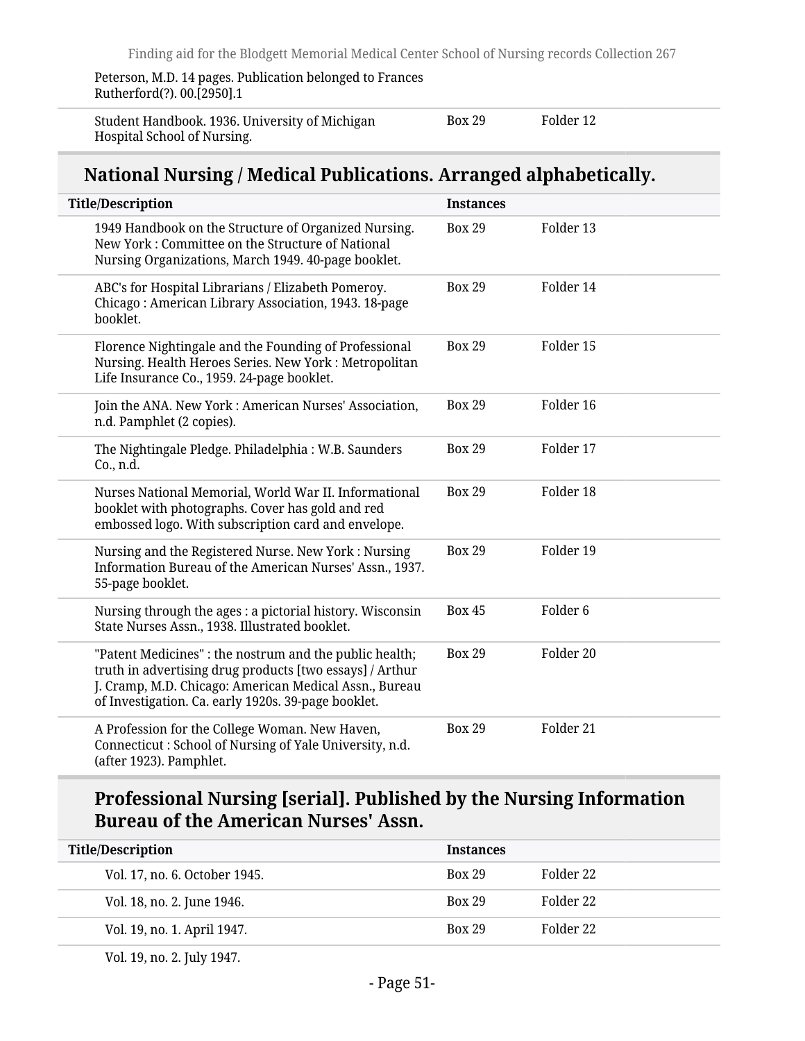Peterson, M.D. 14 pages. Publication belonged to Frances Rutherford(?). 00.[2950].1

| | | |
|---|---|---|
| Student Handbook. 1936. University of Michigan Hospital School of Nursing. | Box 29 | Folder 12 |

## National Nursing / Medical Publications. Arranged alphabetically.

| Title/Description | Instances | |
|---|---|---|
| 1949 Handbook on the Structure of Organized Nursing. New York : Committee on the Structure of National Nursing Organizations, March 1949. 40-page booklet. | Box 29 | Folder 13 |
| ABC's for Hospital Librarians / Elizabeth Pomeroy. Chicago : American Library Association, 1943. 18-page booklet. | Box 29 | Folder 14 |
| Florence Nightingale and the Founding of Professional Nursing. Health Heroes Series. New York : Metropolitan Life Insurance Co., 1959. 24-page booklet. | Box 29 | Folder 15 |
| Join the ANA. New York : American Nurses' Association, n.d. Pamphlet (2 copies). | Box 29 | Folder 16 |
| The Nightingale Pledge. Philadelphia : W.B. Saunders Co., n.d. | Box 29 | Folder 17 |
| Nurses National Memorial, World War II. Informational booklet with photographs. Cover has gold and red embossed logo. With subscription card and envelope. | Box 29 | Folder 18 |
| Nursing and the Registered Nurse. New York : Nursing Information Bureau of the American Nurses' Assn., 1937. 55-page booklet. | Box 29 | Folder 19 |
| Nursing through the ages : a pictorial history. Wisconsin State Nurses Assn., 1938. Illustrated booklet. | Box 45 | Folder 6 |
| "Patent Medicines" : the nostrum and the public health; truth in advertising drug products [two essays] / Arthur J. Cramp, M.D. Chicago: American Medical Assn., Bureau of Investigation. Ca. early 1920s. 39-page booklet. | Box 29 | Folder 20 |
| A Profession for the College Woman. New Haven, Connecticut : School of Nursing of Yale University, n.d. (after 1923). Pamphlet. | Box 29 | Folder 21 |

### Professional Nursing [serial]. Published by the Nursing Information Bureau of the American Nurses' Assn.

| Title/Description | Instances | |
|---|---|---|
| Vol. 17, no. 6. October 1945. | Box 29 | Folder 22 |
| Vol. 18, no. 2. June 1946. | Box 29 | Folder 22 |
| Vol. 19, no. 1. April 1947. | Box 29 | Folder 22 |
| Vol. 19, no. 2. July 1947. | | |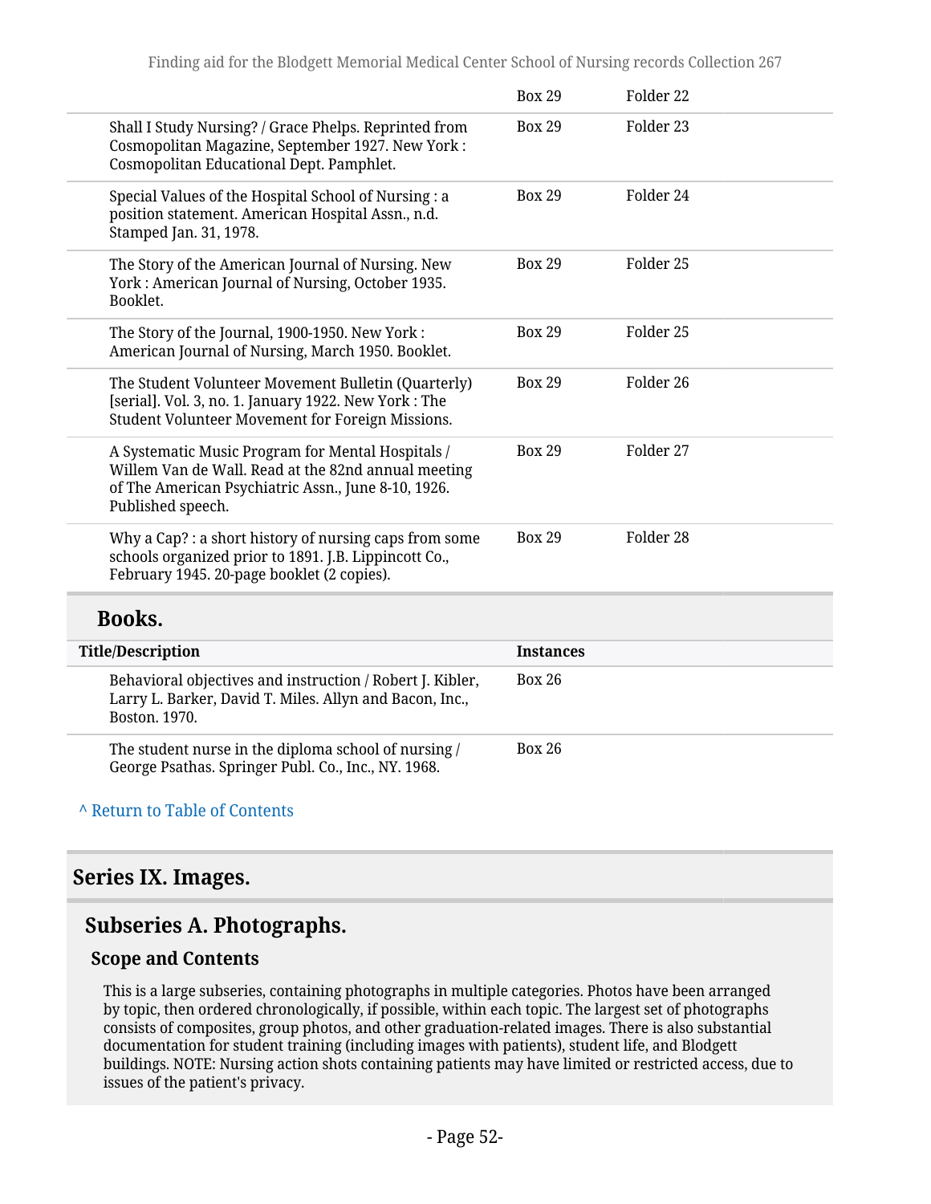| | | |
|---|---|---|
| | Box 29 | Folder 22 |
| Shall I Study Nursing? / Grace Phelps. Reprinted from Cosmopolitan Magazine, September 1927. New York : Cosmopolitan Educational Dept. Pamphlet. | Box 29 | Folder 23 |
| Special Values of the Hospital School of Nursing : a position statement. American Hospital Assn., n.d. Stamped Jan. 31, 1978. | Box 29 | Folder 24 |
| The Story of the American Journal of Nursing. New York : American Journal of Nursing, October 1935. Booklet. | Box 29 | Folder 25 |
| The Story of the Journal, 1900-1950. New York : American Journal of Nursing, March 1950. Booklet. | Box 29 | Folder 25 |
| The Student Volunteer Movement Bulletin (Quarterly) [serial]. Vol. 3, no. 1. January 1922. New York : The Student Volunteer Movement for Foreign Missions. | Box 29 | Folder 26 |
| A Systematic Music Program for Mental Hospitals / Willem Van de Wall. Read at the 82nd annual meeting of The American Psychiatric Assn., June 8-10, 1926. Published speech. | Box 29 | Folder 27 |
| Why a Cap? : a short history of nursing caps from some schools organized prior to 1891. J.B. Lippincott Co., February 1945. 20-page booklet (2 copies). | Box 29 | Folder 28 |

### Books.

| Title/Description | Instances |
|---|---|
| Behavioral objectives and instruction / Robert J. Kibler, Larry L. Barker, David T. Miles. Allyn and Bacon, Inc., Boston. 1970. | Box 26 |
| The student nurse in the diploma school of nursing / George Psathas. Springer Publ. Co., Inc., NY. 1968. | Box 26 |

^ Return to Table of Contents

## Series IX. Images.

### Subseries A. Photographs.

#### Scope and Contents

This is a large subseries, containing photographs in multiple categories. Photos have been arranged by topic, then ordered chronologically, if possible, within each topic. The largest set of photographs consists of composites, group photos, and other graduation-related images. There is also substantial documentation for student training (including images with patients), student life, and Blodgett buildings. NOTE: Nursing action shots containing patients may have limited or restricted access, due to issues of the patient's privacy.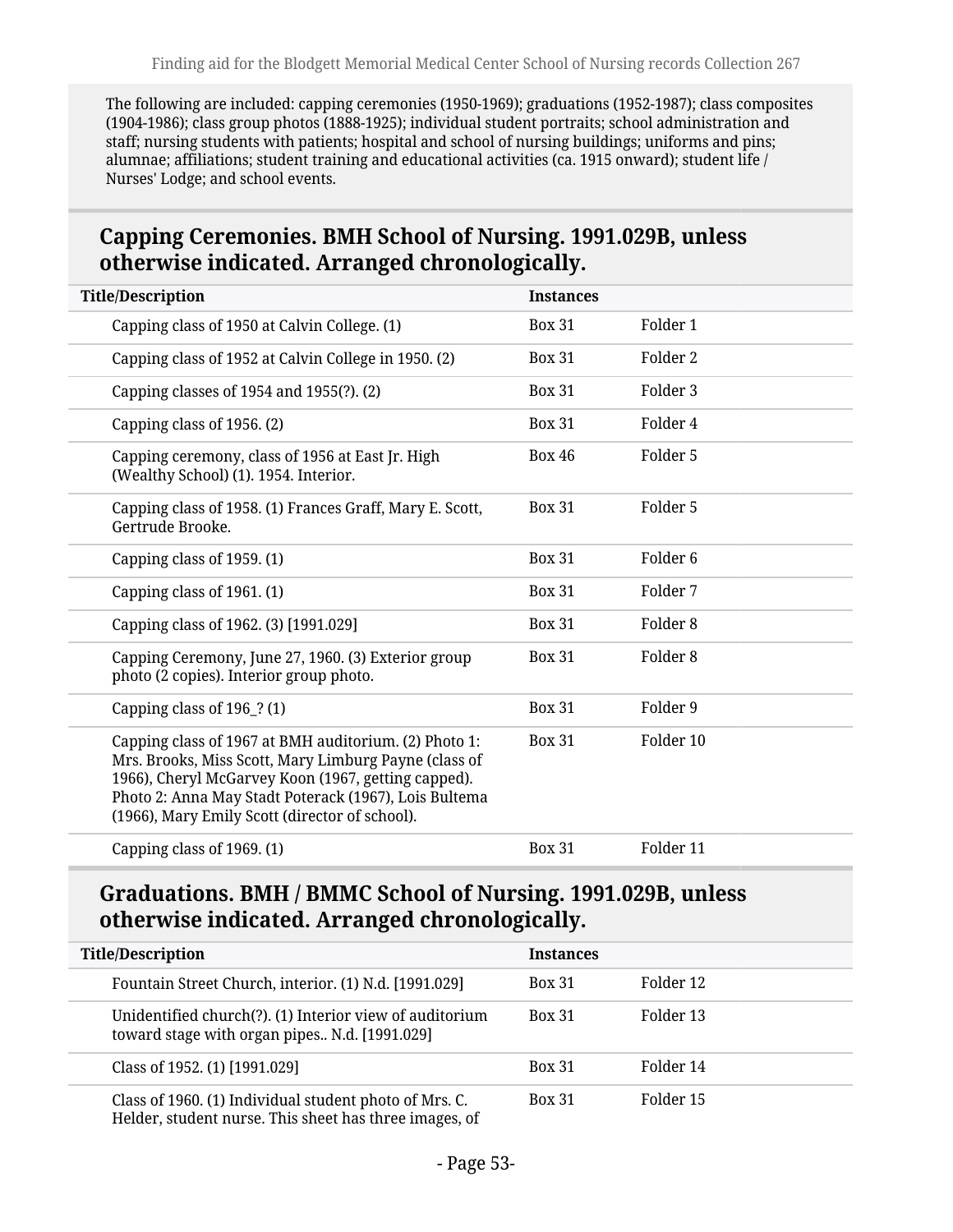The following are included: capping ceremonies (1950-1969); graduations (1952-1987); class composites (1904-1986); class group photos (1888-1925); individual student portraits; school administration and staff; nursing students with patients; hospital and school of nursing buildings; uniforms and pins; alumnae; affiliations; student training and educational activities (ca. 1915 onward); student life / Nurses' Lodge; and school events.

## Capping Ceremonies. BMH School of Nursing. 1991.029B, unless otherwise indicated. Arranged chronologically.

| Title/Description | Instances | |
|---|---|---|
| Capping class of 1950 at Calvin College. (1) | Box 31 | Folder 1 |
| Capping class of 1952 at Calvin College in 1950. (2) | Box 31 | Folder 2 |
| Capping classes of 1954 and 1955(?). (2) | Box 31 | Folder 3 |
| Capping class of 1956. (2) | Box 31 | Folder 4 |
| Capping ceremony, class of 1956 at East Jr. High (Wealthy School) (1). 1954. Interior. | Box 46 | Folder 5 |
| Capping class of 1958. (1) Frances Graff, Mary E. Scott, Gertrude Brooke. | Box 31 | Folder 5 |
| Capping class of 1959. (1) | Box 31 | Folder 6 |
| Capping class of 1961. (1) | Box 31 | Folder 7 |
| Capping class of 1962. (3) [1991.029] | Box 31 | Folder 8 |
| Capping Ceremony, June 27, 1960. (3) Exterior group photo (2 copies). Interior group photo. | Box 31 | Folder 8 |
| Capping class of 196_? (1) | Box 31 | Folder 9 |
| Capping class of 1967 at BMH auditorium. (2) Photo 1: Mrs. Brooks, Miss Scott, Mary Limburg Payne (class of 1966), Cheryl McGarvey Koon (1967, getting capped). Photo 2: Anna May Stadt Poterack (1967), Lois Bultema (1966), Mary Emily Scott (director of school). | Box 31 | Folder 10 |
| Capping class of 1969. (1) | Box 31 | Folder 11 |

## Graduations. BMH / BMMC School of Nursing. 1991.029B, unless otherwise indicated. Arranged chronologically.

| Title/Description | Instances | |
|---|---|---|
| Fountain Street Church, interior. (1) N.d. [1991.029] | Box 31 | Folder 12 |
| Unidentified church(?). (1) Interior view of auditorium toward stage with organ pipes.. N.d. [1991.029] | Box 31 | Folder 13 |
| Class of 1952. (1) [1991.029] | Box 31 | Folder 14 |
| Class of 1960. (1) Individual student photo of Mrs. C. Helder, student nurse. This sheet has three images, of | Box 31 | Folder 15 |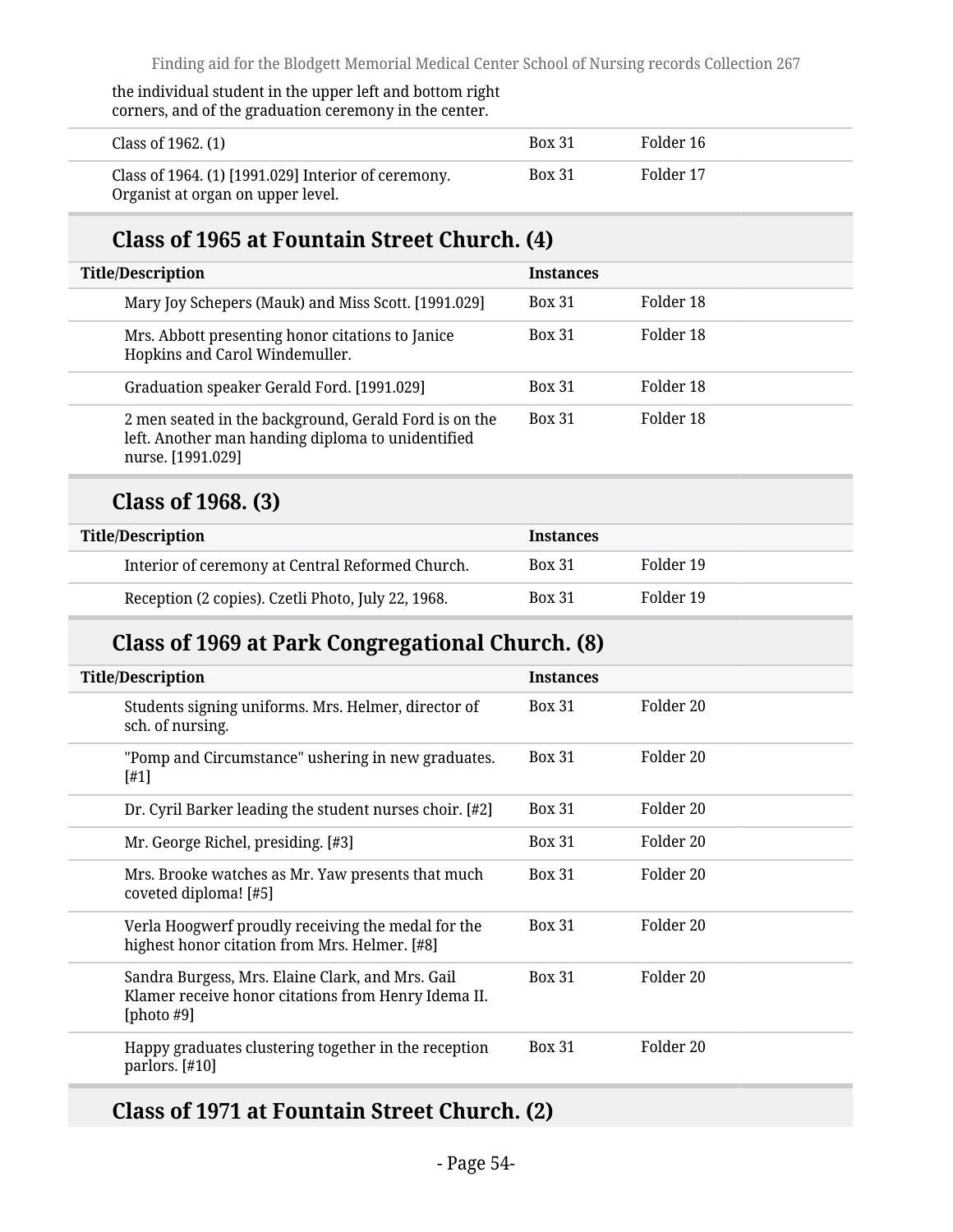the individual student in the upper left and bottom right corners, and of the graduation ceremony in the center.

| | | |
|---|---|---|
| Class of 1962. (1) | Box 31 | Folder 16 |
| Class of 1964. (1) [1991.029] Interior of ceremony. Organist at organ on upper level. | Box 31 | Folder 17 |

## Class of 1965 at Fountain Street Church. (4)

| Title/Description | Instances | |
|---|---|---|
| Mary Joy Schepers (Mauk) and Miss Scott. [1991.029] | Box 31 | Folder 18 |
| Mrs. Abbott presenting honor citations to Janice Hopkins and Carol Windemuller. | Box 31 | Folder 18 |
| Graduation speaker Gerald Ford. [1991.029] | Box 31 | Folder 18 |
| 2 men seated in the background, Gerald Ford is on the left. Another man handing diploma to unidentified nurse. [1991.029] | Box 31 | Folder 18 |

## Class of 1968. (3)

| Title/Description | Instances | |
|---|---|---|
| Interior of ceremony at Central Reformed Church. | Box 31 | Folder 19 |
| Reception (2 copies). Czetli Photo, July 22, 1968. | Box 31 | Folder 19 |

## Class of 1969 at Park Congregational Church. (8)

| Title/Description | Instances | |
|---|---|---|
| Students signing uniforms. Mrs. Helmer, director of sch. of nursing. | Box 31 | Folder 20 |
| "Pomp and Circumstance" ushering in new graduates. [#1] | Box 31 | Folder 20 |
| Dr. Cyril Barker leading the student nurses choir. [#2] | Box 31 | Folder 20 |
| Mr. George Richel, presiding. [#3] | Box 31 | Folder 20 |
| Mrs. Brooke watches as Mr. Yaw presents that much coveted diploma! [#5] | Box 31 | Folder 20 |
| Verla Hoogwerf proudly receiving the medal for the highest honor citation from Mrs. Helmer. [#8] | Box 31 | Folder 20 |
| Sandra Burgess, Mrs. Elaine Clark, and Mrs. Gail Klamer receive honor citations from Henry Idema II. [photo #9] | Box 31 | Folder 20 |
| Happy graduates clustering together in the reception parlors. [#10] | Box 31 | Folder 20 |

## Class of 1971 at Fountain Street Church. (2)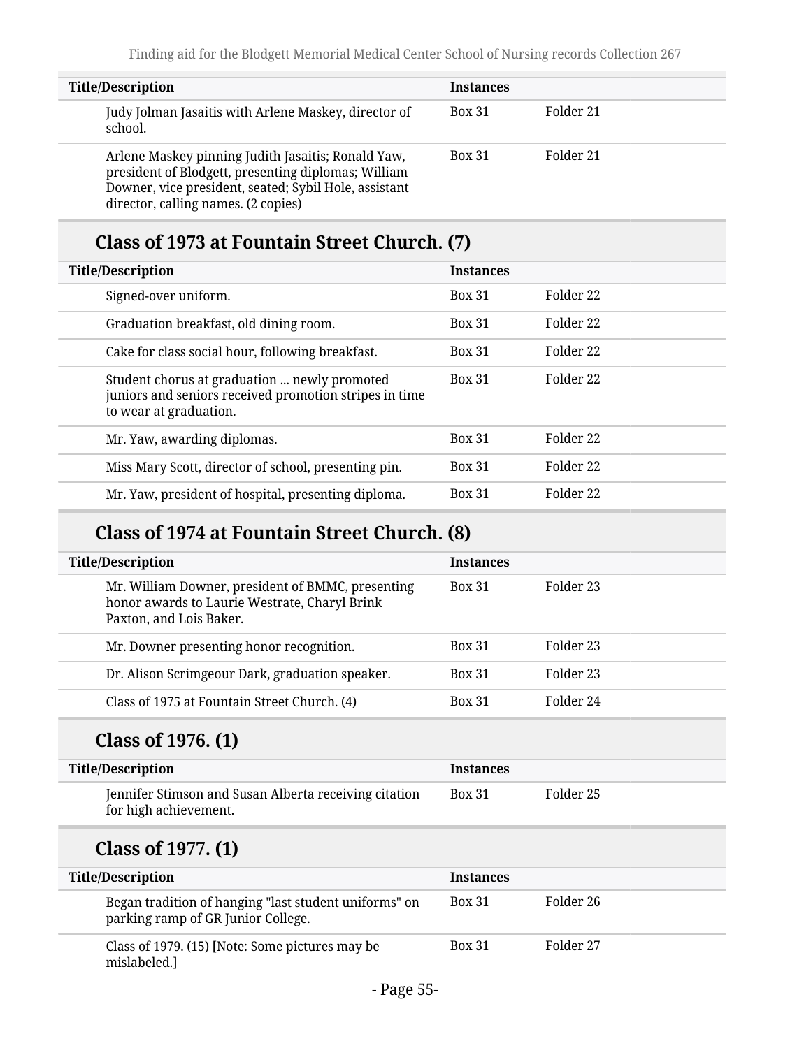| Title/Description | Instances | |
|---|---|---|
| Judy Jolman Jasaitis with Arlene Maskey, director of school. | Box 31 | Folder 21 |
| Arlene Maskey pinning Judith Jasaitis; Ronald Yaw, president of Blodgett, presenting diplomas; William Downer, vice president, seated; Sybil Hole, assistant director, calling names. (2 copies) | Box 31 | Folder 21 |

## Class of 1973 at Fountain Street Church. (7)

| Title/Description | Instances | |
|---|---|---|
| Signed-over uniform. | Box 31 | Folder 22 |
| Graduation breakfast, old dining room. | Box 31 | Folder 22 |
| Cake for class social hour, following breakfast. | Box 31 | Folder 22 |
| Student chorus at graduation ... newly promoted juniors and seniors received promotion stripes in time to wear at graduation. | Box 31 | Folder 22 |
| Mr. Yaw, awarding diplomas. | Box 31 | Folder 22 |
| Miss Mary Scott, director of school, presenting pin. | Box 31 | Folder 22 |
| Mr. Yaw, president of hospital, presenting diploma. | Box 31 | Folder 22 |

## Class of 1974 at Fountain Street Church. (8)

| Title/Description | Instances | |
|---|---|---|
| Mr. William Downer, president of BMMC, presenting honor awards to Laurie Westrate, Charyl Brink Paxton, and Lois Baker. | Box 31 | Folder 23 |
| Mr. Downer presenting honor recognition. | Box 31 | Folder 23 |
| Dr. Alison Scrimgeour Dark, graduation speaker. | Box 31 | Folder 23 |
| Class of 1975 at Fountain Street Church. (4) | Box 31 | Folder 24 |

## Class of 1976. (1)

| Title/Description | Instances | |
|---|---|---|
| Jennifer Stimson and Susan Alberta receiving citation for high achievement. | Box 31 | Folder 25 |

## Class of 1977. (1)

| Title/Description | Instances | |
|---|---|---|
| Began tradition of hanging "last student uniforms" on parking ramp of GR Junior College. | Box 31 | Folder 26 |
| Class of 1979. (15) [Note: Some pictures may be mislabeled.] | Box 31 | Folder 27 |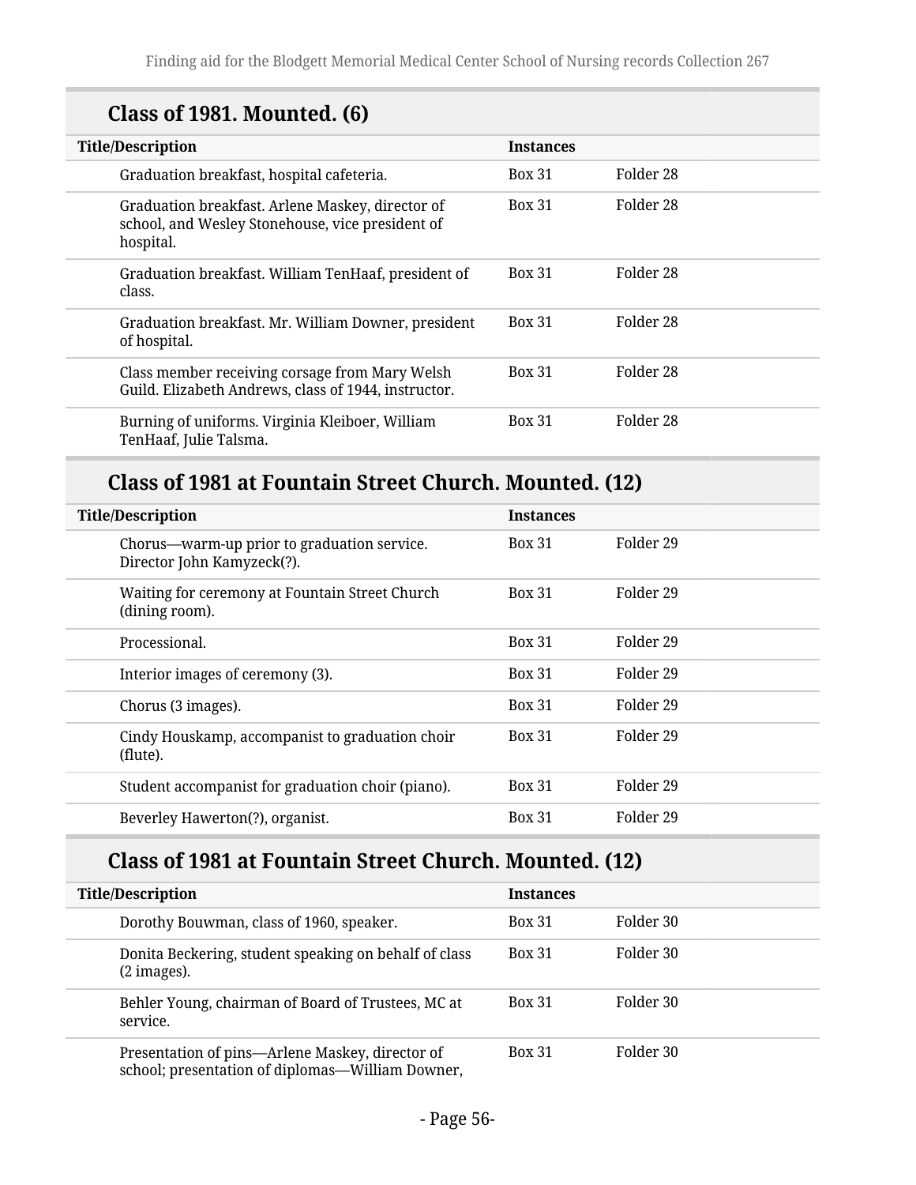## Class of 1981. Mounted. (6)

| Title/Description | Instances | |
|---|---|---|
| Graduation breakfast, hospital cafeteria. | Box 31 | Folder 28 |
| Graduation breakfast. Arlene Maskey, director of school, and Wesley Stonehouse, vice president of hospital. | Box 31 | Folder 28 |
| Graduation breakfast. William TenHaaf, president of class. | Box 31 | Folder 28 |
| Graduation breakfast. Mr. William Downer, president of hospital. | Box 31 | Folder 28 |
| Class member receiving corsage from Mary Welsh Guild. Elizabeth Andrews, class of 1944, instructor. | Box 31 | Folder 28 |
| Burning of uniforms. Virginia Kleiboer, William TenHaaf, Julie Talsma. | Box 31 | Folder 28 |

## Class of 1981 at Fountain Street Church. Mounted. (12)

| Title/Description | Instances | |
|---|---|---|
| Chorus—warm-up prior to graduation service. Director John Kamyzeck(?). | Box 31 | Folder 29 |
| Waiting for ceremony at Fountain Street Church (dining room). | Box 31 | Folder 29 |
| Processional. | Box 31 | Folder 29 |
| Interior images of ceremony (3). | Box 31 | Folder 29 |
| Chorus (3 images). | Box 31 | Folder 29 |
| Cindy Houskamp, accompanist to graduation choir (flute). | Box 31 | Folder 29 |
| Student accompanist for graduation choir (piano). | Box 31 | Folder 29 |
| Beverley Hawerton(?), organist. | Box 31 | Folder 29 |

## Class of 1981 at Fountain Street Church. Mounted. (12)

| Title/Description | Instances | |
|---|---|---|
| Dorothy Bouwman, class of 1960, speaker. | Box 31 | Folder 30 |
| Donita Beckering, student speaking on behalf of class (2 images). | Box 31 | Folder 30 |
| Behler Young, chairman of Board of Trustees, MC at service. | Box 31 | Folder 30 |
| Presentation of pins—Arlene Maskey, director of school; presentation of diplomas—William Downer, | Box 31 | Folder 30 |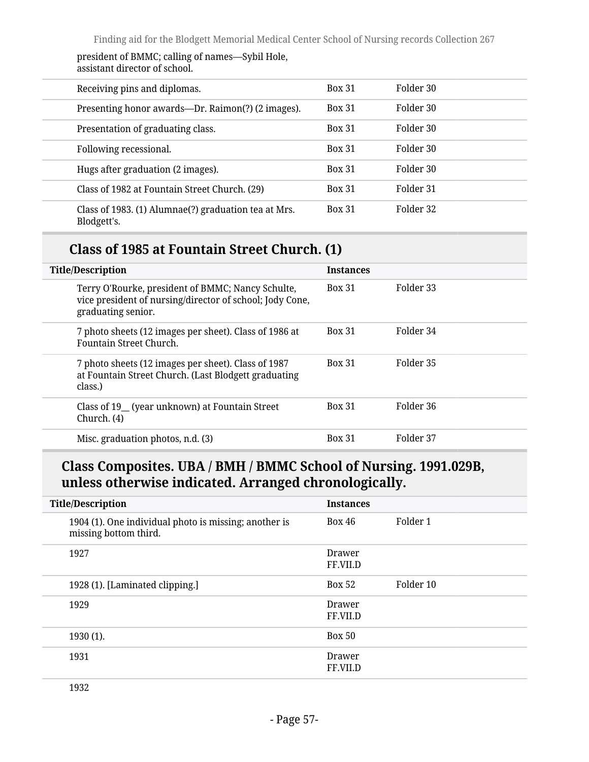president of BMMC; calling of names—Sybil Hole, assistant director of school.

| | | |
|---|---|---|
| Receiving pins and diplomas. | Box 31 | Folder 30 |
| Presenting honor awards—Dr. Raimon(?) (2 images). | Box 31 | Folder 30 |
| Presentation of graduating class. | Box 31 | Folder 30 |
| Following recessional. | Box 31 | Folder 30 |
| Hugs after graduation (2 images). | Box 31 | Folder 30 |
| Class of 1982 at Fountain Street Church. (29) | Box 31 | Folder 31 |
| Class of 1983. (1) Alumnae(?) graduation tea at Mrs. Blodgett's. | Box 31 | Folder 32 |

## Class of 1985 at Fountain Street Church. (1)

| Title/Description | Instances | |
|---|---|---|
| Terry O'Rourke, president of BMMC; Nancy Schulte, vice president of nursing/director of school; Jody Cone, graduating senior. | Box 31 | Folder 33 |
| 7 photo sheets (12 images per sheet). Class of 1986 at Fountain Street Church. | Box 31 | Folder 34 |
| 7 photo sheets (12 images per sheet). Class of 1987 at Fountain Street Church. (Last Blodgett graduating class.) | Box 31 | Folder 35 |
| Class of 19__ (year unknown) at Fountain Street Church. (4) | Box 31 | Folder 36 |
| Misc. graduation photos, n.d. (3) | Box 31 | Folder 37 |

## Class Composites. UBA / BMH / BMMC School of Nursing. 1991.029B, unless otherwise indicated. Arranged chronologically.

| Title/Description | Instances | |
|---|---|---|
| 1904 (1). One individual photo is missing; another is missing bottom third. | Box 46 | Folder 1 |
| 1927 | Drawer FF.VII.D | |
| 1928 (1). [Laminated clipping.] | Box 52 | Folder 10 |
| 1929 | Drawer FF.VII.D | |
| 1930 (1). | Box 50 | |
| 1931 | Drawer FF.VII.D | |
| 1932 | | |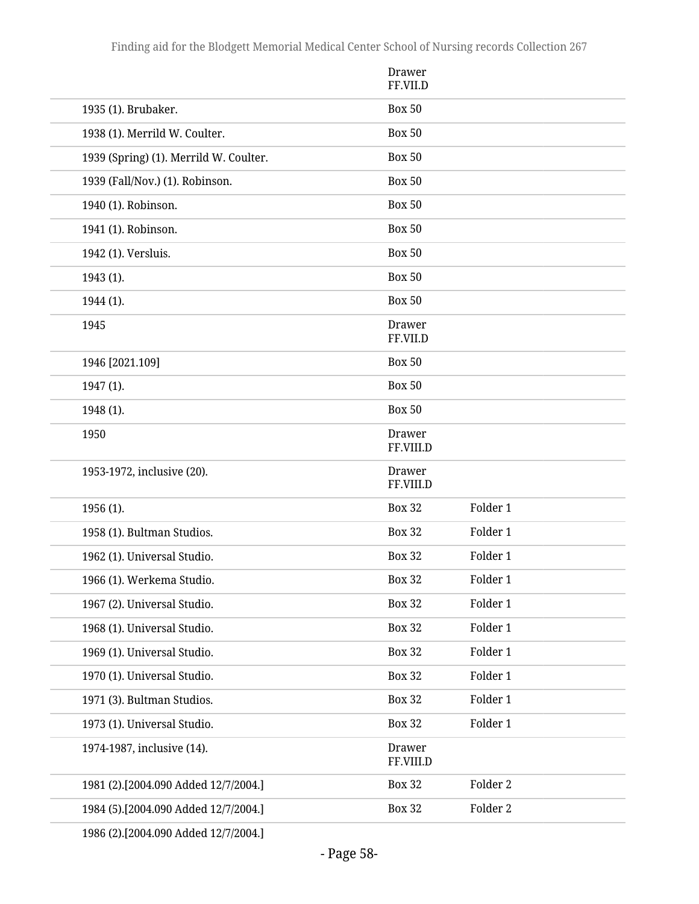| | | |
|---|---|---|
| | Drawer FF.VII.D | |
| 1935 (1). Brubaker. | Box 50 | |
| 1938 (1). Merrild W. Coulter. | Box 50 | |
| 1939 (Spring) (1). Merrild W. Coulter. | Box 50 | |
| 1939 (Fall/Nov.) (1). Robinson. | Box 50 | |
| 1940 (1). Robinson. | Box 50 | |
| 1941 (1). Robinson. | Box 50 | |
| 1942 (1). Versluis. | Box 50 | |
| 1943 (1). | Box 50 | |
| 1944 (1). | Box 50 | |
| 1945 | Drawer FF.VII.D | |
| 1946 [2021.109] | Box 50 | |
| 1947 (1). | Box 50 | |
| 1948 (1). | Box 50 | |
| 1950 | Drawer FF.VIII.D | |
| 1953-1972, inclusive (20). | Drawer FF.VIII.D | |
| 1956 (1). | Box 32 | Folder 1 |
| 1958 (1). Bultman Studios. | Box 32 | Folder 1 |
| 1962 (1). Universal Studio. | Box 32 | Folder 1 |
| 1966 (1). Werkema Studio. | Box 32 | Folder 1 |
| 1967 (2). Universal Studio. | Box 32 | Folder 1 |
| 1968 (1). Universal Studio. | Box 32 | Folder 1 |
| 1969 (1). Universal Studio. | Box 32 | Folder 1 |
| 1970 (1). Universal Studio. | Box 32 | Folder 1 |
| 1971 (3). Bultman Studios. | Box 32 | Folder 1 |
| 1973 (1). Universal Studio. | Box 32 | Folder 1 |
| 1974-1987, inclusive (14). | Drawer FF.VIII.D | |
| 1981 (2).[2004.090 Added 12/7/2004.] | Box 32 | Folder 2 |
| 1984 (5).[2004.090 Added 12/7/2004.] | Box 32 | Folder 2 |
| 1986 (2).[2004.090 Added 12/7/2004.] | | |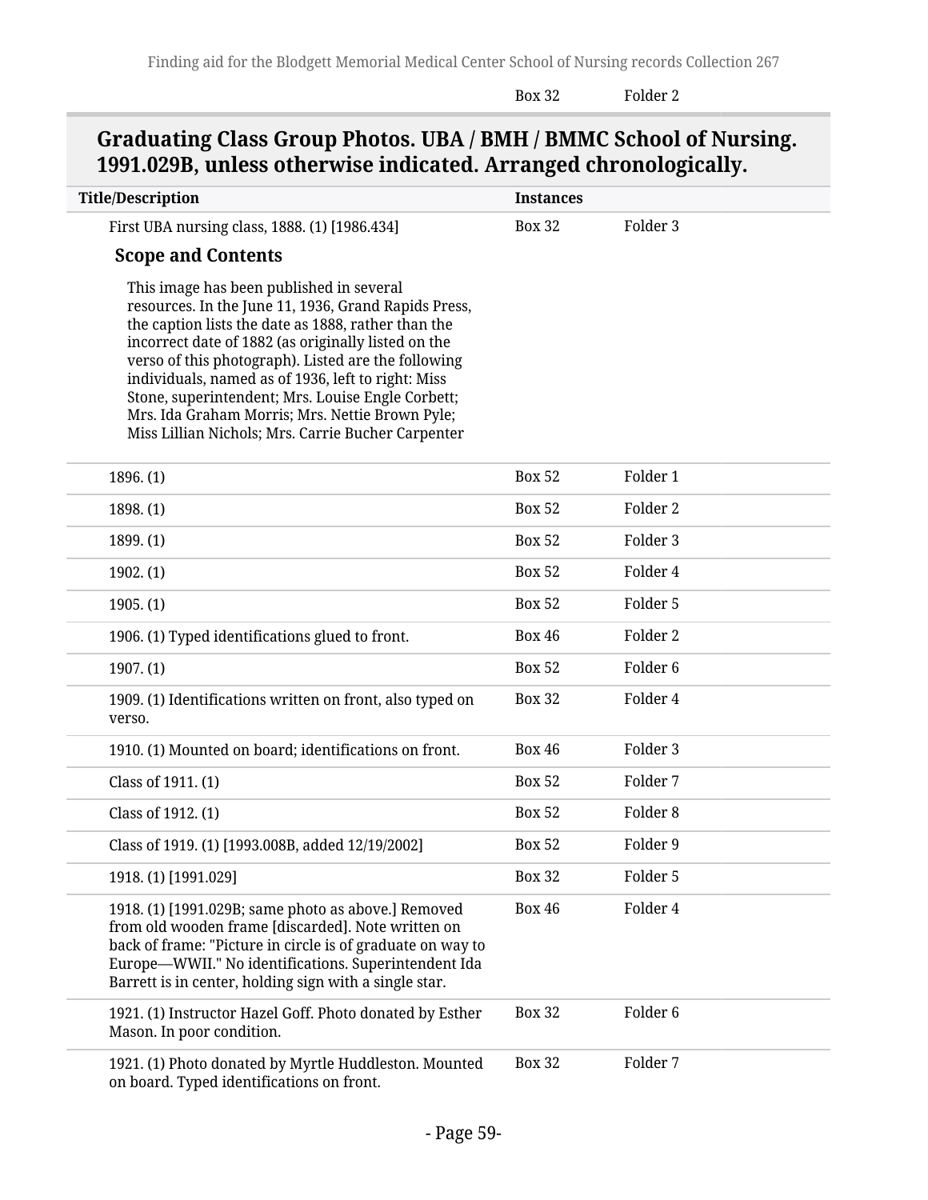| | Box 32 | Folder 2 |
|---|---|---|

## Graduating Class Group Photos. UBA / BMH / BMMC School of Nursing. 1991.029B, unless otherwise indicated. Arranged chronologically.

| Title/Description | Instances | |
|---|---|---|
| First UBA nursing class, 1888. (1) [1986.434] | Box 32 | Folder 3 |

### Scope and Contents

This image has been published in several resources. In the June 11, 1936, Grand Rapids Press, the caption lists the date as 1888, rather than the incorrect date of 1882 (as originally listed on the verso of this photograph). Listed are the following individuals, named as of 1936, left to right: Miss Stone, superintendent; Mrs. Louise Engle Corbett; Mrs. Ida Graham Morris; Mrs. Nettie Brown Pyle; Miss Lillian Nichols; Mrs. Carrie Bucher Carpenter

| Title/Description | Instances | |
|---|---|---|
| 1896. (1) | Box 52 | Folder 1 |
| 1898. (1) | Box 52 | Folder 2 |
| 1899. (1) | Box 52 | Folder 3 |
| 1902. (1) | Box 52 | Folder 4 |
| 1905. (1) | Box 52 | Folder 5 |
| 1906. (1) Typed identifications glued to front. | Box 46 | Folder 2 |
| 1907. (1) | Box 52 | Folder 6 |
| 1909. (1) Identifications written on front, also typed on verso. | Box 32 | Folder 4 |
| 1910. (1) Mounted on board; identifications on front. | Box 46 | Folder 3 |
| Class of 1911. (1) | Box 52 | Folder 7 |
| Class of 1912. (1) | Box 52 | Folder 8 |
| Class of 1919. (1) [1993.008B, added 12/19/2002] | Box 52 | Folder 9 |
| 1918. (1) [1991.029] | Box 32 | Folder 5 |
| 1918. (1) [1991.029B; same photo as above.] Removed from old wooden frame [discarded]. Note written on back of frame: "Picture in circle is of graduate on way to Europe—WWII." No identifications. Superintendent Ida Barrett is in center, holding sign with a single star. | Box 46 | Folder 4 |
| 1921. (1) Instructor Hazel Goff. Photo donated by Esther Mason. In poor condition. | Box 32 | Folder 6 |
| 1921. (1) Photo donated by Myrtle Huddleston. Mounted on board. Typed identifications on front. | Box 32 | Folder 7 |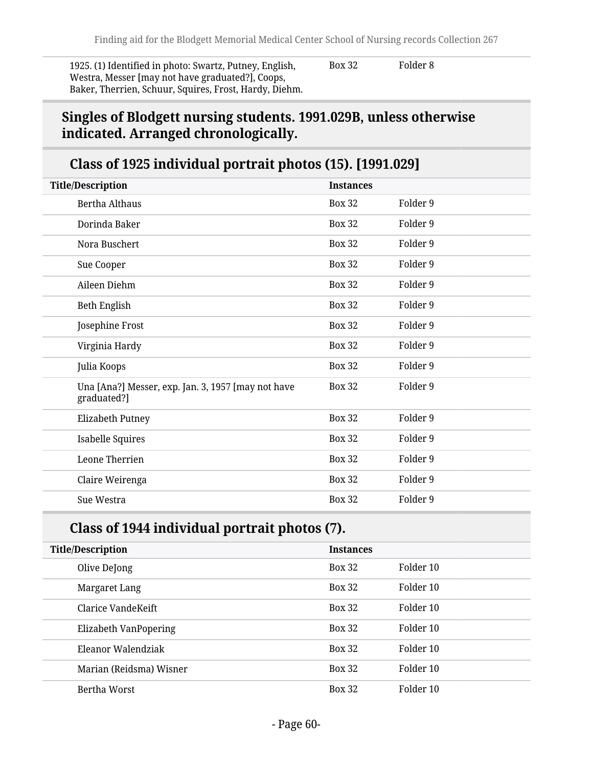| | | |
|---|---|---|
| 1925. (1) Identified in photo: Swartz, Putney, English, Westra, Messer [may not have graduated?], Coops, Baker, Therrien, Schuur, Squires, Frost, Hardy, Diehm. | Box 32 | Folder 8 |

## Singles of Blodgett nursing students. 1991.029B, unless otherwise indicated. Arranged chronologically.

### Class of 1925 individual portrait photos (15). [1991.029]

| Title/Description | Instances | |
|---|---|---|
| Bertha Althaus | Box 32 | Folder 9 |
| Dorinda Baker | Box 32 | Folder 9 |
| Nora Buschert | Box 32 | Folder 9 |
| Sue Cooper | Box 32 | Folder 9 |
| Aileen Diehm | Box 32 | Folder 9 |
| Beth English | Box 32 | Folder 9 |
| Josephine Frost | Box 32 | Folder 9 |
| Virginia Hardy | Box 32 | Folder 9 |
| Julia Koops | Box 32 | Folder 9 |
| Una [Ana?] Messer, exp. Jan. 3, 1957 [may not have graduated?] | Box 32 | Folder 9 |
| Elizabeth Putney | Box 32 | Folder 9 |
| Isabelle Squires | Box 32 | Folder 9 |
| Leone Therrien | Box 32 | Folder 9 |
| Claire Weirenga | Box 32 | Folder 9 |
| Sue Westra | Box 32 | Folder 9 |

### Class of 1944 individual portrait photos (7).

| Title/Description | Instances | |
|---|---|---|
| Olive DeJong | Box 32 | Folder 10 |
| Margaret Lang | Box 32 | Folder 10 |
| Clarice VandeKeift | Box 32 | Folder 10 |
| Elizabeth VanPopering | Box 32 | Folder 10 |
| Eleanor Walendziak | Box 32 | Folder 10 |
| Marian (Reidsma) Wisner | Box 32 | Folder 10 |
| Bertha Worst | Box 32 | Folder 10 |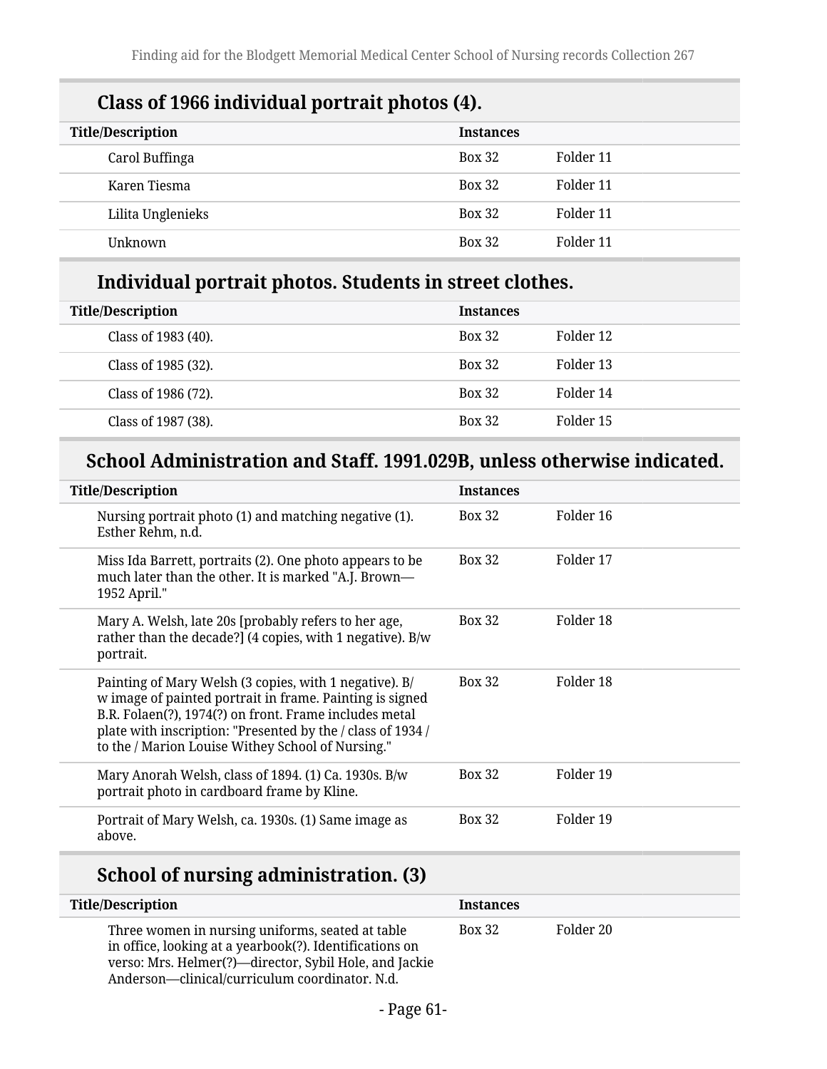## Class of 1966 individual portrait photos (4).

| Title/Description | Instances | |
|---|---|---|
| Carol Buffinga | Box 32 | Folder 11 |
| Karen Tiesma | Box 32 | Folder 11 |
| Lilita Unglenieks | Box 32 | Folder 11 |
| Unknown | Box 32 | Folder 11 |

## Individual portrait photos. Students in street clothes.

| Title/Description | Instances | |
|---|---|---|
| Class of 1983 (40). | Box 32 | Folder 12 |
| Class of 1985 (32). | Box 32 | Folder 13 |
| Class of 1986 (72). | Box 32 | Folder 14 |
| Class of 1987 (38). | Box 32 | Folder 15 |

## School Administration and Staff. 1991.029B, unless otherwise indicated.

| Title/Description | Instances | |
|---|---|---|
| Nursing portrait photo (1) and matching negative (1). Esther Rehm, n.d. | Box 32 | Folder 16 |
| Miss Ida Barrett, portraits (2). One photo appears to be much later than the other. It is marked "A.J. Brown—1952 April." | Box 32 | Folder 17 |
| Mary A. Welsh, late 20s [probably refers to her age, rather than the decade?] (4 copies, with 1 negative). B/w portrait. | Box 32 | Folder 18 |
| Painting of Mary Welsh (3 copies, with 1 negative). B/w image of painted portrait in frame. Painting is signed B.R. Folaen(?), 1974(?) on front. Frame includes metal plate with inscription: "Presented by the / class of 1934 / to the / Marion Louise Withey School of Nursing." | Box 32 | Folder 18 |
| Mary Anorah Welsh, class of 1894. (1) Ca. 1930s. B/w portrait photo in cardboard frame by Kline. | Box 32 | Folder 19 |
| Portrait of Mary Welsh, ca. 1930s. (1) Same image as above. | Box 32 | Folder 19 |

## School of nursing administration. (3)

| Title/Description | Instances | |
|---|---|---|
| Three women in nursing uniforms, seated at table in office, looking at a yearbook(?). Identifications on verso: Mrs. Helmer(?)—director, Sybil Hole, and Jackie Anderson—clinical/curriculum coordinator. N.d. | Box 32 | Folder 20 |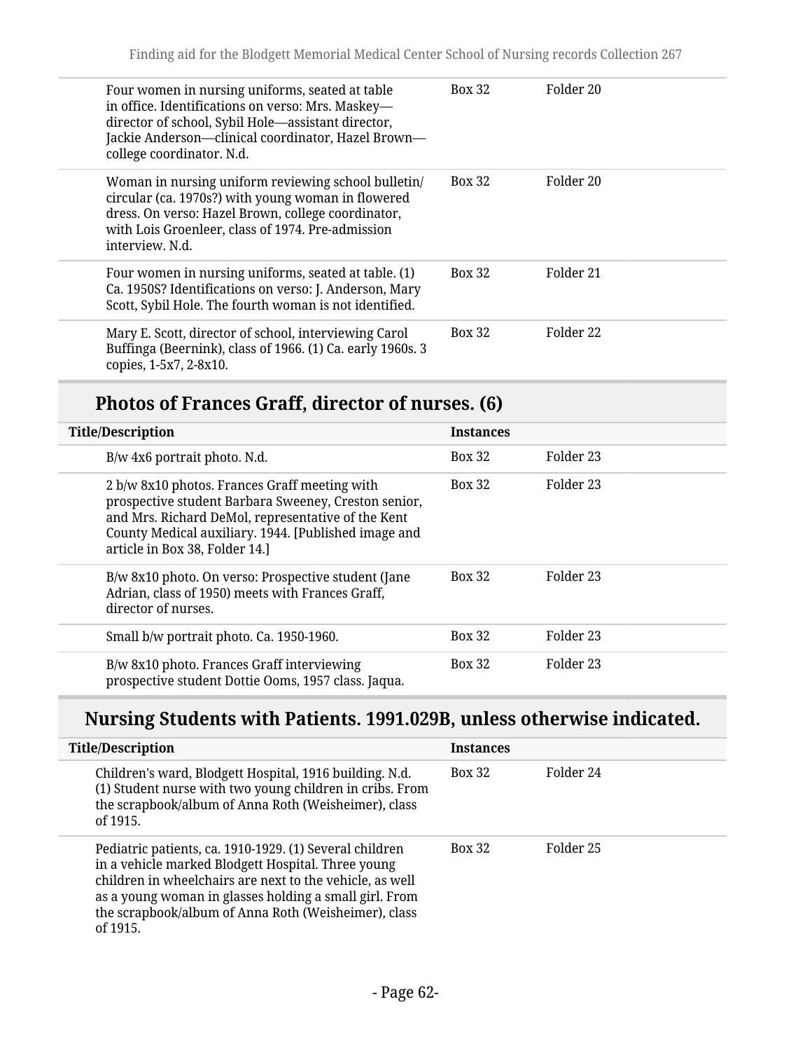| Title/Description | Instances | |
|---|---|---|
| Four women in nursing uniforms, seated at table in office. Identifications on verso: Mrs. Maskey—director of school, Sybil Hole—assistant director, Jackie Anderson—clinical coordinator, Hazel Brown—college coordinator. N.d. | Box 32 | Folder 20 |
| Woman in nursing uniform reviewing school bulletin/circular (ca. 1970s?) with young woman in flowered dress. On verso: Hazel Brown, college coordinator, with Lois Groenleer, class of 1974. Pre-admission interview. N.d. | Box 32 | Folder 20 |
| Four women in nursing uniforms, seated at table. (1) Ca. 1950S? Identifications on verso: J. Anderson, Mary Scott, Sybil Hole. The fourth woman is not identified. | Box 32 | Folder 21 |
| Mary E. Scott, director of school, interviewing Carol Buffinga (Beernink), class of 1966. (1) Ca. early 1960s. 3 copies, 1-5x7, 2-8x10. | Box 32 | Folder 22 |

## Photos of Frances Graff, director of nurses. (6)

| Title/Description | Instances | |
|---|---|---|
| B/w 4x6 portrait photo. N.d. | Box 32 | Folder 23 |
| 2 b/w 8x10 photos. Frances Graff meeting with prospective student Barbara Sweeney, Creston senior, and Mrs. Richard DeMol, representative of the Kent County Medical auxiliary. 1944. [Published image and article in Box 38, Folder 14.] | Box 32 | Folder 23 |
| B/w 8x10 photo. On verso: Prospective student (Jane Adrian, class of 1950) meets with Frances Graff, director of nurses. | Box 32 | Folder 23 |
| Small b/w portrait photo. Ca. 1950-1960. | Box 32 | Folder 23 |
| B/w 8x10 photo. Frances Graff interviewing prospective student Dottie Ooms, 1957 class. Jaqua. | Box 32 | Folder 23 |

## Nursing Students with Patients. 1991.029B, unless otherwise indicated.

| Title/Description | Instances | |
|---|---|---|
| Children's ward, Blodgett Hospital, 1916 building. N.d. (1) Student nurse with two young children in cribs. From the scrapbook/album of Anna Roth (Weisheimer), class of 1915. | Box 32 | Folder 24 |
| Pediatric patients, ca. 1910-1929. (1) Several children in a vehicle marked Blodgett Hospital. Three young children in wheelchairs are next to the vehicle, as well as a young woman in glasses holding a small girl. From the scrapbook/album of Anna Roth (Weisheimer), class of 1915. | Box 32 | Folder 25 |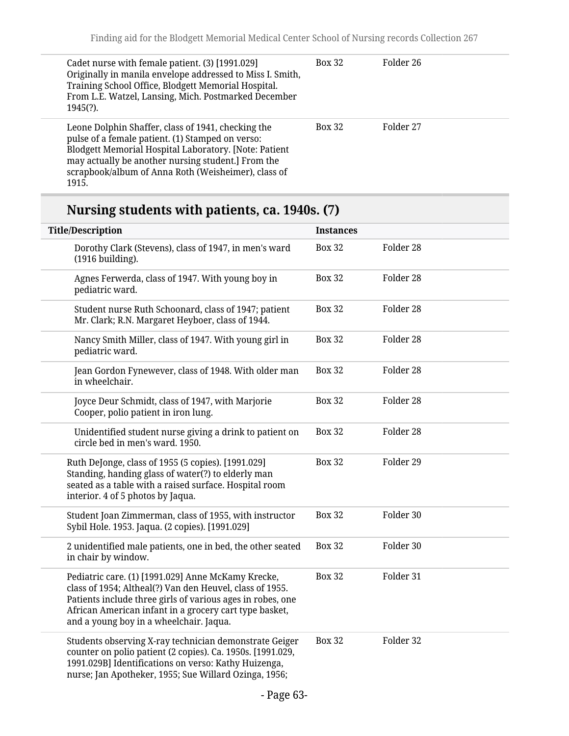| Title/Description | Instances | |
|---|---|---|
| Cadet nurse with female patient. (3) [1991.029] Originally in manila envelope addressed to Miss I. Smith, Training School Office, Blodgett Memorial Hospital. From L.E. Watzel, Lansing, Mich. Postmarked December 1945(?). | Box 32 | Folder 26 |
| Leone Dolphin Shaffer, class of 1941, checking the pulse of a female patient. (1) Stamped on verso: Blodgett Memorial Hospital Laboratory. [Note: Patient may actually be another nursing student.] From the scrapbook/album of Anna Roth (Weisheimer), class of 1915. | Box 32 | Folder 27 |

## Nursing students with patients, ca. 1940s. (7)

| Title/Description | Instances | |
|---|---|---|
| Dorothy Clark (Stevens), class of 1947, in men's ward (1916 building). | Box 32 | Folder 28 |
| Agnes Ferwerda, class of 1947. With young boy in pediatric ward. | Box 32 | Folder 28 |
| Student nurse Ruth Schoonard, class of 1947; patient Mr. Clark; R.N. Margaret Heyboer, class of 1944. | Box 32 | Folder 28 |
| Nancy Smith Miller, class of 1947. With young girl in pediatric ward. | Box 32 | Folder 28 |
| Jean Gordon Fynewever, class of 1948. With older man in wheelchair. | Box 32 | Folder 28 |
| Joyce Deur Schmidt, class of 1947, with Marjorie Cooper, polio patient in iron lung. | Box 32 | Folder 28 |
| Unidentified student nurse giving a drink to patient on circle bed in men's ward. 1950. | Box 32 | Folder 28 |
| Ruth DeJonge, class of 1955 (5 copies). [1991.029] Standing, handing glass of water(?) to elderly man seated as a table with a raised surface. Hospital room interior. 4 of 5 photos by Jaqua. | Box 32 | Folder 29 |
| Student Joan Zimmerman, class of 1955, with instructor Sybil Hole. 1953. Jaqua. (2 copies). [1991.029] | Box 32 | Folder 30 |
| 2 unidentified male patients, one in bed, the other seated in chair by window. | Box 32 | Folder 30 |
| Pediatric care. (1) [1991.029] Anne McKamy Krecke, class of 1954; Altheal(?) Van den Heuvel, class of 1955. Patients include three girls of various ages in robes, one African American infant in a grocery cart type basket, and a young boy in a wheelchair. Jaqua. | Box 32 | Folder 31 |
| Students observing X-ray technician demonstrate Geiger counter on polio patient (2 copies). Ca. 1950s. [1991.029, 1991.029B] Identifications on verso: Kathy Huizenga, nurse; Jan Apotheker, 1955; Sue Willard Ozinga, 1956; | Box 32 | Folder 32 |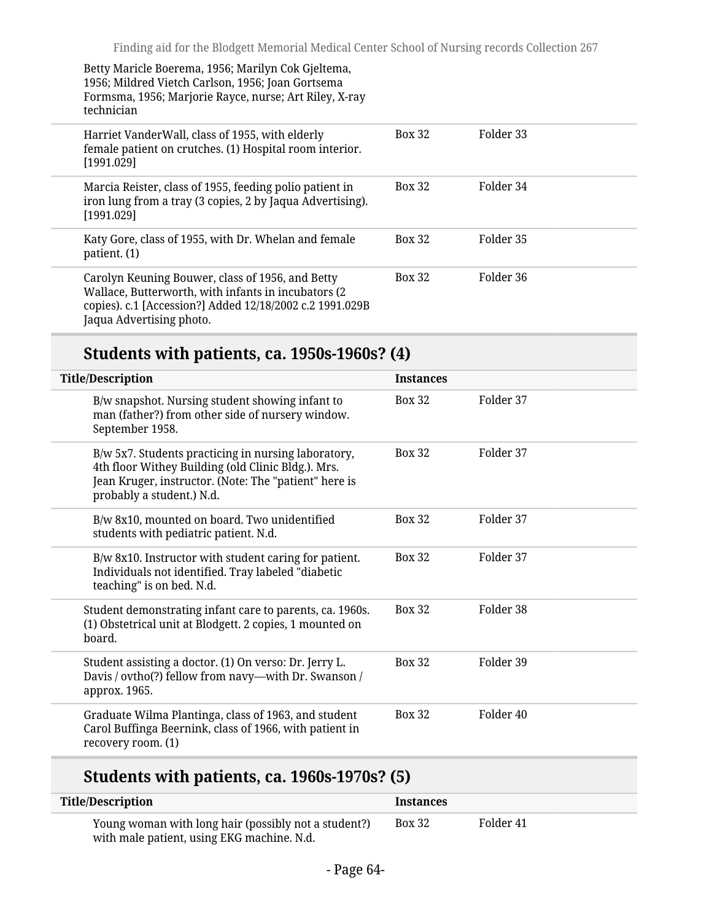Betty Maricle Boerema, 1956; Marilyn Cok Gjeltema, 1956; Mildred Vietch Carlson, 1956; Joan Gortsema Formsma, 1956; Marjorie Rayce, nurse; Art Riley, X-ray technician

| | | |
|---|---|---|
| Harriet VanderWall, class of 1955, with elderly female patient on crutches. (1) Hospital room interior. [1991.029] | Box 32 | Folder 33 |
| Marcia Reister, class of 1955, feeding polio patient in iron lung from a tray (3 copies, 2 by Jaqua Advertising). [1991.029] | Box 32 | Folder 34 |
| Katy Gore, class of 1955, with Dr. Whelan and female patient. (1) | Box 32 | Folder 35 |
| Carolyn Keuning Bouwer, class of 1956, and Betty Wallace, Butterworth, with infants in incubators (2 copies). c.1 [Accession?] Added 12/18/2002 c.2 1991.029B Jaqua Advertising photo. | Box 32 | Folder 36 |

## Students with patients, ca. 1950s-1960s? (4)

| Title/Description | Instances | |
|---|---|---|
| B/w snapshot. Nursing student showing infant to man (father?) from other side of nursery window. September 1958. | Box 32 | Folder 37 |
| B/w 5x7. Students practicing in nursing laboratory, 4th floor Withey Building (old Clinic Bldg.). Mrs. Jean Kruger, instructor. (Note: The "patient" here is probably a student.) N.d. | Box 32 | Folder 37 |
| B/w 8x10, mounted on board. Two unidentified students with pediatric patient. N.d. | Box 32 | Folder 37 |
| B/w 8x10. Instructor with student caring for patient. Individuals not identified. Tray labeled "diabetic teaching" is on bed. N.d. | Box 32 | Folder 37 |
| Student demonstrating infant care to parents, ca. 1960s. (1) Obstetrical unit at Blodgett. 2 copies, 1 mounted on board. | Box 32 | Folder 38 |
| Student assisting a doctor. (1) On verso: Dr. Jerry L. Davis / ovtho(?) fellow from navy—with Dr. Swanson / approx. 1965. | Box 32 | Folder 39 |
| Graduate Wilma Plantinga, class of 1963, and student Carol Buffinga Beernink, class of 1966, with patient in recovery room. (1) | Box 32 | Folder 40 |

## Students with patients, ca. 1960s-1970s? (5)

| Title/Description | Instances | |
|---|---|---|
| Young woman with long hair (possibly not a student?) with male patient, using EKG machine. N.d. | Box 32 | Folder 41 |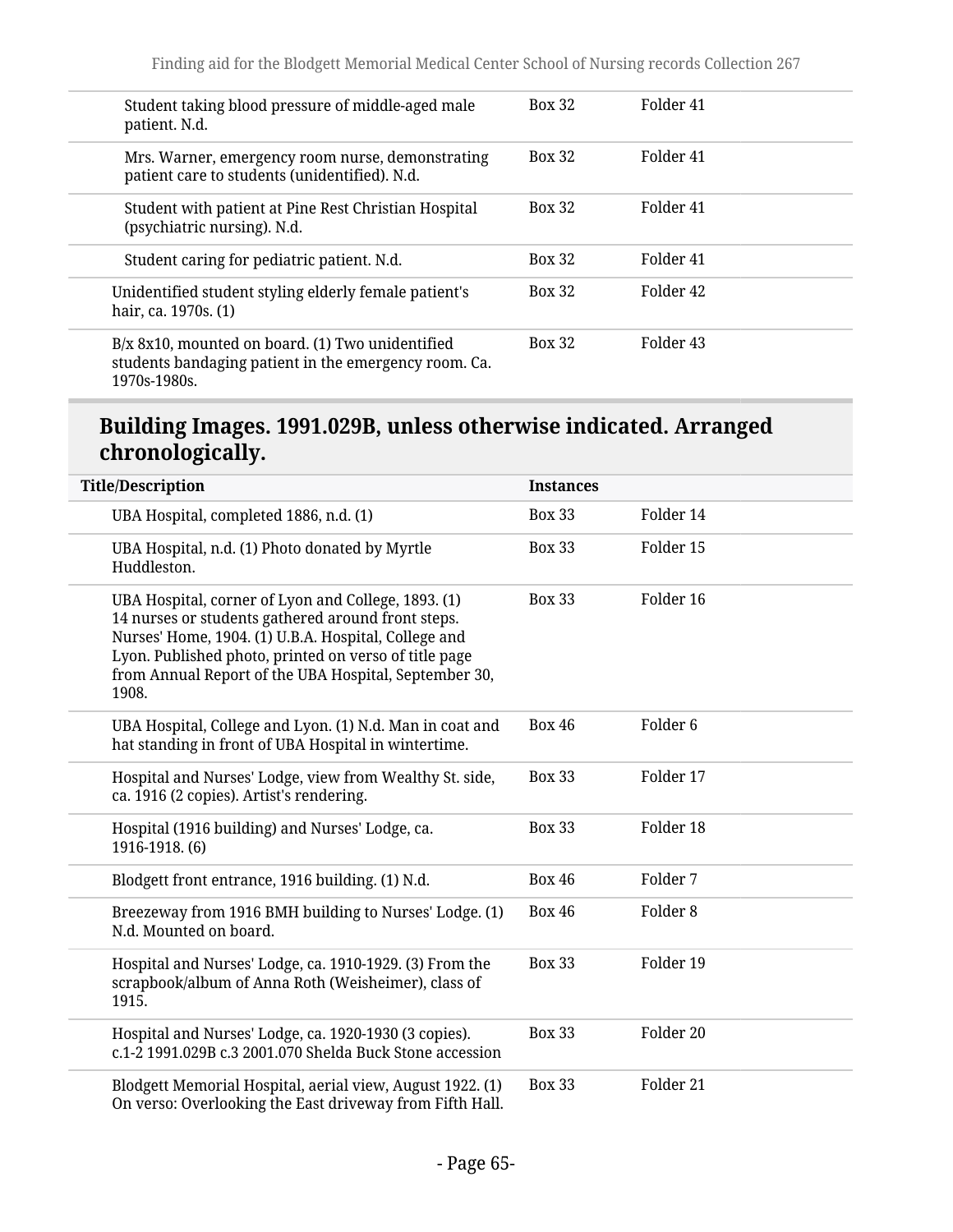| | | |
|---|---|---|
| Student taking blood pressure of middle-aged male patient. N.d. | Box 32 | Folder 41 |
| Mrs. Warner, emergency room nurse, demonstrating patient care to students (unidentified). N.d. | Box 32 | Folder 41 |
| Student with patient at Pine Rest Christian Hospital (psychiatric nursing). N.d. | Box 32 | Folder 41 |
| Student caring for pediatric patient. N.d. | Box 32 | Folder 41 |
| Unidentified student styling elderly female patient's hair, ca. 1970s. (1) | Box 32 | Folder 42 |
| B/x 8x10, mounted on board. (1) Two unidentified students bandaging patient in the emergency room. Ca. 1970s-1980s. | Box 32 | Folder 43 |

## Building Images. 1991.029B, unless otherwise indicated. Arranged chronologically.

| Title/Description | Instances | |
|---|---|---|
| UBA Hospital, completed 1886, n.d. (1) | Box 33 | Folder 14 |
| UBA Hospital, n.d. (1) Photo donated by Myrtle Huddleston. | Box 33 | Folder 15 |
| UBA Hospital, corner of Lyon and College, 1893. (1) 14 nurses or students gathered around front steps. Nurses' Home, 1904. (1) U.B.A. Hospital, College and Lyon. Published photo, printed on verso of title page from Annual Report of the UBA Hospital, September 30, 1908. | Box 33 | Folder 16 |
| UBA Hospital, College and Lyon. (1) N.d. Man in coat and hat standing in front of UBA Hospital in wintertime. | Box 46 | Folder 6 |
| Hospital and Nurses' Lodge, view from Wealthy St. side, ca. 1916 (2 copies). Artist's rendering. | Box 33 | Folder 17 |
| Hospital (1916 building) and Nurses' Lodge, ca. 1916-1918. (6) | Box 33 | Folder 18 |
| Blodgett front entrance, 1916 building. (1) N.d. | Box 46 | Folder 7 |
| Breezeway from 1916 BMH building to Nurses' Lodge. (1) N.d. Mounted on board. | Box 46 | Folder 8 |
| Hospital and Nurses' Lodge, ca. 1910-1929. (3) From the scrapbook/album of Anna Roth (Weisheimer), class of 1915. | Box 33 | Folder 19 |
| Hospital and Nurses' Lodge, ca. 1920-1930 (3 copies). c.1-2 1991.029B c.3 2001.070 Shelda Buck Stone accession | Box 33 | Folder 20 |
| Blodgett Memorial Hospital, aerial view, August 1922. (1) On verso: Overlooking the East driveway from Fifth Hall. | Box 33 | Folder 21 |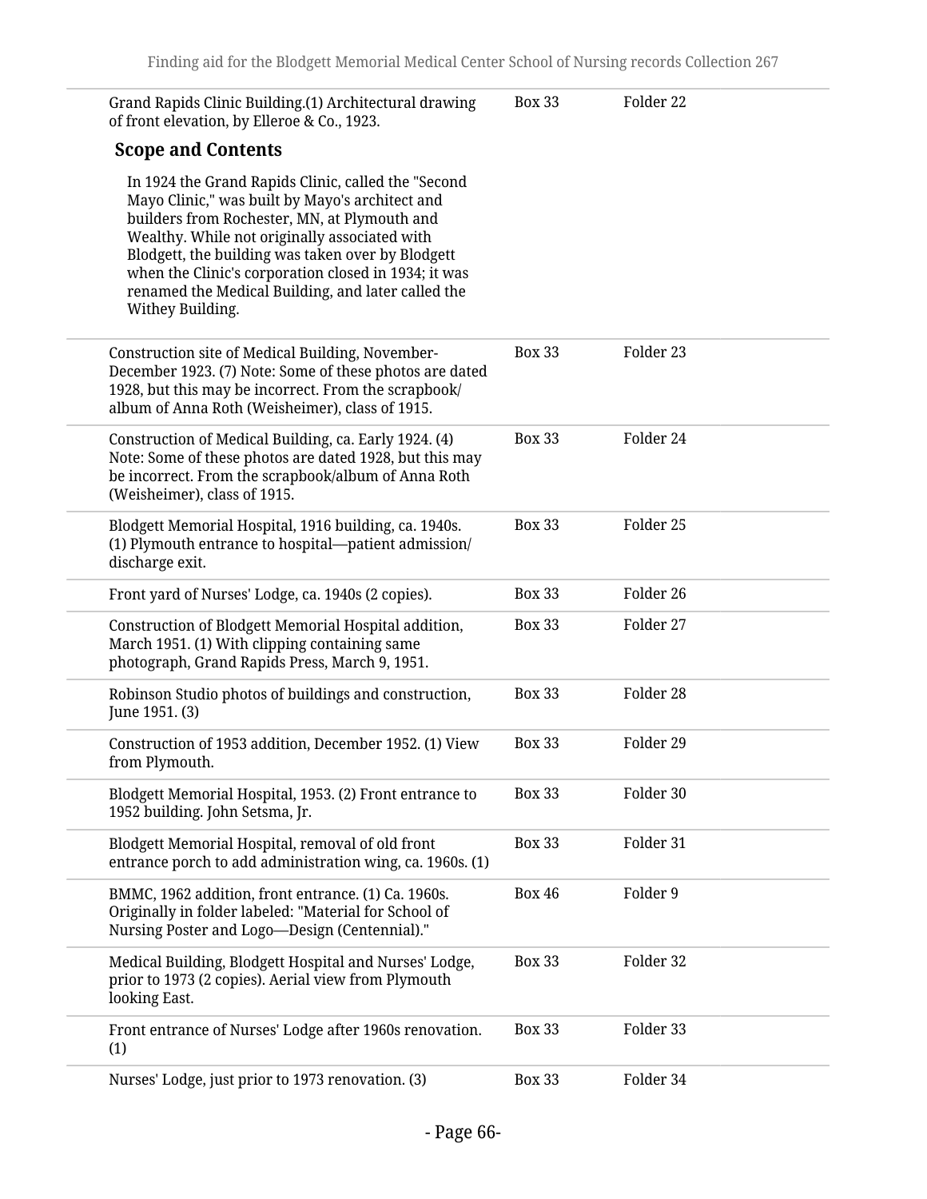| Description | Box | Folder |
|---|---|---|
| Grand Rapids Clinic Building.(1) Architectural drawing of front elevation, by Elleroe & Co., 1923. | Box 33 | Folder 22 |

**Scope and Contents**

In 1924 the Grand Rapids Clinic, called the "Second Mayo Clinic," was built by Mayo's architect and builders from Rochester, MN, at Plymouth and Wealthy. While not originally associated with Blodgett, the building was taken over by Blodgett when the Clinic's corporation closed in 1934; it was renamed the Medical Building, and later called the Withey Building.

| Description | Box | Folder |
|---|---|---|
| Construction site of Medical Building, November-December 1923. (7) Note: Some of these photos are dated 1928, but this may be incorrect. From the scrapbook/album of Anna Roth (Weisheimer), class of 1915. | Box 33 | Folder 23 |
| Construction of Medical Building, ca. Early 1924. (4) Note: Some of these photos are dated 1928, but this may be incorrect. From the scrapbook/album of Anna Roth (Weisheimer), class of 1915. | Box 33 | Folder 24 |
| Blodgett Memorial Hospital, 1916 building, ca. 1940s. (1) Plymouth entrance to hospital—patient admission/discharge exit. | Box 33 | Folder 25 |
| Front yard of Nurses' Lodge, ca. 1940s (2 copies). | Box 33 | Folder 26 |
| Construction of Blodgett Memorial Hospital addition, March 1951. (1) With clipping containing same photograph, Grand Rapids Press, March 9, 1951. | Box 33 | Folder 27 |
| Robinson Studio photos of buildings and construction, June 1951. (3) | Box 33 | Folder 28 |
| Construction of 1953 addition, December 1952. (1) View from Plymouth. | Box 33 | Folder 29 |
| Blodgett Memorial Hospital, 1953. (2) Front entrance to 1952 building. John Setsma, Jr. | Box 33 | Folder 30 |
| Blodgett Memorial Hospital, removal of old front entrance porch to add administration wing, ca. 1960s. (1) | Box 33 | Folder 31 |
| BMMC, 1962 addition, front entrance. (1) Ca. 1960s. Originally in folder labeled: "Material for School of Nursing Poster and Logo—Design (Centennial)." | Box 46 | Folder 9 |
| Medical Building, Blodgett Hospital and Nurses' Lodge, prior to 1973 (2 copies). Aerial view from Plymouth looking East. | Box 33 | Folder 32 |
| Front entrance of Nurses' Lodge after 1960s renovation. (1) | Box 33 | Folder 33 |
| Nurses' Lodge, just prior to 1973 renovation. (3) | Box 33 | Folder 34 |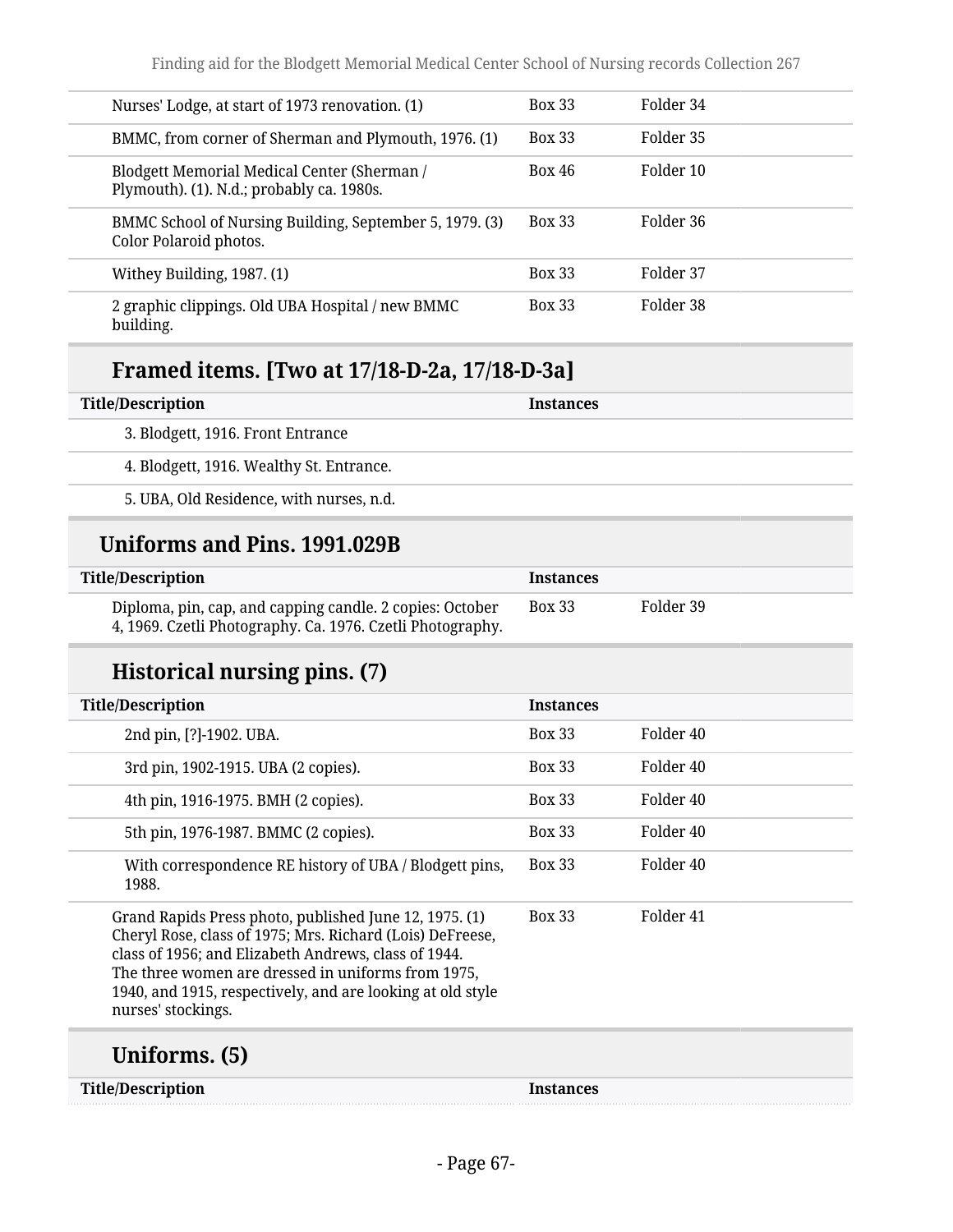| | | |
|---|---|---|
| Nurses' Lodge, at start of 1973 renovation. (1) | Box 33 | Folder 34 |
| BMMC, from corner of Sherman and Plymouth, 1976. (1) | Box 33 | Folder 35 |
| Blodgett Memorial Medical Center (Sherman / Plymouth). (1). N.d.; probably ca. 1980s. | Box 46 | Folder 10 |
| BMMC School of Nursing Building, September 5, 1979. (3) Color Polaroid photos. | Box 33 | Folder 36 |
| Withey Building, 1987. (1) | Box 33 | Folder 37 |
| 2 graphic clippings. Old UBA Hospital / new BMMC building. | Box 33 | Folder 38 |

## Framed items. [Two at 17/18-D-2a, 17/18-D-3a]

| Title/Description | Instances |
|---|---|
| 3. Blodgett, 1916. Front Entrance | |
| 4. Blodgett, 1916. Wealthy St. Entrance. | |
| 5. UBA, Old Residence, with nurses, n.d. | |

## Uniforms and Pins. 1991.029B

| Title/Description | Instances | |
|---|---|---|
| Diploma, pin, cap, and capping candle. 2 copies: October 4, 1969. Czetli Photography. Ca. 1976. Czetli Photography. | Box 33 | Folder 39 |

## Historical nursing pins. (7)

| Title/Description | Instances | |
|---|---|---|
| 2nd pin, [?]-1902. UBA. | Box 33 | Folder 40 |
| 3rd pin, 1902-1915. UBA (2 copies). | Box 33 | Folder 40 |
| 4th pin, 1916-1975. BMH (2 copies). | Box 33 | Folder 40 |
| 5th pin, 1976-1987. BMMC (2 copies). | Box 33 | Folder 40 |
| With correspondence RE history of UBA / Blodgett pins, 1988. | Box 33 | Folder 40 |
| Grand Rapids Press photo, published June 12, 1975. (1) Cheryl Rose, class of 1975; Mrs. Richard (Lois) DeFreese, class of 1956; and Elizabeth Andrews, class of 1944. The three women are dressed in uniforms from 1975, 1940, and 1915, respectively, and are looking at old style nurses' stockings. | Box 33 | Folder 41 |

## Uniforms. (5)

| Title/Description | Instances |
|---|---|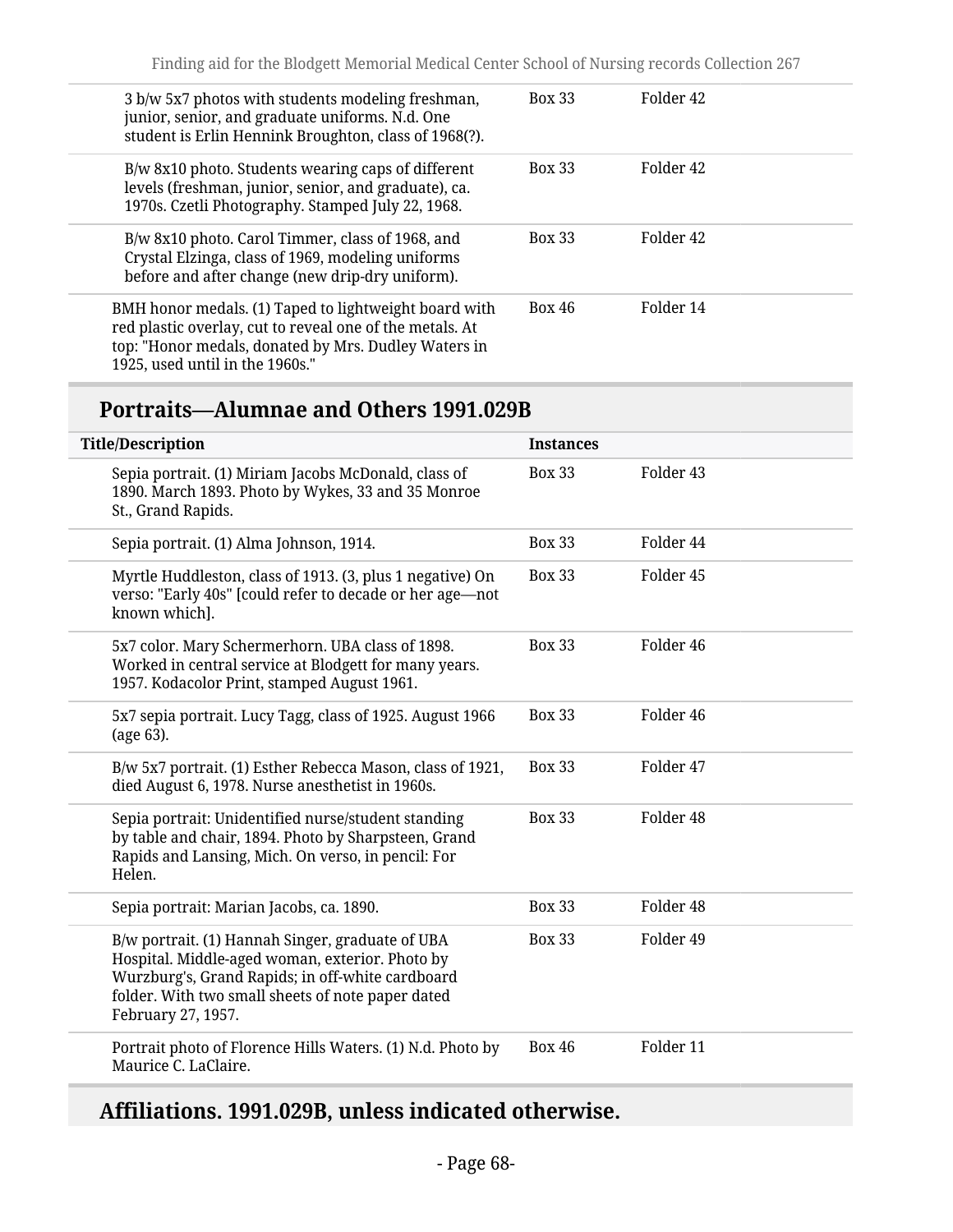| | | |
|---|---|---|
| 3 b/w 5x7 photos with students modeling freshman, junior, senior, and graduate uniforms. N.d. One student is Erlin Hennink Broughton, class of 1968(?). | Box 33 | Folder 42 |
| B/w 8x10 photo. Students wearing caps of different levels (freshman, junior, senior, and graduate), ca. 1970s. Czetli Photography. Stamped July 22, 1968. | Box 33 | Folder 42 |
| B/w 8x10 photo. Carol Timmer, class of 1968, and Crystal Elzinga, class of 1969, modeling uniforms before and after change (new drip-dry uniform). | Box 33 | Folder 42 |
| BMH honor medals. (1) Taped to lightweight board with red plastic overlay, cut to reveal one of the metals. At top: "Honor medals, donated by Mrs. Dudley Waters in 1925, used until in the 1960s." | Box 46 | Folder 14 |

## Portraits—Alumnae and Others 1991.029B

| Title/Description | Instances | |
|---|---|---|
| Sepia portrait. (1) Miriam Jacobs McDonald, class of 1890. March 1893. Photo by Wykes, 33 and 35 Monroe St., Grand Rapids. | Box 33 | Folder 43 |
| Sepia portrait. (1) Alma Johnson, 1914. | Box 33 | Folder 44 |
| Myrtle Huddleston, class of 1913. (3, plus 1 negative) On verso: "Early 40s" [could refer to decade or her age—not known which]. | Box 33 | Folder 45 |
| 5x7 color. Mary Schermerhorn. UBA class of 1898. Worked in central service at Blodgett for many years. 1957. Kodacolor Print, stamped August 1961. | Box 33 | Folder 46 |
| 5x7 sepia portrait. Lucy Tagg, class of 1925. August 1966 (age 63). | Box 33 | Folder 46 |
| B/w 5x7 portrait. (1) Esther Rebecca Mason, class of 1921, died August 6, 1978. Nurse anesthetist in 1960s. | Box 33 | Folder 47 |
| Sepia portrait: Unidentified nurse/student standing by table and chair, 1894. Photo by Sharpsteen, Grand Rapids and Lansing, Mich. On verso, in pencil: For Helen. | Box 33 | Folder 48 |
| Sepia portrait: Marian Jacobs, ca. 1890. | Box 33 | Folder 48 |
| B/w portrait. (1) Hannah Singer, graduate of UBA Hospital. Middle-aged woman, exterior. Photo by Wurzburg's, Grand Rapids; in off-white cardboard folder. With two small sheets of note paper dated February 27, 1957. | Box 33 | Folder 49 |
| Portrait photo of Florence Hills Waters. (1) N.d. Photo by Maurice C. LaClaire. | Box 46 | Folder 11 |

## Affiliations. 1991.029B, unless indicated otherwise.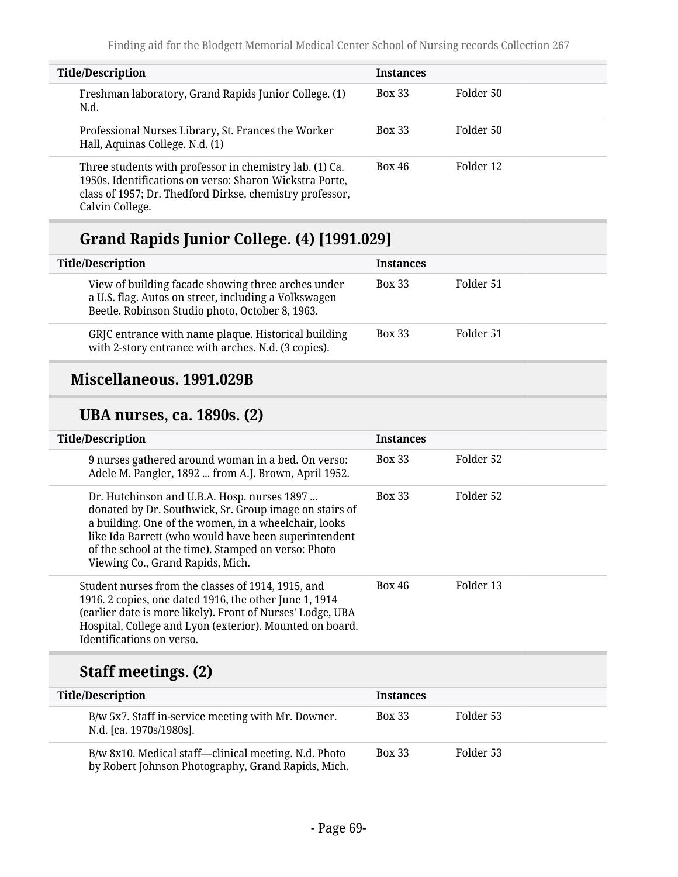| Title/Description | Instances | |
| --- | --- | --- |
| Freshman laboratory, Grand Rapids Junior College. (1) N.d. | Box 33 | Folder 50 |
| Professional Nurses Library, St. Frances the Worker Hall, Aquinas College. N.d. (1) | Box 33 | Folder 50 |
| Three students with professor in chemistry lab. (1) Ca. 1950s. Identifications on verso: Sharon Wickstra Porte, class of 1957; Dr. Thedford Dirkse, chemistry professor, Calvin College. | Box 46 | Folder 12 |

## Grand Rapids Junior College. (4) [1991.029]

| Title/Description | Instances | |
| --- | --- | --- |
| View of building facade showing three arches under a U.S. flag. Autos on street, including a Volkswagen Beetle. Robinson Studio photo, October 8, 1963. | Box 33 | Folder 51 |
| GRJC entrance with name plaque. Historical building with 2-story entrance with arches. N.d. (3 copies). | Box 33 | Folder 51 |

## Miscellaneous. 1991.029B

## UBA nurses, ca. 1890s. (2)

| Title/Description | Instances | |
| --- | --- | --- |
| 9 nurses gathered around woman in a bed. On verso: Adele M. Pangler, 1892 ... from A.J. Brown, April 1952. | Box 33 | Folder 52 |
| Dr. Hutchinson and U.B.A. Hosp. nurses 1897 ... donated by Dr. Southwick, Sr. Group image on stairs of a building. One of the women, in a wheelchair, looks like Ida Barrett (who would have been superintendent of the school at the time). Stamped on verso: Photo Viewing Co., Grand Rapids, Mich. | Box 33 | Folder 52 |
| Student nurses from the classes of 1914, 1915, and 1916. 2 copies, one dated 1916, the other June 1, 1914 (earlier date is more likely). Front of Nurses' Lodge, UBA Hospital, College and Lyon (exterior). Mounted on board. Identifications on verso. | Box 46 | Folder 13 |

## Staff meetings. (2)

| Title/Description | Instances | |
| --- | --- | --- |
| B/w 5x7. Staff in-service meeting with Mr. Downer. N.d. [ca. 1970s/1980s]. | Box 33 | Folder 53 |
| B/w 8x10. Medical staff—clinical meeting. N.d. Photo by Robert Johnson Photography, Grand Rapids, Mich. | Box 33 | Folder 53 |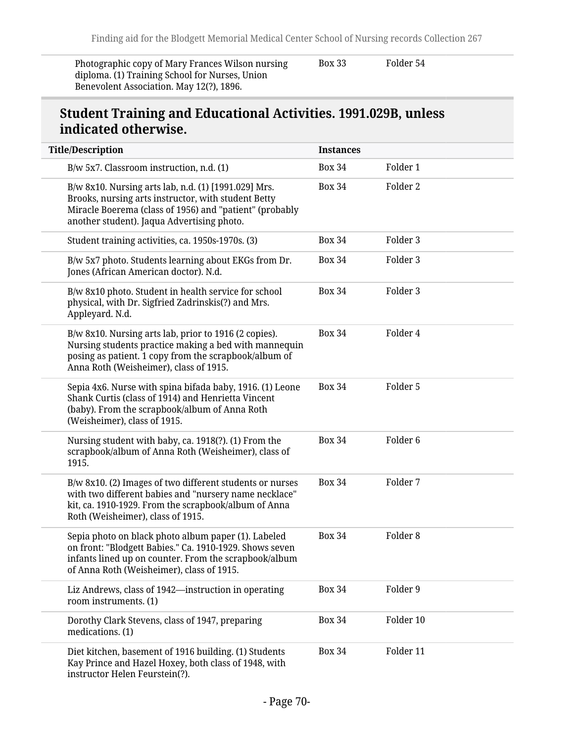| | | |
|---|---|---|
| Photographic copy of Mary Frances Wilson nursing diploma. (1) Training School for Nurses, Union Benevolent Association. May 12(?), 1896. | Box 33 | Folder 54 |

## Student Training and Educational Activities. 1991.029B, unless indicated otherwise.

| Title/Description | Instances | |
|---|---|---|
| B/w 5x7. Classroom instruction, n.d. (1) | Box 34 | Folder 1 |
| B/w 8x10. Nursing arts lab, n.d. (1) [1991.029] Mrs. Brooks, nursing arts instructor, with student Betty Miracle Boerema (class of 1956) and "patient" (probably another student). Jaqua Advertising photo. | Box 34 | Folder 2 |
| Student training activities, ca. 1950s-1970s. (3) | Box 34 | Folder 3 |
| B/w 5x7 photo. Students learning about EKGs from Dr. Jones (African American doctor). N.d. | Box 34 | Folder 3 |
| B/w 8x10 photo. Student in health service for school physical, with Dr. Sigfried Zadrinskis(?) and Mrs. Appleyard. N.d. | Box 34 | Folder 3 |
| B/w 8x10. Nursing arts lab, prior to 1916 (2 copies). Nursing students practice making a bed with mannequin posing as patient. 1 copy from the scrapbook/album of Anna Roth (Weisheimer), class of 1915. | Box 34 | Folder 4 |
| Sepia 4x6. Nurse with spina bifada baby, 1916. (1) Leone Shank Curtis (class of 1914) and Henrietta Vincent (baby). From the scrapbook/album of Anna Roth (Weisheimer), class of 1915. | Box 34 | Folder 5 |
| Nursing student with baby, ca. 1918(?). (1) From the scrapbook/album of Anna Roth (Weisheimer), class of 1915. | Box 34 | Folder 6 |
| B/w 8x10. (2) Images of two different students or nurses with two different babies and "nursery name necklace" kit, ca. 1910-1929. From the scrapbook/album of Anna Roth (Weisheimer), class of 1915. | Box 34 | Folder 7 |
| Sepia photo on black photo album paper (1). Labeled on front: "Blodgett Babies." Ca. 1910-1929. Shows seven infants lined up on counter. From the scrapbook/album of Anna Roth (Weisheimer), class of 1915. | Box 34 | Folder 8 |
| Liz Andrews, class of 1942—instruction in operating room instruments. (1) | Box 34 | Folder 9 |
| Dorothy Clark Stevens, class of 1947, preparing medications. (1) | Box 34 | Folder 10 |
| Diet kitchen, basement of 1916 building. (1) Students Kay Prince and Hazel Hoxey, both class of 1948, with instructor Helen Feurstein(?). | Box 34 | Folder 11 |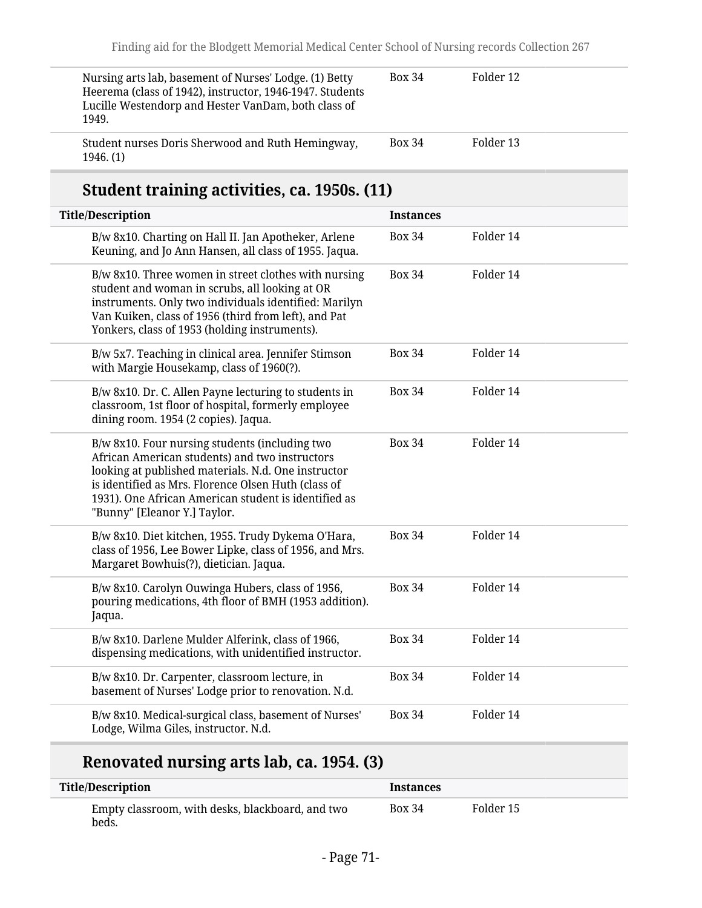| Title/Description | Instances | |
|---|---|---|
| Nursing arts lab, basement of Nurses' Lodge. (1) Betty Heerema (class of 1942), instructor, 1946-1947. Students Lucille Westendorp and Hester VanDam, both class of 1949. | Box 34 | Folder 12 |
| Student nurses Doris Sherwood and Ruth Hemingway, 1946. (1) | Box 34 | Folder 13 |

## Student training activities, ca. 1950s. (11)

| Title/Description | Instances | |
|---|---|---|
| B/w 8x10. Charting on Hall II. Jan Apotheker, Arlene Keuning, and Jo Ann Hansen, all class of 1955. Jaqua. | Box 34 | Folder 14 |
| B/w 8x10. Three women in street clothes with nursing student and woman in scrubs, all looking at OR instruments. Only two individuals identified: Marilyn Van Kuiken, class of 1956 (third from left), and Pat Yonkers, class of 1953 (holding instruments). | Box 34 | Folder 14 |
| B/w 5x7. Teaching in clinical area. Jennifer Stimson with Margie Housekamp, class of 1960(?). | Box 34 | Folder 14 |
| B/w 8x10. Dr. C. Allen Payne lecturing to students in classroom, 1st floor of hospital, formerly employee dining room. 1954 (2 copies). Jaqua. | Box 34 | Folder 14 |
| B/w 8x10. Four nursing students (including two African American students) and two instructors looking at published materials. N.d. One instructor is identified as Mrs. Florence Olsen Huth (class of 1931). One African American student is identified as "Bunny" [Eleanor Y.] Taylor. | Box 34 | Folder 14 |
| B/w 8x10. Diet kitchen, 1955. Trudy Dykema O'Hara, class of 1956, Lee Bower Lipke, class of 1956, and Mrs. Margaret Bowhuis(?), dietician. Jaqua. | Box 34 | Folder 14 |
| B/w 8x10. Carolyn Ouwinga Hubers, class of 1956, pouring medications, 4th floor of BMH (1953 addition). Jaqua. | Box 34 | Folder 14 |
| B/w 8x10. Darlene Mulder Alferink, class of 1966, dispensing medications, with unidentified instructor. | Box 34 | Folder 14 |
| B/w 8x10. Dr. Carpenter, classroom lecture, in basement of Nurses' Lodge prior to renovation. N.d. | Box 34 | Folder 14 |
| B/w 8x10. Medical-surgical class, basement of Nurses' Lodge, Wilma Giles, instructor. N.d. | Box 34 | Folder 14 |

## Renovated nursing arts lab, ca. 1954. (3)

| Title/Description | Instances | |
|---|---|---|
| Empty classroom, with desks, blackboard, and two beds. | Box 34 | Folder 15 |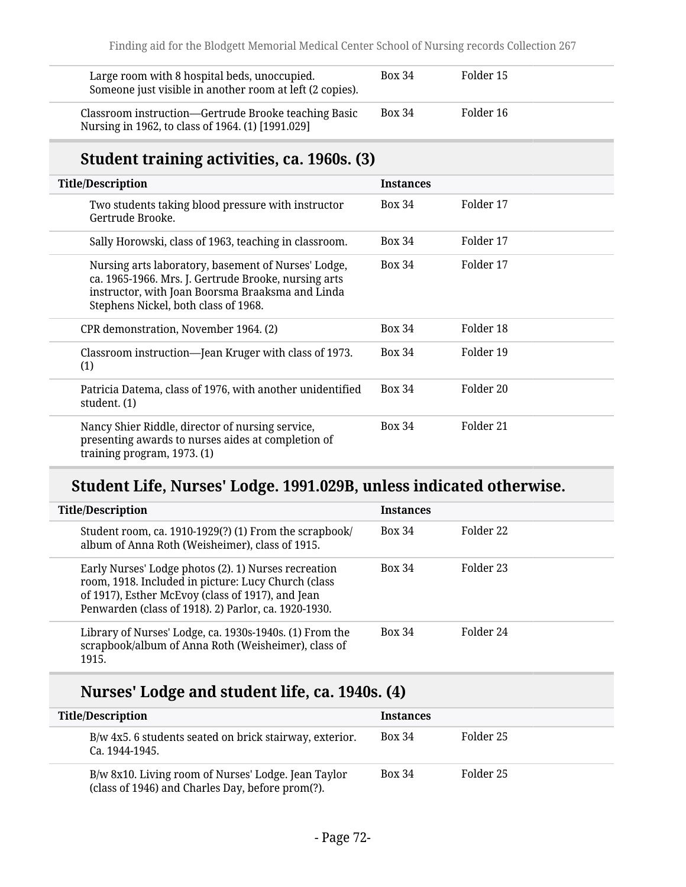| Title/Description | Instances | |
|---|---|---|
| Large room with 8 hospital beds, unoccupied. Someone just visible in another room at left (2 copies). | Box 34 | Folder 15 |
| Classroom instruction—Gertrude Brooke teaching Basic Nursing in 1962, to class of 1964. (1) [1991.029] | Box 34 | Folder 16 |

## Student training activities, ca. 1960s. (3)

| Title/Description | Instances | |
|---|---|---|
| Two students taking blood pressure with instructor Gertrude Brooke. | Box 34 | Folder 17 |
| Sally Horowski, class of 1963, teaching in classroom. | Box 34 | Folder 17 |
| Nursing arts laboratory, basement of Nurses' Lodge, ca. 1965-1966. Mrs. J. Gertrude Brooke, nursing arts instructor, with Joan Boorsma Braaksma and Linda Stephens Nickel, both class of 1968. | Box 34 | Folder 17 |
| CPR demonstration, November 1964. (2) | Box 34 | Folder 18 |
| Classroom instruction—Jean Kruger with class of 1973. (1) | Box 34 | Folder 19 |
| Patricia Datema, class of 1976, with another unidentified student. (1) | Box 34 | Folder 20 |
| Nancy Shier Riddle, director of nursing service, presenting awards to nurses aides at completion of training program, 1973. (1) | Box 34 | Folder 21 |

## Student Life, Nurses' Lodge. 1991.029B, unless indicated otherwise.

| Title/Description | Instances | |
|---|---|---|
| Student room, ca. 1910-1929(?) (1) From the scrapbook/album of Anna Roth (Weisheimer), class of 1915. | Box 34 | Folder 22 |
| Early Nurses' Lodge photos (2). 1) Nurses recreation room, 1918. Included in picture: Lucy Church (class of 1917), Esther McEvoy (class of 1917), and Jean Penwarden (class of 1918). 2) Parlor, ca. 1920-1930. | Box 34 | Folder 23 |
| Library of Nurses' Lodge, ca. 1930s-1940s. (1) From the scrapbook/album of Anna Roth (Weisheimer), class of 1915. | Box 34 | Folder 24 |

## Nurses' Lodge and student life, ca. 1940s. (4)

| Title/Description | Instances | |
|---|---|---|
| B/w 4x5. 6 students seated on brick stairway, exterior. Ca. 1944-1945. | Box 34 | Folder 25 |
| B/w 8x10. Living room of Nurses' Lodge. Jean Taylor (class of 1946) and Charles Day, before prom(?). | Box 34 | Folder 25 |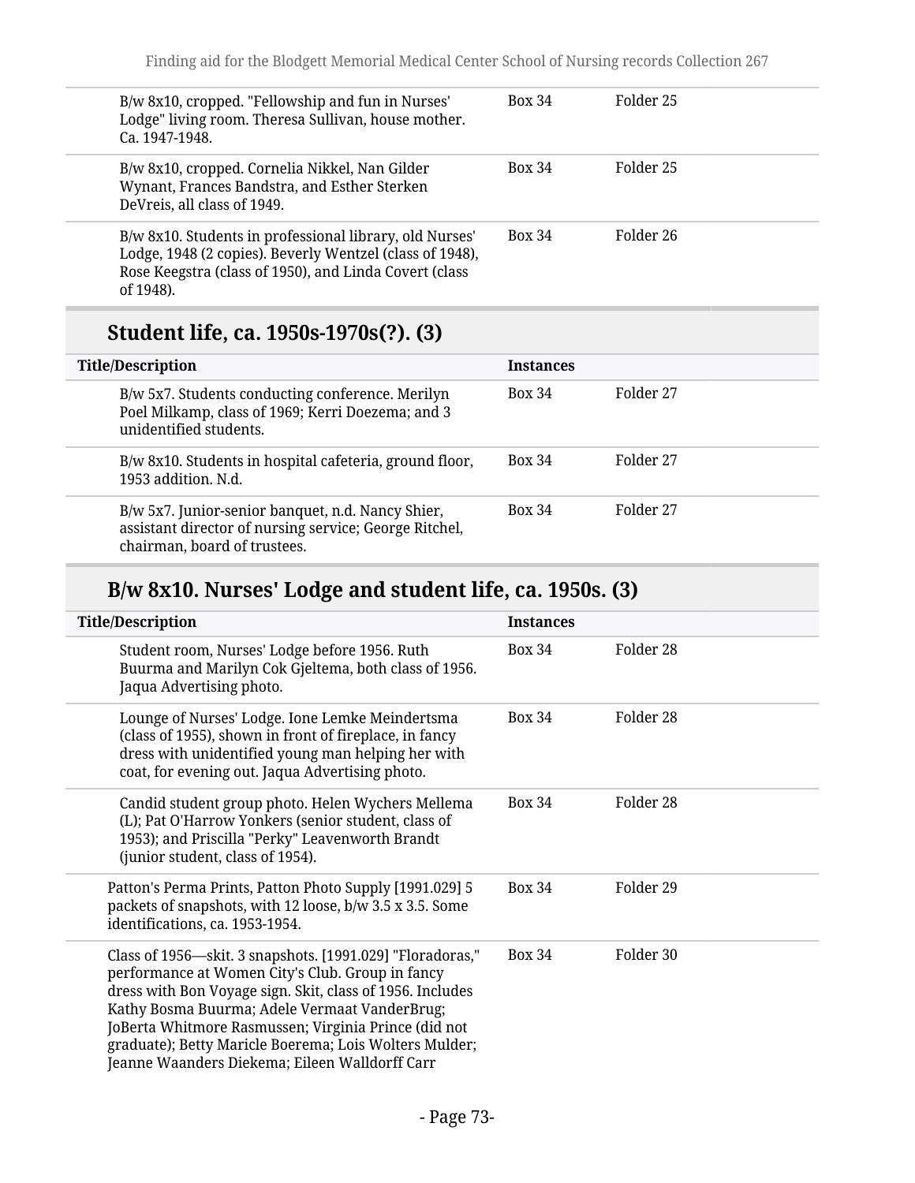| | | |
|---|---|---|
| B/w 8x10, cropped. "Fellowship and fun in Nurses' Lodge" living room. Theresa Sullivan, house mother. Ca. 1947-1948. | Box 34 | Folder 25 |
| B/w 8x10, cropped. Cornelia Nikkel, Nan Gilder Wynant, Frances Bandstra, and Esther Sterken DeVreis, all class of 1949. | Box 34 | Folder 25 |
| B/w 8x10. Students in professional library, old Nurses' Lodge, 1948 (2 copies). Beverly Wentzel (class of 1948), Rose Keegstra (class of 1950), and Linda Covert (class of 1948). | Box 34 | Folder 26 |

## Student life, ca. 1950s-1970s(?). (3)

| Title/Description | Instances | |
|---|---|---|
| B/w 5x7. Students conducting conference. Merilyn Poel Milkamp, class of 1969; Kerri Doezema; and 3 unidentified students. | Box 34 | Folder 27 |
| B/w 8x10. Students in hospital cafeteria, ground floor, 1953 addition. N.d. | Box 34 | Folder 27 |
| B/w 5x7. Junior-senior banquet, n.d. Nancy Shier, assistant director of nursing service; George Ritchel, chairman, board of trustees. | Box 34 | Folder 27 |

## B/w 8x10. Nurses' Lodge and student life, ca. 1950s. (3)

| Title/Description | Instances | |
|---|---|---|
| Student room, Nurses' Lodge before 1956. Ruth Buurma and Marilyn Cok Gjeltema, both class of 1956. Jaqua Advertising photo. | Box 34 | Folder 28 |
| Lounge of Nurses' Lodge. Ione Lemke Meindertsma (class of 1955), shown in front of fireplace, in fancy dress with unidentified young man helping her with coat, for evening out. Jaqua Advertising photo. | Box 34 | Folder 28 |
| Candid student group photo. Helen Wychers Mellema (L); Pat O'Harrow Yonkers (senior student, class of 1953); and Priscilla "Perky" Leavenworth Brandt (junior student, class of 1954). | Box 34 | Folder 28 |
| Patton's Perma Prints, Patton Photo Supply [1991.029] 5 packets of snapshots, with 12 loose, b/w 3.5 x 3.5. Some identifications, ca. 1953-1954. | Box 34 | Folder 29 |
| Class of 1956—skit. 3 snapshots. [1991.029] "Floradoras," performance at Women City's Club. Group in fancy dress with Bon Voyage sign. Skit, class of 1956. Includes Kathy Bosma Buurma; Adele Vermaat VanderBrug; JoBerta Whitmore Rasmussen; Virginia Prince (did not graduate); Betty Maricle Boerema; Lois Wolters Mulder; Jeanne Waanders Diekema; Eileen Walldorff Carr | Box 34 | Folder 30 |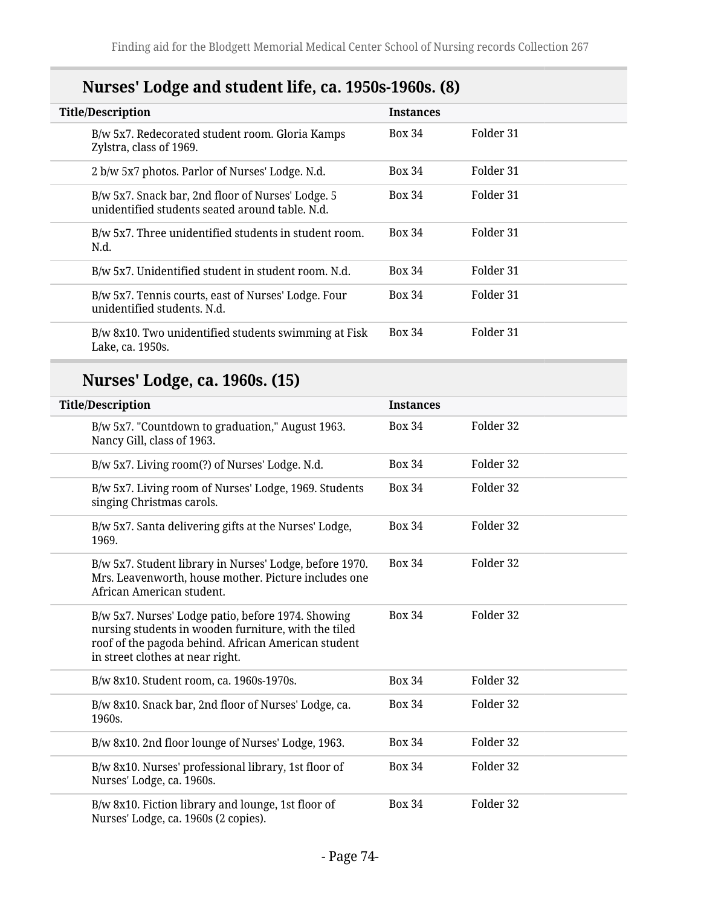## Nurses' Lodge and student life, ca. 1950s-1960s. (8)

| Title/Description | Instances | |
|---|---|---|
| B/w 5x7. Redecorated student room. Gloria Kamps Zylstra, class of 1969. | Box 34 | Folder 31 |
| 2 b/w 5x7 photos. Parlor of Nurses' Lodge. N.d. | Box 34 | Folder 31 |
| B/w 5x7. Snack bar, 2nd floor of Nurses' Lodge. 5 unidentified students seated around table. N.d. | Box 34 | Folder 31 |
| B/w 5x7. Three unidentified students in student room. N.d. | Box 34 | Folder 31 |
| B/w 5x7. Unidentified student in student room. N.d. | Box 34 | Folder 31 |
| B/w 5x7. Tennis courts, east of Nurses' Lodge. Four unidentified students. N.d. | Box 34 | Folder 31 |
| B/w 8x10. Two unidentified students swimming at Fisk Lake, ca. 1950s. | Box 34 | Folder 31 |

## Nurses' Lodge, ca. 1960s. (15)

| Title/Description | Instances | |
|---|---|---|
| B/w 5x7. "Countdown to graduation," August 1963. Nancy Gill, class of 1963. | Box 34 | Folder 32 |
| B/w 5x7. Living room(?) of Nurses' Lodge. N.d. | Box 34 | Folder 32 |
| B/w 5x7. Living room of Nurses' Lodge, 1969. Students singing Christmas carols. | Box 34 | Folder 32 |
| B/w 5x7. Santa delivering gifts at the Nurses' Lodge, 1969. | Box 34 | Folder 32 |
| B/w 5x7. Student library in Nurses' Lodge, before 1970. Mrs. Leavenworth, house mother. Picture includes one African American student. | Box 34 | Folder 32 |
| B/w 5x7. Nurses' Lodge patio, before 1974. Showing nursing students in wooden furniture, with the tiled roof of the pagoda behind. African American student in street clothes at near right. | Box 34 | Folder 32 |
| B/w 8x10. Student room, ca. 1960s-1970s. | Box 34 | Folder 32 |
| B/w 8x10. Snack bar, 2nd floor of Nurses' Lodge, ca. 1960s. | Box 34 | Folder 32 |
| B/w 8x10. 2nd floor lounge of Nurses' Lodge, 1963. | Box 34 | Folder 32 |
| B/w 8x10. Nurses' professional library, 1st floor of Nurses' Lodge, ca. 1960s. | Box 34 | Folder 32 |
| B/w 8x10. Fiction library and lounge, 1st floor of Nurses' Lodge, ca. 1960s (2 copies). | Box 34 | Folder 32 |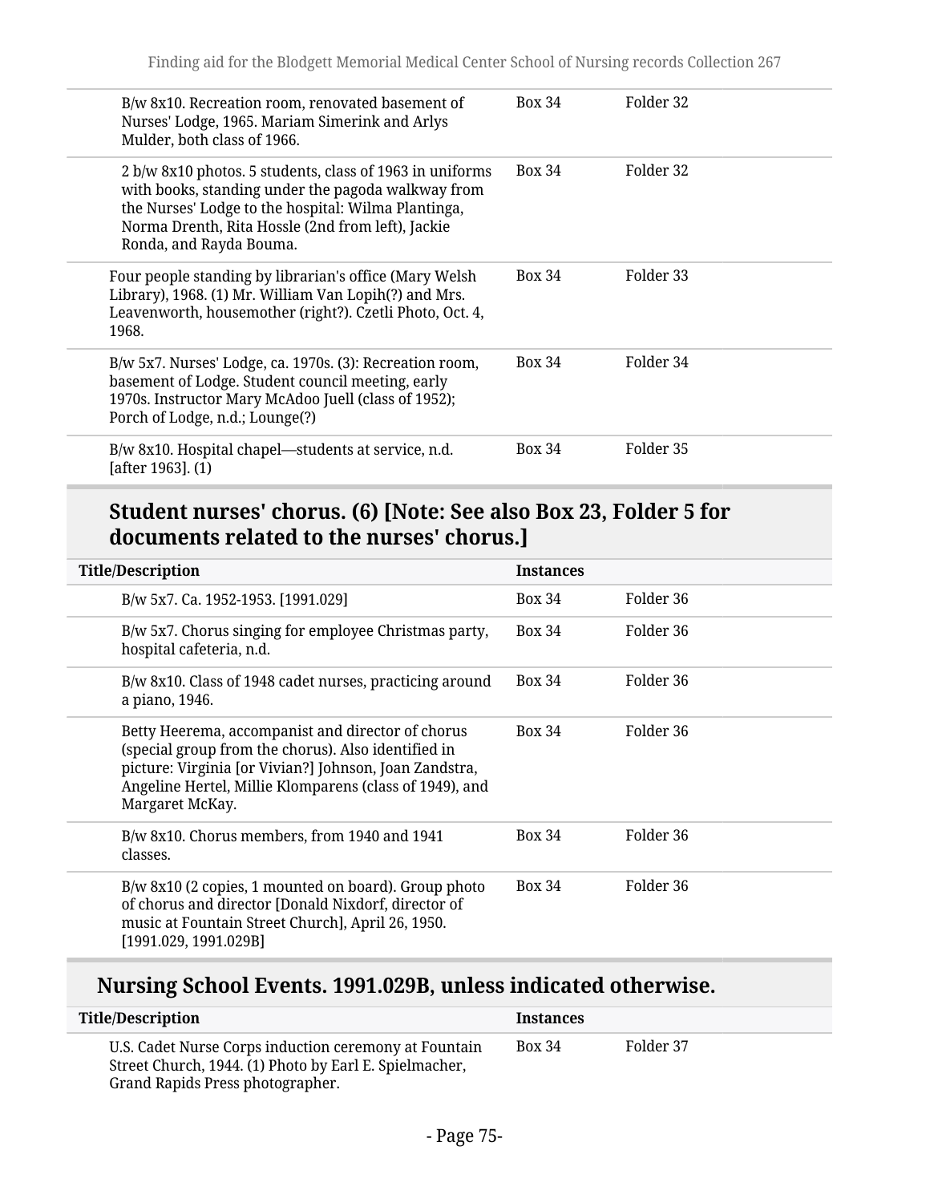| Title/Description | Instances | |
| --- | --- | --- |
| B/w 8x10. Recreation room, renovated basement of Nurses' Lodge, 1965. Mariam Simerink and Arlys Mulder, both class of 1966. | Box 34 | Folder 32 |
| 2 b/w 8x10 photos. 5 students, class of 1963 in uniforms with books, standing under the pagoda walkway from the Nurses' Lodge to the hospital: Wilma Plantinga, Norma Drenth, Rita Hossle (2nd from left), Jackie Ronda, and Rayda Bouma. | Box 34 | Folder 32 |
| Four people standing by librarian's office (Mary Welsh Library), 1968. (1) Mr. William Van Lopih(?) and Mrs. Leavenworth, housemother (right?). Czetli Photo, Oct. 4, 1968. | Box 34 | Folder 33 |
| B/w 5x7. Nurses' Lodge, ca. 1970s. (3): Recreation room, basement of Lodge. Student council meeting, early 1970s. Instructor Mary McAdoo Juell (class of 1952); Porch of Lodge, n.d.; Lounge(?) | Box 34 | Folder 34 |
| B/w 8x10. Hospital chapel—students at service, n.d. [after 1963]. (1) | Box 34 | Folder 35 |

## Student nurses' chorus. (6) [Note: See also Box 23, Folder 5 for documents related to the nurses' chorus.]

| Title/Description | Instances | |
| --- | --- | --- |
| B/w 5x7. Ca. 1952-1953. [1991.029] | Box 34 | Folder 36 |
| B/w 5x7. Chorus singing for employee Christmas party, hospital cafeteria, n.d. | Box 34 | Folder 36 |
| B/w 8x10. Class of 1948 cadet nurses, practicing around a piano, 1946. | Box 34 | Folder 36 |
| Betty Heerema, accompanist and director of chorus (special group from the chorus). Also identified in picture: Virginia [or Vivian?] Johnson, Joan Zandstra, Angeline Hertel, Millie Klomparens (class of 1949), and Margaret McKay. | Box 34 | Folder 36 |
| B/w 8x10. Chorus members, from 1940 and 1941 classes. | Box 34 | Folder 36 |
| B/w 8x10 (2 copies, 1 mounted on board). Group photo of chorus and director [Donald Nixdorf, director of music at Fountain Street Church], April 26, 1950. [1991.029, 1991.029B] | Box 34 | Folder 36 |

## Nursing School Events. 1991.029B, unless indicated otherwise.

| Title/Description | Instances | |
| --- | --- | --- |
| U.S. Cadet Nurse Corps induction ceremony at Fountain Street Church, 1944. (1) Photo by Earl E. Spielmacher, Grand Rapids Press photographer. | Box 34 | Folder 37 |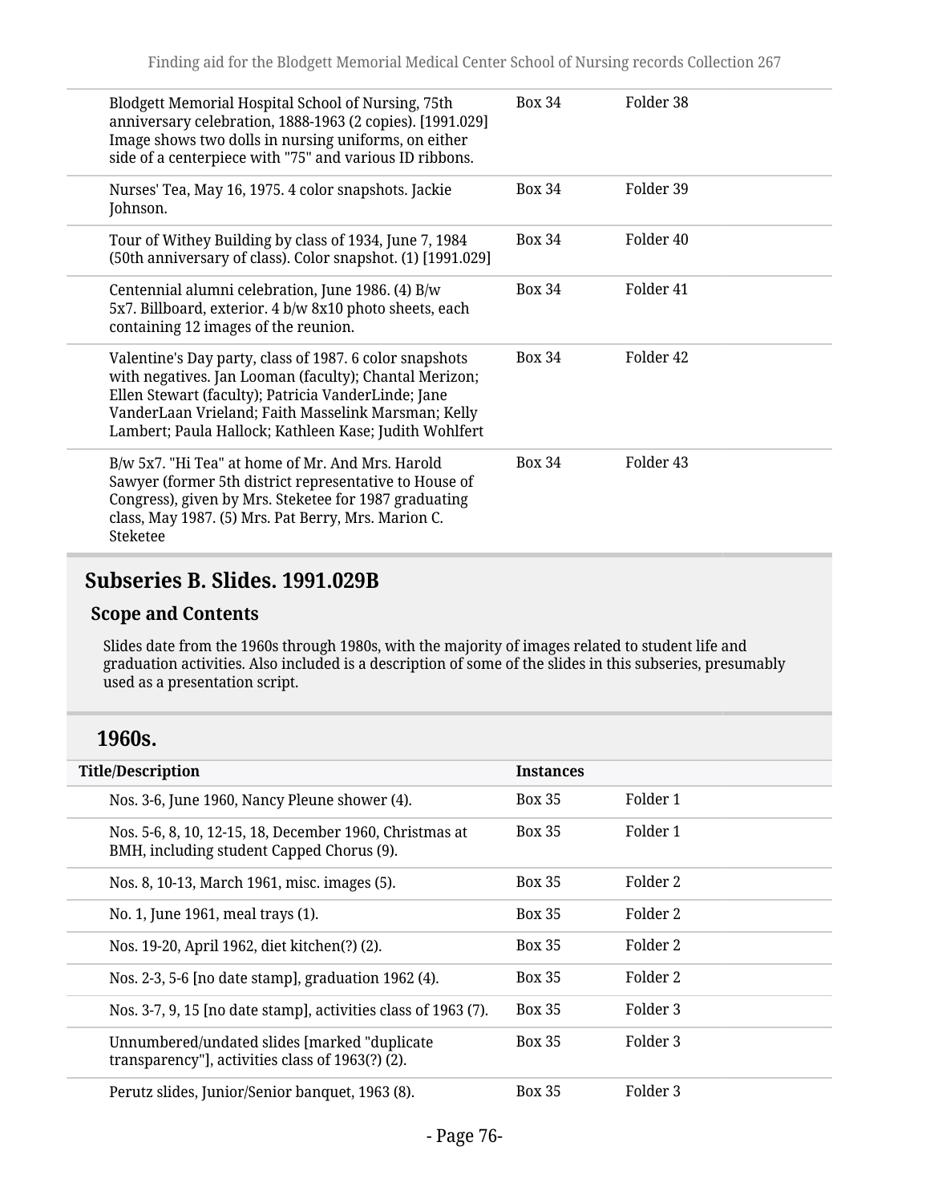| Title/Description | Instances | |
|---|---|---|
| Blodgett Memorial Hospital School of Nursing, 75th anniversary celebration, 1888-1963 (2 copies). [1991.029] Image shows two dolls in nursing uniforms, on either side of a centerpiece with "75" and various ID ribbons. | Box 34 | Folder 38 |
| Nurses' Tea, May 16, 1975. 4 color snapshots. Jackie Johnson. | Box 34 | Folder 39 |
| Tour of Withey Building by class of 1934, June 7, 1984 (50th anniversary of class). Color snapshot. (1) [1991.029] | Box 34 | Folder 40 |
| Centennial alumni celebration, June 1986. (4) B/w 5x7. Billboard, exterior. 4 b/w 8x10 photo sheets, each containing 12 images of the reunion. | Box 34 | Folder 41 |
| Valentine's Day party, class of 1987. 6 color snapshots with negatives. Jan Looman (faculty); Chantal Merizon; Ellen Stewart (faculty); Patricia VanderLinde; Jane VanderLaan Vrieland; Faith Masselink Marsman; Kelly Lambert; Paula Hallock; Kathleen Kase; Judith Wohlfert | Box 34 | Folder 42 |
| B/w 5x7. "Hi Tea" at home of Mr. And Mrs. Harold Sawyer (former 5th district representative to House of Congress), given by Mrs. Steketee for 1987 graduating class, May 1987. (5) Mrs. Pat Berry, Mrs. Marion C. Steketee | Box 34 | Folder 43 |

## Subseries B. Slides. 1991.029B

### Scope and Contents

Slides date from the 1960s through 1980s, with the majority of images related to student life and graduation activities. Also included is a description of some of the slides in this subseries, presumably used as a presentation script.

### 1960s.

| Title/Description | Instances | |
|---|---|---|
| Nos. 3-6, June 1960, Nancy Pleune shower (4). | Box 35 | Folder 1 |
| Nos. 5-6, 8, 10, 12-15, 18, December 1960, Christmas at BMH, including student Capped Chorus (9). | Box 35 | Folder 1 |
| Nos. 8, 10-13, March 1961, misc. images (5). | Box 35 | Folder 2 |
| No. 1, June 1961, meal trays (1). | Box 35 | Folder 2 |
| Nos. 19-20, April 1962, diet kitchen(?) (2). | Box 35 | Folder 2 |
| Nos. 2-3, 5-6 [no date stamp], graduation 1962 (4). | Box 35 | Folder 2 |
| Nos. 3-7, 9, 15 [no date stamp], activities class of 1963 (7). | Box 35 | Folder 3 |
| Unnumbered/undated slides [marked "duplicate transparency"], activities class of 1963(?) (2). | Box 35 | Folder 3 |
| Perutz slides, Junior/Senior banquet, 1963 (8). | Box 35 | Folder 3 |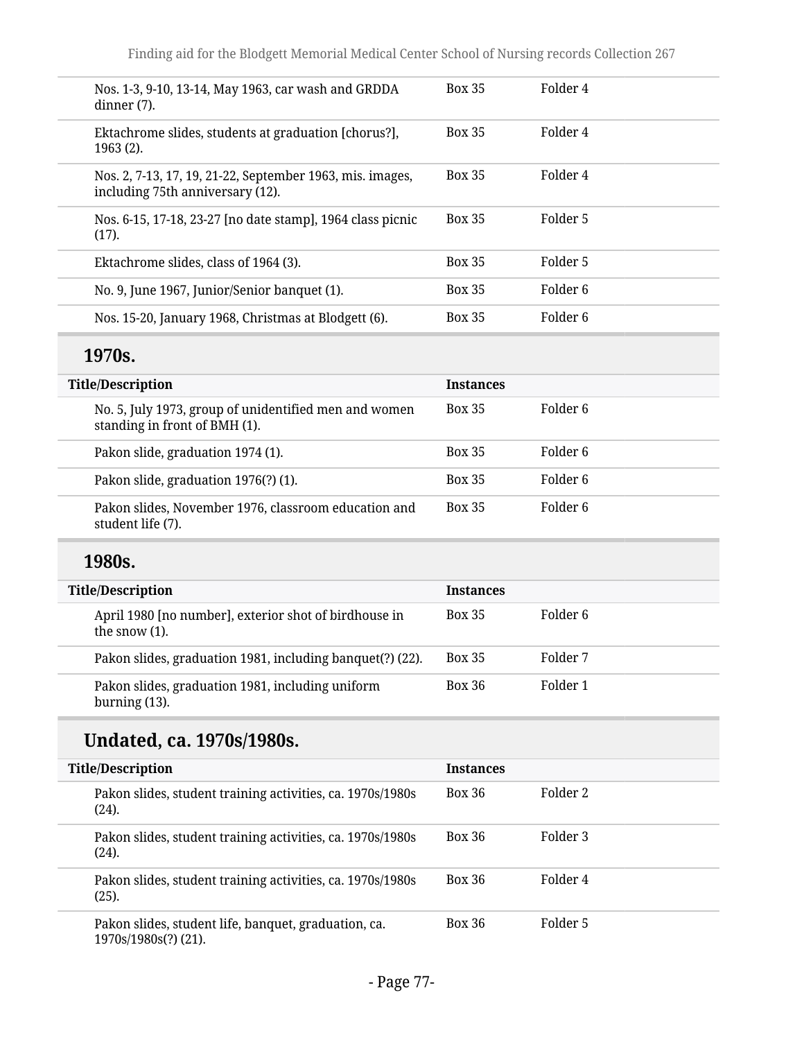| Title/Description | Instances | |
|---|---|---|
| Nos. 1-3, 9-10, 13-14, May 1963, car wash and GRDDA dinner (7). | Box 35 | Folder 4 |
| Ektachrome slides, students at graduation [chorus?], 1963 (2). | Box 35 | Folder 4 |
| Nos. 2, 7-13, 17, 19, 21-22, September 1963, mis. images, including 75th anniversary (12). | Box 35 | Folder 4 |
| Nos. 6-15, 17-18, 23-27 [no date stamp], 1964 class picnic (17). | Box 35 | Folder 5 |
| Ektachrome slides, class of 1964 (3). | Box 35 | Folder 5 |
| No. 9, June 1967, Junior/Senior banquet (1). | Box 35 | Folder 6 |
| Nos. 15-20, January 1968, Christmas at Blodgett (6). | Box 35 | Folder 6 |

### 1970s.

| Title/Description | Instances | |
|---|---|---|
| No. 5, July 1973, group of unidentified men and women standing in front of BMH (1). | Box 35 | Folder 6 |
| Pakon slide, graduation 1974 (1). | Box 35 | Folder 6 |
| Pakon slide, graduation 1976(?) (1). | Box 35 | Folder 6 |
| Pakon slides, November 1976, classroom education and student life (7). | Box 35 | Folder 6 |

### 1980s.

| Title/Description | Instances | |
|---|---|---|
| April 1980 [no number], exterior shot of birdhouse in the snow (1). | Box 35 | Folder 6 |
| Pakon slides, graduation 1981, including banquet(?) (22). | Box 35 | Folder 7 |
| Pakon slides, graduation 1981, including uniform burning (13). | Box 36 | Folder 1 |

### Undated, ca. 1970s/1980s.

| Title/Description | Instances | |
|---|---|---|
| Pakon slides, student training activities, ca. 1970s/1980s (24). | Box 36 | Folder 2 |
| Pakon slides, student training activities, ca. 1970s/1980s (24). | Box 36 | Folder 3 |
| Pakon slides, student training activities, ca. 1970s/1980s (25). | Box 36 | Folder 4 |
| Pakon slides, student life, banquet, graduation, ca. 1970s/1980s(?) (21). | Box 36 | Folder 5 |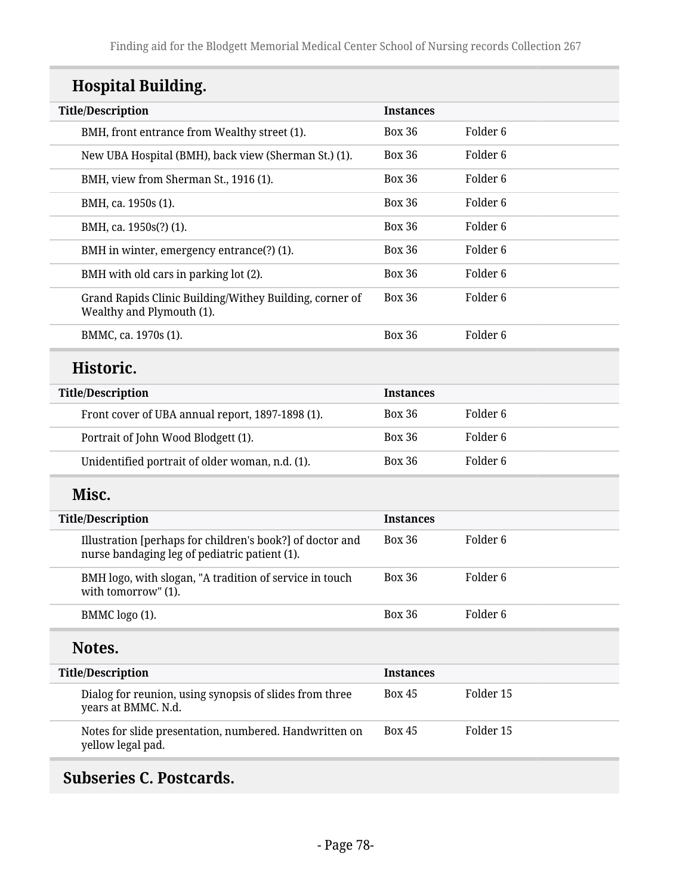### Hospital Building.

| Title/Description | Instances | |
|---|---|---|
| BMH, front entrance from Wealthy street (1). | Box 36 | Folder 6 |
| New UBA Hospital (BMH), back view (Sherman St.) (1). | Box 36 | Folder 6 |
| BMH, view from Sherman St., 1916 (1). | Box 36 | Folder 6 |
| BMH, ca. 1950s (1). | Box 36 | Folder 6 |
| BMH, ca. 1950s(?) (1). | Box 36 | Folder 6 |
| BMH in winter, emergency entrance(?) (1). | Box 36 | Folder 6 |
| BMH with old cars in parking lot (2). | Box 36 | Folder 6 |
| Grand Rapids Clinic Building/Withey Building, corner of Wealthy and Plymouth (1). | Box 36 | Folder 6 |
| BMMC, ca. 1970s (1). | Box 36 | Folder 6 |

### Historic.

| Title/Description | Instances | |
|---|---|---|
| Front cover of UBA annual report, 1897-1898 (1). | Box 36 | Folder 6 |
| Portrait of John Wood Blodgett (1). | Box 36 | Folder 6 |
| Unidentified portrait of older woman, n.d. (1). | Box 36 | Folder 6 |

### Misc.

| Title/Description | Instances | |
|---|---|---|
| Illustration [perhaps for children's book?] of doctor and nurse bandaging leg of pediatric patient (1). | Box 36 | Folder 6 |
| BMH logo, with slogan, "A tradition of service in touch with tomorrow" (1). | Box 36 | Folder 6 |
| BMMC logo (1). | Box 36 | Folder 6 |

### Notes.

| Title/Description | Instances | |
|---|---|---|
| Dialog for reunion, using synopsis of slides from three years at BMMC. N.d. | Box 45 | Folder 15 |
| Notes for slide presentation, numbered. Handwritten on yellow legal pad. | Box 45 | Folder 15 |

## Subseries C. Postcards.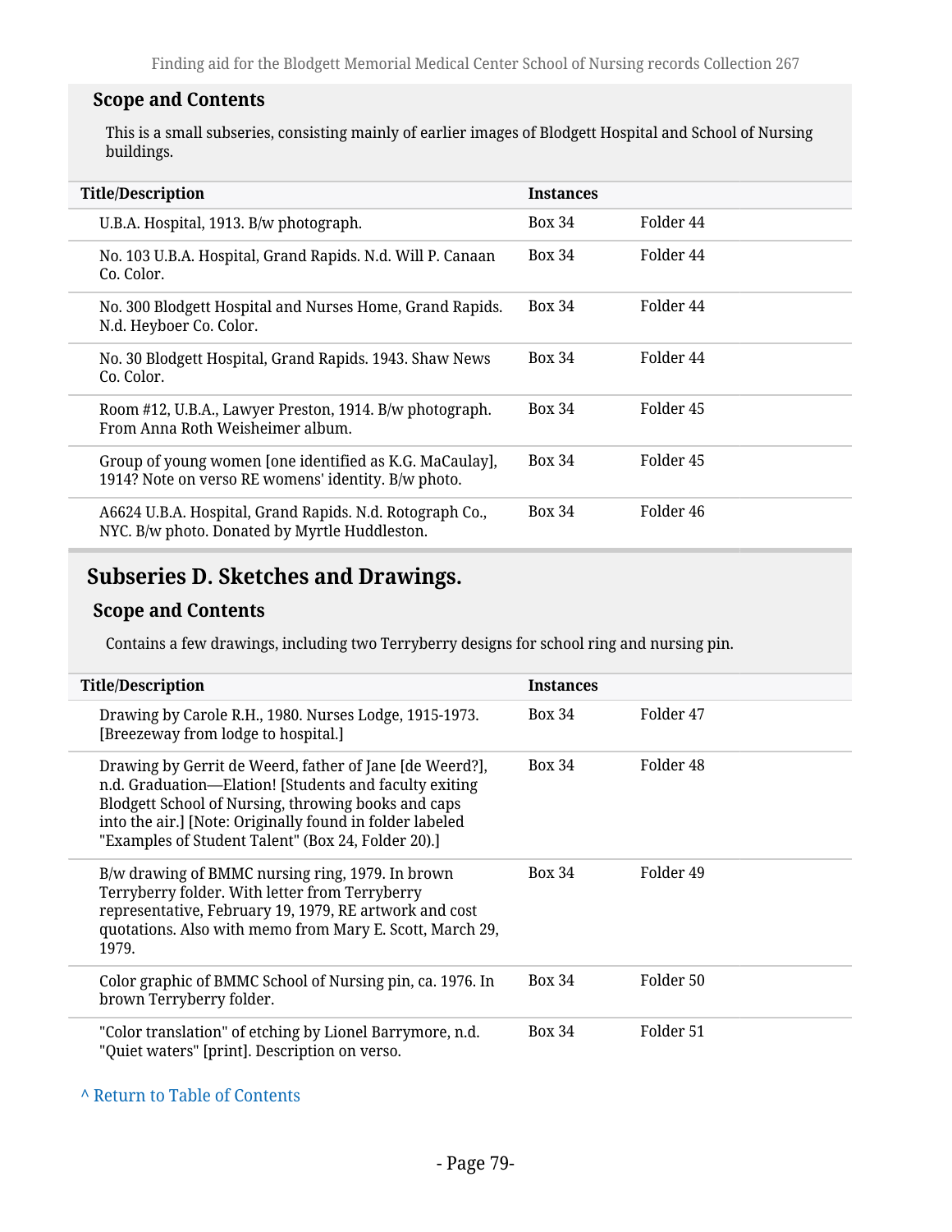### Scope and Contents

This is a small subseries, consisting mainly of earlier images of Blodgett Hospital and School of Nursing buildings.

| Title/Description | Instances | |
|---|---|---|
| U.B.A. Hospital, 1913. B/w photograph. | Box 34 | Folder 44 |
| No. 103 U.B.A. Hospital, Grand Rapids. N.d. Will P. Canaan Co. Color. | Box 34 | Folder 44 |
| No. 300 Blodgett Hospital and Nurses Home, Grand Rapids. N.d. Heyboer Co. Color. | Box 34 | Folder 44 |
| No. 30 Blodgett Hospital, Grand Rapids. 1943. Shaw News Co. Color. | Box 34 | Folder 44 |
| Room #12, U.B.A., Lawyer Preston, 1914. B/w photograph. From Anna Roth Weisheimer album. | Box 34 | Folder 45 |
| Group of young women [one identified as K.G. MaCaulay], 1914? Note on verso RE womens' identity. B/w photo. | Box 34 | Folder 45 |
| A6624 U.B.A. Hospital, Grand Rapids. N.d. Rotograph Co., NYC. B/w photo. Donated by Myrtle Huddleston. | Box 34 | Folder 46 |

## Subseries D. Sketches and Drawings.

### Scope and Contents

Contains a few drawings, including two Terryberry designs for school ring and nursing pin.

| Title/Description | Instances | |
|---|---|---|
| Drawing by Carole R.H., 1980. Nurses Lodge, 1915-1973. [Breezeway from lodge to hospital.] | Box 34 | Folder 47 |
| Drawing by Gerrit de Weerd, father of Jane [de Weerd?], n.d. Graduation—Elation! [Students and faculty exiting Blodgett School of Nursing, throwing books and caps into the air.] [Note: Originally found in folder labeled "Examples of Student Talent" (Box 24, Folder 20).] | Box 34 | Folder 48 |
| B/w drawing of BMMC nursing ring, 1979. In brown Terryberry folder. With letter from Terryberry representative, February 19, 1979, RE artwork and cost quotations. Also with memo from Mary E. Scott, March 29, 1979. | Box 34 | Folder 49 |
| Color graphic of BMMC School of Nursing pin, ca. 1976. In brown Terryberry folder. | Box 34 | Folder 50 |
| "Color translation" of etching by Lionel Barrymore, n.d. "Quiet waters" [print]. Description on verso. | Box 34 | Folder 51 |

^ Return to Table of Contents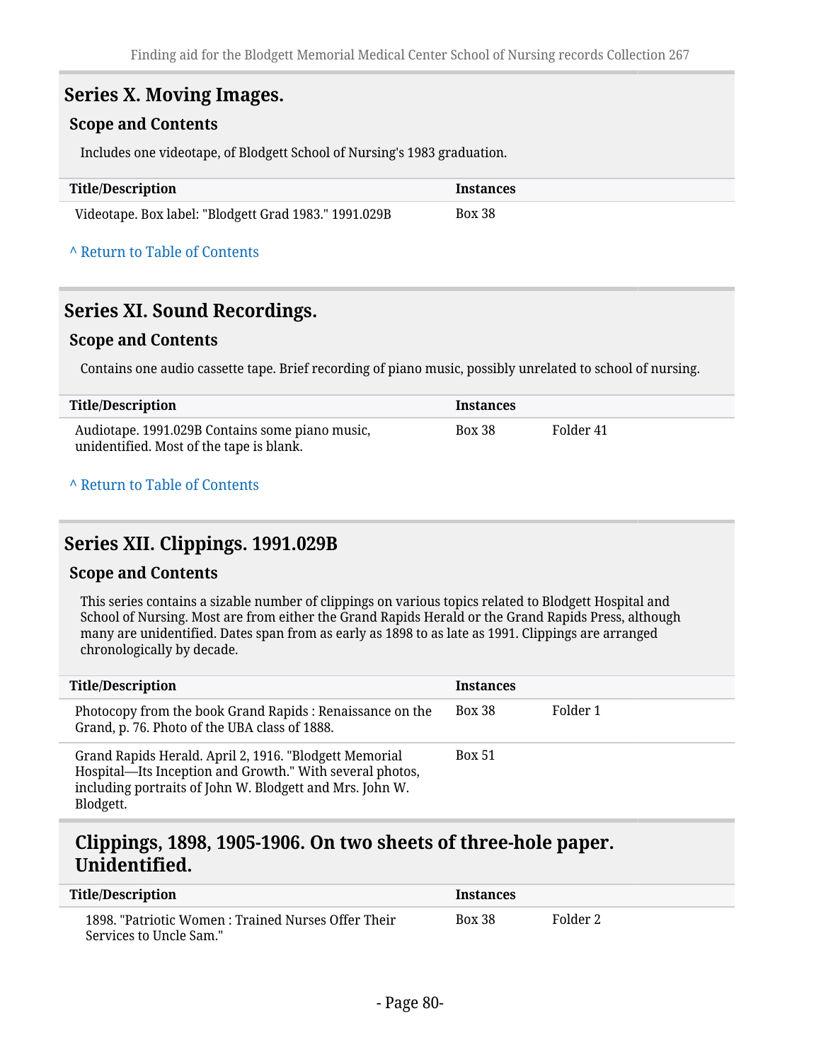## Series X. Moving Images.

### Scope and Contents

Includes one videotape, of Blodgett School of Nursing's 1983 graduation.

| Title/Description | Instances | |
|---|---|---|
| Videotape. Box label: "Blodgett Grad 1983." 1991.029B | Box 38 | |

^ Return to Table of Contents

## Series XI. Sound Recordings.

### Scope and Contents

Contains one audio cassette tape. Brief recording of piano music, possibly unrelated to school of nursing.

| Title/Description | Instances | |
|---|---|---|
| Audiotape. 1991.029B Contains some piano music, unidentified. Most of the tape is blank. | Box 38 | Folder 41 |

^ Return to Table of Contents

## Series XII. Clippings. 1991.029B

### Scope and Contents

This series contains a sizable number of clippings on various topics related to Blodgett Hospital and School of Nursing. Most are from either the Grand Rapids Herald or the Grand Rapids Press, although many are unidentified. Dates span from as early as 1898 to as late as 1991. Clippings are arranged chronologically by decade.

| Title/Description | Instances | |
|---|---|---|
| Photocopy from the book Grand Rapids : Renaissance on the Grand, p. 76. Photo of the UBA class of 1888. | Box 38 | Folder 1 |
| Grand Rapids Herald. April 2, 1916. "Blodgett Memorial Hospital—Its Inception and Growth." With several photos, including portraits of John W. Blodgett and Mrs. John W. Blodgett. | Box 51 | |

### Clippings, 1898, 1905-1906. On two sheets of three-hole paper. Unidentified.

| Title/Description | Instances | |
|---|---|---|
| 1898. "Patriotic Women : Trained Nurses Offer Their Services to Uncle Sam." | Box 38 | Folder 2 |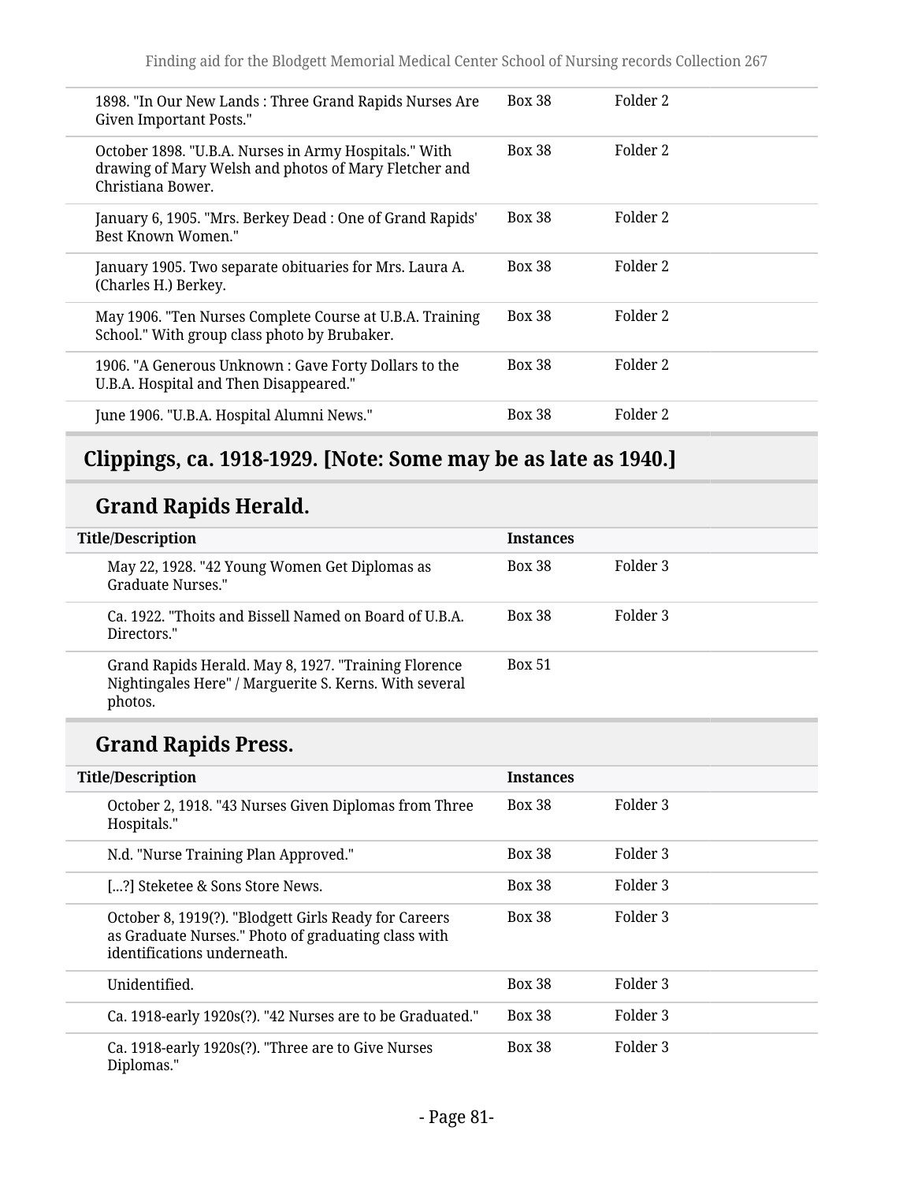| | | |
|---|---|---|
| 1898. "In Our New Lands : Three Grand Rapids Nurses Are Given Important Posts." | Box 38 | Folder 2 |
| October 1898. "U.B.A. Nurses in Army Hospitals." With drawing of Mary Welsh and photos of Mary Fletcher and Christiana Bower. | Box 38 | Folder 2 |
| January 6, 1905. "Mrs. Berkey Dead : One of Grand Rapids' Best Known Women." | Box 38 | Folder 2 |
| January 1905. Two separate obituaries for Mrs. Laura A. (Charles H.) Berkey. | Box 38 | Folder 2 |
| May 1906. "Ten Nurses Complete Course at U.B.A. Training School." With group class photo by Brubaker. | Box 38 | Folder 2 |
| 1906. "A Generous Unknown : Gave Forty Dollars to the U.B.A. Hospital and Then Disappeared." | Box 38 | Folder 2 |
| June 1906. "U.B.A. Hospital Alumni News." | Box 38 | Folder 2 |

## Clippings, ca. 1918-1929. [Note: Some may be as late as 1940.]

### Grand Rapids Herald.

| Title/Description | Instances | |
|---|---|---|
| May 22, 1928. "42 Young Women Get Diplomas as Graduate Nurses." | Box 38 | Folder 3 |
| Ca. 1922. "Thoits and Bissell Named on Board of U.B.A. Directors." | Box 38 | Folder 3 |
| Grand Rapids Herald. May 8, 1927. "Training Florence Nightingales Here" / Marguerite S. Kerns. With several photos. | Box 51 | |

### Grand Rapids Press.

| Title/Description | Instances | |
|---|---|---|
| October 2, 1918. "43 Nurses Given Diplomas from Three Hospitals." | Box 38 | Folder 3 |
| N.d. "Nurse Training Plan Approved." | Box 38 | Folder 3 |
| [...?] Steketee & Sons Store News. | Box 38 | Folder 3 |
| October 8, 1919(?). "Blodgett Girls Ready for Careers as Graduate Nurses." Photo of graduating class with identifications underneath. | Box 38 | Folder 3 |
| Unidentified. | Box 38 | Folder 3 |
| Ca. 1918-early 1920s(?). "42 Nurses are to be Graduated." | Box 38 | Folder 3 |
| Ca. 1918-early 1920s(?). "Three are to Give Nurses Diplomas." | Box 38 | Folder 3 |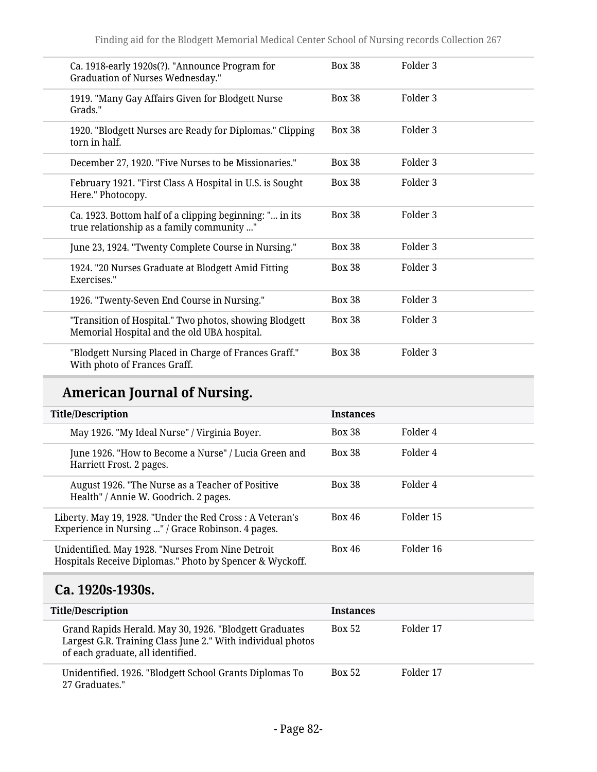| | | |
|---|---|---|
| Ca. 1918-early 1920s(?). "Announce Program for Graduation of Nurses Wednesday." | Box 38 | Folder 3 |
| 1919. "Many Gay Affairs Given for Blodgett Nurse Grads." | Box 38 | Folder 3 |
| 1920. "Blodgett Nurses are Ready for Diplomas." Clipping torn in half. | Box 38 | Folder 3 |
| December 27, 1920. "Five Nurses to be Missionaries." | Box 38 | Folder 3 |
| February 1921. "First Class A Hospital in U.S. is Sought Here." Photocopy. | Box 38 | Folder 3 |
| Ca. 1923. Bottom half of a clipping beginning: "... in its true relationship as a family community ..." | Box 38 | Folder 3 |
| June 23, 1924. "Twenty Complete Course in Nursing." | Box 38 | Folder 3 |
| 1924. "20 Nurses Graduate at Blodgett Amid Fitting Exercises." | Box 38 | Folder 3 |
| 1926. "Twenty-Seven End Course in Nursing." | Box 38 | Folder 3 |
| "Transition of Hospital." Two photos, showing Blodgett Memorial Hospital and the old UBA hospital. | Box 38 | Folder 3 |
| "Blodgett Nursing Placed in Charge of Frances Graff." With photo of Frances Graff. | Box 38 | Folder 3 |

## American Journal of Nursing.

| Title/Description | Instances | |
|---|---|---|
| May 1926. "My Ideal Nurse" / Virginia Boyer. | Box 38 | Folder 4 |
| June 1926. "How to Become a Nurse" / Lucia Green and Harriett Frost. 2 pages. | Box 38 | Folder 4 |
| August 1926. "The Nurse as a Teacher of Positive Health" / Annie W. Goodrich. 2 pages. | Box 38 | Folder 4 |
| Liberty. May 19, 1928. "Under the Red Cross : A Veteran's Experience in Nursing ..." / Grace Robinson. 4 pages. | Box 46 | Folder 15 |
| Unidentified. May 1928. "Nurses From Nine Detroit Hospitals Receive Diplomas." Photo by Spencer & Wyckoff. | Box 46 | Folder 16 |

## Ca. 1920s-1930s.

| Title/Description | Instances | |
|---|---|---|
| Grand Rapids Herald. May 30, 1926. "Blodgett Graduates Largest G.R. Training Class June 2." With individual photos of each graduate, all identified. | Box 52 | Folder 17 |
| Unidentified. 1926. "Blodgett School Grants Diplomas To 27 Graduates." | Box 52 | Folder 17 |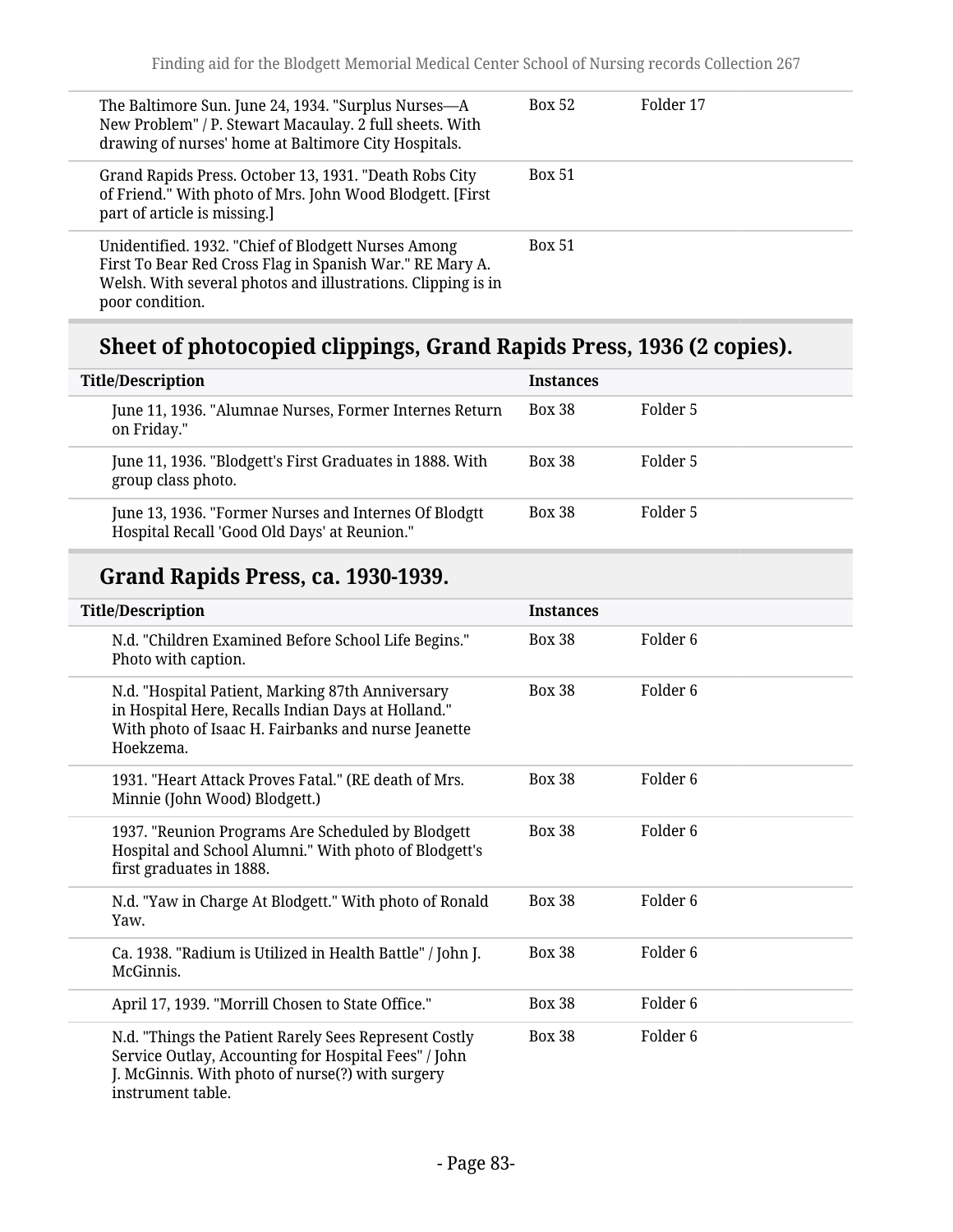| | | |
|---|---|---|
| The Baltimore Sun. June 24, 1934. "Surplus Nurses—A New Problem" / P. Stewart Macaulay. 2 full sheets. With drawing of nurses' home at Baltimore City Hospitals. | Box 52 | Folder 17 |
| Grand Rapids Press. October 13, 1931. "Death Robs City of Friend." With photo of Mrs. John Wood Blodgett. [First part of article is missing.] | Box 51 | |
| Unidentified. 1932. "Chief of Blodgett Nurses Among First To Bear Red Cross Flag in Spanish War." RE Mary A. Welsh. With several photos and illustrations. Clipping is in poor condition. | Box 51 | |

## Sheet of photocopied clippings, Grand Rapids Press, 1936 (2 copies).

| Title/Description | Instances | |
|---|---|---|
| June 11, 1936. "Alumnae Nurses, Former Internes Return on Friday." | Box 38 | Folder 5 |
| June 11, 1936. "Blodgett's First Graduates in 1888. With group class photo. | Box 38 | Folder 5 |
| June 13, 1936. "Former Nurses and Internes Of Blodgtt Hospital Recall 'Good Old Days' at Reunion." | Box 38 | Folder 5 |

## Grand Rapids Press, ca. 1930-1939.

| Title/Description | Instances | |
|---|---|---|
| N.d. "Children Examined Before School Life Begins." Photo with caption. | Box 38 | Folder 6 |
| N.d. "Hospital Patient, Marking 87th Anniversary in Hospital Here, Recalls Indian Days at Holland." With photo of Isaac H. Fairbanks and nurse Jeanette Hoekzema. | Box 38 | Folder 6 |
| 1931. "Heart Attack Proves Fatal." (RE death of Mrs. Minnie (John Wood) Blodgett.) | Box 38 | Folder 6 |
| 1937. "Reunion Programs Are Scheduled by Blodgett Hospital and School Alumni." With photo of Blodgett's first graduates in 1888. | Box 38 | Folder 6 |
| N.d. "Yaw in Charge At Blodgett." With photo of Ronald Yaw. | Box 38 | Folder 6 |
| Ca. 1938. "Radium is Utilized in Health Battle" / John J. McGinnis. | Box 38 | Folder 6 |
| April 17, 1939. "Morrill Chosen to State Office." | Box 38 | Folder 6 |
| N.d. "Things the Patient Rarely Sees Represent Costly Service Outlay, Accounting for Hospital Fees" / John J. McGinnis. With photo of nurse(?) with surgery instrument table. | Box 38 | Folder 6 |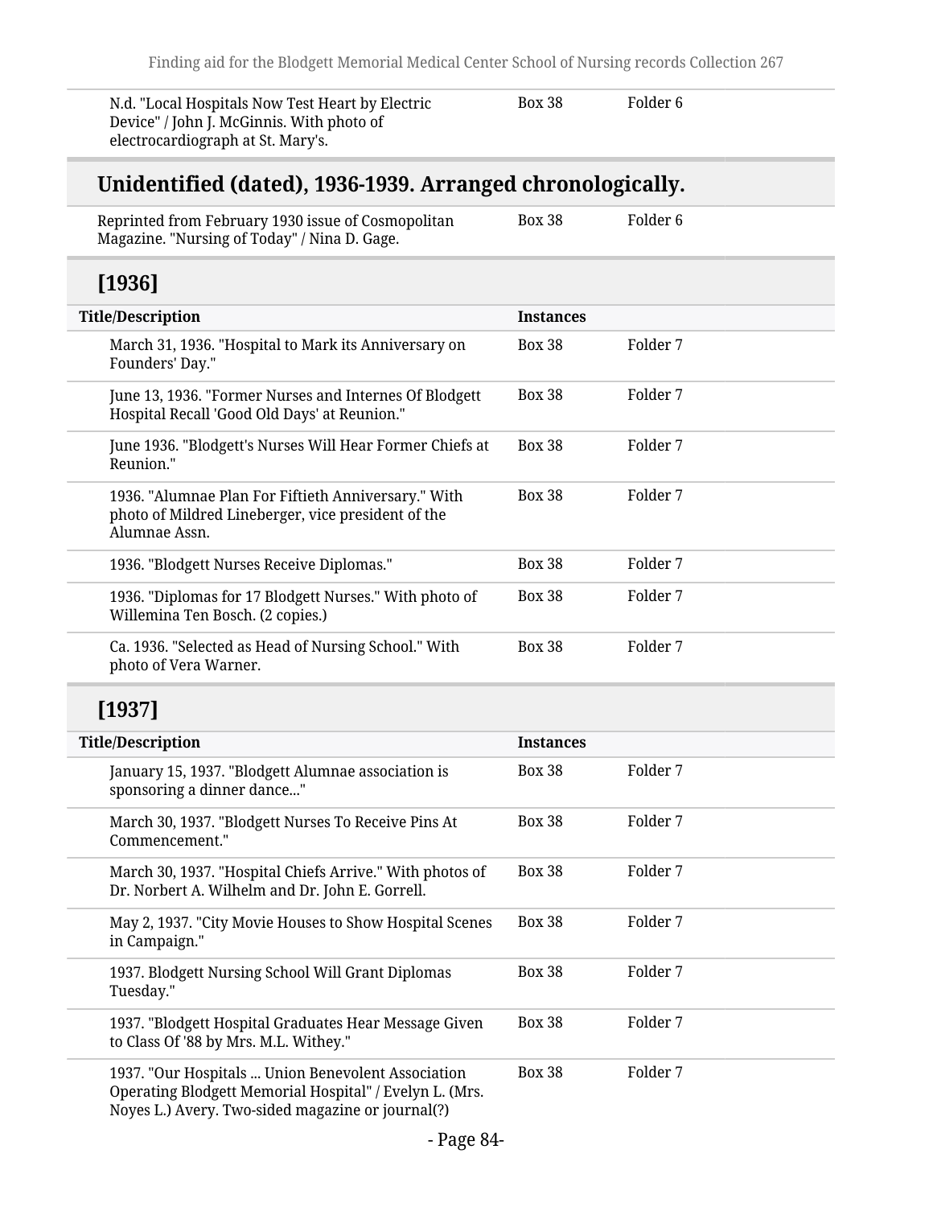| | | |
|---|---|---|
| N.d. "Local Hospitals Now Test Heart by Electric Device" / John J. McGinnis. With photo of electrocardiograph at St. Mary's. | Box 38 | Folder 6 |

## Unidentified (dated), 1936-1939. Arranged chronologically.

| | | |
|---|---|---|
| Reprinted from February 1930 issue of Cosmopolitan Magazine. "Nursing of Today" / Nina D. Gage. | Box 38 | Folder 6 |

### [1936]

| Title/Description | Instances | |
|---|---|---|
| March 31, 1936. "Hospital to Mark its Anniversary on Founders' Day." | Box 38 | Folder 7 |
| June 13, 1936. "Former Nurses and Internes Of Blodgett Hospital Recall 'Good Old Days' at Reunion." | Box 38 | Folder 7 |
| June 1936. "Blodgett's Nurses Will Hear Former Chiefs at Reunion." | Box 38 | Folder 7 |
| 1936. "Alumnae Plan For Fiftieth Anniversary." With photo of Mildred Lineberger, vice president of the Alumnae Assn. | Box 38 | Folder 7 |
| 1936. "Blodgett Nurses Receive Diplomas." | Box 38 | Folder 7 |
| 1936. "Diplomas for 17 Blodgett Nurses." With photo of Willemina Ten Bosch. (2 copies.) | Box 38 | Folder 7 |
| Ca. 1936. "Selected as Head of Nursing School." With photo of Vera Warner. | Box 38 | Folder 7 |

### [1937]

| Title/Description | Instances | |
|---|---|---|
| January 15, 1937. "Blodgett Alumnae association is sponsoring a dinner dance..." | Box 38 | Folder 7 |
| March 30, 1937. "Blodgett Nurses To Receive Pins At Commencement." | Box 38 | Folder 7 |
| March 30, 1937. "Hospital Chiefs Arrive." With photos of Dr. Norbert A. Wilhelm and Dr. John E. Gorrell. | Box 38 | Folder 7 |
| May 2, 1937. "City Movie Houses to Show Hospital Scenes in Campaign." | Box 38 | Folder 7 |
| 1937. Blodgett Nursing School Will Grant Diplomas Tuesday." | Box 38 | Folder 7 |
| 1937. "Blodgett Hospital Graduates Hear Message Given to Class Of '88 by Mrs. M.L. Withey." | Box 38 | Folder 7 |
| 1937. "Our Hospitals ... Union Benevolent Association Operating Blodgett Memorial Hospital" / Evelyn L. (Mrs. Noyes L.) Avery. Two-sided magazine or journal(?) | Box 38 | Folder 7 |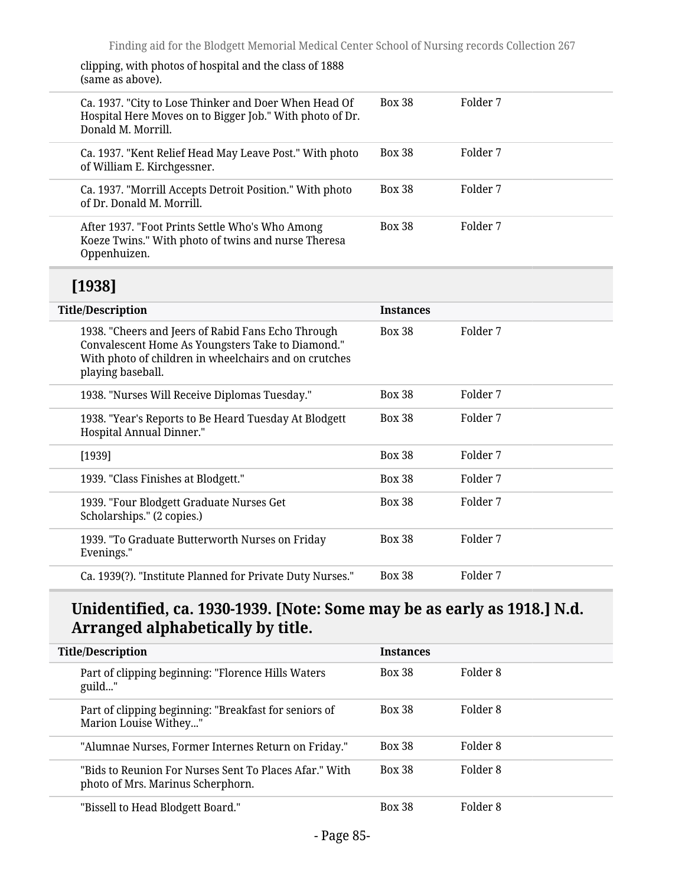clipping, with photos of hospital and the class of 1888 (same as above).

| Title/Description | Instances | |
|---|---|---|
| Ca. 1937. "City to Lose Thinker and Doer When Head Of Hospital Here Moves on to Bigger Job." With photo of Dr. Donald M. Morrill. | Box 38 | Folder 7 |
| Ca. 1937. "Kent Relief Head May Leave Post." With photo of William E. Kirchgessner. | Box 38 | Folder 7 |
| Ca. 1937. "Morrill Accepts Detroit Position." With photo of Dr. Donald M. Morrill. | Box 38 | Folder 7 |
| After 1937. "Foot Prints Settle Who's Who Among Koeze Twins." With photo of twins and nurse Theresa Oppenhuizen. | Box 38 | Folder 7 |

## [1938]

| Title/Description | Instances | |
|---|---|---|
| 1938. "Cheers and Jeers of Rabid Fans Echo Through Convalescent Home As Youngsters Take to Diamond." With photo of children in wheelchairs and on crutches playing baseball. | Box 38 | Folder 7 |
| 1938. "Nurses Will Receive Diplomas Tuesday." | Box 38 | Folder 7 |
| 1938. "Year's Reports to Be Heard Tuesday At Blodgett Hospital Annual Dinner." | Box 38 | Folder 7 |
| [1939] | Box 38 | Folder 7 |
| 1939. "Class Finishes at Blodgett." | Box 38 | Folder 7 |
| 1939. "Four Blodgett Graduate Nurses Get Scholarships." (2 copies.) | Box 38 | Folder 7 |
| 1939. "To Graduate Butterworth Nurses on Friday Evenings." | Box 38 | Folder 7 |
| Ca. 1939(?). "Institute Planned for Private Duty Nurses." | Box 38 | Folder 7 |

## Unidentified, ca. 1930-1939. [Note: Some may be as early as 1918.] N.d. Arranged alphabetically by title.

| Title/Description | Instances | |
|---|---|---|
| Part of clipping beginning: "Florence Hills Waters guild..." | Box 38 | Folder 8 |
| Part of clipping beginning: "Breakfast for seniors of Marion Louise Withey..." | Box 38 | Folder 8 |
| "Alumnae Nurses, Former Internes Return on Friday." | Box 38 | Folder 8 |
| "Bids to Reunion For Nurses Sent To Places Afar." With photo of Mrs. Marinus Scherphorn. | Box 38 | Folder 8 |
| "Bissell to Head Blodgett Board." | Box 38 | Folder 8 |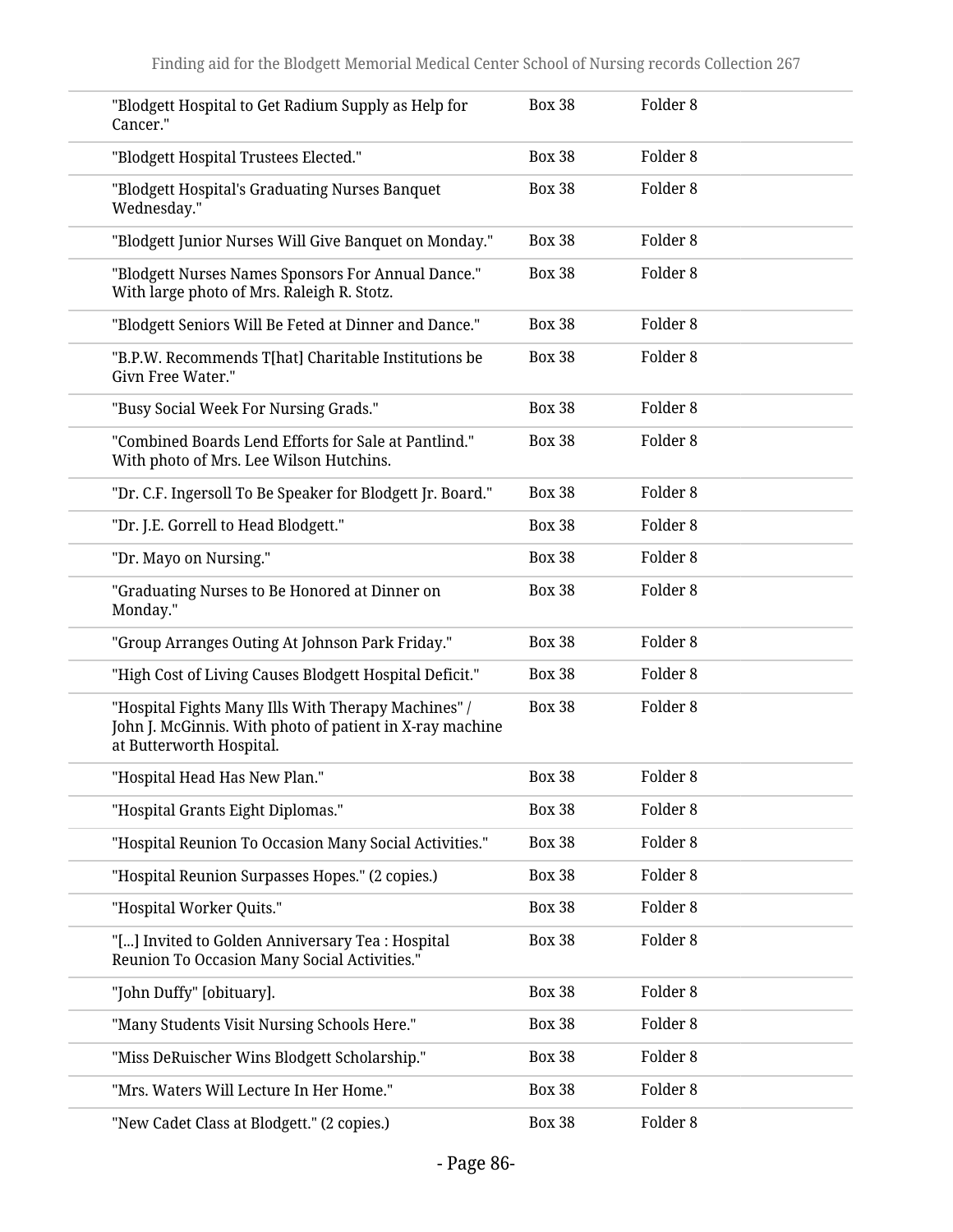| | | |
|---|---|---|
| "Blodgett Hospital to Get Radium Supply as Help for Cancer." | Box 38 | Folder 8 |
| "Blodgett Hospital Trustees Elected." | Box 38 | Folder 8 |
| "Blodgett Hospital's Graduating Nurses Banquet Wednesday." | Box 38 | Folder 8 |
| "Blodgett Junior Nurses Will Give Banquet on Monday." | Box 38 | Folder 8 |
| "Blodgett Nurses Names Sponsors For Annual Dance." With large photo of Mrs. Raleigh R. Stotz. | Box 38 | Folder 8 |
| "Blodgett Seniors Will Be Feted at Dinner and Dance." | Box 38 | Folder 8 |
| "B.P.W. Recommends T[hat] Charitable Institutions be Givn Free Water." | Box 38 | Folder 8 |
| "Busy Social Week For Nursing Grads." | Box 38 | Folder 8 |
| "Combined Boards Lend Efforts for Sale at Pantlind." With photo of Mrs. Lee Wilson Hutchins. | Box 38 | Folder 8 |
| "Dr. C.F. Ingersoll To Be Speaker for Blodgett Jr. Board." | Box 38 | Folder 8 |
| "Dr. J.E. Gorrell to Head Blodgett." | Box 38 | Folder 8 |
| "Dr. Mayo on Nursing." | Box 38 | Folder 8 |
| "Graduating Nurses to Be Honored at Dinner on Monday." | Box 38 | Folder 8 |
| "Group Arranges Outing At Johnson Park Friday." | Box 38 | Folder 8 |
| "High Cost of Living Causes Blodgett Hospital Deficit." | Box 38 | Folder 8 |
| "Hospital Fights Many Ills With Therapy Machines" / John J. McGinnis. With photo of patient in X-ray machine at Butterworth Hospital. | Box 38 | Folder 8 |
| "Hospital Head Has New Plan." | Box 38 | Folder 8 |
| "Hospital Grants Eight Diplomas." | Box 38 | Folder 8 |
| "Hospital Reunion To Occasion Many Social Activities." | Box 38 | Folder 8 |
| "Hospital Reunion Surpasses Hopes." (2 copies.) | Box 38 | Folder 8 |
| "Hospital Worker Quits." | Box 38 | Folder 8 |
| "[...] Invited to Golden Anniversary Tea : Hospital Reunion To Occasion Many Social Activities." | Box 38 | Folder 8 |
| "John Duffy" [obituary]. | Box 38 | Folder 8 |
| "Many Students Visit Nursing Schools Here." | Box 38 | Folder 8 |
| "Miss DeRuischer Wins Blodgett Scholarship." | Box 38 | Folder 8 |
| "Mrs. Waters Will Lecture In Her Home." | Box 38 | Folder 8 |
| "New Cadet Class at Blodgett." (2 copies.) | Box 38 | Folder 8 |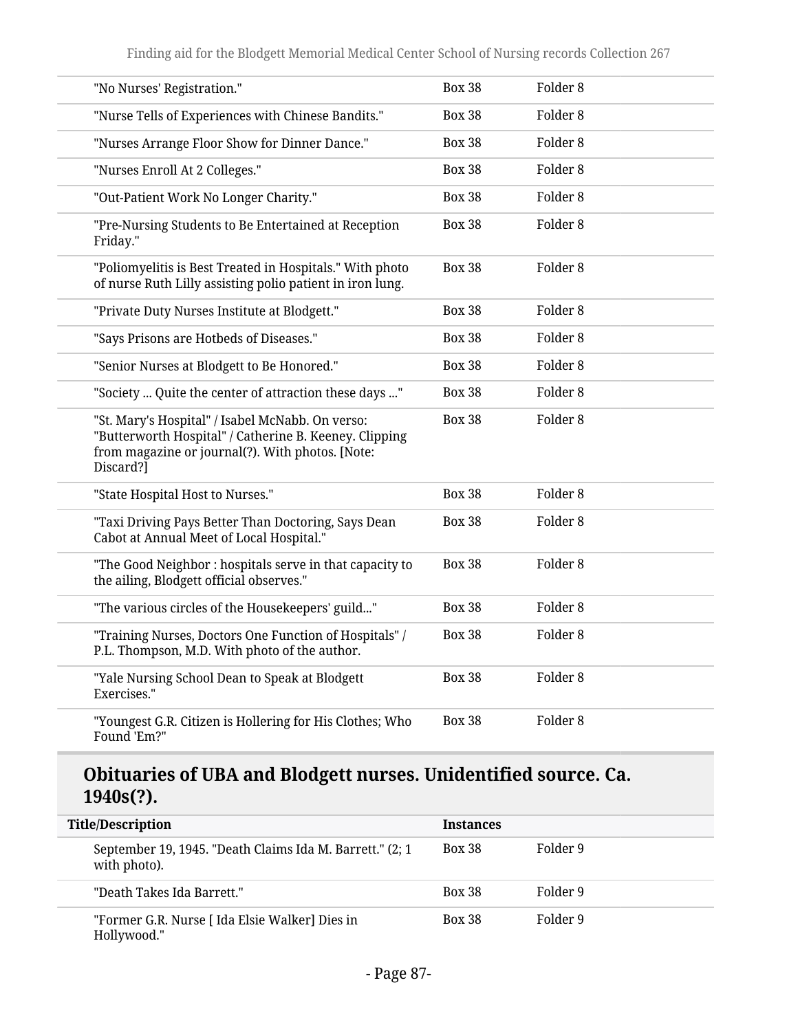| | | |
|---|---|---|
| "No Nurses' Registration." | Box 38 | Folder 8 |
| "Nurse Tells of Experiences with Chinese Bandits." | Box 38 | Folder 8 |
| "Nurses Arrange Floor Show for Dinner Dance." | Box 38 | Folder 8 |
| "Nurses Enroll At 2 Colleges." | Box 38 | Folder 8 |
| "Out-Patient Work No Longer Charity." | Box 38 | Folder 8 |
| "Pre-Nursing Students to Be Entertained at Reception Friday." | Box 38 | Folder 8 |
| "Poliomyelitis is Best Treated in Hospitals." With photo of nurse Ruth Lilly assisting polio patient in iron lung. | Box 38 | Folder 8 |
| "Private Duty Nurses Institute at Blodgett." | Box 38 | Folder 8 |
| "Says Prisons are Hotbeds of Diseases." | Box 38 | Folder 8 |
| "Senior Nurses at Blodgett to Be Honored." | Box 38 | Folder 8 |
| "Society ... Quite the center of attraction these days ..." | Box 38 | Folder 8 |
| "St. Mary's Hospital" / Isabel McNabb. On verso: "Butterworth Hospital" / Catherine B. Keeney. Clipping from magazine or journal(?). With photos. [Note: Discard?] | Box 38 | Folder 8 |
| "State Hospital Host to Nurses." | Box 38 | Folder 8 |
| "Taxi Driving Pays Better Than Doctoring, Says Dean Cabot at Annual Meet of Local Hospital." | Box 38 | Folder 8 |
| "The Good Neighbor : hospitals serve in that capacity to the ailing, Blodgett official observes." | Box 38 | Folder 8 |
| "The various circles of the Housekeepers' guild..." | Box 38 | Folder 8 |
| "Training Nurses, Doctors One Function of Hospitals" / P.L. Thompson, M.D. With photo of the author. | Box 38 | Folder 8 |
| "Yale Nursing School Dean to Speak at Blodgett Exercises." | Box 38 | Folder 8 |
| "Youngest G.R. Citizen is Hollering for His Clothes; Who Found 'Em?" | Box 38 | Folder 8 |

## Obituaries of UBA and Blodgett nurses. Unidentified source. Ca. 1940s(?).

| Title/Description | Instances | |
|---|---|---|
| September 19, 1945. "Death Claims Ida M. Barrett." (2; 1 with photo). | Box 38 | Folder 9 |
| "Death Takes Ida Barrett." | Box 38 | Folder 9 |
| "Former G.R. Nurse [ Ida Elsie Walker] Dies in Hollywood." | Box 38 | Folder 9 |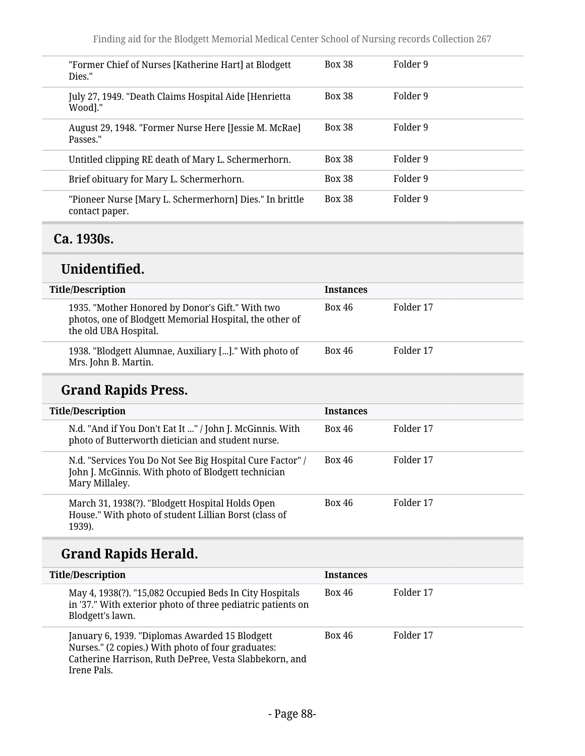| Title/Description | Instances | |
|---|---|---|
| "Former Chief of Nurses [Katherine Hart] at Blodgett Dies." | Box 38 | Folder 9 |
| July 27, 1949. "Death Claims Hospital Aide [Henrietta Wood]." | Box 38 | Folder 9 |
| August 29, 1948. "Former Nurse Here [Jessie M. McRae] Passes." | Box 38 | Folder 9 |
| Untitled clipping RE death of Mary L. Schermerhorn. | Box 38 | Folder 9 |
| Brief obituary for Mary L. Schermerhorn. | Box 38 | Folder 9 |
| "Pioneer Nurse [Mary L. Schermerhorn] Dies." In brittle contact paper. | Box 38 | Folder 9 |

## Ca. 1930s.

### Unidentified.

| Title/Description | Instances | |
|---|---|---|
| 1935. "Mother Honored by Donor's Gift." With two photos, one of Blodgett Memorial Hospital, the other of the old UBA Hospital. | Box 46 | Folder 17 |
| 1938. "Blodgett Alumnae, Auxiliary [...]." With photo of Mrs. John B. Martin. | Box 46 | Folder 17 |

### Grand Rapids Press.

| Title/Description | Instances | |
|---|---|---|
| N.d. "And if You Don't Eat It ..." / John J. McGinnis. With photo of Butterworth dietician and student nurse. | Box 46 | Folder 17 |
| N.d. "Services You Do Not See Big Hospital Cure Factor" / John J. McGinnis. With photo of Blodgett technician Mary Millaley. | Box 46 | Folder 17 |
| March 31, 1938(?). "Blodgett Hospital Holds Open House." With photo of student Lillian Borst (class of 1939). | Box 46 | Folder 17 |

### Grand Rapids Herald.

| Title/Description | Instances | |
|---|---|---|
| May 4, 1938(?). "15,082 Occupied Beds In City Hospitals in '37." With exterior photo of three pediatric patients on Blodgett's lawn. | Box 46 | Folder 17 |
| January 6, 1939. "Diplomas Awarded 15 Blodgett Nurses." (2 copies.) With photo of four graduates: Catherine Harrison, Ruth DePree, Vesta Slabbekorn, and Irene Pals. | Box 46 | Folder 17 |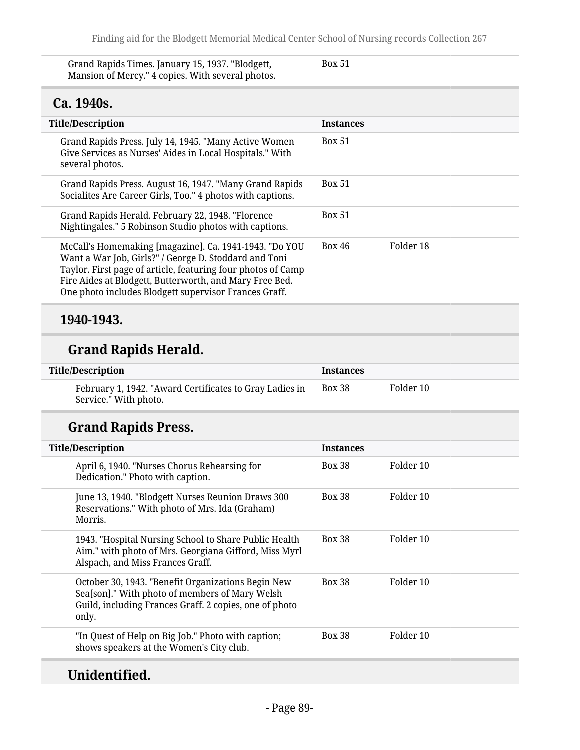| Title/Description | Instances | |
|---|---|---|
| Grand Rapids Times. January 15, 1937. "Blodgett, Mansion of Mercy." 4 copies. With several photos. | Box 51 | |

## Ca. 1940s.

| Title/Description | Instances | |
|---|---|---|
| Grand Rapids Press. July 14, 1945. "Many Active Women Give Services as Nurses' Aides in Local Hospitals." With several photos. | Box 51 | |
| Grand Rapids Press. August 16, 1947. "Many Grand Rapids Socialites Are Career Girls, Too." 4 photos with captions. | Box 51 | |
| Grand Rapids Herald. February 22, 1948. "Florence Nightingales." 5 Robinson Studio photos with captions. | Box 51 | |
| McCall's Homemaking [magazine]. Ca. 1941-1943. "Do YOU Want a War Job, Girls?" / George D. Stoddard and Toni Taylor. First page of article, featuring four photos of Camp Fire Aides at Blodgett, Butterworth, and Mary Free Bed. One photo includes Blodgett supervisor Frances Graff. | Box 46 | Folder 18 |

## 1940-1943.

### Grand Rapids Herald.

| Title/Description | Instances | |
|---|---|---|
| February 1, 1942. "Award Certificates to Gray Ladies in Service." With photo. | Box 38 | Folder 10 |

### Grand Rapids Press.

| Title/Description | Instances | |
|---|---|---|
| April 6, 1940. "Nurses Chorus Rehearsing for Dedication." Photo with caption. | Box 38 | Folder 10 |
| June 13, 1940. "Blodgett Nurses Reunion Draws 300 Reservations." With photo of Mrs. Ida (Graham) Morris. | Box 38 | Folder 10 |
| 1943. "Hospital Nursing School to Share Public Health Aim." with photo of Mrs. Georgiana Gifford, Miss Myrl Alspach, and Miss Frances Graff. | Box 38 | Folder 10 |
| October 30, 1943. "Benefit Organizations Begin New Sea[son]." With photo of members of Mary Welsh Guild, including Frances Graff. 2 copies, one of photo only. | Box 38 | Folder 10 |
| "In Quest of Help on Big Job." Photo with caption; shows speakers at the Women's City club. | Box 38 | Folder 10 |

### Unidentified.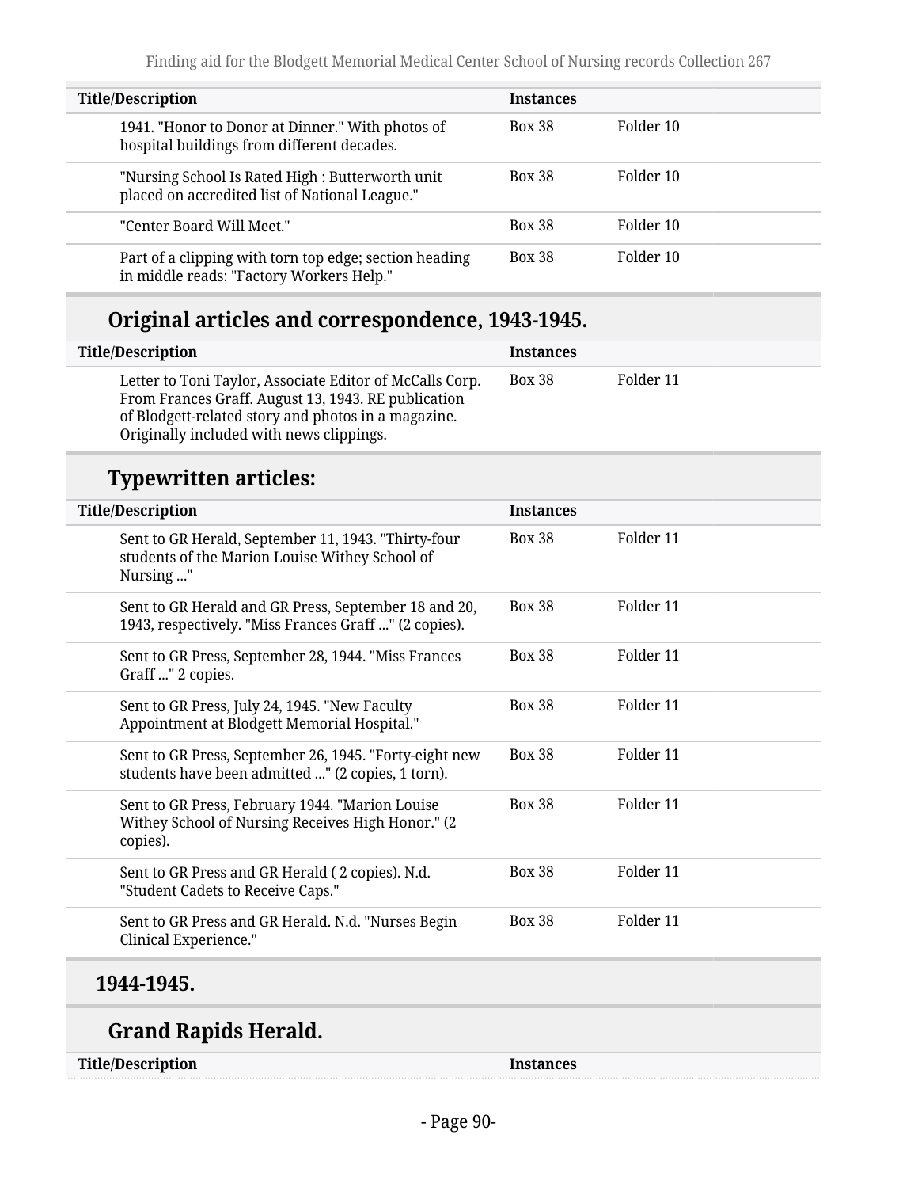| Title/Description | Instances | |
|---|---|---|
| 1941. "Honor to Donor at Dinner." With photos of hospital buildings from different decades. | Box 38 | Folder 10 |
| "Nursing School Is Rated High : Butterworth unit placed on accredited list of National League." | Box 38 | Folder 10 |
| "Center Board Will Meet." | Box 38 | Folder 10 |
| Part of a clipping with torn top edge; section heading in middle reads: "Factory Workers Help." | Box 38 | Folder 10 |

## Original articles and correspondence, 1943-1945.

| Title/Description | Instances | |
|---|---|---|
| Letter to Toni Taylor, Associate Editor of McCalls Corp. From Frances Graff. August 13, 1943. RE publication of Blodgett-related story and photos in a magazine. Originally included with news clippings. | Box 38 | Folder 11 |

## Typewritten articles:

| Title/Description | Instances | |
|---|---|---|
| Sent to GR Herald, September 11, 1943. "Thirty-four students of the Marion Louise Withey School of Nursing ..." | Box 38 | Folder 11 |
| Sent to GR Herald and GR Press, September 18 and 20, 1943, respectively. "Miss Frances Graff ..." (2 copies). | Box 38 | Folder 11 |
| Sent to GR Press, September 28, 1944. "Miss Frances Graff ..." 2 copies. | Box 38 | Folder 11 |
| Sent to GR Press, July 24, 1945. "New Faculty Appointment at Blodgett Memorial Hospital." | Box 38 | Folder 11 |
| Sent to GR Press, September 26, 1945. "Forty-eight new students have been admitted ..." (2 copies, 1 torn). | Box 38 | Folder 11 |
| Sent to GR Press, February 1944. "Marion Louise Withey School of Nursing Receives High Honor." (2 copies). | Box 38 | Folder 11 |
| Sent to GR Press and GR Herald ( 2 copies). N.d. "Student Cadets to Receive Caps." | Box 38 | Folder 11 |
| Sent to GR Press and GR Herald. N.d. "Nurses Begin Clinical Experience." | Box 38 | Folder 11 |

## 1944-1945.

## Grand Rapids Herald.

| Title/Description | Instances |
|---|---|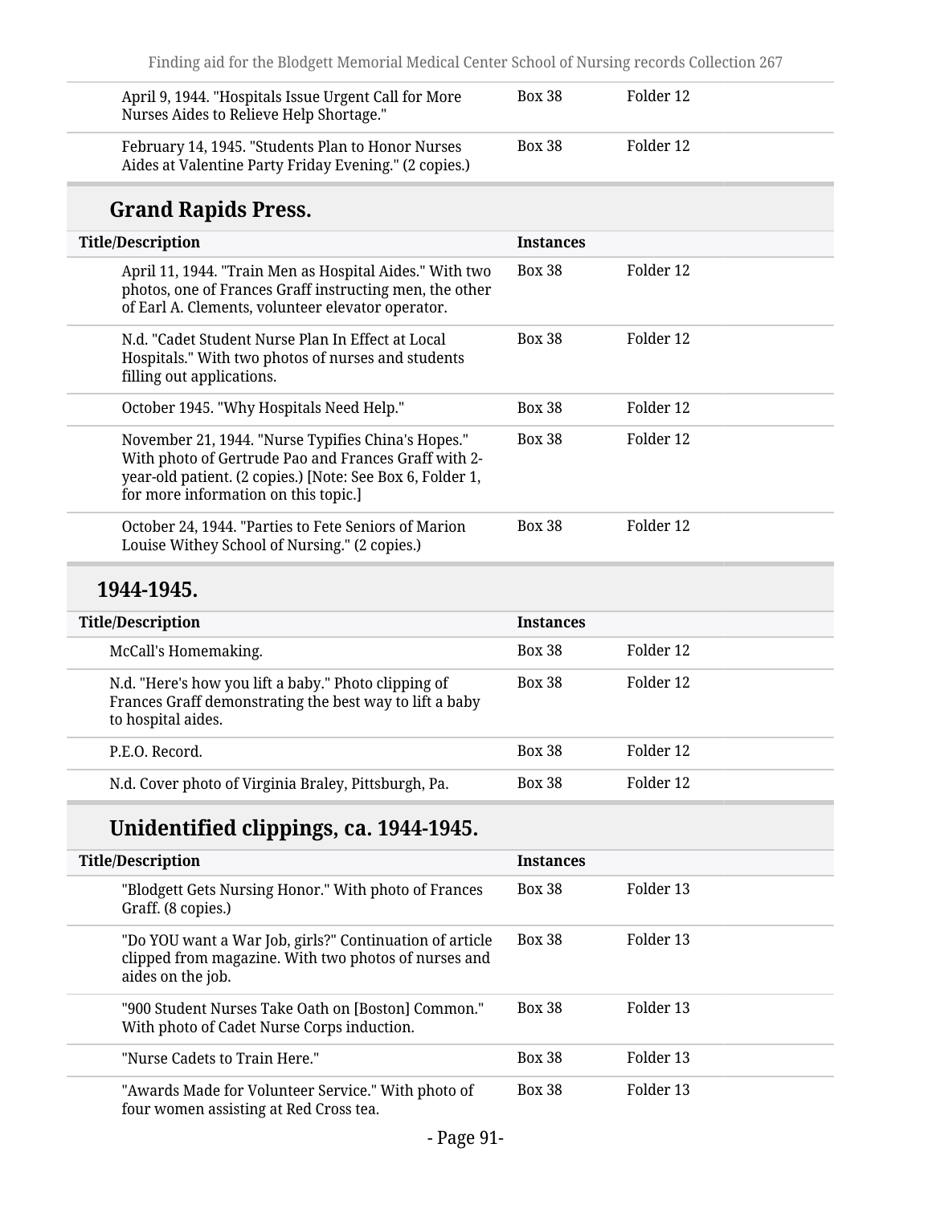| Title/Description | Instances | |
|---|---|---|
| April 9, 1944. "Hospitals Issue Urgent Call for More Nurses Aides to Relieve Help Shortage." | Box 38 | Folder 12 |
| February 14, 1945. "Students Plan to Honor Nurses Aides at Valentine Party Friday Evening." (2 copies.) | Box 38 | Folder 12 |

## Grand Rapids Press.

| Title/Description | Instances | |
|---|---|---|
| April 11, 1944. "Train Men as Hospital Aides." With two photos, one of Frances Graff instructing men, the other of Earl A. Clements, volunteer elevator operator. | Box 38 | Folder 12 |
| N.d. "Cadet Student Nurse Plan In Effect at Local Hospitals." With two photos of nurses and students filling out applications. | Box 38 | Folder 12 |
| October 1945. "Why Hospitals Need Help." | Box 38 | Folder 12 |
| November 21, 1944. "Nurse Typifies China's Hopes." With photo of Gertrude Pao and Frances Graff with 2-year-old patient. (2 copies.) [Note: See Box 6, Folder 1, for more information on this topic.] | Box 38 | Folder 12 |
| October 24, 1944. "Parties to Fete Seniors of Marion Louise Withey School of Nursing." (2 copies.) | Box 38 | Folder 12 |

## 1944-1945.

| Title/Description | Instances | |
|---|---|---|
| McCall's Homemaking. | Box 38 | Folder 12 |
| N.d. "Here's how you lift a baby." Photo clipping of Frances Graff demonstrating the best way to lift a baby to hospital aides. | Box 38 | Folder 12 |
| P.E.O. Record. | Box 38 | Folder 12 |
| N.d. Cover photo of Virginia Braley, Pittsburgh, Pa. | Box 38 | Folder 12 |

## Unidentified clippings, ca. 1944-1945.

| Title/Description | Instances | |
|---|---|---|
| "Blodgett Gets Nursing Honor." With photo of Frances Graff. (8 copies.) | Box 38 | Folder 13 |
| "Do YOU want a War Job, girls?" Continuation of article clipped from magazine. With two photos of nurses and aides on the job. | Box 38 | Folder 13 |
| "900 Student Nurses Take Oath on [Boston] Common." With photo of Cadet Nurse Corps induction. | Box 38 | Folder 13 |
| "Nurse Cadets to Train Here." | Box 38 | Folder 13 |
| "Awards Made for Volunteer Service." With photo of four women assisting at Red Cross tea. | Box 38 | Folder 13 |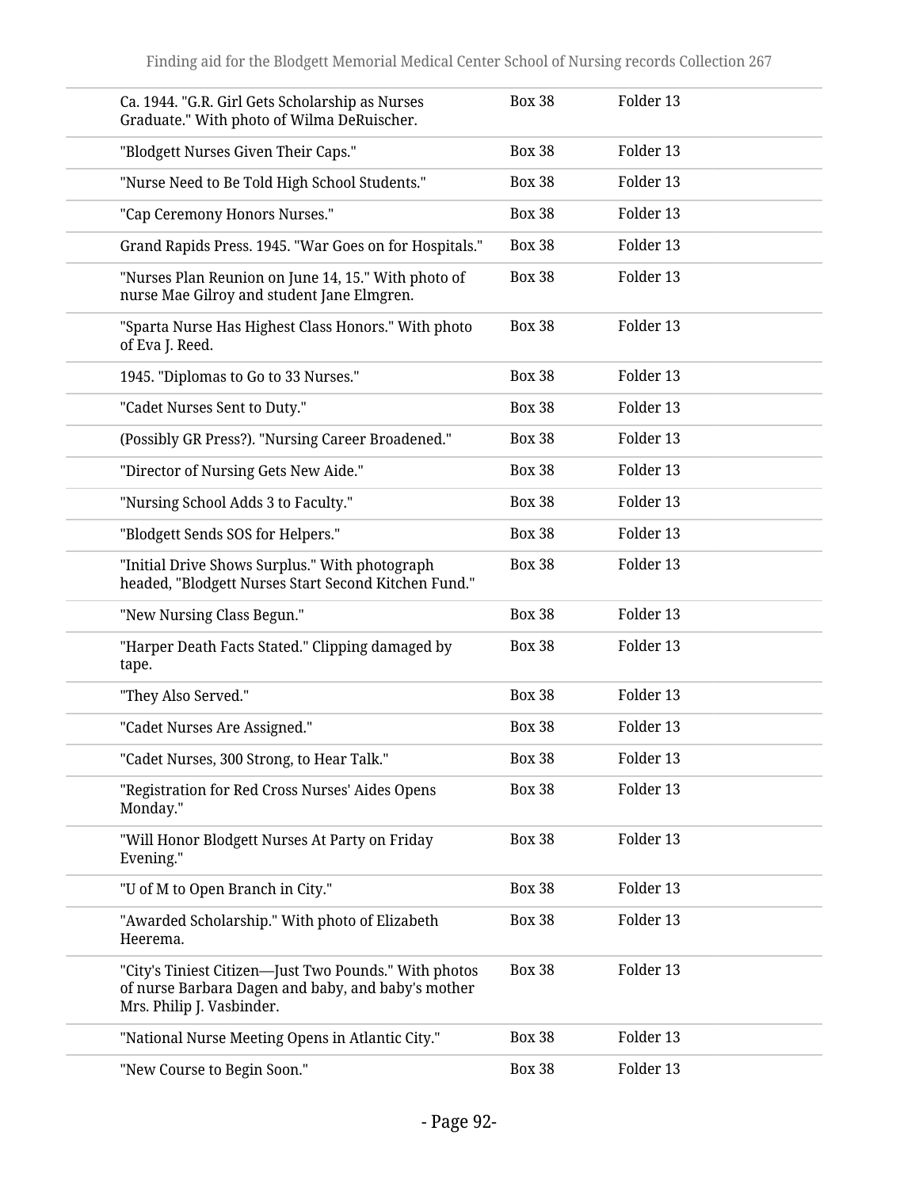| | | |
|---|---|---|
| Ca. 1944. "G.R. Girl Gets Scholarship as Nurses Graduate." With photo of Wilma DeRuischer. | Box 38 | Folder 13 |
| "Blodgett Nurses Given Their Caps." | Box 38 | Folder 13 |
| "Nurse Need to Be Told High School Students." | Box 38 | Folder 13 |
| "Cap Ceremony Honors Nurses." | Box 38 | Folder 13 |
| Grand Rapids Press. 1945. "War Goes on for Hospitals." | Box 38 | Folder 13 |
| "Nurses Plan Reunion on June 14, 15." With photo of nurse Mae Gilroy and student Jane Elmgren. | Box 38 | Folder 13 |
| "Sparta Nurse Has Highest Class Honors." With photo of Eva J. Reed. | Box 38 | Folder 13 |
| 1945. "Diplomas to Go to 33 Nurses." | Box 38 | Folder 13 |
| "Cadet Nurses Sent to Duty." | Box 38 | Folder 13 |
| (Possibly GR Press?). "Nursing Career Broadened." | Box 38 | Folder 13 |
| "Director of Nursing Gets New Aide." | Box 38 | Folder 13 |
| "Nursing School Adds 3 to Faculty." | Box 38 | Folder 13 |
| "Blodgett Sends SOS for Helpers." | Box 38 | Folder 13 |
| "Initial Drive Shows Surplus." With photograph headed, "Blodgett Nurses Start Second Kitchen Fund." | Box 38 | Folder 13 |
| "New Nursing Class Begun." | Box 38 | Folder 13 |
| "Harper Death Facts Stated." Clipping damaged by tape. | Box 38 | Folder 13 |
| "They Also Served." | Box 38 | Folder 13 |
| "Cadet Nurses Are Assigned." | Box 38 | Folder 13 |
| "Cadet Nurses, 300 Strong, to Hear Talk." | Box 38 | Folder 13 |
| "Registration for Red Cross Nurses' Aides Opens Monday." | Box 38 | Folder 13 |
| "Will Honor Blodgett Nurses At Party on Friday Evening." | Box 38 | Folder 13 |
| "U of M to Open Branch in City." | Box 38 | Folder 13 |
| "Awarded Scholarship." With photo of Elizabeth Heerema. | Box 38 | Folder 13 |
| "City's Tiniest Citizen—Just Two Pounds." With photos of nurse Barbara Dagen and baby, and baby's mother Mrs. Philip J. Vasbinder. | Box 38 | Folder 13 |
| "National Nurse Meeting Opens in Atlantic City." | Box 38 | Folder 13 |
| "New Course to Begin Soon." | Box 38 | Folder 13 |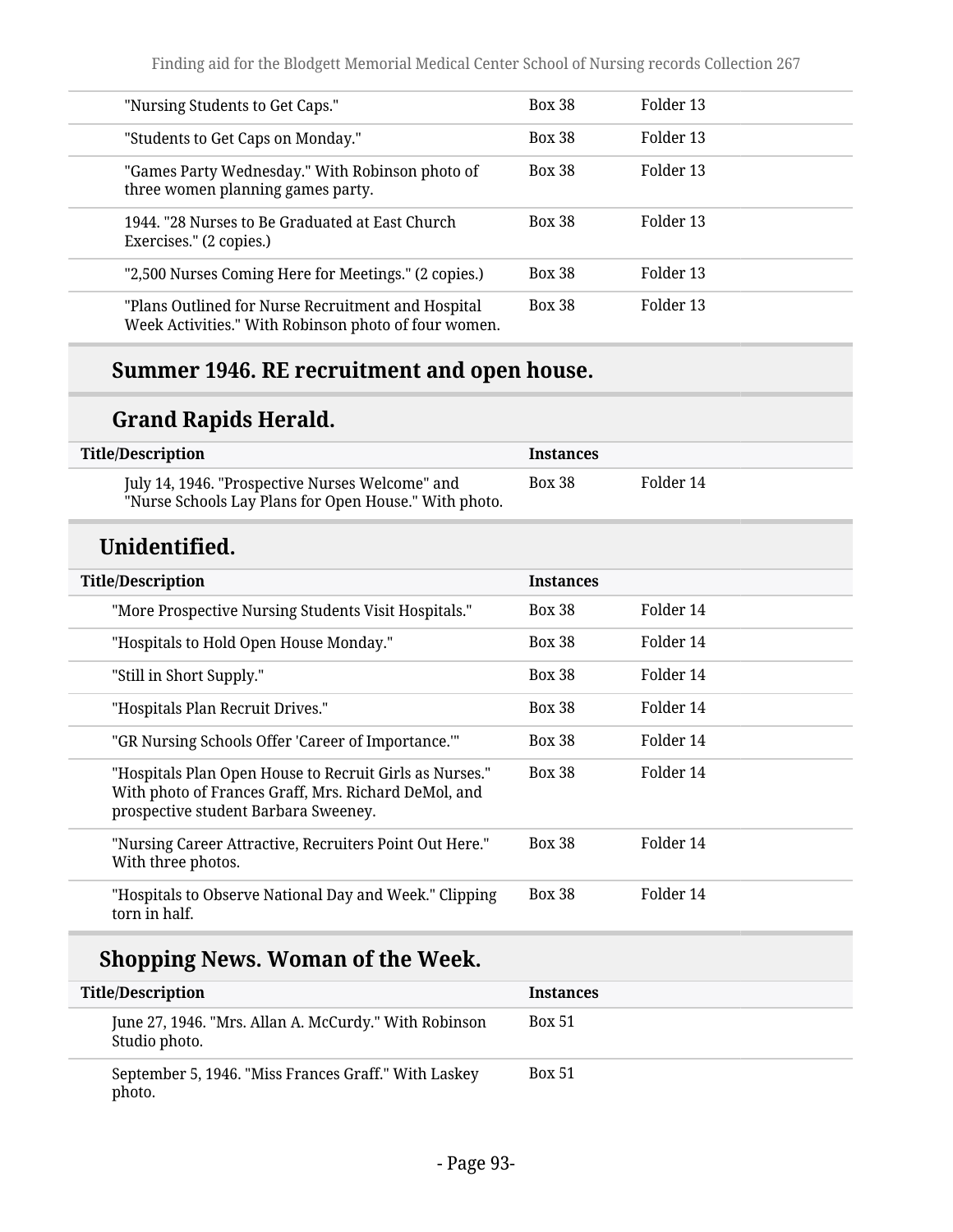| | | |
|---|---|---|
| "Nursing Students to Get Caps." | Box 38 | Folder 13 |
| "Students to Get Caps on Monday." | Box 38 | Folder 13 |
| "Games Party Wednesday." With Robinson photo of three women planning games party. | Box 38 | Folder 13 |
| 1944. "28 Nurses to Be Graduated at East Church Exercises." (2 copies.) | Box 38 | Folder 13 |
| "2,500 Nurses Coming Here for Meetings." (2 copies.) | Box 38 | Folder 13 |
| "Plans Outlined for Nurse Recruitment and Hospital Week Activities." With Robinson photo of four women. | Box 38 | Folder 13 |

## Summer 1946. RE recruitment and open house.

### Grand Rapids Herald.

| Title/Description | Instances | |
|---|---|---|
| July 14, 1946. "Prospective Nurses Welcome" and "Nurse Schools Lay Plans for Open House." With photo. | Box 38 | Folder 14 |

### Unidentified.

| Title/Description | Instances | |
|---|---|---|
| "More Prospective Nursing Students Visit Hospitals." | Box 38 | Folder 14 |
| "Hospitals to Hold Open House Monday." | Box 38 | Folder 14 |
| "Still in Short Supply." | Box 38 | Folder 14 |
| "Hospitals Plan Recruit Drives." | Box 38 | Folder 14 |
| "GR Nursing Schools Offer 'Career of Importance.'" | Box 38 | Folder 14 |
| "Hospitals Plan Open House to Recruit Girls as Nurses." With photo of Frances Graff, Mrs. Richard DeMol, and prospective student Barbara Sweeney. | Box 38 | Folder 14 |
| "Nursing Career Attractive, Recruiters Point Out Here." With three photos. | Box 38 | Folder 14 |
| "Hospitals to Observe National Day and Week." Clipping torn in half. | Box 38 | Folder 14 |

### Shopping News. Woman of the Week.

| Title/Description | Instances |
|---|---|
| June 27, 1946. "Mrs. Allan A. McCurdy." With Robinson Studio photo. | Box 51 |
| September 5, 1946. "Miss Frances Graff." With Laskey photo. | Box 51 |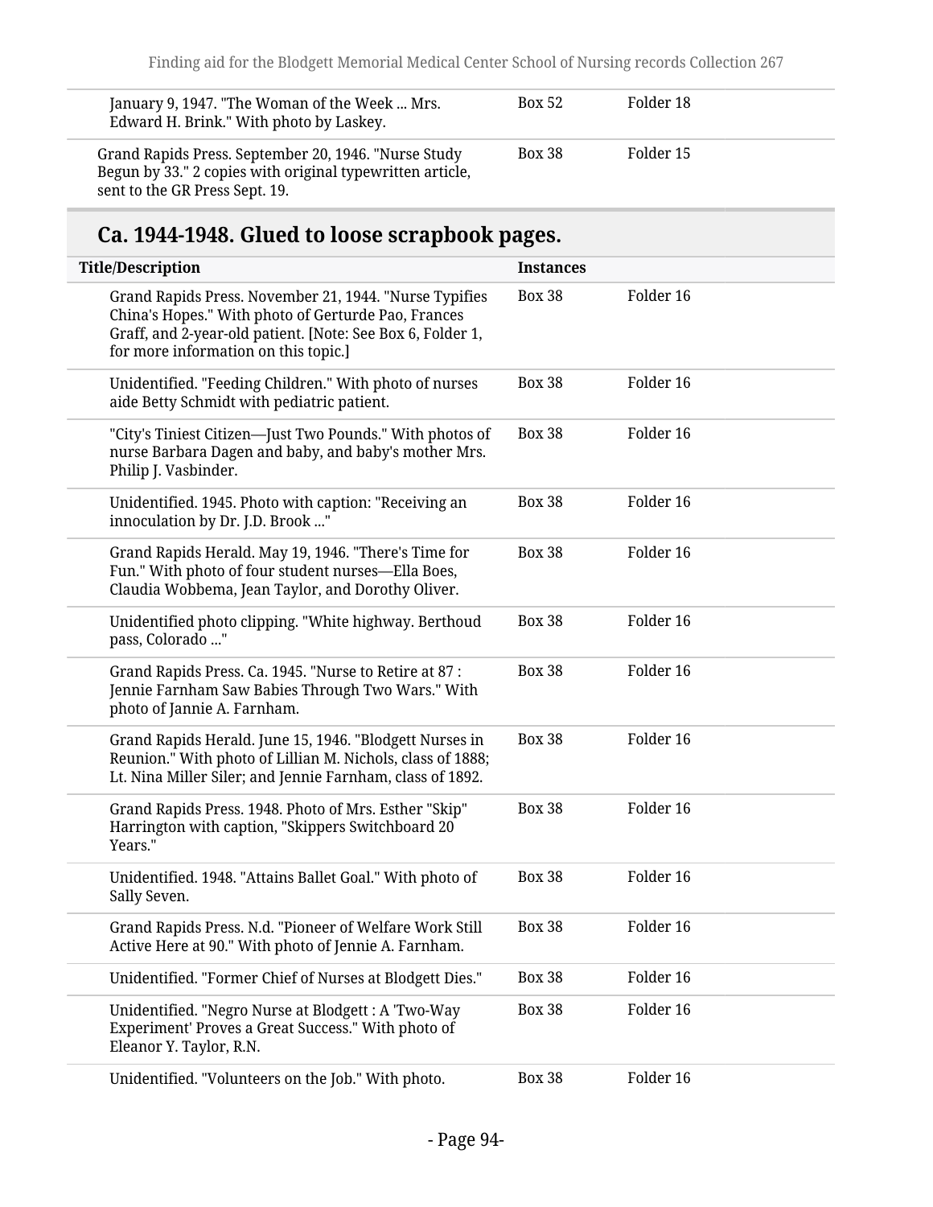| | | |
|---|---|---|
| January 9, 1947. "The Woman of the Week ... Mrs. Edward H. Brink." With photo by Laskey. | Box 52 | Folder 18 |
| Grand Rapids Press. September 20, 1946. "Nurse Study Begun by 33." 2 copies with original typewritten article, sent to the GR Press Sept. 19. | Box 38 | Folder 15 |

## Ca. 1944-1948. Glued to loose scrapbook pages.

| Title/Description | Instances | |
|---|---|---|
| Grand Rapids Press. November 21, 1944. "Nurse Typifies China's Hopes." With photo of Gerturde Pao, Frances Graff, and 2-year-old patient. [Note: See Box 6, Folder 1, for more information on this topic.] | Box 38 | Folder 16 |
| Unidentified. "Feeding Children." With photo of nurses aide Betty Schmidt with pediatric patient. | Box 38 | Folder 16 |
| "City's Tiniest Citizen—Just Two Pounds." With photos of nurse Barbara Dagen and baby, and baby's mother Mrs. Philip J. Vasbinder. | Box 38 | Folder 16 |
| Unidentified. 1945. Photo with caption: "Receiving an innoculation by Dr. J.D. Brook ..." | Box 38 | Folder 16 |
| Grand Rapids Herald. May 19, 1946. "There's Time for Fun." With photo of four student nurses—Ella Boes, Claudia Wobbema, Jean Taylor, and Dorothy Oliver. | Box 38 | Folder 16 |
| Unidentified photo clipping. "White highway. Berthoud pass, Colorado ..." | Box 38 | Folder 16 |
| Grand Rapids Press. Ca. 1945. "Nurse to Retire at 87 : Jennie Farnham Saw Babies Through Two Wars." With photo of Jannie A. Farnham. | Box 38 | Folder 16 |
| Grand Rapids Herald. June 15, 1946. "Blodgett Nurses in Reunion." With photo of Lillian M. Nichols, class of 1888; Lt. Nina Miller Siler; and Jennie Farnham, class of 1892. | Box 38 | Folder 16 |
| Grand Rapids Press. 1948. Photo of Mrs. Esther "Skip" Harrington with caption, "Skippers Switchboard 20 Years." | Box 38 | Folder 16 |
| Unidentified. 1948. "Attains Ballet Goal." With photo of Sally Seven. | Box 38 | Folder 16 |
| Grand Rapids Press. N.d. "Pioneer of Welfare Work Still Active Here at 90." With photo of Jennie A. Farnham. | Box 38 | Folder 16 |
| Unidentified. "Former Chief of Nurses at Blodgett Dies." | Box 38 | Folder 16 |
| Unidentified. "Negro Nurse at Blodgett : A 'Two-Way Experiment' Proves a Great Success." With photo of Eleanor Y. Taylor, R.N. | Box 38 | Folder 16 |
| Unidentified. "Volunteers on the Job." With photo. | Box 38 | Folder 16 |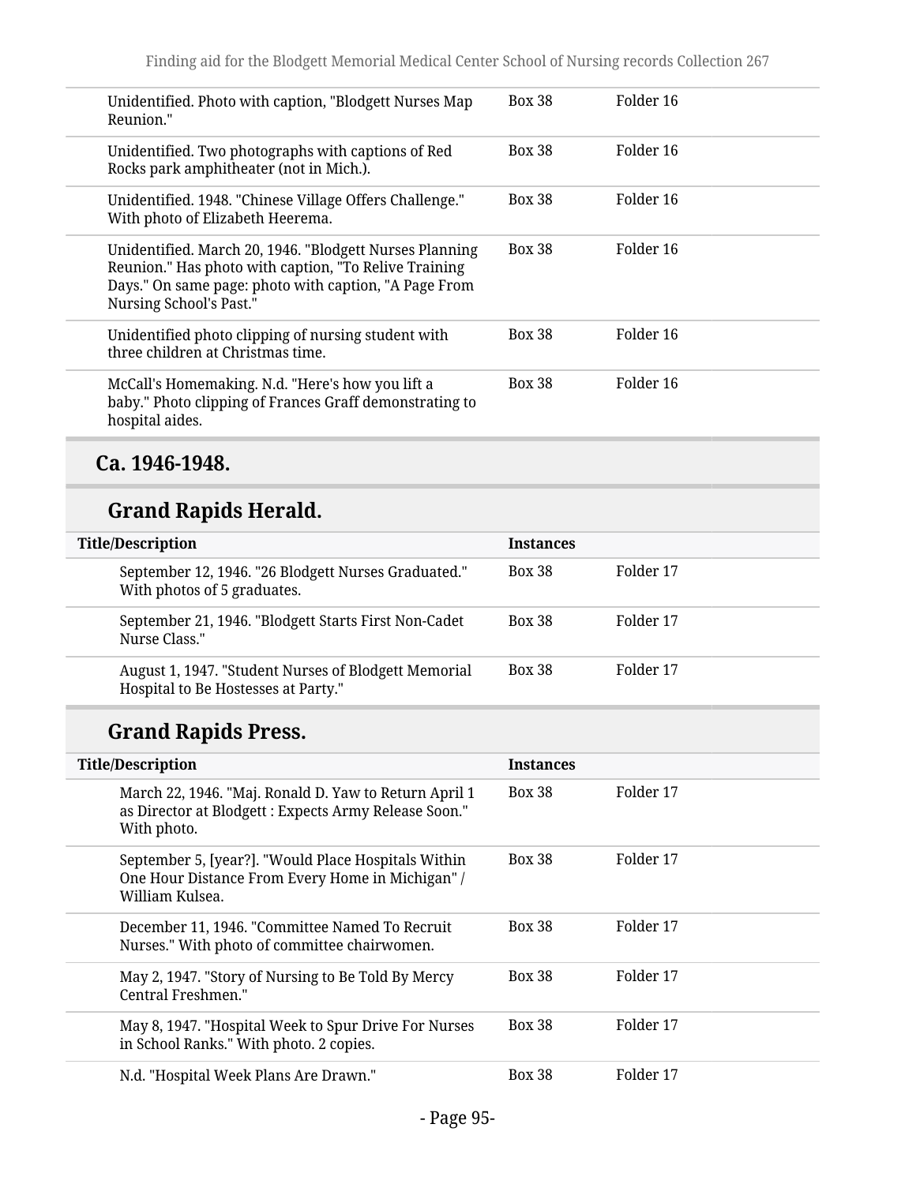| | | |
|---|---|---|
| Unidentified. Photo with caption, "Blodgett Nurses Map Reunion." | Box 38 | Folder 16 |
| Unidentified. Two photographs with captions of Red Rocks park amphitheater (not in Mich.). | Box 38 | Folder 16 |
| Unidentified. 1948. "Chinese Village Offers Challenge." With photo of Elizabeth Heerema. | Box 38 | Folder 16 |
| Unidentified. March 20, 1946. "Blodgett Nurses Planning Reunion." Has photo with caption, "To Relive Training Days." On same page: photo with caption, "A Page From Nursing School's Past." | Box 38 | Folder 16 |
| Unidentified photo clipping of nursing student with three children at Christmas time. | Box 38 | Folder 16 |
| McCall's Homemaking. N.d. "Here's how you lift a baby." Photo clipping of Frances Graff demonstrating to hospital aides. | Box 38 | Folder 16 |

## Ca. 1946-1948.

### Grand Rapids Herald.

| Title/Description | Instances | |
|---|---|---|
| September 12, 1946. "26 Blodgett Nurses Graduated." With photos of 5 graduates. | Box 38 | Folder 17 |
| September 21, 1946. "Blodgett Starts First Non-Cadet Nurse Class." | Box 38 | Folder 17 |
| August 1, 1947. "Student Nurses of Blodgett Memorial Hospital to Be Hostesses at Party." | Box 38 | Folder 17 |

### Grand Rapids Press.

| Title/Description | Instances | |
|---|---|---|
| March 22, 1946. "Maj. Ronald D. Yaw to Return April 1 as Director at Blodgett : Expects Army Release Soon." With photo. | Box 38 | Folder 17 |
| September 5, [year?]. "Would Place Hospitals Within One Hour Distance From Every Home in Michigan" / William Kulsea. | Box 38 | Folder 17 |
| December 11, 1946. "Committee Named To Recruit Nurses." With photo of committee chairwomen. | Box 38 | Folder 17 |
| May 2, 1947. "Story of Nursing to Be Told By Mercy Central Freshmen." | Box 38 | Folder 17 |
| May 8, 1947. "Hospital Week to Spur Drive For Nurses in School Ranks." With photo. 2 copies. | Box 38 | Folder 17 |
| N.d. "Hospital Week Plans Are Drawn." | Box 38 | Folder 17 |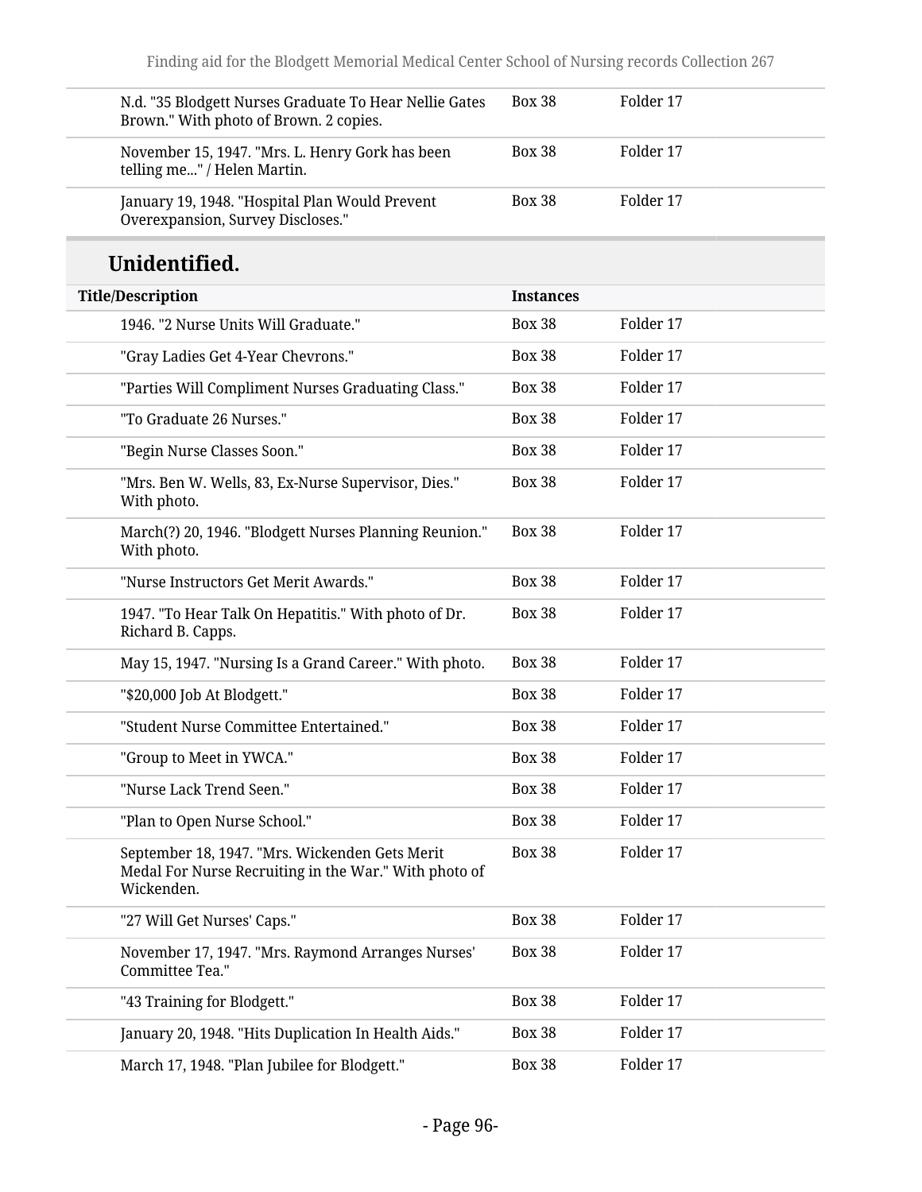| Title/Description | Instances | |
|---|---|---|
| N.d. "35 Blodgett Nurses Graduate To Hear Nellie Gates Brown." With photo of Brown. 2 copies. | Box 38 | Folder 17 |
| November 15, 1947. "Mrs. L. Henry Gork has been telling me..." / Helen Martin. | Box 38 | Folder 17 |
| January 19, 1948. "Hospital Plan Would Prevent Overexpansion, Survey Discloses." | Box 38 | Folder 17 |

## Unidentified.

| Title/Description | Instances | |
|---|---|---|
| 1946. "2 Nurse Units Will Graduate." | Box 38 | Folder 17 |
| "Gray Ladies Get 4-Year Chevrons." | Box 38 | Folder 17 |
| "Parties Will Compliment Nurses Graduating Class." | Box 38 | Folder 17 |
| "To Graduate 26 Nurses." | Box 38 | Folder 17 |
| "Begin Nurse Classes Soon." | Box 38 | Folder 17 |
| "Mrs. Ben W. Wells, 83, Ex-Nurse Supervisor, Dies." With photo. | Box 38 | Folder 17 |
| March(?) 20, 1946. "Blodgett Nurses Planning Reunion." With photo. | Box 38 | Folder 17 |
| "Nurse Instructors Get Merit Awards." | Box 38 | Folder 17 |
| 1947. "To Hear Talk On Hepatitis." With photo of Dr. Richard B. Capps. | Box 38 | Folder 17 |
| May 15, 1947. "Nursing Is a Grand Career." With photo. | Box 38 | Folder 17 |
| "$20,000 Job At Blodgett." | Box 38 | Folder 17 |
| "Student Nurse Committee Entertained." | Box 38 | Folder 17 |
| "Group to Meet in YWCA." | Box 38 | Folder 17 |
| "Nurse Lack Trend Seen." | Box 38 | Folder 17 |
| "Plan to Open Nurse School." | Box 38 | Folder 17 |
| September 18, 1947. "Mrs. Wickenden Gets Merit Medal For Nurse Recruiting in the War." With photo of Wickenden. | Box 38 | Folder 17 |
| "27 Will Get Nurses' Caps." | Box 38 | Folder 17 |
| November 17, 1947. "Mrs. Raymond Arranges Nurses' Committee Tea." | Box 38 | Folder 17 |
| "43 Training for Blodgett." | Box 38 | Folder 17 |
| January 20, 1948. "Hits Duplication In Health Aids." | Box 38 | Folder 17 |
| March 17, 1948. "Plan Jubilee for Blodgett." | Box 38 | Folder 17 |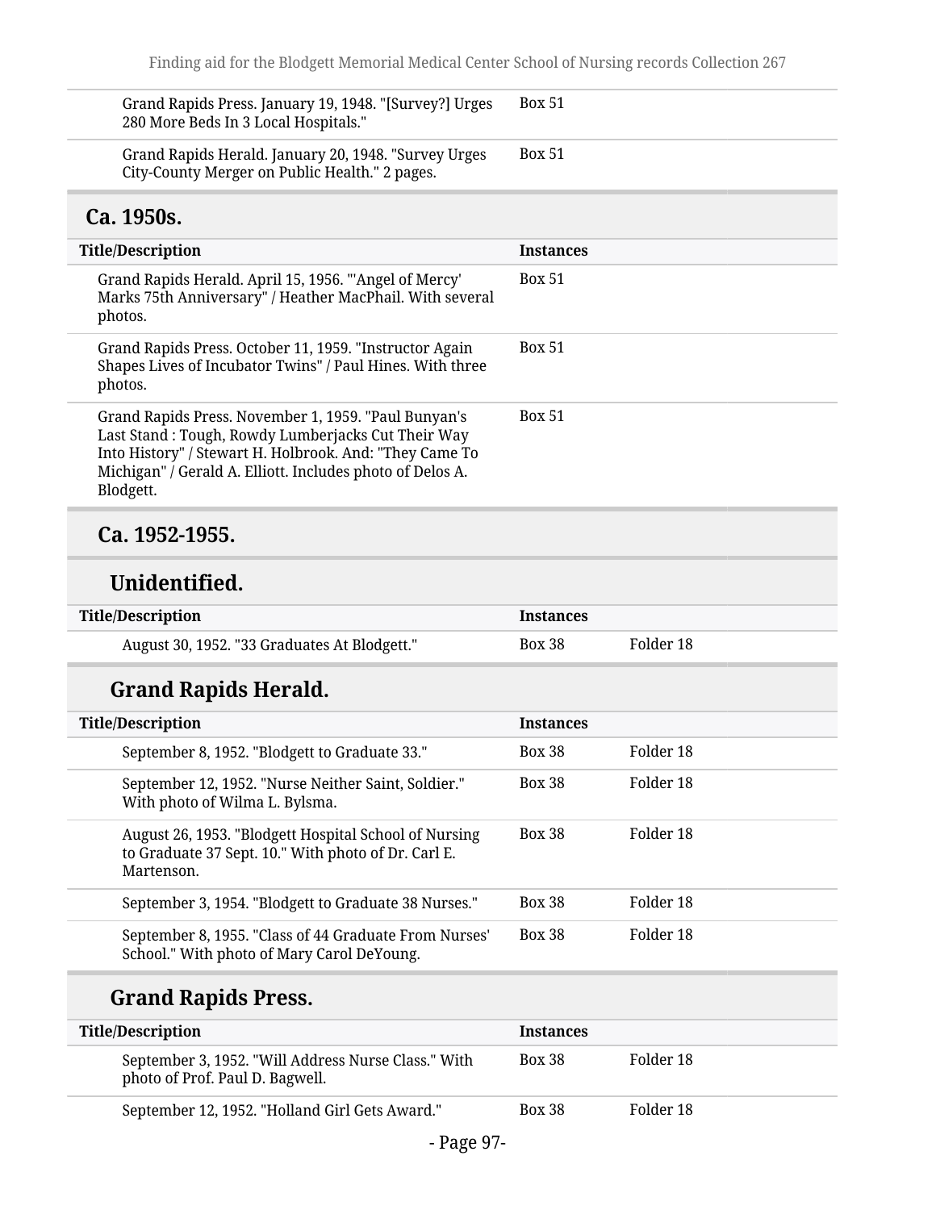| Title/Description | Instances | |
|---|---|---|
| Grand Rapids Press. January 19, 1948. "[Survey?] Urges 280 More Beds In 3 Local Hospitals." | Box 51 | |
| Grand Rapids Herald. January 20, 1948. "Survey Urges City-County Merger on Public Health." 2 pages. | Box 51 | |

## Ca. 1950s.

| Title/Description | Instances |
|---|---|
| Grand Rapids Herald. April 15, 1956. "'Angel of Mercy' Marks 75th Anniversary" / Heather MacPhail. With several photos. | Box 51 |
| Grand Rapids Press. October 11, 1959. "Instructor Again Shapes Lives of Incubator Twins" / Paul Hines. With three photos. | Box 51 |
| Grand Rapids Press. November 1, 1959. "Paul Bunyan's Last Stand : Tough, Rowdy Lumberjacks Cut Their Way Into History" / Stewart H. Holbrook. And: "They Came To Michigan" / Gerald A. Elliott. Includes photo of Delos A. Blodgett. | Box 51 |

## Ca. 1952-1955.

### Unidentified.

| Title/Description | Instances | |
|---|---|---|
| August 30, 1952. "33 Graduates At Blodgett." | Box 38 | Folder 18 |

### Grand Rapids Herald.

| Title/Description | Instances | |
|---|---|---|
| September 8, 1952. "Blodgett to Graduate 33." | Box 38 | Folder 18 |
| September 12, 1952. "Nurse Neither Saint, Soldier." With photo of Wilma L. Bylsma. | Box 38 | Folder 18 |
| August 26, 1953. "Blodgett Hospital School of Nursing to Graduate 37 Sept. 10." With photo of Dr. Carl E. Martenson. | Box 38 | Folder 18 |
| September 3, 1954. "Blodgett to Graduate 38 Nurses." | Box 38 | Folder 18 |
| September 8, 1955. "Class of 44 Graduate From Nurses' School." With photo of Mary Carol DeYoung. | Box 38 | Folder 18 |

### Grand Rapids Press.

| Title/Description | Instances | |
|---|---|---|
| September 3, 1952. "Will Address Nurse Class." With photo of Prof. Paul D. Bagwell. | Box 38 | Folder 18 |
| September 12, 1952. "Holland Girl Gets Award." | Box 38 | Folder 18 |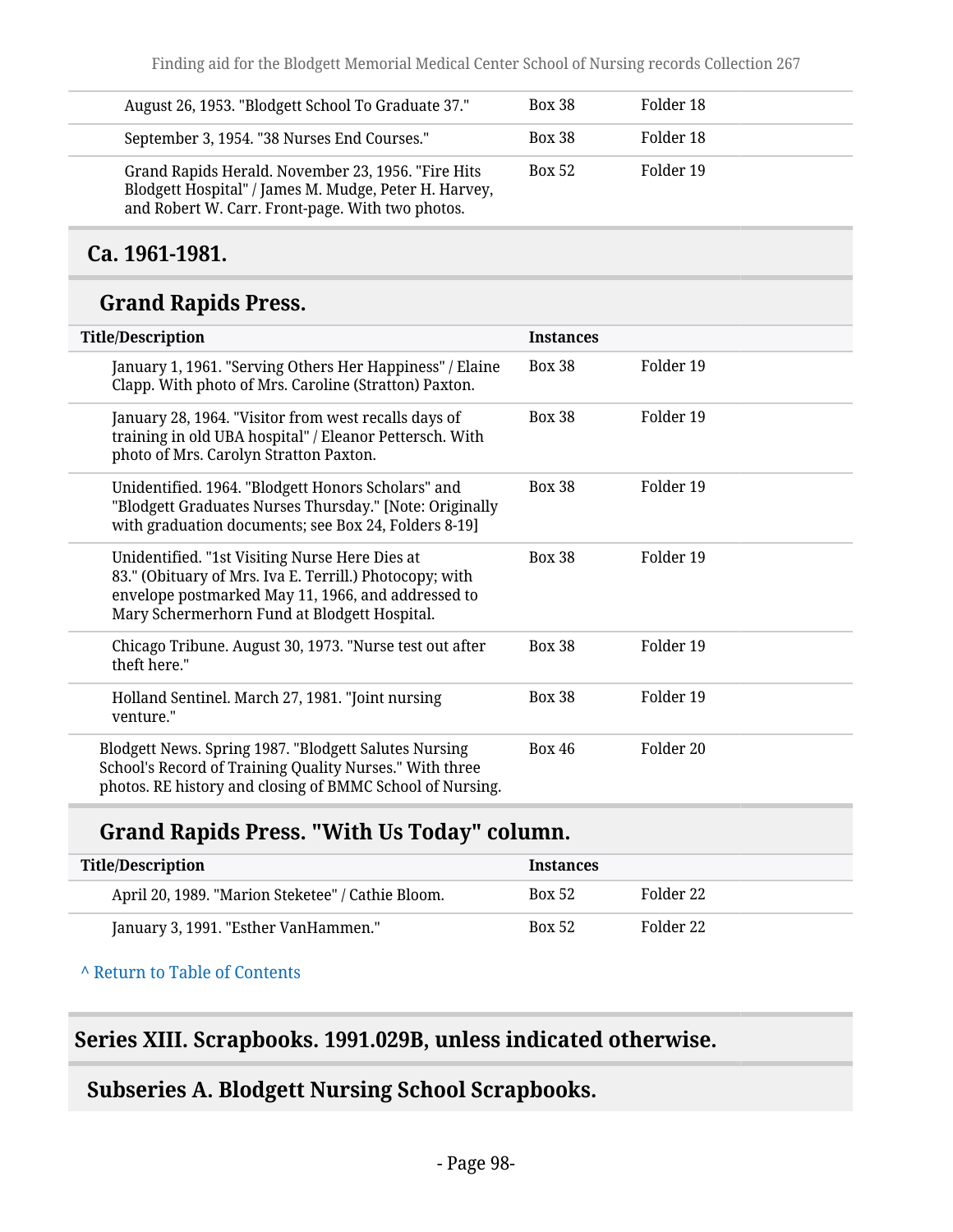| Title/Description | Instances | |
|---|---|---|
| August 26, 1953. "Blodgett School To Graduate 37." | Box 38 | Folder 18 |
| September 3, 1954. "38 Nurses End Courses." | Box 38 | Folder 18 |
| Grand Rapids Herald. November 23, 1956. "Fire Hits Blodgett Hospital" / James M. Mudge, Peter H. Harvey, and Robert W. Carr. Front-page. With two photos. | Box 52 | Folder 19 |

## Ca. 1961-1981.

### Grand Rapids Press.

| Title/Description | Instances | |
|---|---|---|
| January 1, 1961. "Serving Others Her Happiness" / Elaine Clapp. With photo of Mrs. Caroline (Stratton) Paxton. | Box 38 | Folder 19 |
| January 28, 1964. "Visitor from west recalls days of training in old UBA hospital" / Eleanor Pettersch. With photo of Mrs. Carolyn Stratton Paxton. | Box 38 | Folder 19 |
| Unidentified. 1964. "Blodgett Honors Scholars" and "Blodgett Graduates Nurses Thursday." [Note: Originally with graduation documents; see Box 24, Folders 8-19] | Box 38 | Folder 19 |
| Unidentified. "1st Visiting Nurse Here Dies at 83." (Obituary of Mrs. Iva E. Terrill.) Photocopy; with envelope postmarked May 11, 1966, and addressed to Mary Schermerhorn Fund at Blodgett Hospital. | Box 38 | Folder 19 |
| Chicago Tribune. August 30, 1973. "Nurse test out after theft here." | Box 38 | Folder 19 |
| Holland Sentinel. March 27, 1981. "Joint nursing venture." | Box 38 | Folder 19 |
| Blodgett News. Spring 1987. "Blodgett Salutes Nursing School's Record of Training Quality Nurses." With three photos. RE history and closing of BMMC School of Nursing. | Box 46 | Folder 20 |

### Grand Rapids Press. "With Us Today" column.

| Title/Description | Instances | |
|---|---|---|
| April 20, 1989. "Marion Steketee" / Cathie Bloom. | Box 52 | Folder 22 |
| January 3, 1991. "Esther VanHammen." | Box 52 | Folder 22 |

^ Return to Table of Contents

# Series XIII. Scrapbooks. 1991.029B, unless indicated otherwise.

## Subseries A. Blodgett Nursing School Scrapbooks.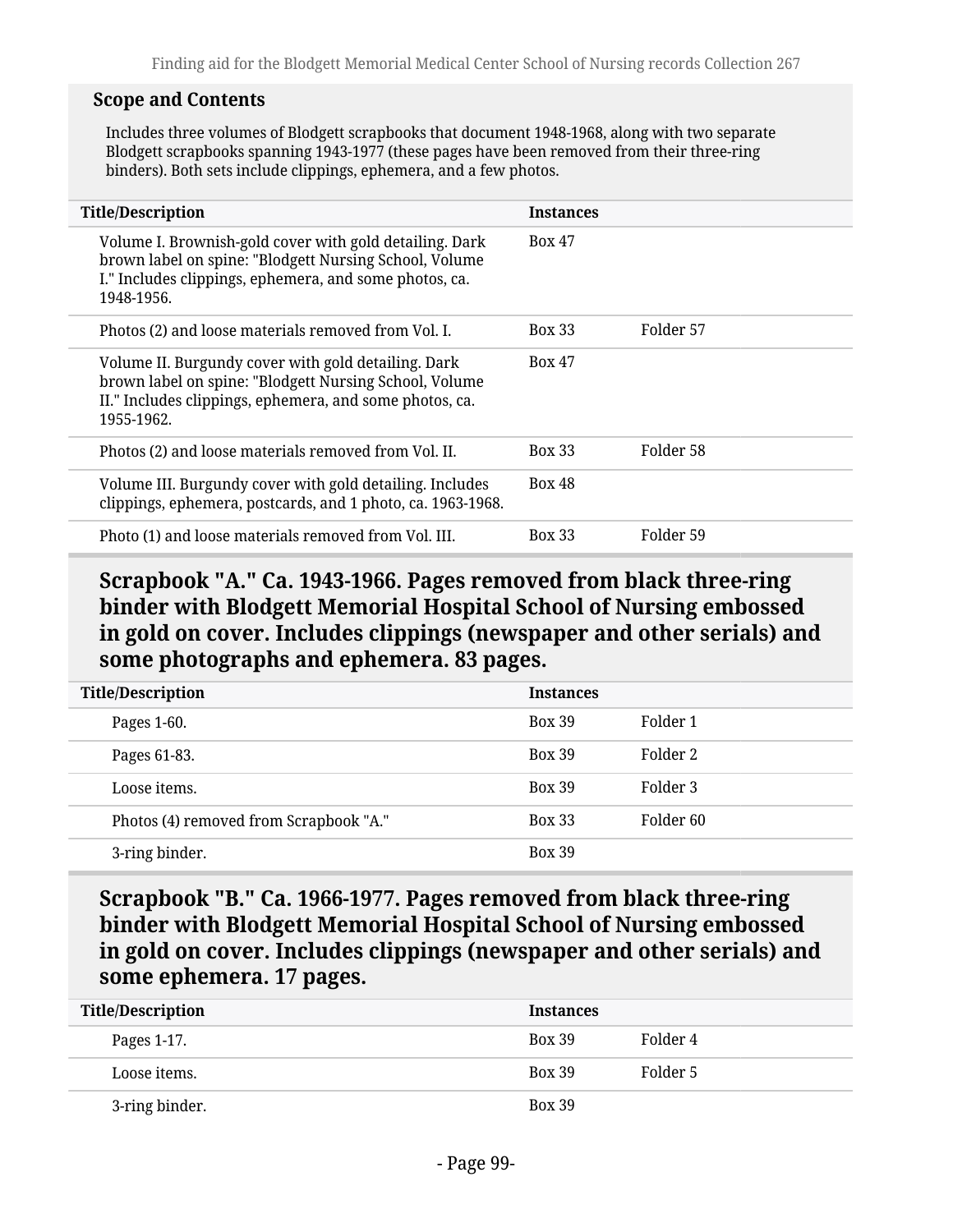### Scope and Contents

Includes three volumes of Blodgett scrapbooks that document 1948-1968, along with two separate Blodgett scrapbooks spanning 1943-1977 (these pages have been removed from their three-ring binders). Both sets include clippings, ephemera, and a few photos.

| Title/Description | Instances | |
|---|---|---|
| Volume I. Brownish-gold cover with gold detailing. Dark brown label on spine: "Blodgett Nursing School, Volume I." Includes clippings, ephemera, and some photos, ca. 1948-1956. | Box 47 | |
| Photos (2) and loose materials removed from Vol. I. | Box 33 | Folder 57 |
| Volume II. Burgundy cover with gold detailing. Dark brown label on spine: "Blodgett Nursing School, Volume II." Includes clippings, ephemera, and some photos, ca. 1955-1962. | Box 47 | |
| Photos (2) and loose materials removed from Vol. II. | Box 33 | Folder 58 |
| Volume III. Burgundy cover with gold detailing. Includes clippings, ephemera, postcards, and 1 photo, ca. 1963-1968. | Box 48 | |
| Photo (1) and loose materials removed from Vol. III. | Box 33 | Folder 59 |

## Scrapbook "A." Ca. 1943-1966. Pages removed from black three-ring binder with Blodgett Memorial Hospital School of Nursing embossed in gold on cover. Includes clippings (newspaper and other serials) and some photographs and ephemera. 83 pages.

| Title/Description | Instances | |
|---|---|---|
| Pages 1-60. | Box 39 | Folder 1 |
| Pages 61-83. | Box 39 | Folder 2 |
| Loose items. | Box 39 | Folder 3 |
| Photos (4) removed from Scrapbook "A." | Box 33 | Folder 60 |
| 3-ring binder. | Box 39 | |

## Scrapbook "B." Ca. 1966-1977. Pages removed from black three-ring binder with Blodgett Memorial Hospital School of Nursing embossed in gold on cover. Includes clippings (newspaper and other serials) and some ephemera. 17 pages.

| Title/Description | Instances | |
|---|---|---|
| Pages 1-17. | Box 39 | Folder 4 |
| Loose items. | Box 39 | Folder 5 |
| 3-ring binder. | Box 39 | |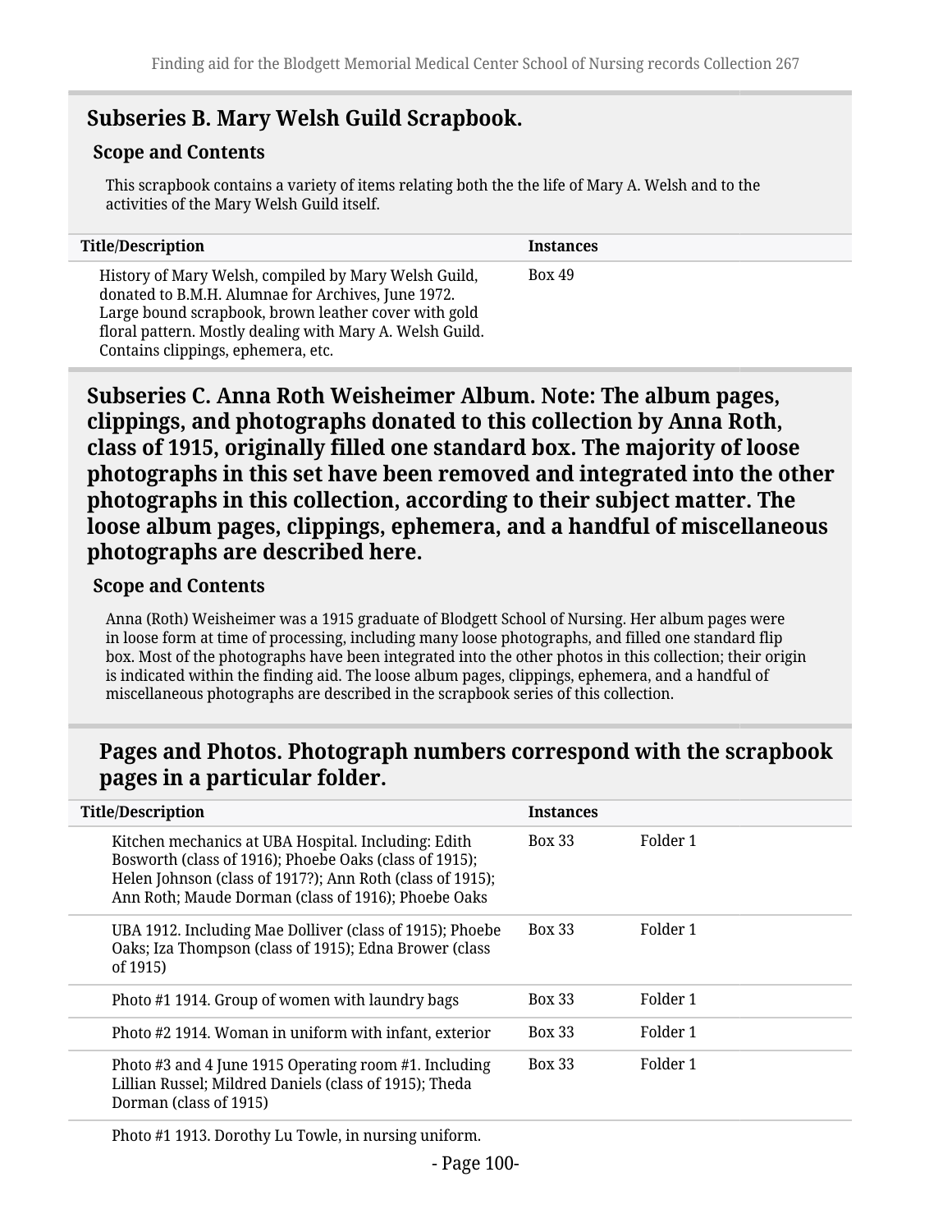## Subseries B. Mary Welsh Guild Scrapbook.

### Scope and Contents

This scrapbook contains a variety of items relating both the the life of Mary A. Welsh and to the activities of the Mary Welsh Guild itself.

| Title/Description | Instances |
|---|---|
| History of Mary Welsh, compiled by Mary Welsh Guild, donated to B.M.H. Alumnae for Archives, June 1972. Large bound scrapbook, brown leather cover with gold floral pattern. Mostly dealing with Mary A. Welsh Guild. Contains clippings, ephemera, etc. | Box 49 |

## Subseries C. Anna Roth Weisheimer Album. Note: The album pages, clippings, and photographs donated to this collection by Anna Roth, class of 1915, originally filled one standard box. The majority of loose photographs in this set have been removed and integrated into the other photographs in this collection, according to their subject matter. The loose album pages, clippings, ephemera, and a handful of miscellaneous photographs are described here.

### Scope and Contents

Anna (Roth) Weisheimer was a 1915 graduate of Blodgett School of Nursing. Her album pages were in loose form at time of processing, including many loose photographs, and filled one standard flip box. Most of the photographs have been integrated into the other photos in this collection; their origin is indicated within the finding aid. The loose album pages, clippings, ephemera, and a handful of miscellaneous photographs are described in the scrapbook series of this collection.

### Pages and Photos. Photograph numbers correspond with the scrapbook pages in a particular folder.

| Title/Description | Instances | |
|---|---|---|
| Kitchen mechanics at UBA Hospital. Including: Edith Bosworth (class of 1916); Phoebe Oaks (class of 1915); Helen Johnson (class of 1917?); Ann Roth (class of 1915); Ann Roth; Maude Dorman (class of 1916); Phoebe Oaks | Box 33 | Folder 1 |
| UBA 1912. Including Mae Dolliver (class of 1915); Phoebe Oaks; Iza Thompson (class of 1915); Edna Brower (class of 1915) | Box 33 | Folder 1 |
| Photo #1 1914. Group of women with laundry bags | Box 33 | Folder 1 |
| Photo #2 1914. Woman in uniform with infant, exterior | Box 33 | Folder 1 |
| Photo #3 and 4 June 1915 Operating room #1. Including Lillian Russel; Mildred Daniels (class of 1915); Theda Dorman (class of 1915) | Box 33 | Folder 1 |
| Photo #1 1913. Dorothy Lu Towle, in nursing uniform. | | |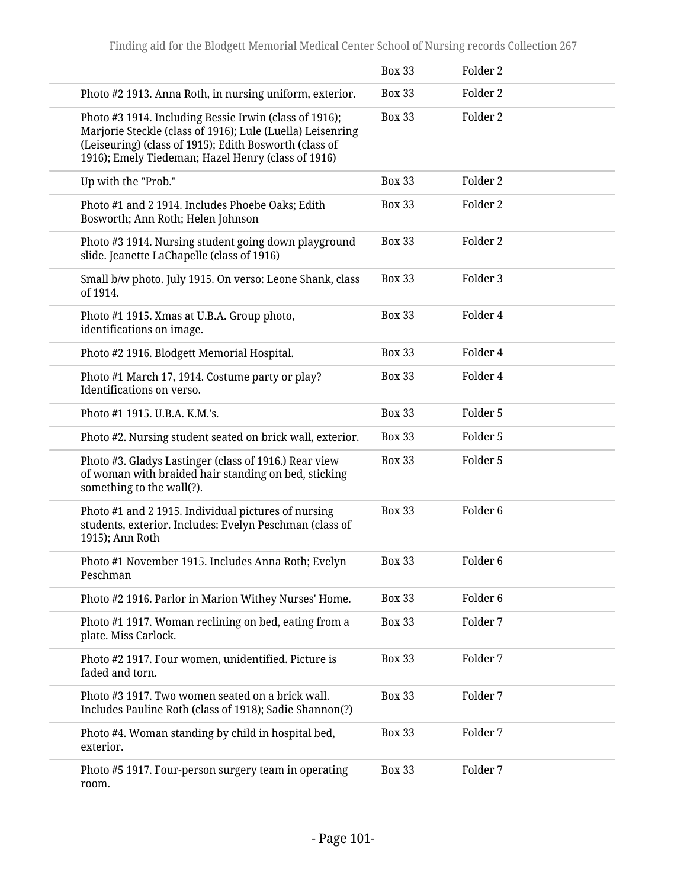| | | |
|---|---|---|
| | Box 33 | Folder 2 |
| Photo #2 1913. Anna Roth, in nursing uniform, exterior. | Box 33 | Folder 2 |
| Photo #3 1914. Including Bessie Irwin (class of 1916); Marjorie Steckle (class of 1916); Lule (Luella) Leisenring (Leiseuring) (class of 1915); Edith Bosworth (class of 1916); Emely Tiedeman; Hazel Henry (class of 1916) | Box 33 | Folder 2 |
| Up with the "Prob." | Box 33 | Folder 2 |
| Photo #1 and 2 1914. Includes Phoebe Oaks; Edith Bosworth; Ann Roth; Helen Johnson | Box 33 | Folder 2 |
| Photo #3 1914. Nursing student going down playground slide. Jeanette LaChapelle (class of 1916) | Box 33 | Folder 2 |
| Small b/w photo. July 1915. On verso: Leone Shank, class of 1914. | Box 33 | Folder 3 |
| Photo #1 1915. Xmas at U.B.A. Group photo, identifications on image. | Box 33 | Folder 4 |
| Photo #2 1916. Blodgett Memorial Hospital. | Box 33 | Folder 4 |
| Photo #1 March 17, 1914. Costume party or play? Identifications on verso. | Box 33 | Folder 4 |
| Photo #1 1915. U.B.A. K.M.'s. | Box 33 | Folder 5 |
| Photo #2. Nursing student seated on brick wall, exterior. | Box 33 | Folder 5 |
| Photo #3. Gladys Lastinger (class of 1916.) Rear view of woman with braided hair standing on bed, sticking something to the wall(?). | Box 33 | Folder 5 |
| Photo #1 and 2 1915. Individual pictures of nursing students, exterior. Includes: Evelyn Peschman (class of 1915); Ann Roth | Box 33 | Folder 6 |
| Photo #1 November 1915. Includes Anna Roth; Evelyn Peschman | Box 33 | Folder 6 |
| Photo #2 1916. Parlor in Marion Withey Nurses' Home. | Box 33 | Folder 6 |
| Photo #1 1917. Woman reclining on bed, eating from a plate. Miss Carlock. | Box 33 | Folder 7 |
| Photo #2 1917. Four women, unidentified. Picture is faded and torn. | Box 33 | Folder 7 |
| Photo #3 1917. Two women seated on a brick wall. Includes Pauline Roth (class of 1918); Sadie Shannon(?) | Box 33 | Folder 7 |
| Photo #4. Woman standing by child in hospital bed, exterior. | Box 33 | Folder 7 |
| Photo #5 1917. Four-person surgery team in operating room. | Box 33 | Folder 7 |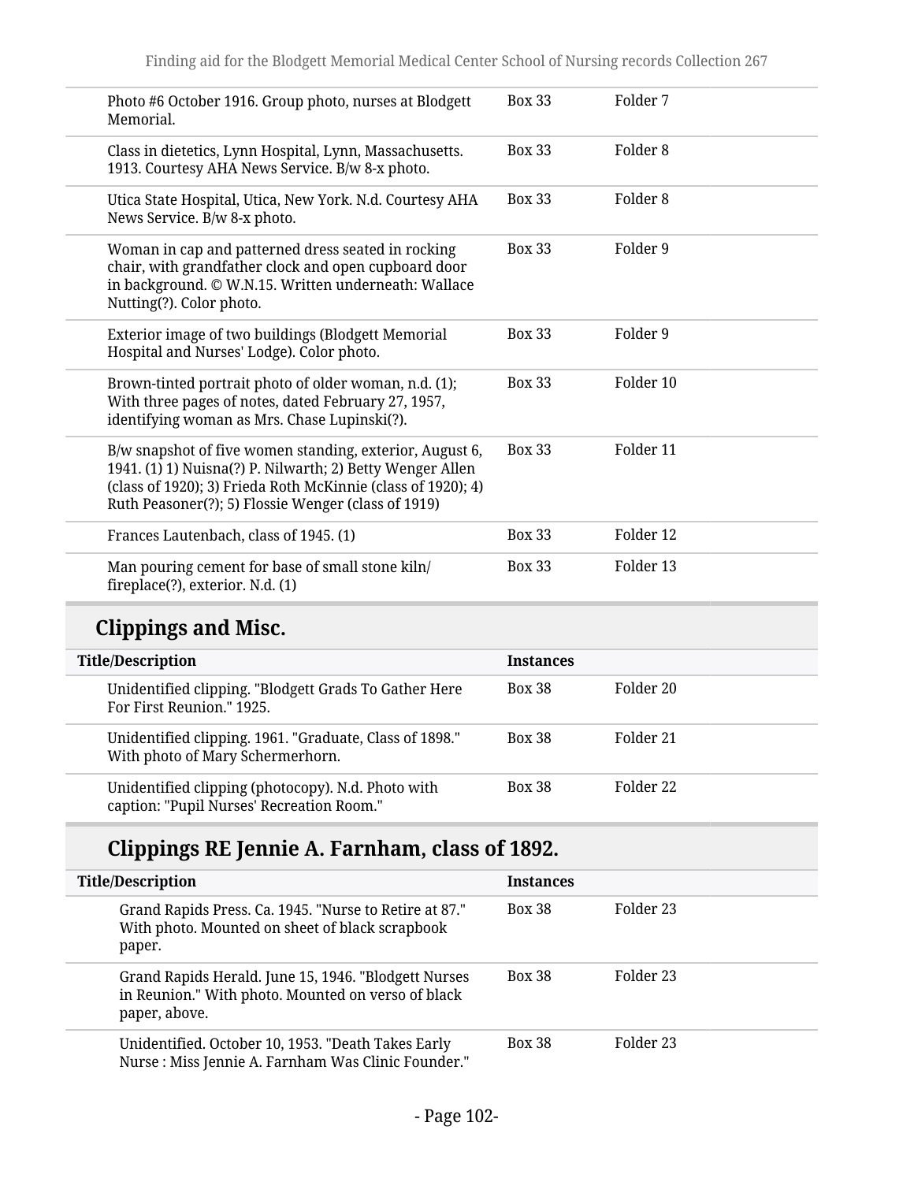| | | |
|---|---|---|
| Photo #6 October 1916. Group photo, nurses at Blodgett Memorial. | Box 33 | Folder 7 |
| Class in dietetics, Lynn Hospital, Lynn, Massachusetts. 1913. Courtesy AHA News Service. B/w 8-x photo. | Box 33 | Folder 8 |
| Utica State Hospital, Utica, New York. N.d. Courtesy AHA News Service. B/w 8-x photo. | Box 33 | Folder 8 |
| Woman in cap and patterned dress seated in rocking chair, with grandfather clock and open cupboard door in background. © W.N.15. Written underneath: Wallace Nutting(?). Color photo. | Box 33 | Folder 9 |
| Exterior image of two buildings (Blodgett Memorial Hospital and Nurses' Lodge). Color photo. | Box 33 | Folder 9 |
| Brown-tinted portrait photo of older woman, n.d. (1); With three pages of notes, dated February 27, 1957, identifying woman as Mrs. Chase Lupinski(?). | Box 33 | Folder 10 |
| B/w snapshot of five women standing, exterior, August 6, 1941. (1) 1) Nuisna(?) P. Nilwarth; 2) Betty Wenger Allen (class of 1920); 3) Frieda Roth McKinnie (class of 1920); 4) Ruth Peasoner(?); 5) Flossie Wenger (class of 1919) | Box 33 | Folder 11 |
| Frances Lautenbach, class of 1945. (1) | Box 33 | Folder 12 |
| Man pouring cement for base of small stone kiln/ fireplace(?), exterior. N.d. (1) | Box 33 | Folder 13 |

## Clippings and Misc.

| Title/Description | Instances | |
|---|---|---|
| Unidentified clipping. "Blodgett Grads To Gather Here For First Reunion." 1925. | Box 38 | Folder 20 |
| Unidentified clipping. 1961. "Graduate, Class of 1898." With photo of Mary Schermerhorn. | Box 38 | Folder 21 |
| Unidentified clipping (photocopy). N.d. Photo with caption: "Pupil Nurses' Recreation Room." | Box 38 | Folder 22 |

### Clippings RE Jennie A. Farnham, class of 1892.

| Title/Description | Instances | |
|---|---|---|
| Grand Rapids Press. Ca. 1945. "Nurse to Retire at 87." With photo. Mounted on sheet of black scrapbook paper. | Box 38 | Folder 23 |
| Grand Rapids Herald. June 15, 1946. "Blodgett Nurses in Reunion." With photo. Mounted on verso of black paper, above. | Box 38 | Folder 23 |
| Unidentified. October 10, 1953. "Death Takes Early Nurse : Miss Jennie A. Farnham Was Clinic Founder." | Box 38 | Folder 23 |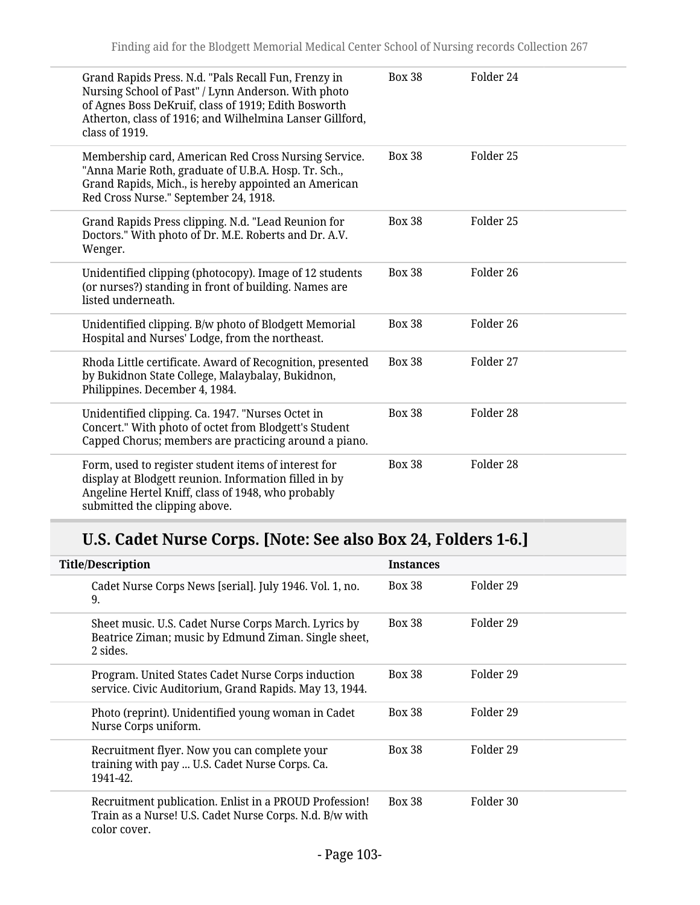| | | |
|---|---|---|
| Grand Rapids Press. N.d. "Pals Recall Fun, Frenzy in Nursing School of Past" / Lynn Anderson. With photo of Agnes Boss DeKruif, class of 1919; Edith Bosworth Atherton, class of 1916; and Wilhelmina Lanser Gillford, class of 1919. | Box 38 | Folder 24 |
| Membership card, American Red Cross Nursing Service. "Anna Marie Roth, graduate of U.B.A. Hosp. Tr. Sch., Grand Rapids, Mich., is hereby appointed an American Red Cross Nurse." September 24, 1918. | Box 38 | Folder 25 |
| Grand Rapids Press clipping. N.d. "Lead Reunion for Doctors." With photo of Dr. M.E. Roberts and Dr. A.V. Wenger. | Box 38 | Folder 25 |
| Unidentified clipping (photocopy). Image of 12 students (or nurses?) standing in front of building. Names are listed underneath. | Box 38 | Folder 26 |
| Unidentified clipping. B/w photo of Blodgett Memorial Hospital and Nurses' Lodge, from the northeast. | Box 38 | Folder 26 |
| Rhoda Little certificate. Award of Recognition, presented by Bukidnon State College, Malaybalay, Bukidnon, Philippines. December 4, 1984. | Box 38 | Folder 27 |
| Unidentified clipping. Ca. 1947. "Nurses Octet in Concert." With photo of octet from Blodgett's Student Capped Chorus; members are practicing around a piano. | Box 38 | Folder 28 |
| Form, used to register student items of interest for display at Blodgett reunion. Information filled in by Angeline Hertel Kniff, class of 1948, who probably submitted the clipping above. | Box 38 | Folder 28 |

## U.S. Cadet Nurse Corps. [Note: See also Box 24, Folders 1-6.]

| Title/Description | Instances | |
|---|---|---|
| Cadet Nurse Corps News [serial]. July 1946. Vol. 1, no. 9. | Box 38 | Folder 29 |
| Sheet music. U.S. Cadet Nurse Corps March. Lyrics by Beatrice Ziman; music by Edmund Ziman. Single sheet, 2 sides. | Box 38 | Folder 29 |
| Program. United States Cadet Nurse Corps induction service. Civic Auditorium, Grand Rapids. May 13, 1944. | Box 38 | Folder 29 |
| Photo (reprint). Unidentified young woman in Cadet Nurse Corps uniform. | Box 38 | Folder 29 |
| Recruitment flyer. Now you can complete your training with pay ... U.S. Cadet Nurse Corps. Ca. 1941-42. | Box 38 | Folder 29 |
| Recruitment publication. Enlist in a PROUD Profession! Train as a Nurse! U.S. Cadet Nurse Corps. N.d. B/w with color cover. | Box 38 | Folder 30 |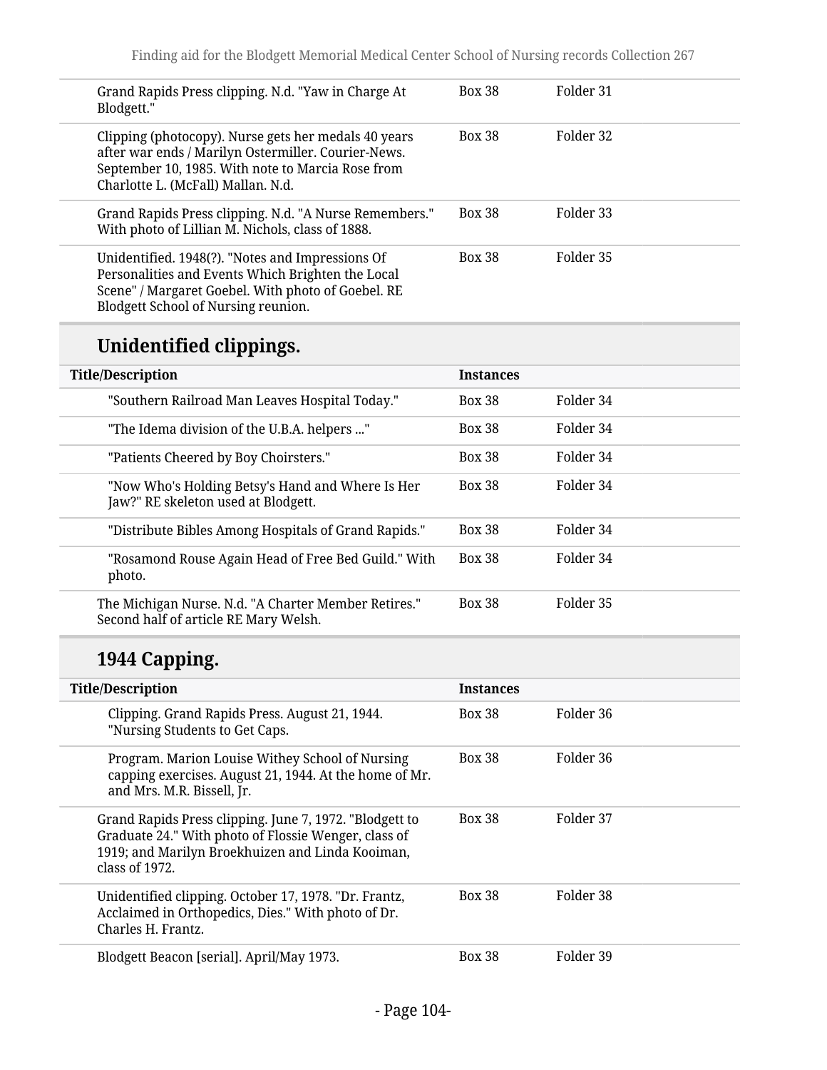| | | |
|---|---|---|
| Grand Rapids Press clipping. N.d. "Yaw in Charge At Blodgett." | Box 38 | Folder 31 |
| Clipping (photocopy). Nurse gets her medals 40 years after war ends / Marilyn Ostermiller. Courier-News. September 10, 1985. With note to Marcia Rose from Charlotte L. (McFall) Mallan. N.d. | Box 38 | Folder 32 |
| Grand Rapids Press clipping. N.d. "A Nurse Remembers." With photo of Lillian M. Nichols, class of 1888. | Box 38 | Folder 33 |
| Unidentified. 1948(?). "Notes and Impressions Of Personalities and Events Which Brighten the Local Scene" / Margaret Goebel. With photo of Goebel. RE Blodgett School of Nursing reunion. | Box 38 | Folder 35 |

## Unidentified clippings.

| Title/Description | Instances | |
|---|---|---|
| "Southern Railroad Man Leaves Hospital Today." | Box 38 | Folder 34 |
| "The Idema division of the U.B.A. helpers ..." | Box 38 | Folder 34 |
| "Patients Cheered by Boy Choirsters." | Box 38 | Folder 34 |
| "Now Who's Holding Betsy's Hand and Where Is Her Jaw?" RE skeleton used at Blodgett. | Box 38 | Folder 34 |
| "Distribute Bibles Among Hospitals of Grand Rapids." | Box 38 | Folder 34 |
| "Rosamond Rouse Again Head of Free Bed Guild." With photo. | Box 38 | Folder 34 |
| The Michigan Nurse. N.d. "A Charter Member Retires." Second half of article RE Mary Welsh. | Box 38 | Folder 35 |

## 1944 Capping.

| Title/Description | Instances | |
|---|---|---|
| Clipping. Grand Rapids Press. August 21, 1944. "Nursing Students to Get Caps. | Box 38 | Folder 36 |
| Program. Marion Louise Withey School of Nursing capping exercises. August 21, 1944. At the home of Mr. and Mrs. M.R. Bissell, Jr. | Box 38 | Folder 36 |
| Grand Rapids Press clipping. June 7, 1972. "Blodgett to Graduate 24." With photo of Flossie Wenger, class of 1919; and Marilyn Broekhuizen and Linda Kooiman, class of 1972. | Box 38 | Folder 37 |
| Unidentified clipping. October 17, 1978. "Dr. Frantz, Acclaimed in Orthopedics, Dies." With photo of Dr. Charles H. Frantz. | Box 38 | Folder 38 |
| Blodgett Beacon [serial]. April/May 1973. | Box 38 | Folder 39 |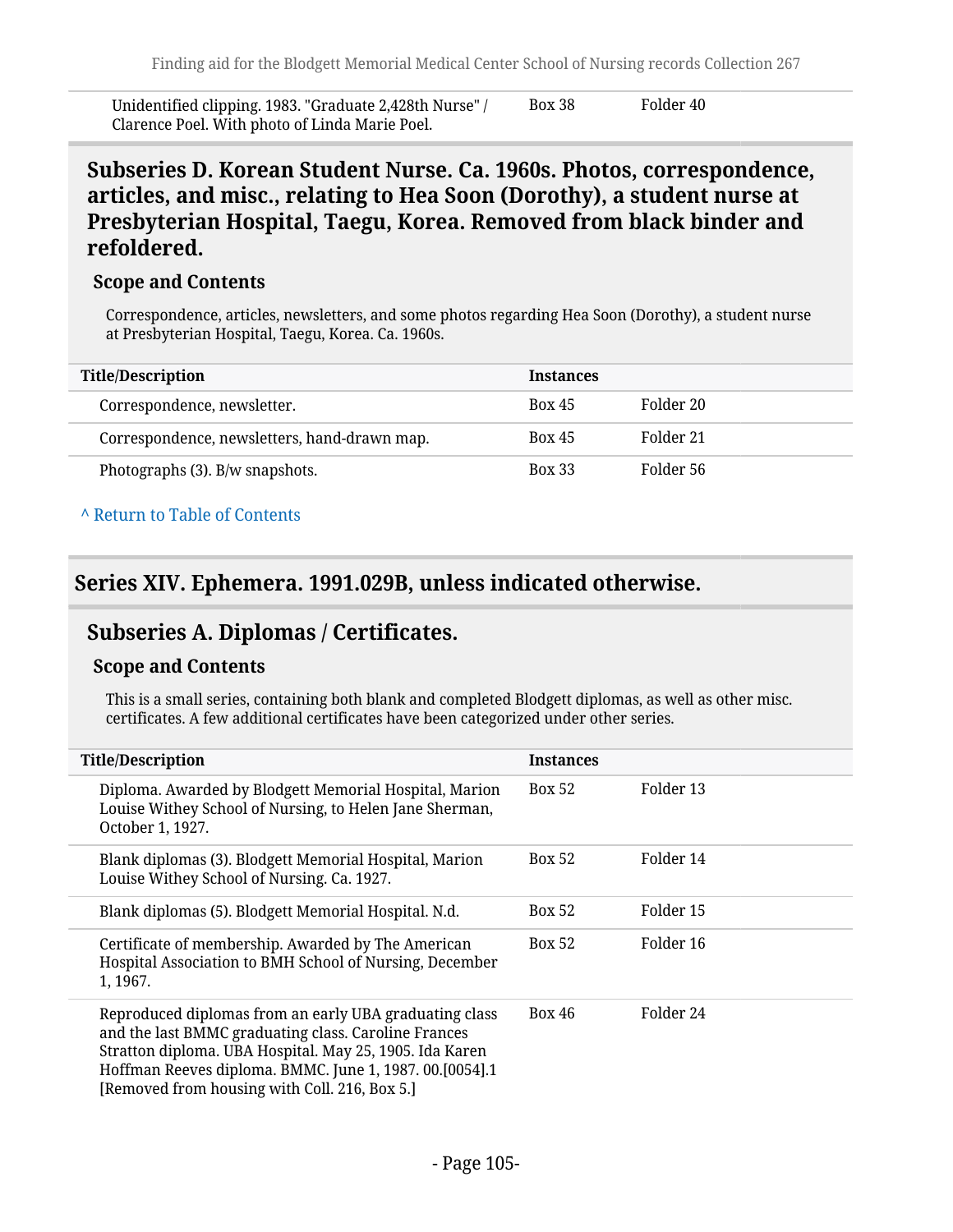| Title/Description | Instances | |
|---|---|---|
| Unidentified clipping. 1983. "Graduate 2,428th Nurse" / Clarence Poel. With photo of Linda Marie Poel. | Box 38 | Folder 40 |

### Subseries D. Korean Student Nurse. Ca. 1960s. Photos, correspondence, articles, and misc., relating to Hea Soon (Dorothy), a student nurse at Presbyterian Hospital, Taegu, Korea. Removed from black binder and refoldered.

#### Scope and Contents

Correspondence, articles, newsletters, and some photos regarding Hea Soon (Dorothy), a student nurse at Presbyterian Hospital, Taegu, Korea. Ca. 1960s.

| Title/Description | Instances | |
|---|---|---|
| Correspondence, newsletter. | Box 45 | Folder 20 |
| Correspondence, newsletters, hand-drawn map. | Box 45 | Folder 21 |
| Photographs (3). B/w snapshots. | Box 33 | Folder 56 |

^ Return to Table of Contents

## Series XIV. Ephemera. 1991.029B, unless indicated otherwise.

### Subseries A. Diplomas / Certificates.

#### Scope and Contents

This is a small series, containing both blank and completed Blodgett diplomas, as well as other misc. certificates. A few additional certificates have been categorized under other series.

| Title/Description | Instances | |
|---|---|---|
| Diploma. Awarded by Blodgett Memorial Hospital, Marion Louise Withey School of Nursing, to Helen Jane Sherman, October 1, 1927. | Box 52 | Folder 13 |
| Blank diplomas (3). Blodgett Memorial Hospital, Marion Louise Withey School of Nursing. Ca. 1927. | Box 52 | Folder 14 |
| Blank diplomas (5). Blodgett Memorial Hospital. N.d. | Box 52 | Folder 15 |
| Certificate of membership. Awarded by The American Hospital Association to BMH School of Nursing, December 1, 1967. | Box 52 | Folder 16 |
| Reproduced diplomas from an early UBA graduating class and the last BMMC graduating class. Caroline Frances Stratton diploma. UBA Hospital. May 25, 1905. Ida Karen Hoffman Reeves diploma. BMMC. June 1, 1987. 00.[0054].1 [Removed from housing with Coll. 216, Box 5.] | Box 46 | Folder 24 |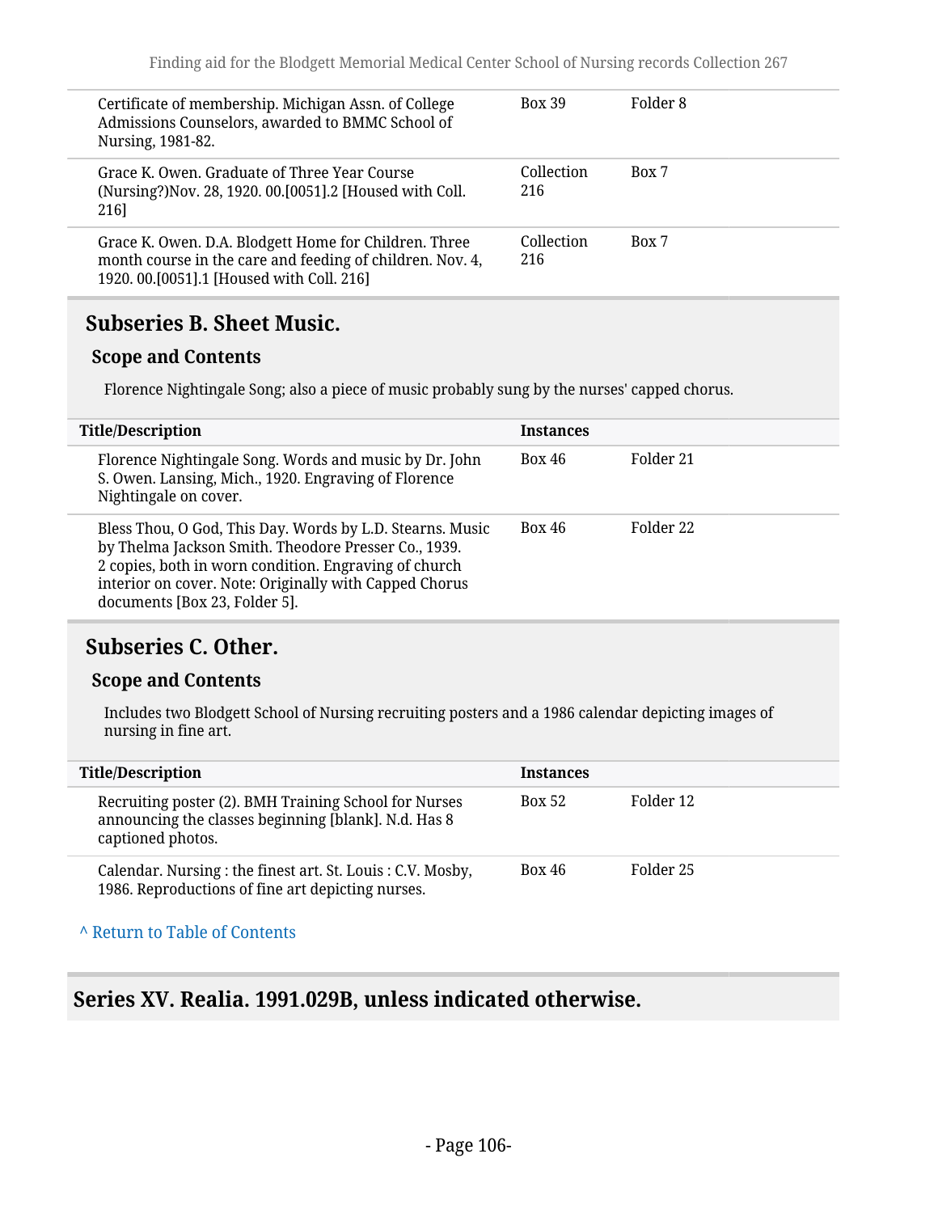| Title/Description | Instances | |
|---|---|---|
| Certificate of membership. Michigan Assn. of College Admissions Counselors, awarded to BMMC School of Nursing, 1981-82. | Box 39 | Folder 8 |
| Grace K. Owen. Graduate of Three Year Course (Nursing?)Nov. 28, 1920. 00.[0051].2 [Housed with Coll. 216] | Collection 216 | Box 7 |
| Grace K. Owen. D.A. Blodgett Home for Children. Three month course in the care and feeding of children. Nov. 4, 1920. 00.[0051].1 [Housed with Coll. 216] | Collection 216 | Box 7 |

## Subseries B. Sheet Music.

### Scope and Contents

Florence Nightingale Song; also a piece of music probably sung by the nurses' capped chorus.

| Title/Description | Instances | |
|---|---|---|
| Florence Nightingale Song. Words and music by Dr. John S. Owen. Lansing, Mich., 1920. Engraving of Florence Nightingale on cover. | Box 46 | Folder 21 |
| Bless Thou, O God, This Day. Words by L.D. Stearns. Music by Thelma Jackson Smith. Theodore Presser Co., 1939. 2 copies, both in worn condition. Engraving of church interior on cover. Note: Originally with Capped Chorus documents [Box 23, Folder 5]. | Box 46 | Folder 22 |

## Subseries C. Other.

### Scope and Contents

Includes two Blodgett School of Nursing recruiting posters and a 1986 calendar depicting images of nursing in fine art.

| Title/Description | Instances | |
|---|---|---|
| Recruiting poster (2). BMH Training School for Nurses announcing the classes beginning [blank]. N.d. Has 8 captioned photos. | Box 52 | Folder 12 |
| Calendar. Nursing : the finest art. St. Louis : C.V. Mosby, 1986. Reproductions of fine art depicting nurses. | Box 46 | Folder 25 |

^ Return to Table of Contents

## Series XV. Realia. 1991.029B, unless indicated otherwise.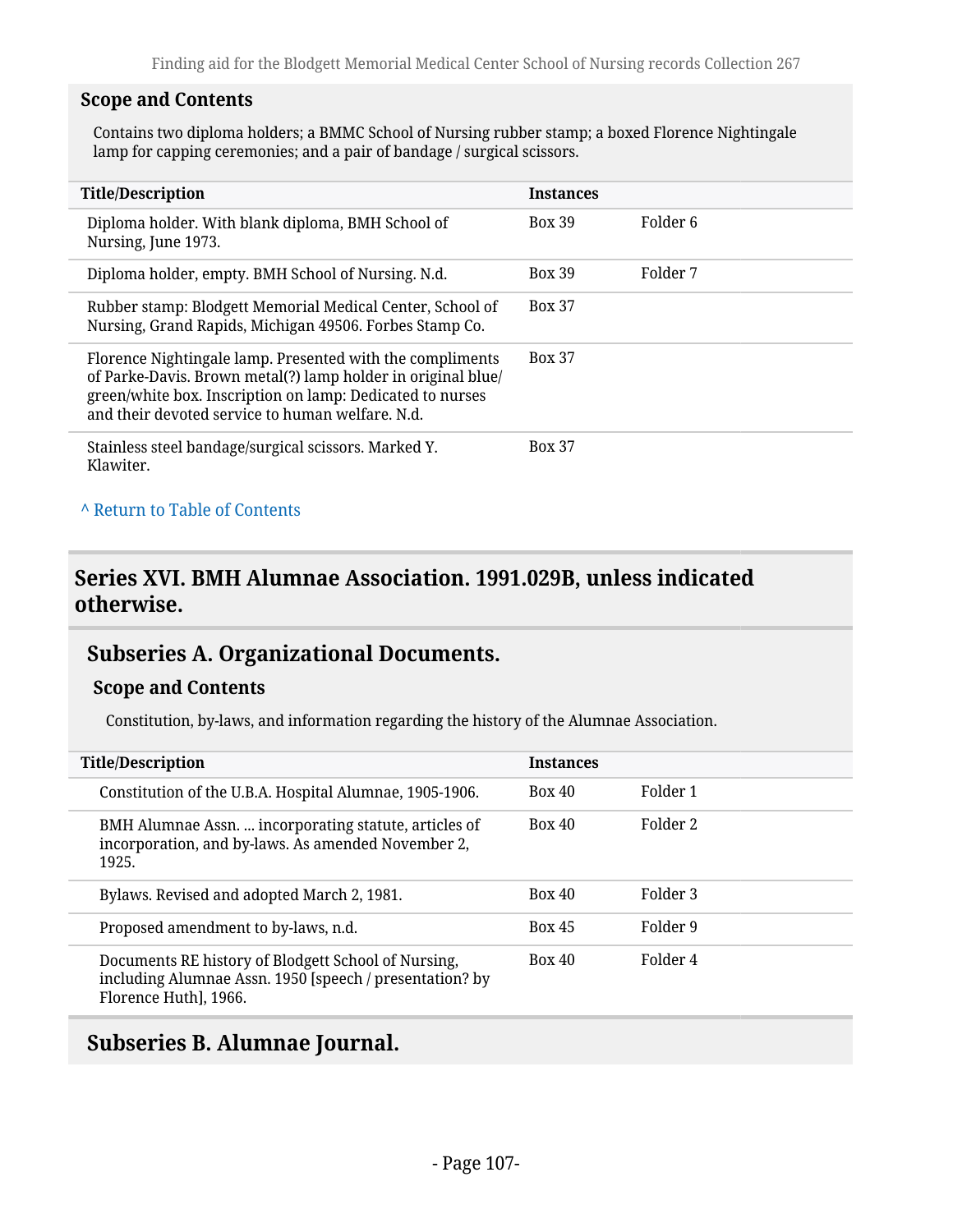### Scope and Contents

Contains two diploma holders; a BMMC School of Nursing rubber stamp; a boxed Florence Nightingale lamp for capping ceremonies; and a pair of bandage / surgical scissors.

| Title/Description | Instances | |
|---|---|---|
| Diploma holder. With blank diploma, BMH School of Nursing, June 1973. | Box 39 | Folder 6 |
| Diploma holder, empty. BMH School of Nursing. N.d. | Box 39 | Folder 7 |
| Rubber stamp: Blodgett Memorial Medical Center, School of Nursing, Grand Rapids, Michigan 49506. Forbes Stamp Co. | Box 37 | |
| Florence Nightingale lamp. Presented with the compliments of Parke-Davis. Brown metal(?) lamp holder in original blue/green/white box. Inscription on lamp: Dedicated to nurses and their devoted service to human welfare. N.d. | Box 37 | |
| Stainless steel bandage/surgical scissors. Marked Y. Klawiter. | Box 37 | |

^ Return to Table of Contents

## Series XVI. BMH Alumnae Association. 1991.029B, unless indicated otherwise.

### Subseries A. Organizational Documents.

#### Scope and Contents

Constitution, by-laws, and information regarding the history of the Alumnae Association.

| Title/Description | Instances | |
|---|---|---|
| Constitution of the U.B.A. Hospital Alumnae, 1905-1906. | Box 40 | Folder 1 |
| BMH Alumnae Assn. ... incorporating statute, articles of incorporation, and by-laws. As amended November 2, 1925. | Box 40 | Folder 2 |
| Bylaws. Revised and adopted March 2, 1981. | Box 40 | Folder 3 |
| Proposed amendment to by-laws, n.d. | Box 45 | Folder 9 |
| Documents RE history of Blodgett School of Nursing, including Alumnae Assn. 1950 [speech / presentation? by Florence Huth], 1966. | Box 40 | Folder 4 |

### Subseries B. Alumnae Journal.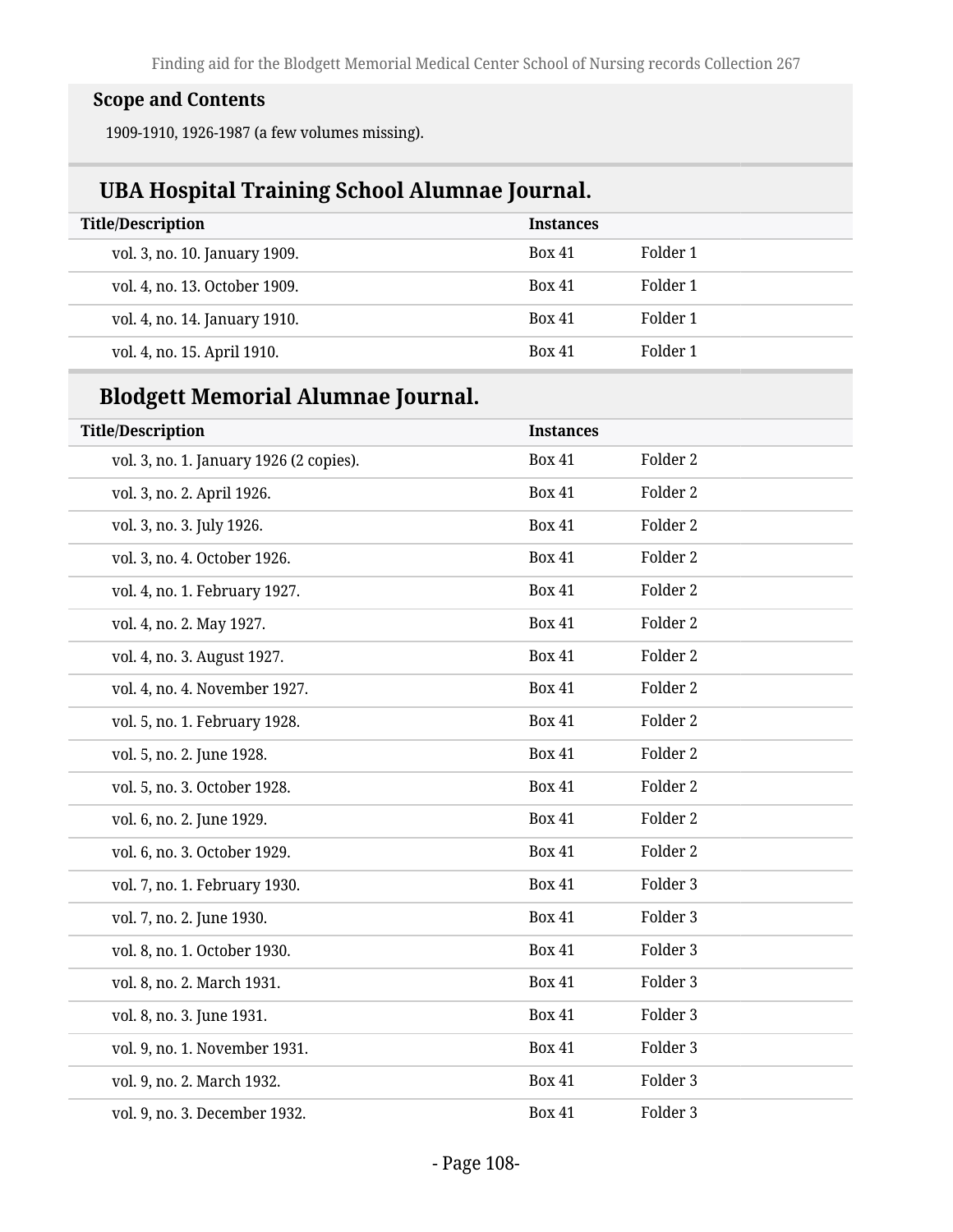**Scope and Contents**

1909-1910, 1926-1987 (a few volumes missing).

## UBA Hospital Training School Alumnae Journal.

| Title/Description | Instances | |
|---|---|---|
| vol. 3, no. 10. January 1909. | Box 41 | Folder 1 |
| vol. 4, no. 13. October 1909. | Box 41 | Folder 1 |
| vol. 4, no. 14. January 1910. | Box 41 | Folder 1 |
| vol. 4, no. 15. April 1910. | Box 41 | Folder 1 |

## Blodgett Memorial Alumnae Journal.

| Title/Description | Instances | |
|---|---|---|
| vol. 3, no. 1. January 1926 (2 copies). | Box 41 | Folder 2 |
| vol. 3, no. 2. April 1926. | Box 41 | Folder 2 |
| vol. 3, no. 3. July 1926. | Box 41 | Folder 2 |
| vol. 3, no. 4. October 1926. | Box 41 | Folder 2 |
| vol. 4, no. 1. February 1927. | Box 41 | Folder 2 |
| vol. 4, no. 2. May 1927. | Box 41 | Folder 2 |
| vol. 4, no. 3. August 1927. | Box 41 | Folder 2 |
| vol. 4, no. 4. November 1927. | Box 41 | Folder 2 |
| vol. 5, no. 1. February 1928. | Box 41 | Folder 2 |
| vol. 5, no. 2. June 1928. | Box 41 | Folder 2 |
| vol. 5, no. 3. October 1928. | Box 41 | Folder 2 |
| vol. 6, no. 2. June 1929. | Box 41 | Folder 2 |
| vol. 6, no. 3. October 1929. | Box 41 | Folder 2 |
| vol. 7, no. 1. February 1930. | Box 41 | Folder 3 |
| vol. 7, no. 2. June 1930. | Box 41 | Folder 3 |
| vol. 8, no. 1. October 1930. | Box 41 | Folder 3 |
| vol. 8, no. 2. March 1931. | Box 41 | Folder 3 |
| vol. 8, no. 3. June 1931. | Box 41 | Folder 3 |
| vol. 9, no. 1. November 1931. | Box 41 | Folder 3 |
| vol. 9, no. 2. March 1932. | Box 41 | Folder 3 |
| vol. 9, no. 3. December 1932. | Box 41 | Folder 3 |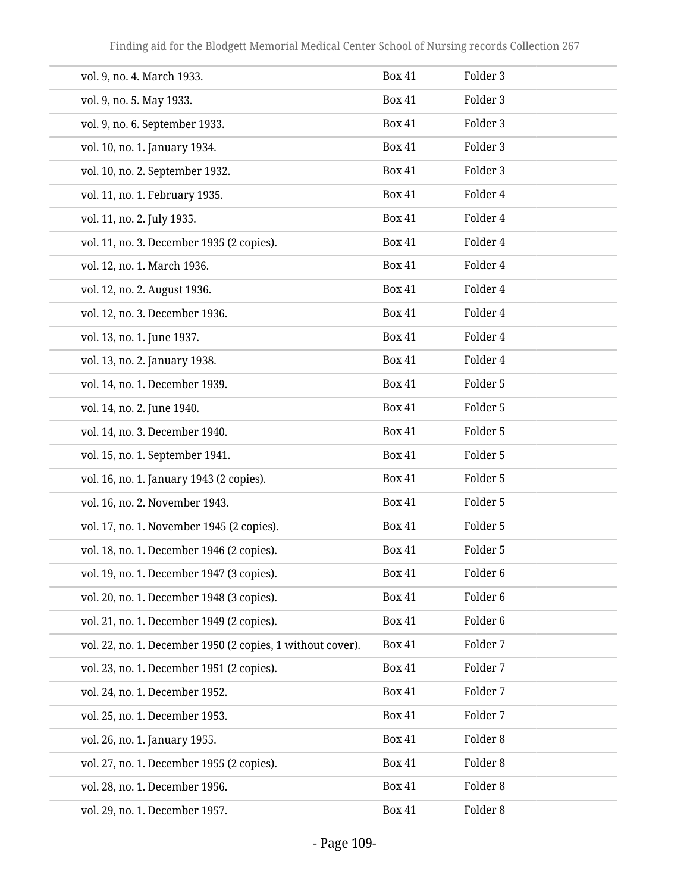| | | |
|---|---|---|
| vol. 9, no. 4. March 1933. | Box 41 | Folder 3 |
| vol. 9, no. 5. May 1933. | Box 41 | Folder 3 |
| vol. 9, no. 6. September 1933. | Box 41 | Folder 3 |
| vol. 10, no. 1. January 1934. | Box 41 | Folder 3 |
| vol. 10, no. 2. September 1932. | Box 41 | Folder 3 |
| vol. 11, no. 1. February 1935. | Box 41 | Folder 4 |
| vol. 11, no. 2. July 1935. | Box 41 | Folder 4 |
| vol. 11, no. 3. December 1935 (2 copies). | Box 41 | Folder 4 |
| vol. 12, no. 1. March 1936. | Box 41 | Folder 4 |
| vol. 12, no. 2. August 1936. | Box 41 | Folder 4 |
| vol. 12, no. 3. December 1936. | Box 41 | Folder 4 |
| vol. 13, no. 1. June 1937. | Box 41 | Folder 4 |
| vol. 13, no. 2. January 1938. | Box 41 | Folder 4 |
| vol. 14, no. 1. December 1939. | Box 41 | Folder 5 |
| vol. 14, no. 2. June 1940. | Box 41 | Folder 5 |
| vol. 14, no. 3. December 1940. | Box 41 | Folder 5 |
| vol. 15, no. 1. September 1941. | Box 41 | Folder 5 |
| vol. 16, no. 1. January 1943 (2 copies). | Box 41 | Folder 5 |
| vol. 16, no. 2. November 1943. | Box 41 | Folder 5 |
| vol. 17, no. 1. November 1945 (2 copies). | Box 41 | Folder 5 |
| vol. 18, no. 1. December 1946 (2 copies). | Box 41 | Folder 5 |
| vol. 19, no. 1. December 1947 (3 copies). | Box 41 | Folder 6 |
| vol. 20, no. 1. December 1948 (3 copies). | Box 41 | Folder 6 |
| vol. 21, no. 1. December 1949 (2 copies). | Box 41 | Folder 6 |
| vol. 22, no. 1. December 1950 (2 copies, 1 without cover). | Box 41 | Folder 7 |
| vol. 23, no. 1. December 1951 (2 copies). | Box 41 | Folder 7 |
| vol. 24, no. 1. December 1952. | Box 41 | Folder 7 |
| vol. 25, no. 1. December 1953. | Box 41 | Folder 7 |
| vol. 26, no. 1. January 1955. | Box 41 | Folder 8 |
| vol. 27, no. 1. December 1955 (2 copies). | Box 41 | Folder 8 |
| vol. 28, no. 1. December 1956. | Box 41 | Folder 8 |
| vol. 29, no. 1. December 1957. | Box 41 | Folder 8 |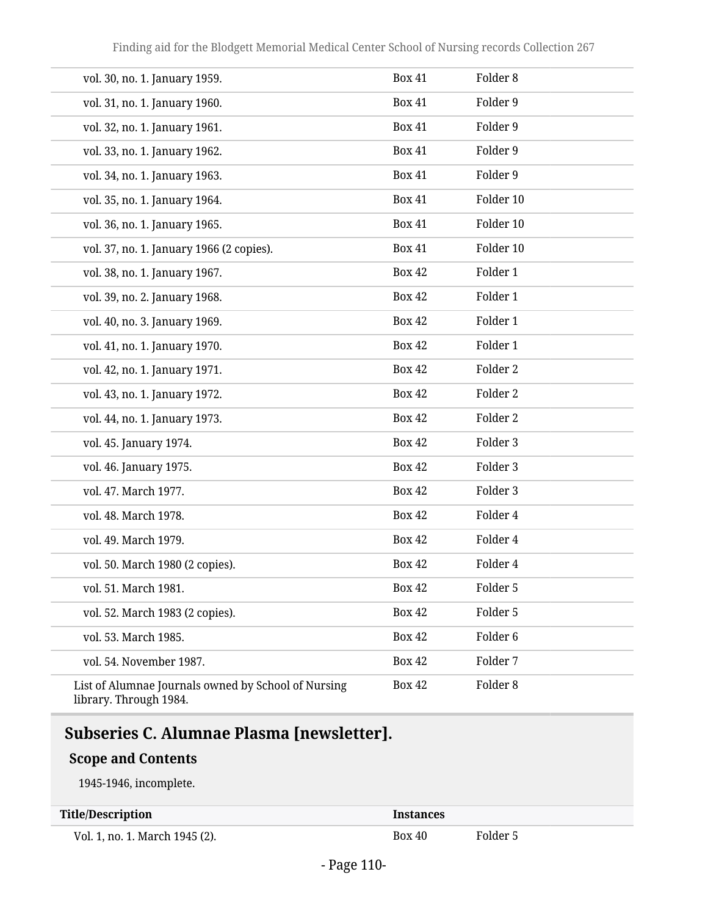| | | |
|---|---|---|
| vol. 30, no. 1. January 1959. | Box 41 | Folder 8 |
| vol. 31, no. 1. January 1960. | Box 41 | Folder 9 |
| vol. 32, no. 1. January 1961. | Box 41 | Folder 9 |
| vol. 33, no. 1. January 1962. | Box 41 | Folder 9 |
| vol. 34, no. 1. January 1963. | Box 41 | Folder 9 |
| vol. 35, no. 1. January 1964. | Box 41 | Folder 10 |
| vol. 36, no. 1. January 1965. | Box 41 | Folder 10 |
| vol. 37, no. 1. January 1966 (2 copies). | Box 41 | Folder 10 |
| vol. 38, no. 1. January 1967. | Box 42 | Folder 1 |
| vol. 39, no. 2. January 1968. | Box 42 | Folder 1 |
| vol. 40, no. 3. January 1969. | Box 42 | Folder 1 |
| vol. 41, no. 1. January 1970. | Box 42 | Folder 1 |
| vol. 42, no. 1. January 1971. | Box 42 | Folder 2 |
| vol. 43, no. 1. January 1972. | Box 42 | Folder 2 |
| vol. 44, no. 1. January 1973. | Box 42 | Folder 2 |
| vol. 45. January 1974. | Box 42 | Folder 3 |
| vol. 46. January 1975. | Box 42 | Folder 3 |
| vol. 47. March 1977. | Box 42 | Folder 3 |
| vol. 48. March 1978. | Box 42 | Folder 4 |
| vol. 49. March 1979. | Box 42 | Folder 4 |
| vol. 50. March 1980 (2 copies). | Box 42 | Folder 4 |
| vol. 51. March 1981. | Box 42 | Folder 5 |
| vol. 52. March 1983 (2 copies). | Box 42 | Folder 5 |
| vol. 53. March 1985. | Box 42 | Folder 6 |
| vol. 54. November 1987. | Box 42 | Folder 7 |
| List of Alumnae Journals owned by School of Nursing library. Through 1984. | Box 42 | Folder 8 |

## Subseries C. Alumnae Plasma [newsletter].

### Scope and Contents

1945-1946, incomplete.

| Title/Description | Instances | |
|---|---|---|
| Vol. 1, no. 1. March 1945 (2). | Box 40 | Folder 5 |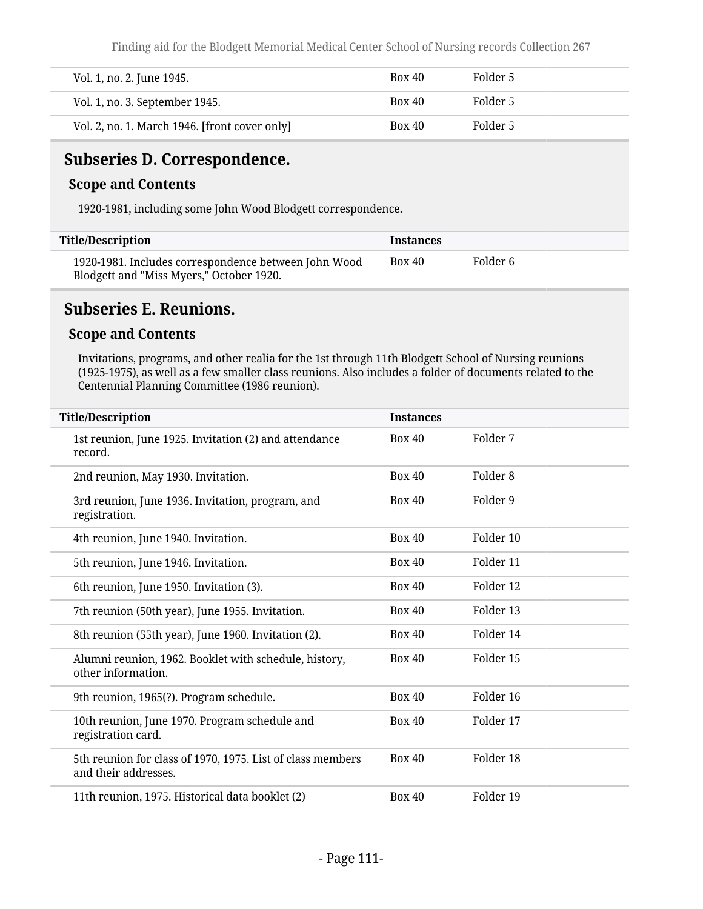| Title/Description | Instances | |
|---|---|---|
| Vol. 1, no. 2. June 1945. | Box 40 | Folder 5 |
| Vol. 1, no. 3. September 1945. | Box 40 | Folder 5 |
| Vol. 2, no. 1. March 1946. [front cover only] | Box 40 | Folder 5 |

## Subseries D. Correspondence.

### Scope and Contents

1920-1981, including some John Wood Blodgett correspondence.

| Title/Description | Instances | |
|---|---|---|
| 1920-1981. Includes correspondence between John Wood Blodgett and "Miss Myers," October 1920. | Box 40 | Folder 6 |

## Subseries E. Reunions.

### Scope and Contents

Invitations, programs, and other realia for the 1st through 11th Blodgett School of Nursing reunions (1925-1975), as well as a few smaller class reunions. Also includes a folder of documents related to the Centennial Planning Committee (1986 reunion).

| Title/Description | Instances | |
|---|---|---|
| 1st reunion, June 1925. Invitation (2) and attendance record. | Box 40 | Folder 7 |
| 2nd reunion, May 1930. Invitation. | Box 40 | Folder 8 |
| 3rd reunion, June 1936. Invitation, program, and registration. | Box 40 | Folder 9 |
| 4th reunion, June 1940. Invitation. | Box 40 | Folder 10 |
| 5th reunion, June 1946. Invitation. | Box 40 | Folder 11 |
| 6th reunion, June 1950. Invitation (3). | Box 40 | Folder 12 |
| 7th reunion (50th year), June 1955. Invitation. | Box 40 | Folder 13 |
| 8th reunion (55th year), June 1960. Invitation (2). | Box 40 | Folder 14 |
| Alumni reunion, 1962. Booklet with schedule, history, other information. | Box 40 | Folder 15 |
| 9th reunion, 1965(?). Program schedule. | Box 40 | Folder 16 |
| 10th reunion, June 1970. Program schedule and registration card. | Box 40 | Folder 17 |
| 5th reunion for class of 1970, 1975. List of class members and their addresses. | Box 40 | Folder 18 |
| 11th reunion, 1975. Historical data booklet (2) | Box 40 | Folder 19 |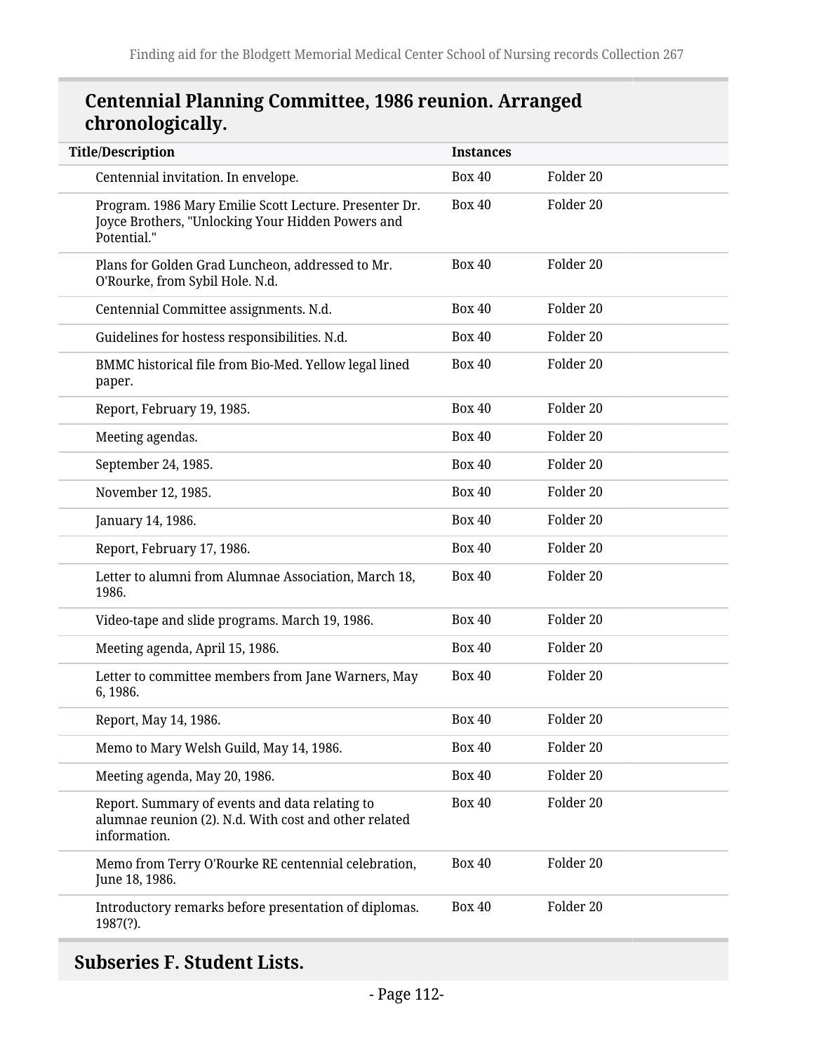## Centennial Planning Committee, 1986 reunion. Arranged chronologically.

| Title/Description | Instances | |
|---|---|---|
| Centennial invitation. In envelope. | Box 40 | Folder 20 |
| Program. 1986 Mary Emilie Scott Lecture. Presenter Dr. Joyce Brothers, "Unlocking Your Hidden Powers and Potential." | Box 40 | Folder 20 |
| Plans for Golden Grad Luncheon, addressed to Mr. O'Rourke, from Sybil Hole. N.d. | Box 40 | Folder 20 |
| Centennial Committee assignments. N.d. | Box 40 | Folder 20 |
| Guidelines for hostess responsibilities. N.d. | Box 40 | Folder 20 |
| BMMC historical file from Bio-Med. Yellow legal lined paper. | Box 40 | Folder 20 |
| Report, February 19, 1985. | Box 40 | Folder 20 |
| Meeting agendas. | Box 40 | Folder 20 |
| September 24, 1985. | Box 40 | Folder 20 |
| November 12, 1985. | Box 40 | Folder 20 |
| January 14, 1986. | Box 40 | Folder 20 |
| Report, February 17, 1986. | Box 40 | Folder 20 |
| Letter to alumni from Alumnae Association, March 18, 1986. | Box 40 | Folder 20 |
| Video-tape and slide programs. March 19, 1986. | Box 40 | Folder 20 |
| Meeting agenda, April 15, 1986. | Box 40 | Folder 20 |
| Letter to committee members from Jane Warners, May 6, 1986. | Box 40 | Folder 20 |
| Report, May 14, 1986. | Box 40 | Folder 20 |
| Memo to Mary Welsh Guild, May 14, 1986. | Box 40 | Folder 20 |
| Meeting agenda, May 20, 1986. | Box 40 | Folder 20 |
| Report. Summary of events and data relating to alumnae reunion (2). N.d. With cost and other related information. | Box 40 | Folder 20 |
| Memo from Terry O'Rourke RE centennial celebration, June 18, 1986. | Box 40 | Folder 20 |
| Introductory remarks before presentation of diplomas. 1987(?). | Box 40 | Folder 20 |

## Subseries F. Student Lists.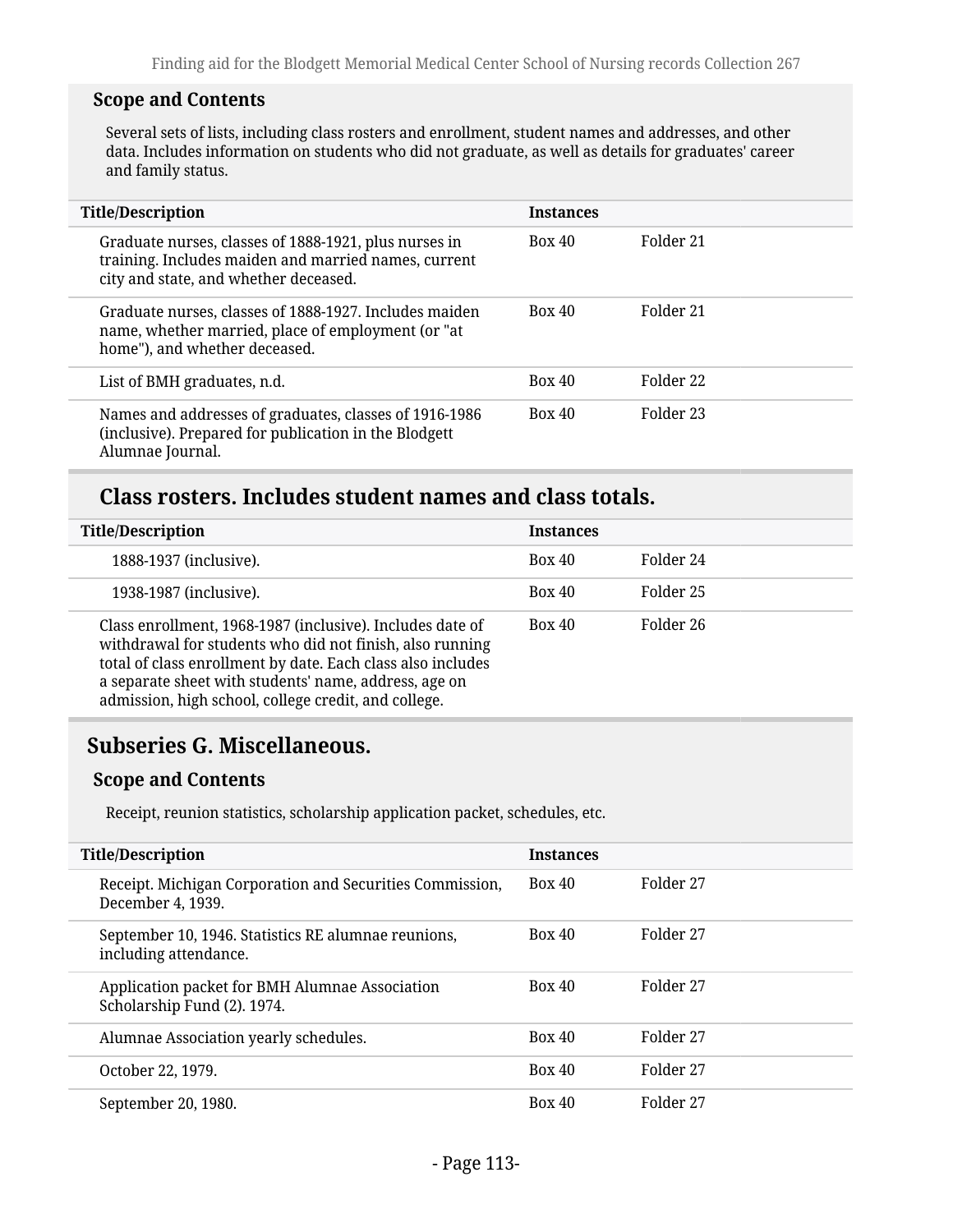### Scope and Contents

Several sets of lists, including class rosters and enrollment, student names and addresses, and other data. Includes information on students who did not graduate, as well as details for graduates' career and family status.

| Title/Description | Instances | |
|---|---|---|
| Graduate nurses, classes of 1888-1921, plus nurses in training. Includes maiden and married names, current city and state, and whether deceased. | Box 40 | Folder 21 |
| Graduate nurses, classes of 1888-1927. Includes maiden name, whether married, place of employment (or "at home"), and whether deceased. | Box 40 | Folder 21 |
| List of BMH graduates, n.d. | Box 40 | Folder 22 |
| Names and addresses of graduates, classes of 1916-1986 (inclusive). Prepared for publication in the Blodgett Alumnae Journal. | Box 40 | Folder 23 |

## Class rosters. Includes student names and class totals.

| Title/Description | Instances | |
|---|---|---|
| 1888-1937 (inclusive). | Box 40 | Folder 24 |
| 1938-1987 (inclusive). | Box 40 | Folder 25 |
| Class enrollment, 1968-1987 (inclusive). Includes date of withdrawal for students who did not finish, also running total of class enrollment by date. Each class also includes a separate sheet with students' name, address, age on admission, high school, college credit, and college. | Box 40 | Folder 26 |

## Subseries G. Miscellaneous.

### Scope and Contents

Receipt, reunion statistics, scholarship application packet, schedules, etc.

| Title/Description | Instances | |
|---|---|---|
| Receipt. Michigan Corporation and Securities Commission, December 4, 1939. | Box 40 | Folder 27 |
| September 10, 1946. Statistics RE alumnae reunions, including attendance. | Box 40 | Folder 27 |
| Application packet for BMH Alumnae Association Scholarship Fund (2). 1974. | Box 40 | Folder 27 |
| Alumnae Association yearly schedules. | Box 40 | Folder 27 |
| October 22, 1979. | Box 40 | Folder 27 |
| September 20, 1980. | Box 40 | Folder 27 |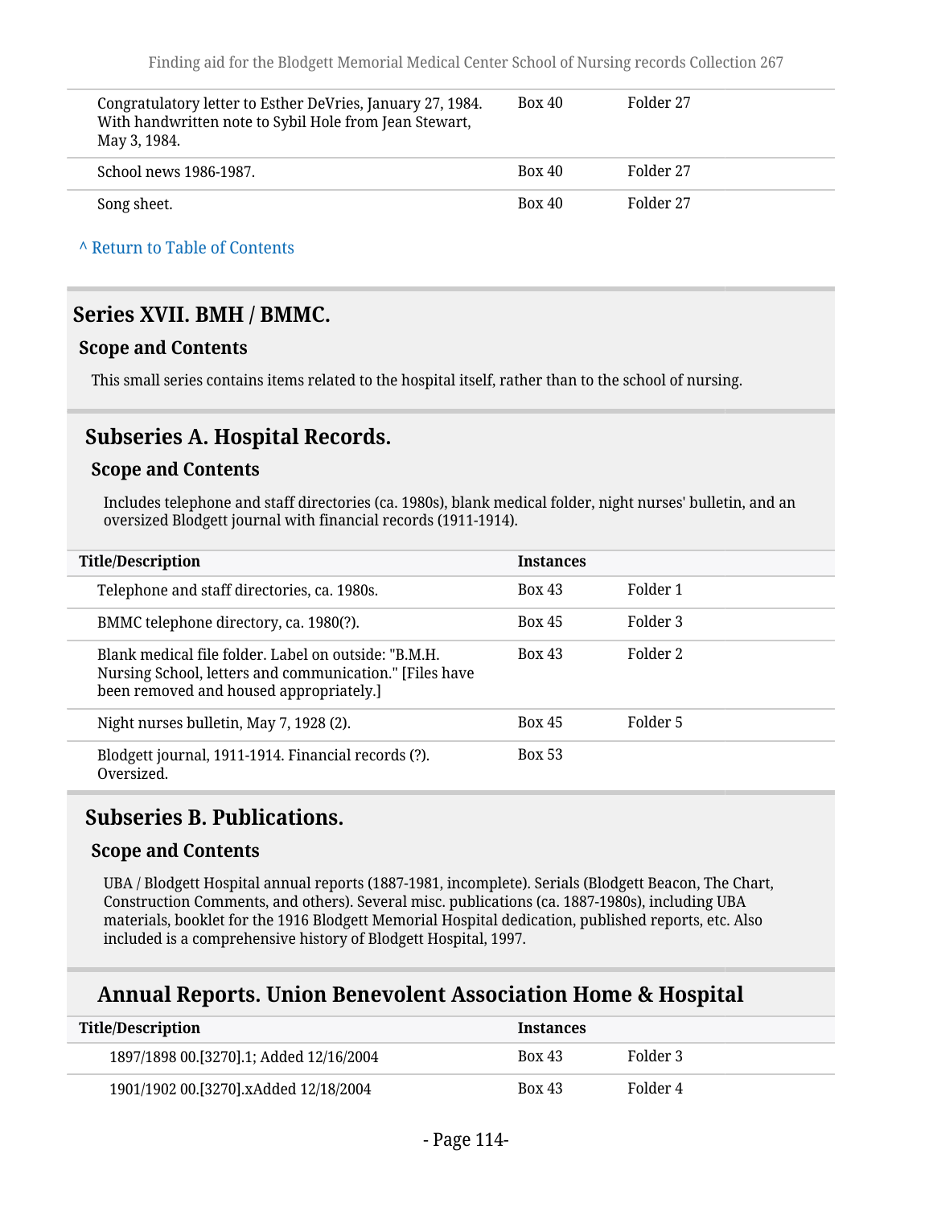| | | |
|---|---|---|
| Congratulatory letter to Esther DeVries, January 27, 1984. With handwritten note to Sybil Hole from Jean Stewart, May 3, 1984. | Box 40 | Folder 27 |
| School news 1986-1987. | Box 40 | Folder 27 |
| Song sheet. | Box 40 | Folder 27 |

^ Return to Table of Contents

## Series XVII. BMH / BMMC.

### Scope and Contents

This small series contains items related to the hospital itself, rather than to the school of nursing.

## Subseries A. Hospital Records.

### Scope and Contents

Includes telephone and staff directories (ca. 1980s), blank medical folder, night nurses' bulletin, and an oversized Blodgett journal with financial records (1911-1914).

| Title/Description | Instances | |
|---|---|---|
| Telephone and staff directories, ca. 1980s. | Box 43 | Folder 1 |
| BMMC telephone directory, ca. 1980(?). | Box 45 | Folder 3 |
| Blank medical file folder. Label on outside: "B.M.H. Nursing School, letters and communication." [Files have been removed and housed appropriately.] | Box 43 | Folder 2 |
| Night nurses bulletin, May 7, 1928 (2). | Box 45 | Folder 5 |
| Blodgett journal, 1911-1914. Financial records (?). Oversized. | Box 53 | |

## Subseries B. Publications.

### Scope and Contents

UBA / Blodgett Hospital annual reports (1887-1981, incomplete). Serials (Blodgett Beacon, The Chart, Construction Comments, and others). Several misc. publications (ca. 1887-1980s), including UBA materials, booklet for the 1916 Blodgett Memorial Hospital dedication, published reports, etc. Also included is a comprehensive history of Blodgett Hospital, 1997.

## Annual Reports. Union Benevolent Association Home & Hospital

| Title/Description | Instances | |
|---|---|---|
| 1897/1898 00.[3270].1; Added 12/16/2004 | Box 43 | Folder 3 |
| 1901/1902 00.[3270].xAdded 12/18/2004 | Box 43 | Folder 4 |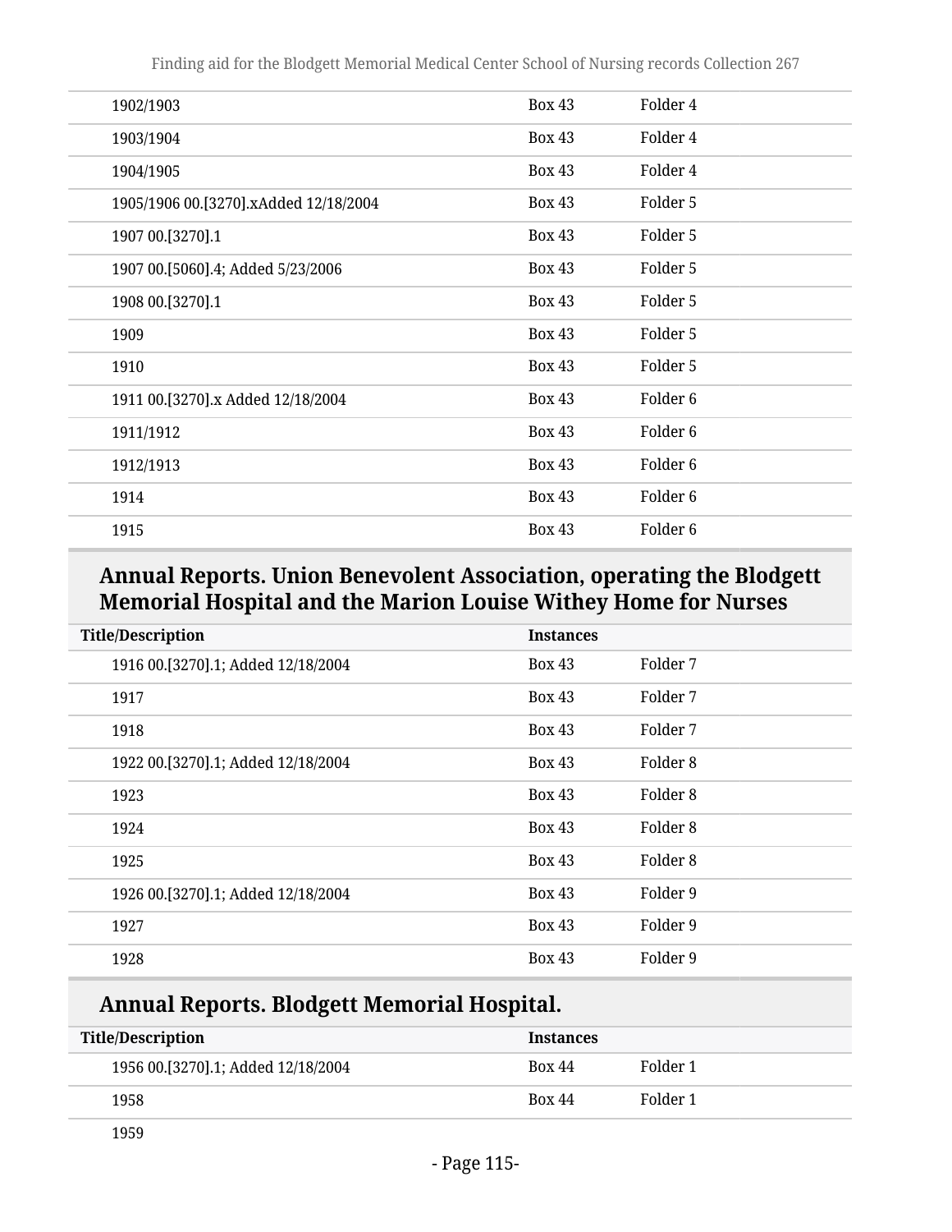| | | |
|---|---|---|
| 1902/1903 | Box 43 | Folder 4 |
| 1903/1904 | Box 43 | Folder 4 |
| 1904/1905 | Box 43 | Folder 4 |
| 1905/1906 00.[3270].xAdded 12/18/2004 | Box 43 | Folder 5 |
| 1907 00.[3270].1 | Box 43 | Folder 5 |
| 1907 00.[5060].4; Added 5/23/2006 | Box 43 | Folder 5 |
| 1908 00.[3270].1 | Box 43 | Folder 5 |
| 1909 | Box 43 | Folder 5 |
| 1910 | Box 43 | Folder 5 |
| 1911 00.[3270].x Added 12/18/2004 | Box 43 | Folder 6 |
| 1911/1912 | Box 43 | Folder 6 |
| 1912/1913 | Box 43 | Folder 6 |
| 1914 | Box 43 | Folder 6 |
| 1915 | Box 43 | Folder 6 |

## Annual Reports. Union Benevolent Association, operating the Blodgett Memorial Hospital and the Marion Louise Withey Home for Nurses

| Title/Description | Instances | |
|---|---|---|
| 1916 00.[3270].1; Added 12/18/2004 | Box 43 | Folder 7 |
| 1917 | Box 43 | Folder 7 |
| 1918 | Box 43 | Folder 7 |
| 1922 00.[3270].1; Added 12/18/2004 | Box 43 | Folder 8 |
| 1923 | Box 43 | Folder 8 |
| 1924 | Box 43 | Folder 8 |
| 1925 | Box 43 | Folder 8 |
| 1926 00.[3270].1; Added 12/18/2004 | Box 43 | Folder 9 |
| 1927 | Box 43 | Folder 9 |
| 1928 | Box 43 | Folder 9 |

## Annual Reports. Blodgett Memorial Hospital.

| Title/Description | Instances | |
|---|---|---|
| 1956 00.[3270].1; Added 12/18/2004 | Box 44 | Folder 1 |
| 1958 | Box 44 | Folder 1 |
| 1959 | | |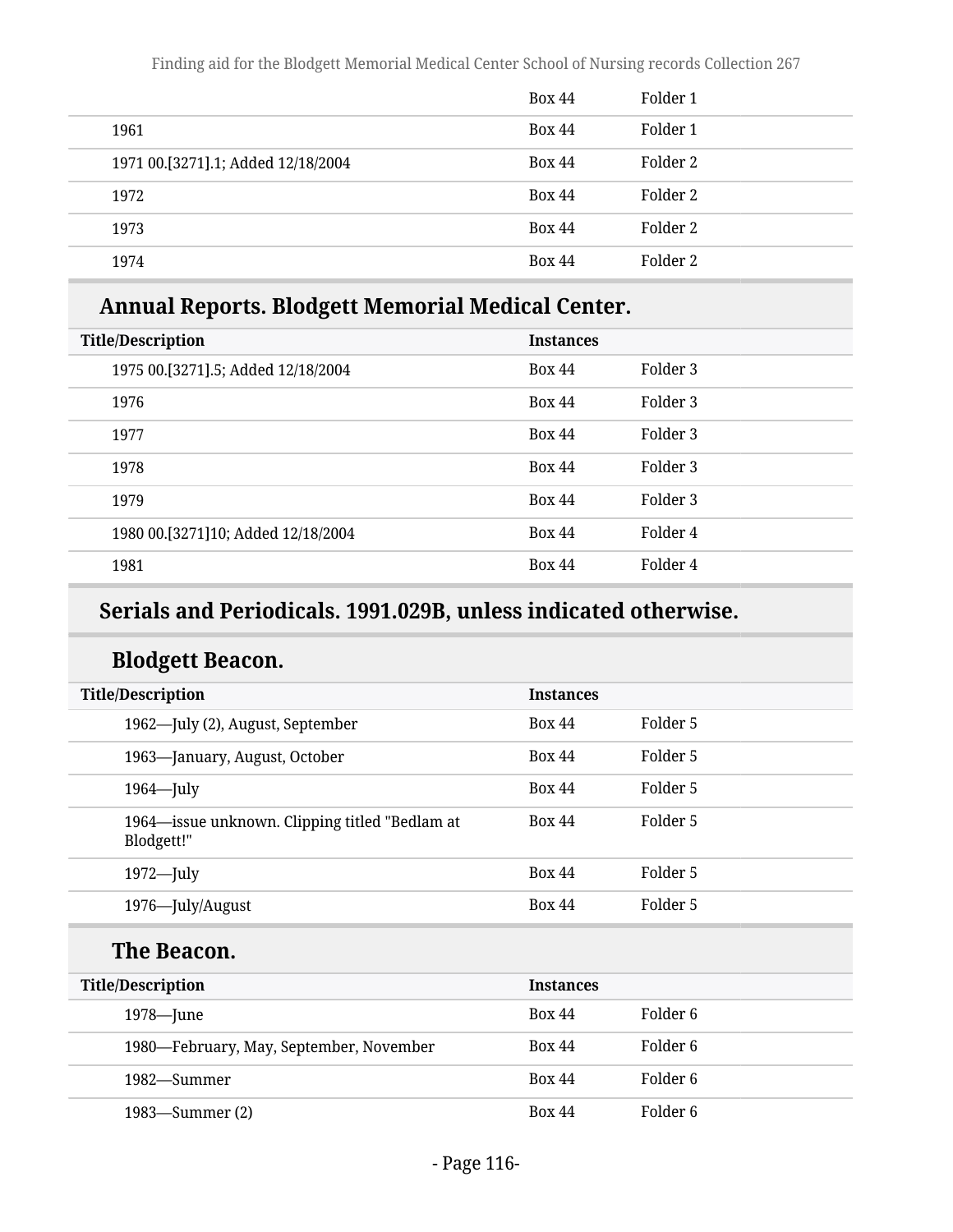| | Box 44 | Folder 1 |
|---|---|---|
| 1961 | Box 44 | Folder 1 |
| 1971 00.[3271].1; Added 12/18/2004 | Box 44 | Folder 2 |
| 1972 | Box 44 | Folder 2 |
| 1973 | Box 44 | Folder 2 |
| 1974 | Box 44 | Folder 2 |

## Annual Reports. Blodgett Memorial Medical Center.

| Title/Description | Instances | |
|---|---|---|
| 1975 00.[3271].5; Added 12/18/2004 | Box 44 | Folder 3 |
| 1976 | Box 44 | Folder 3 |
| 1977 | Box 44 | Folder 3 |
| 1978 | Box 44 | Folder 3 |
| 1979 | Box 44 | Folder 3 |
| 1980 00.[3271]10; Added 12/18/2004 | Box 44 | Folder 4 |
| 1981 | Box 44 | Folder 4 |

## Serials and Periodicals. 1991.029B, unless indicated otherwise.

### Blodgett Beacon.

| Title/Description | Instances | |
|---|---|---|
| 1962—July (2), August, September | Box 44 | Folder 5 |
| 1963—January, August, October | Box 44 | Folder 5 |
| 1964—July | Box 44 | Folder 5 |
| 1964—issue unknown. Clipping titled "Bedlam at Blodgett!" | Box 44 | Folder 5 |
| 1972—July | Box 44 | Folder 5 |
| 1976—July/August | Box 44 | Folder 5 |

### The Beacon.

| Title/Description | Instances | |
|---|---|---|
| 1978—June | Box 44 | Folder 6 |
| 1980—February, May, September, November | Box 44 | Folder 6 |
| 1982—Summer | Box 44 | Folder 6 |
| 1983—Summer (2) | Box 44 | Folder 6 |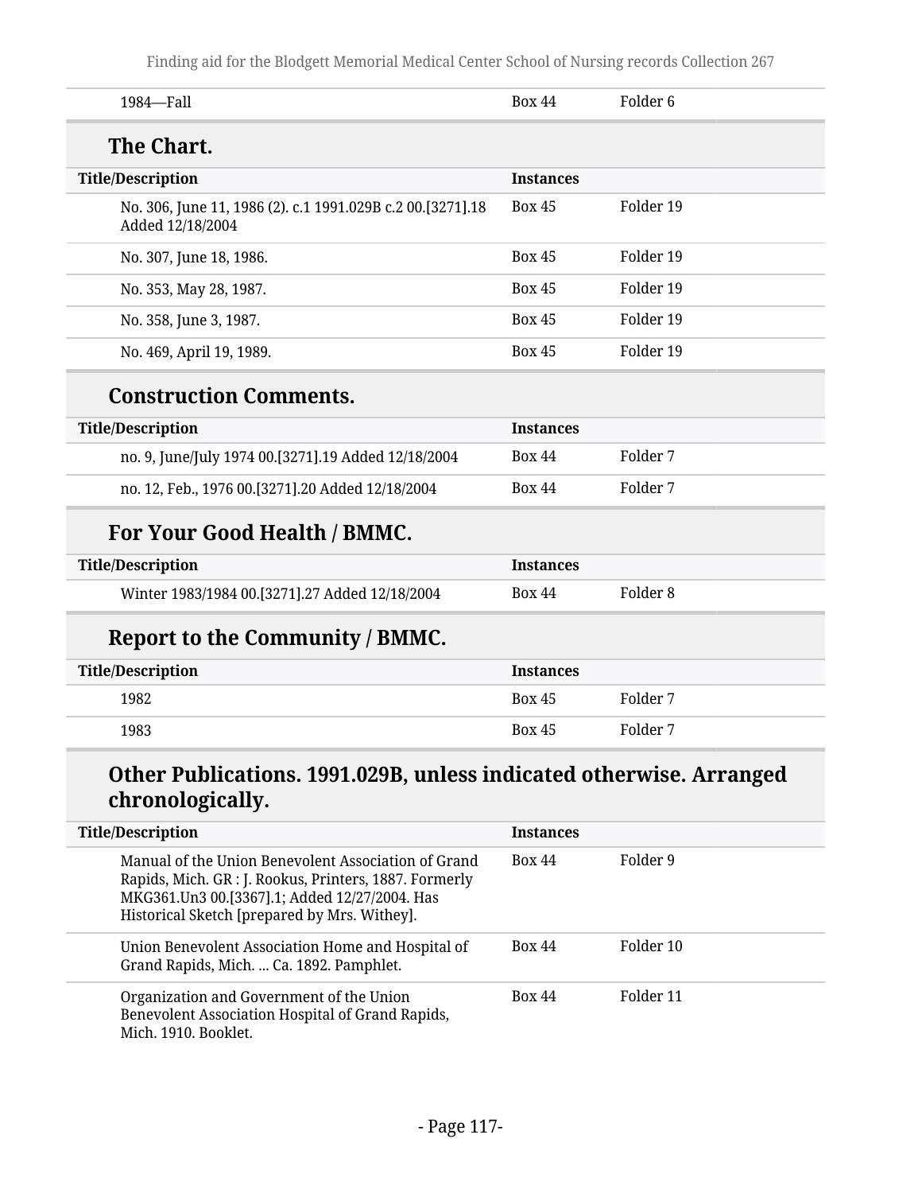| | | |
|---|---|---|
| 1984—Fall | Box 44 | Folder 6 |

### The Chart.

| Title/Description | Instances | |
|---|---|---|
| No. 306, June 11, 1986 (2). c.1 1991.029B c.2 00.[3271].18 Added 12/18/2004 | Box 45 | Folder 19 |
| No. 307, June 18, 1986. | Box 45 | Folder 19 |
| No. 353, May 28, 1987. | Box 45 | Folder 19 |
| No. 358, June 3, 1987. | Box 45 | Folder 19 |
| No. 469, April 19, 1989. | Box 45 | Folder 19 |

### Construction Comments.

| Title/Description | Instances | |
|---|---|---|
| no. 9, June/July 1974 00.[3271].19 Added 12/18/2004 | Box 44 | Folder 7 |
| no. 12, Feb., 1976 00.[3271].20 Added 12/18/2004 | Box 44 | Folder 7 |

### For Your Good Health / BMMC.

| Title/Description | Instances | |
|---|---|---|
| Winter 1983/1984 00.[3271].27 Added 12/18/2004 | Box 44 | Folder 8 |

### Report to the Community / BMMC.

| Title/Description | Instances | |
|---|---|---|
| 1982 | Box 45 | Folder 7 |
| 1983 | Box 45 | Folder 7 |

### Other Publications. 1991.029B, unless indicated otherwise. Arranged chronologically.

| Title/Description | Instances | |
|---|---|---|
| Manual of the Union Benevolent Association of Grand Rapids, Mich. GR : J. Rookus, Printers, 1887. Formerly MKG361.Un3 00.[3367].1; Added 12/27/2004. Has Historical Sketch [prepared by Mrs. Withey]. | Box 44 | Folder 9 |
| Union Benevolent Association Home and Hospital of Grand Rapids, Mich. ... Ca. 1892. Pamphlet. | Box 44 | Folder 10 |
| Organization and Government of the Union Benevolent Association Hospital of Grand Rapids, Mich. 1910. Booklet. | Box 44 | Folder 11 |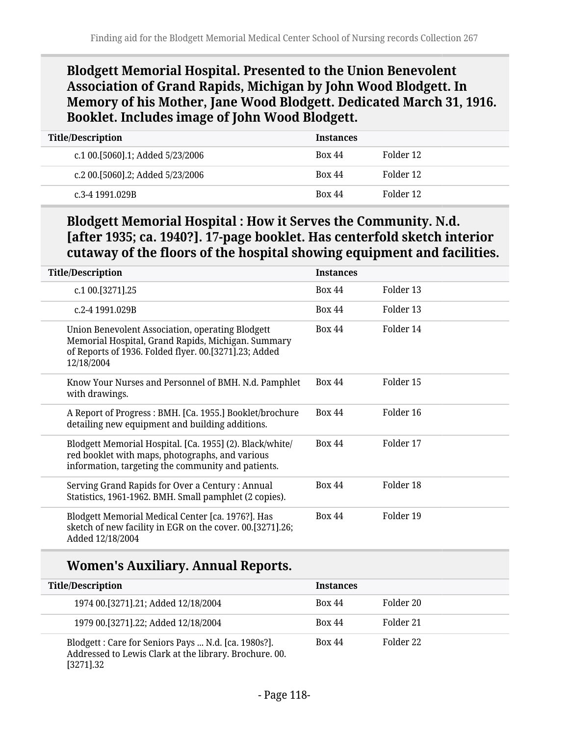### Blodgett Memorial Hospital. Presented to the Union Benevolent Association of Grand Rapids, Michigan by John Wood Blodgett. In Memory of his Mother, Jane Wood Blodgett. Dedicated March 31, 1916. Booklet. Includes image of John Wood Blodgett.

| Title/Description | Instances | |
|---|---|---|
| c.1 00.[5060].1; Added 5/23/2006 | Box 44 | Folder 12 |
| c.2 00.[5060].2; Added 5/23/2006 | Box 44 | Folder 12 |
| c.3-4 1991.029B | Box 44 | Folder 12 |

### Blodgett Memorial Hospital : How it Serves the Community. N.d. [after 1935; ca. 1940?]. 17-page booklet. Has centerfold sketch interior cutaway of the floors of the hospital showing equipment and facilities.

| Title/Description | Instances | |
|---|---|---|
| c.1 00.[3271].25 | Box 44 | Folder 13 |
| c.2-4 1991.029B | Box 44 | Folder 13 |
| Union Benevolent Association, operating Blodgett Memorial Hospital, Grand Rapids, Michigan. Summary of Reports of 1936. Folded flyer. 00.[3271].23; Added 12/18/2004 | Box 44 | Folder 14 |
| Know Your Nurses and Personnel of BMH. N.d. Pamphlet with drawings. | Box 44 | Folder 15 |
| A Report of Progress : BMH. [Ca. 1955.] Booklet/brochure detailing new equipment and building additions. | Box 44 | Folder 16 |
| Blodgett Memorial Hospital. [Ca. 1955] (2). Black/white/red booklet with maps, photographs, and various information, targeting the community and patients. | Box 44 | Folder 17 |
| Serving Grand Rapids for Over a Century : Annual Statistics, 1961-1962. BMH. Small pamphlet (2 copies). | Box 44 | Folder 18 |
| Blodgett Memorial Medical Center [ca. 1976?]. Has sketch of new facility in EGR on the cover. 00.[3271].26; Added 12/18/2004 | Box 44 | Folder 19 |

### Women's Auxiliary. Annual Reports.

| Title/Description | Instances | |
|---|---|---|
| 1974 00.[3271].21; Added 12/18/2004 | Box 44 | Folder 20 |
| 1979 00.[3271].22; Added 12/18/2004 | Box 44 | Folder 21 |
| Blodgett : Care for Seniors Pays ... N.d. [ca. 1980s?]. Addressed to Lewis Clark at the library. Brochure. 00.[3271].32 | Box 44 | Folder 22 |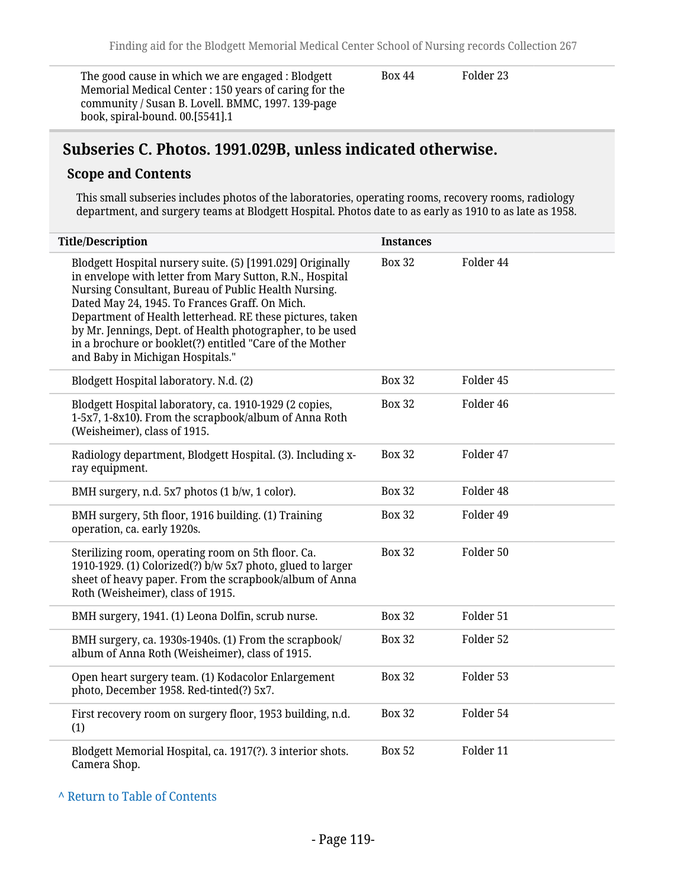| | | |
|---|---|---|
| The good cause in which we are engaged : Blodgett Memorial Medical Center : 150 years of caring for the community / Susan B. Lovell. BMMC, 1997. 139-page book, spiral-bound. 00.[5541].1 | Box 44 | Folder 23 |

## Subseries C. Photos. 1991.029B, unless indicated otherwise.

### Scope and Contents

This small subseries includes photos of the laboratories, operating rooms, recovery rooms, radiology department, and surgery teams at Blodgett Hospital. Photos date to as early as 1910 to as late as 1958.

| Title/Description | Instances | |
|---|---|---|
| Blodgett Hospital nursery suite. (5) [1991.029] Originally in envelope with letter from Mary Sutton, R.N., Hospital Nursing Consultant, Bureau of Public Health Nursing. Dated May 24, 1945. To Frances Graff. On Mich. Department of Health letterhead. RE these pictures, taken by Mr. Jennings, Dept. of Health photographer, to be used in a brochure or booklet(?) entitled "Care of the Mother and Baby in Michigan Hospitals." | Box 32 | Folder 44 |
| Blodgett Hospital laboratory. N.d. (2) | Box 32 | Folder 45 |
| Blodgett Hospital laboratory, ca. 1910-1929 (2 copies, 1-5x7, 1-8x10). From the scrapbook/album of Anna Roth (Weisheimer), class of 1915. | Box 32 | Folder 46 |
| Radiology department, Blodgett Hospital. (3). Including x-ray equipment. | Box 32 | Folder 47 |
| BMH surgery, n.d. 5x7 photos (1 b/w, 1 color). | Box 32 | Folder 48 |
| BMH surgery, 5th floor, 1916 building. (1) Training operation, ca. early 1920s. | Box 32 | Folder 49 |
| Sterilizing room, operating room on 5th floor. Ca. 1910-1929. (1) Colorized(?) b/w 5x7 photo, glued to larger sheet of heavy paper. From the scrapbook/album of Anna Roth (Weisheimer), class of 1915. | Box 32 | Folder 50 |
| BMH surgery, 1941. (1) Leona Dolfin, scrub nurse. | Box 32 | Folder 51 |
| BMH surgery, ca. 1930s-1940s. (1) From the scrapbook/album of Anna Roth (Weisheimer), class of 1915. | Box 32 | Folder 52 |
| Open heart surgery team. (1) Kodacolor Enlargement photo, December 1958. Red-tinted(?) 5x7. | Box 32 | Folder 53 |
| First recovery room on surgery floor, 1953 building, n.d. (1) | Box 32 | Folder 54 |
| Blodgett Memorial Hospital, ca. 1917(?). 3 interior shots. Camera Shop. | Box 52 | Folder 11 |

^ Return to Table of Contents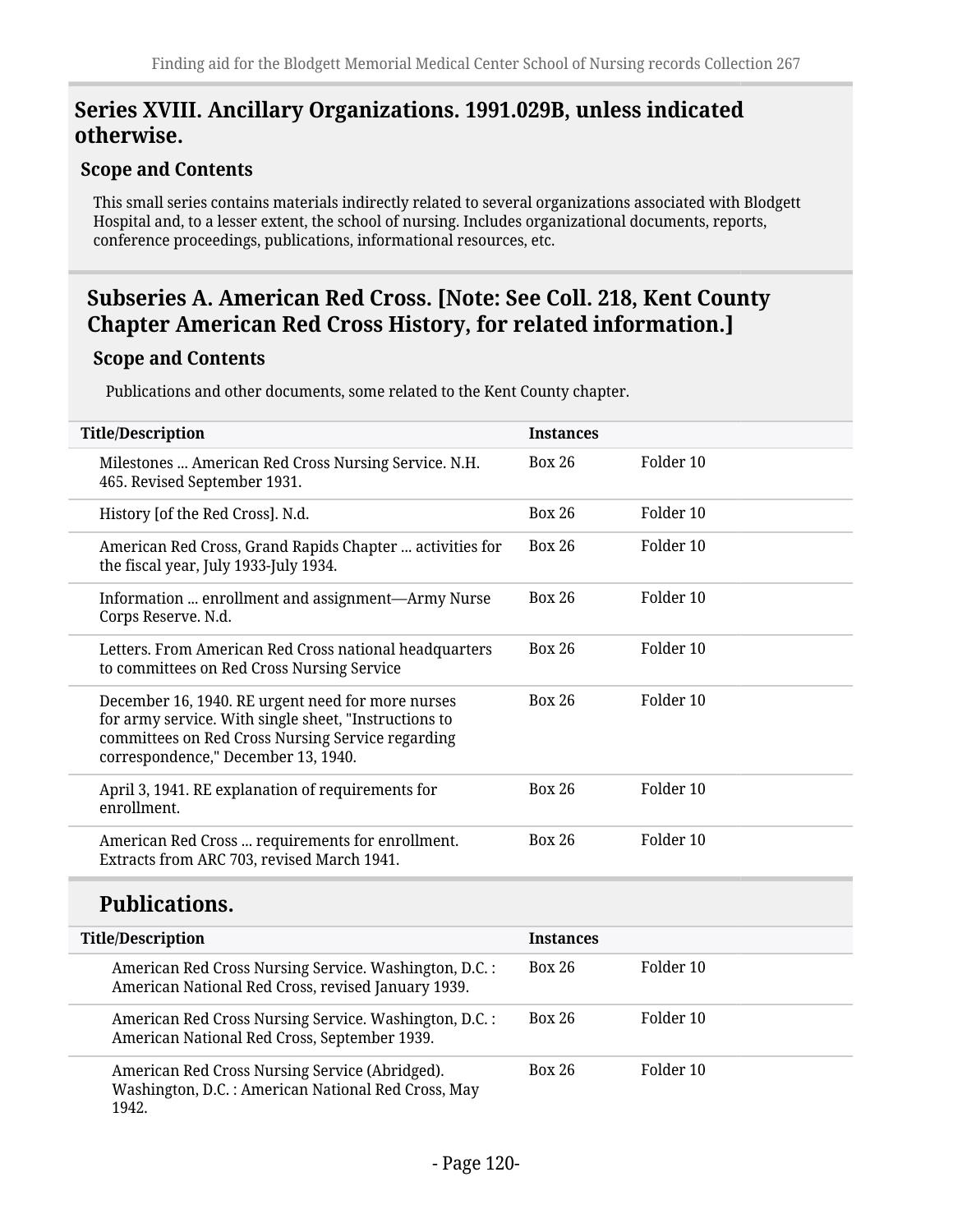## Series XVIII. Ancillary Organizations. 1991.029B, unless indicated otherwise.

### Scope and Contents

This small series contains materials indirectly related to several organizations associated with Blodgett Hospital and, to a lesser extent, the school of nursing. Includes organizational documents, reports, conference proceedings, publications, informational resources, etc.

### Subseries A. American Red Cross. [Note: See Coll. 218, Kent County Chapter American Red Cross History, for related information.]

#### Scope and Contents

Publications and other documents, some related to the Kent County chapter.

| Title/Description | Instances | |
|---|---|---|
| Milestones ... American Red Cross Nursing Service. N.H. 465. Revised September 1931. | Box 26 | Folder 10 |
| History [of the Red Cross]. N.d. | Box 26 | Folder 10 |
| American Red Cross, Grand Rapids Chapter ... activities for the fiscal year, July 1933-July 1934. | Box 26 | Folder 10 |
| Information ... enrollment and assignment—Army Nurse Corps Reserve. N.d. | Box 26 | Folder 10 |
| Letters. From American Red Cross national headquarters to committees on Red Cross Nursing Service | Box 26 | Folder 10 |
| December 16, 1940. RE urgent need for more nurses for army service. With single sheet, "Instructions to committees on Red Cross Nursing Service regarding correspondence," December 13, 1940. | Box 26 | Folder 10 |
| April 3, 1941. RE explanation of requirements for enrollment. | Box 26 | Folder 10 |
| American Red Cross ... requirements for enrollment. Extracts from ARC 703, revised March 1941. | Box 26 | Folder 10 |

#### Publications.

| Title/Description | Instances | |
|---|---|---|
| American Red Cross Nursing Service. Washington, D.C. : American National Red Cross, revised January 1939. | Box 26 | Folder 10 |
| American Red Cross Nursing Service. Washington, D.C. : American National Red Cross, September 1939. | Box 26 | Folder 10 |
| American Red Cross Nursing Service (Abridged). Washington, D.C. : American National Red Cross, May 1942. | Box 26 | Folder 10 |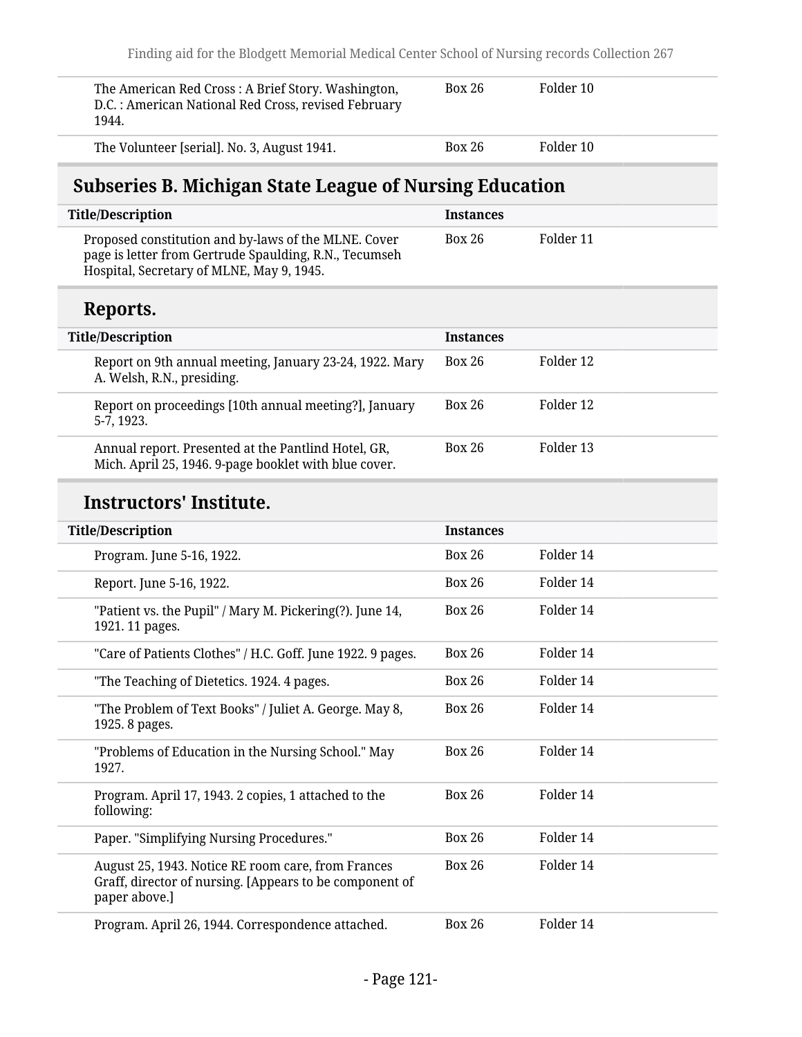| Title/Description | Instances | |
|---|---|---|
| The American Red Cross : A Brief Story. Washington, D.C. : American National Red Cross, revised February 1944. | Box 26 | Folder 10 |
| The Volunteer [serial]. No. 3, August 1941. | Box 26 | Folder 10 |

## Subseries B. Michigan State League of Nursing Education

| Title/Description | Instances | |
|---|---|---|
| Proposed constitution and by-laws of the MLNE. Cover page is letter from Gertrude Spaulding, R.N., Tecumseh Hospital, Secretary of MLNE, May 9, 1945. | Box 26 | Folder 11 |

### Reports.

| Title/Description | Instances | |
|---|---|---|
| Report on 9th annual meeting, January 23-24, 1922. Mary A. Welsh, R.N., presiding. | Box 26 | Folder 12 |
| Report on proceedings [10th annual meeting?], January 5-7, 1923. | Box 26 | Folder 12 |
| Annual report. Presented at the Pantlind Hotel, GR, Mich. April 25, 1946. 9-page booklet with blue cover. | Box 26 | Folder 13 |

### Instructors' Institute.

| Title/Description | Instances | |
|---|---|---|
| Program. June 5-16, 1922. | Box 26 | Folder 14 |
| Report. June 5-16, 1922. | Box 26 | Folder 14 |
| "Patient vs. the Pupil" / Mary M. Pickering(?). June 14, 1921. 11 pages. | Box 26 | Folder 14 |
| "Care of Patients Clothes" / H.C. Goff. June 1922. 9 pages. | Box 26 | Folder 14 |
| "The Teaching of Dietetics. 1924. 4 pages. | Box 26 | Folder 14 |
| "The Problem of Text Books" / Juliet A. George. May 8, 1925. 8 pages. | Box 26 | Folder 14 |
| "Problems of Education in the Nursing School." May 1927. | Box 26 | Folder 14 |
| Program. April 17, 1943. 2 copies, 1 attached to the following: | Box 26 | Folder 14 |
| Paper. "Simplifying Nursing Procedures." | Box 26 | Folder 14 |
| August 25, 1943. Notice RE room care, from Frances Graff, director of nursing. [Appears to be component of paper above.] | Box 26 | Folder 14 |
| Program. April 26, 1944. Correspondence attached. | Box 26 | Folder 14 |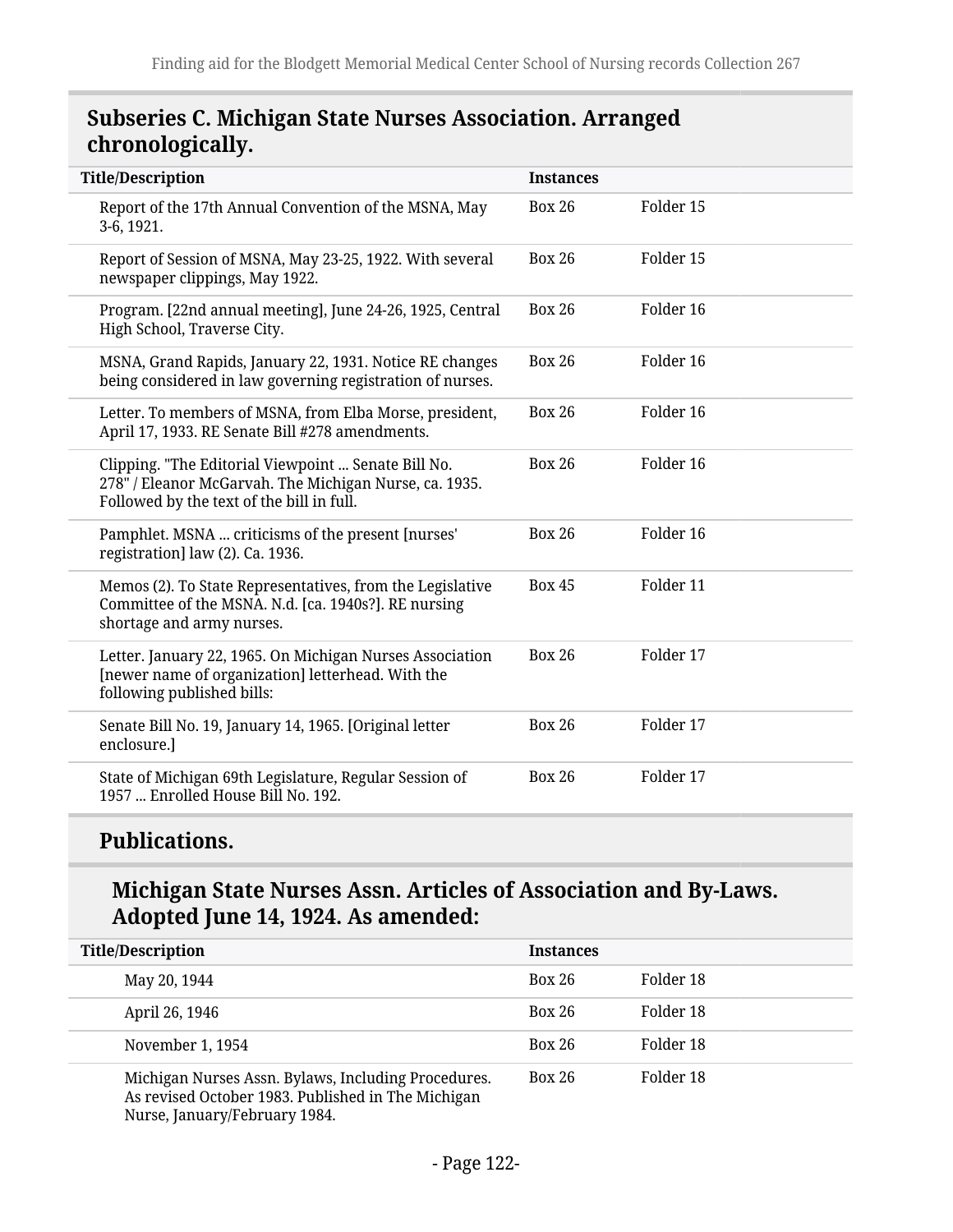## Subseries C. Michigan State Nurses Association. Arranged chronologically.

| Title/Description | Instances | |
|---|---|---|
| Report of the 17th Annual Convention of the MSNA, May 3-6, 1921. | Box 26 | Folder 15 |
| Report of Session of MSNA, May 23-25, 1922. With several newspaper clippings, May 1922. | Box 26 | Folder 15 |
| Program. [22nd annual meeting], June 24-26, 1925, Central High School, Traverse City. | Box 26 | Folder 16 |
| MSNA, Grand Rapids, January 22, 1931. Notice RE changes being considered in law governing registration of nurses. | Box 26 | Folder 16 |
| Letter. To members of MSNA, from Elba Morse, president, April 17, 1933. RE Senate Bill #278 amendments. | Box 26 | Folder 16 |
| Clipping. "The Editorial Viewpoint ... Senate Bill No. 278" / Eleanor McGarvah. The Michigan Nurse, ca. 1935. Followed by the text of the bill in full. | Box 26 | Folder 16 |
| Pamphlet. MSNA ... criticisms of the present [nurses' registration] law (2). Ca. 1936. | Box 26 | Folder 16 |
| Memos (2). To State Representatives, from the Legislative Committee of the MSNA. N.d. [ca. 1940s?]. RE nursing shortage and army nurses. | Box 45 | Folder 11 |
| Letter. January 22, 1965. On Michigan Nurses Association [newer name of organization] letterhead. With the following published bills: | Box 26 | Folder 17 |
| Senate Bill No. 19, January 14, 1965. [Original letter enclosure.] | Box 26 | Folder 17 |
| State of Michigan 69th Legislature, Regular Session of 1957 ... Enrolled House Bill No. 192. | Box 26 | Folder 17 |

### Publications.

#### Michigan State Nurses Assn. Articles of Association and By-Laws. Adopted June 14, 1924. As amended:

| Title/Description | Instances | |
|---|---|---|
| May 20, 1944 | Box 26 | Folder 18 |
| April 26, 1946 | Box 26 | Folder 18 |
| November 1, 1954 | Box 26 | Folder 18 |
| Michigan Nurses Assn. Bylaws, Including Procedures. As revised October 1983. Published in The Michigan Nurse, January/February 1984. | Box 26 | Folder 18 |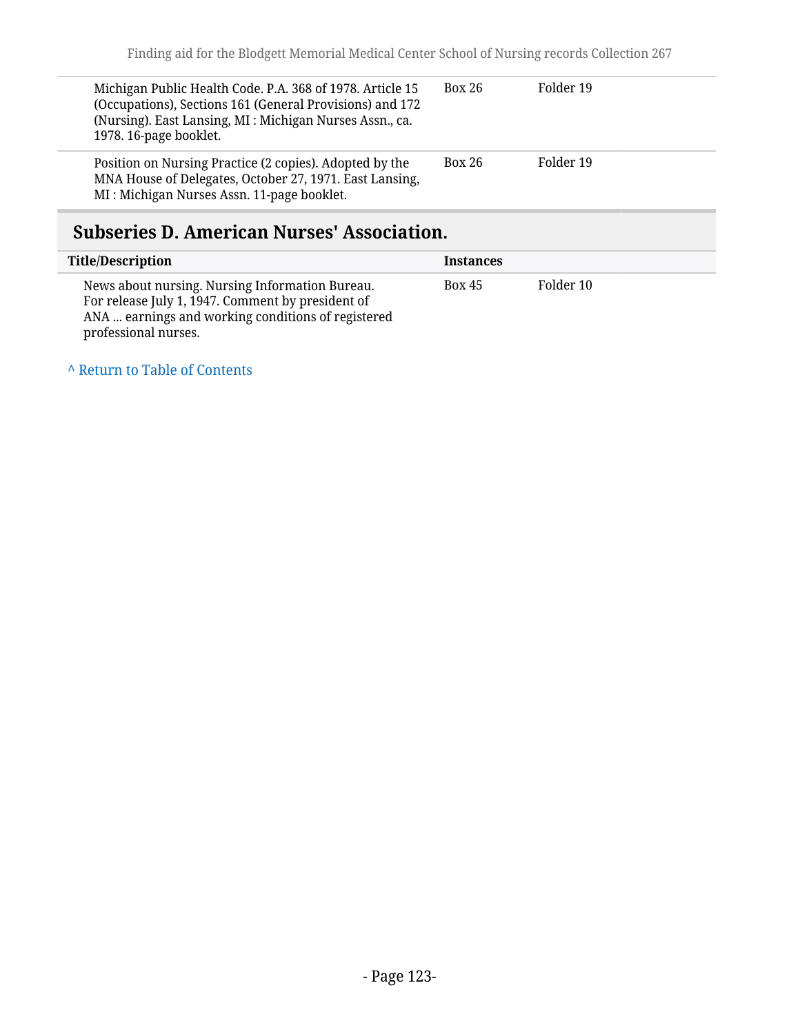| | | |
|---|---|---|
| Michigan Public Health Code. P.A. 368 of 1978. Article 15 (Occupations), Sections 161 (General Provisions) and 172 (Nursing). East Lansing, MI : Michigan Nurses Assn., ca. 1978. 16-page booklet. | Box 26 | Folder 19 |
| Position on Nursing Practice (2 copies). Adopted by the MNA House of Delegates, October 27, 1971. East Lansing, MI : Michigan Nurses Assn. 11-page booklet. | Box 26 | Folder 19 |

## Subseries D. American Nurses' Association.

| Title/Description | Instances | |
|---|---|---|
| News about nursing. Nursing Information Bureau. For release July 1, 1947. Comment by president of ANA ... earnings and working conditions of registered professional nurses. | Box 45 | Folder 10 |

^ Return to Table of Contents